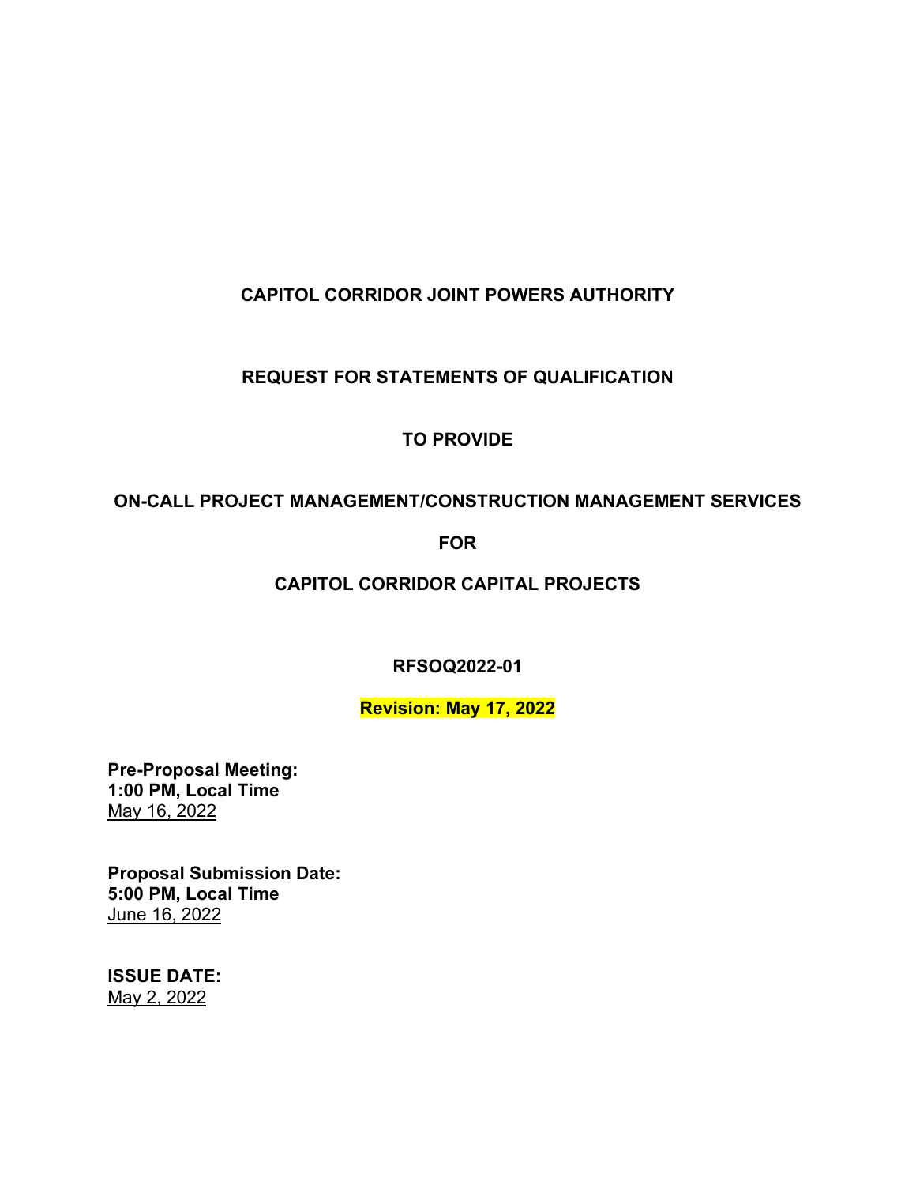**CAPITOL CORRIDOR JOINT POWERS AUTHORITY**

**REQUEST FOR STATEMENTS OF QUALIFICATION**

**TO PROVIDE**

**ON-CALL PROJECT MANAGEMENT/CONSTRUCTION MANAGEMENT SERVICES**

**FOR**

**CAPITOL CORRIDOR CAPITAL PROJECTS**

**RFSOQ2022-01**

**Revision: May 17, 2022**

**Pre-Proposal Meeting:**
**1:00 PM, Local Time**
May 16, 2022

**Proposal Submission Date:**
**5:00 PM, Local Time**
June 16, 2022

**ISSUE DATE:**
May 2, 2022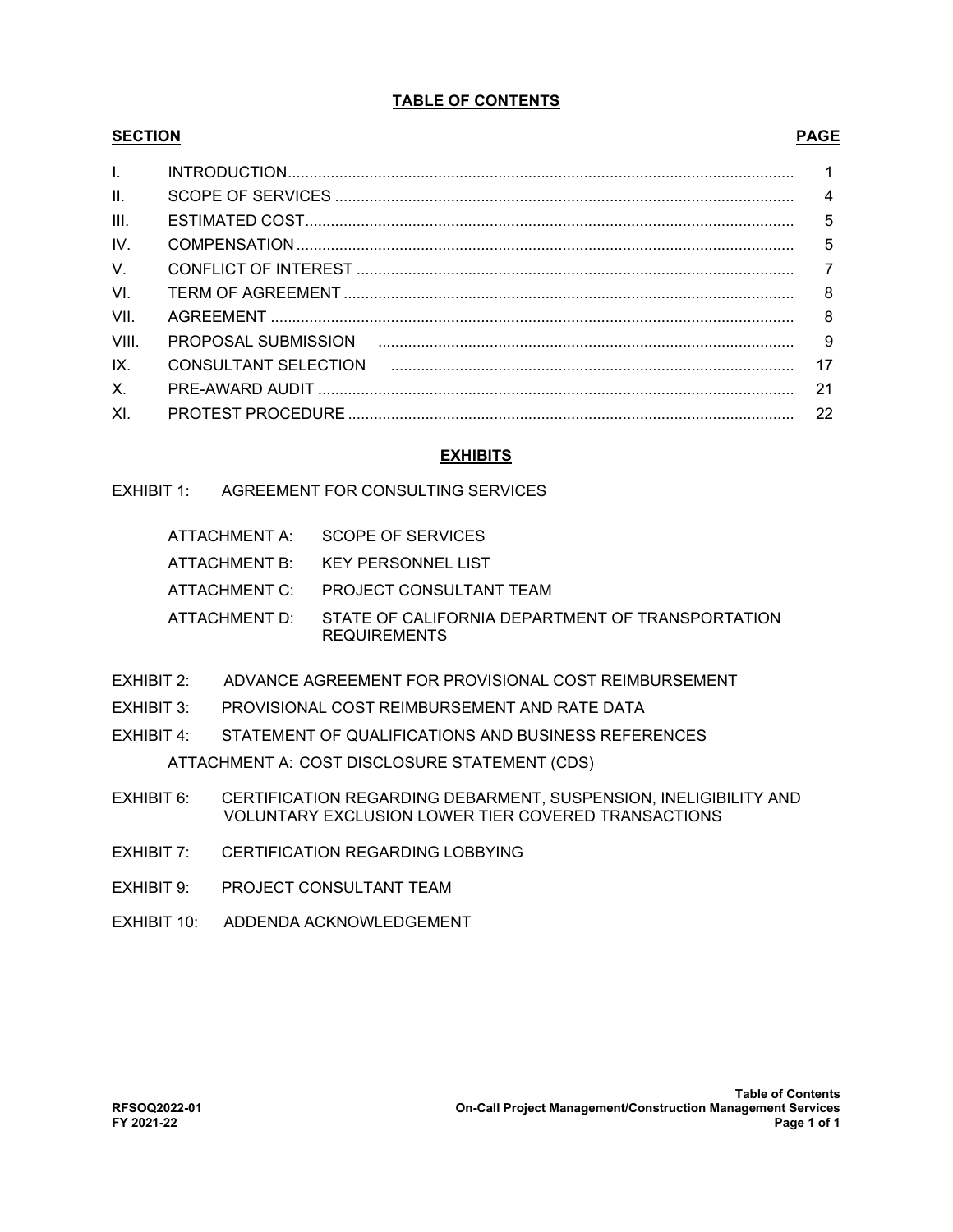# TABLE OF CONTENTS

| SECTION | | PAGE |
|---|---|---|
| I. | INTRODUCTION | 1 |
| II. | SCOPE OF SERVICES | 4 |
| III. | ESTIMATED COST | 5 |
| IV. | COMPENSATION | 5 |
| V. | CONFLICT OF INTEREST | 7 |
| VI. | TERM OF AGREEMENT | 8 |
| VII. | AGREEMENT | 8 |
| VIII. | PROPOSAL SUBMISSION | 9 |
| IX. | CONSULTANT SELECTION | 17 |
| X. | PRE-AWARD AUDIT | 21 |
| XI. | PROTEST PROCEDURE | 22 |

## EXHIBITS

EXHIBIT 1: AGREEMENT FOR CONSULTING SERVICES

- ATTACHMENT A: SCOPE OF SERVICES
- ATTACHMENT B: KEY PERSONNEL LIST
- ATTACHMENT C: PROJECT CONSULTANT TEAM
- ATTACHMENT D: STATE OF CALIFORNIA DEPARTMENT OF TRANSPORTATION REQUIREMENTS

EXHIBIT 2: ADVANCE AGREEMENT FOR PROVISIONAL COST REIMBURSEMENT

EXHIBIT 3: PROVISIONAL COST REIMBURSEMENT AND RATE DATA

EXHIBIT 4: STATEMENT OF QUALIFICATIONS AND BUSINESS REFERENCES

- ATTACHMENT A: COST DISCLOSURE STATEMENT (CDS)

EXHIBIT 6: CERTIFICATION REGARDING DEBARMENT, SUSPENSION, INELIGIBILITY AND VOLUNTARY EXCLUSION LOWER TIER COVERED TRANSACTIONS

EXHIBIT 7: CERTIFICATION REGARDING LOBBYING

EXHIBIT 9: PROJECT CONSULTANT TEAM

EXHIBIT 10: ADDENDA ACKNOWLEDGEMENT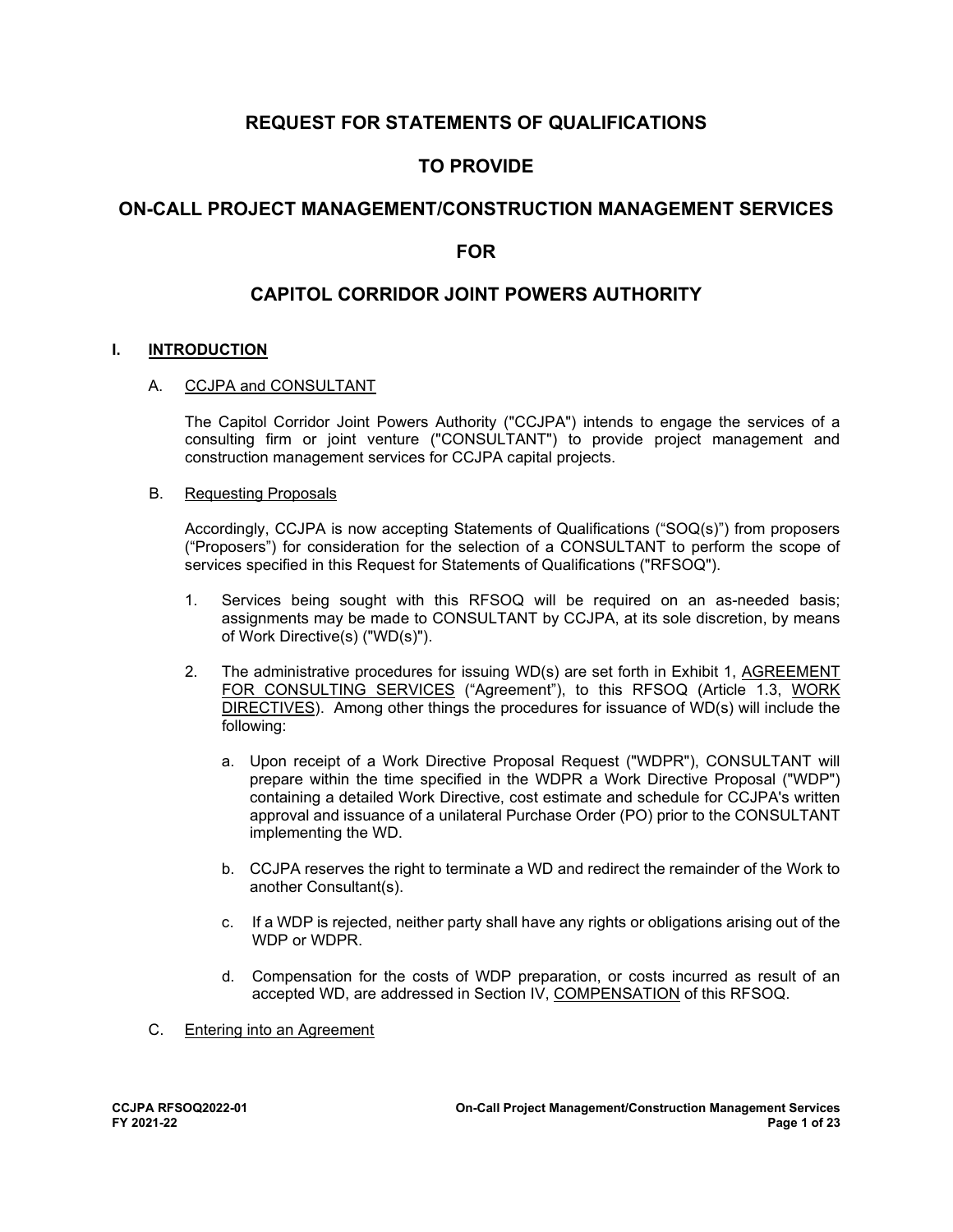# REQUEST FOR STATEMENTS OF QUALIFICATIONS

# TO PROVIDE

# ON-CALL PROJECT MANAGEMENT/CONSTRUCTION MANAGEMENT SERVICES

# FOR

# CAPITOL CORRIDOR JOINT POWERS AUTHORITY

## I. INTRODUCTION

### A. CCJPA and CONSULTANT

The Capitol Corridor Joint Powers Authority ("CCJPA") intends to engage the services of a consulting firm or joint venture ("CONSULTANT") to provide project management and construction management services for CCJPA capital projects.

### B. Requesting Proposals

Accordingly, CCJPA is now accepting Statements of Qualifications ("SOQ(s)") from proposers ("Proposers") for consideration for the selection of a CONSULTANT to perform the scope of services specified in this Request for Statements of Qualifications ("RFSOQ").

1. Services being sought with this RFSOQ will be required on an as-needed basis; assignments may be made to CONSULTANT by CCJPA, at its sole discretion, by means of Work Directive(s) ("WD(s)").

2. The administrative procedures for issuing WD(s) are set forth in Exhibit 1, AGREEMENT FOR CONSULTING SERVICES ("Agreement"), to this RFSOQ (Article 1.3, WORK DIRECTIVES). Among other things the procedures for issuance of WD(s) will include the following:

   a. Upon receipt of a Work Directive Proposal Request ("WDPR"), CONSULTANT will prepare within the time specified in the WDPR a Work Directive Proposal ("WDP") containing a detailed Work Directive, cost estimate and schedule for CCJPA's written approval and issuance of a unilateral Purchase Order (PO) prior to the CONSULTANT implementing the WD.

   b. CCJPA reserves the right to terminate a WD and redirect the remainder of the Work to another Consultant(s).

   c. If a WDP is rejected, neither party shall have any rights or obligations arising out of the WDP or WDPR.

   d. Compensation for the costs of WDP preparation, or costs incurred as result of an accepted WD, are addressed in Section IV, COMPENSATION of this RFSOQ.

### C. Entering into an Agreement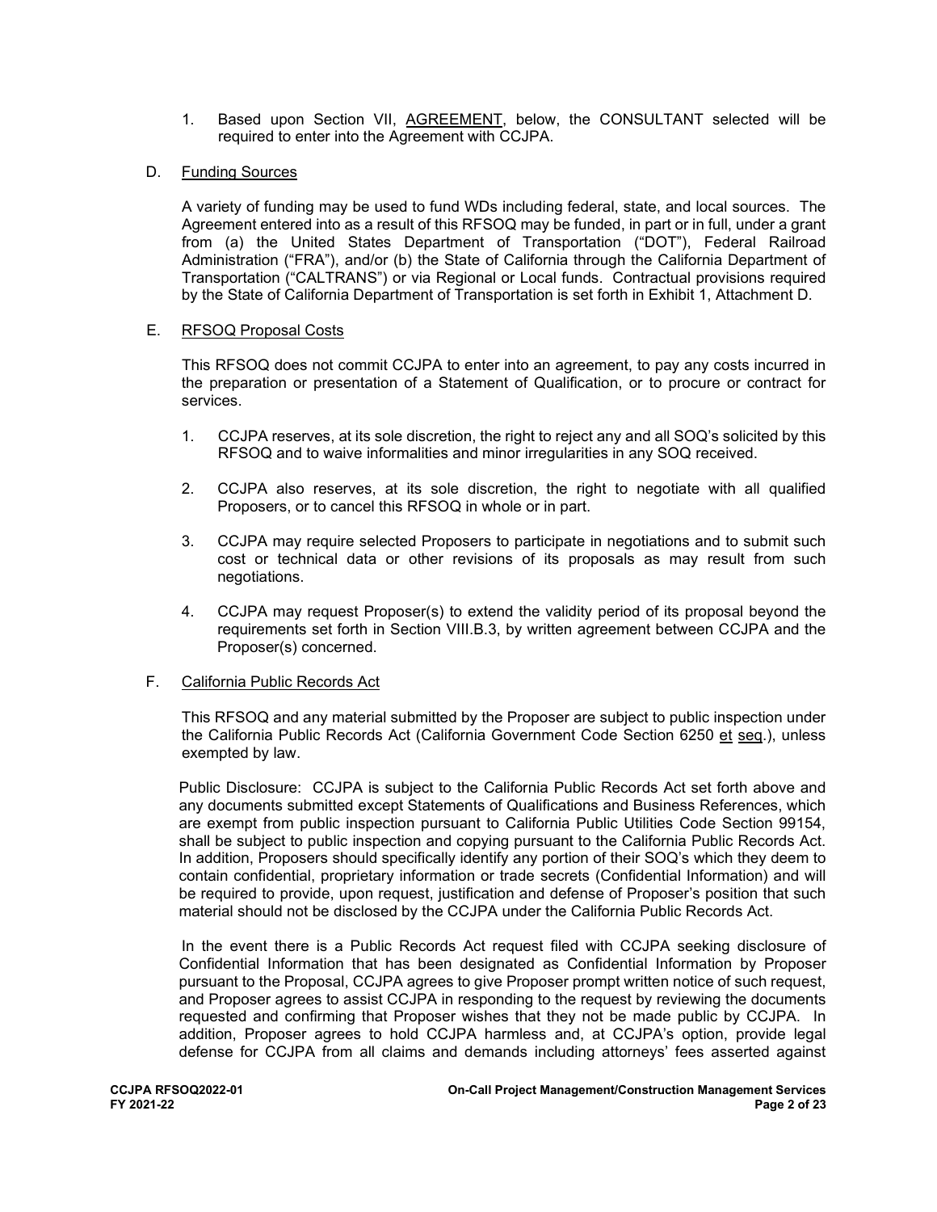1. Based upon Section VII, <u>AGREEMENT</u>, below, the CONSULTANT selected will be required to enter into the Agreement with CCJPA.

D. <u>Funding Sources</u>

A variety of funding may be used to fund WDs including federal, state, and local sources. The Agreement entered into as a result of this RFSOQ may be funded, in part or in full, under a grant from (a) the United States Department of Transportation ("DOT"), Federal Railroad Administration ("FRA"), and/or (b) the State of California through the California Department of Transportation ("CALTRANS") or via Regional or Local funds. Contractual provisions required by the State of California Department of Transportation is set forth in Exhibit 1, Attachment D.

E. <u>RFSOQ Proposal Costs</u>

This RFSOQ does not commit CCJPA to enter into an agreement, to pay any costs incurred in the preparation or presentation of a Statement of Qualification, or to procure or contract for services.

1. CCJPA reserves, at its sole discretion, the right to reject any and all SOQ's solicited by this RFSOQ and to waive informalities and minor irregularities in any SOQ received.

2. CCJPA also reserves, at its sole discretion, the right to negotiate with all qualified Proposers, or to cancel this RFSOQ in whole or in part.

3. CCJPA may require selected Proposers to participate in negotiations and to submit such cost or technical data or other revisions of its proposals as may result from such negotiations.

4. CCJPA may request Proposer(s) to extend the validity period of its proposal beyond the requirements set forth in Section VIII.B.3, by written agreement between CCJPA and the Proposer(s) concerned.

F. <u>California Public Records Act</u>

This RFSOQ and any material submitted by the Proposer are subject to public inspection under the California Public Records Act (California Government Code Section 6250 <u>et</u> <u>seq</u>.), unless exempted by law.

Public Disclosure: CCJPA is subject to the California Public Records Act set forth above and any documents submitted except Statements of Qualifications and Business References, which are exempt from public inspection pursuant to California Public Utilities Code Section 99154, shall be subject to public inspection and copying pursuant to the California Public Records Act. In addition, Proposers should specifically identify any portion of their SOQ's which they deem to contain confidential, proprietary information or trade secrets (Confidential Information) and will be required to provide, upon request, justification and defense of Proposer's position that such material should not be disclosed by the CCJPA under the California Public Records Act.

In the event there is a Public Records Act request filed with CCJPA seeking disclosure of Confidential Information that has been designated as Confidential Information by Proposer pursuant to the Proposal, CCJPA agrees to give Proposer prompt written notice of such request, and Proposer agrees to assist CCJPA in responding to the request by reviewing the documents requested and confirming that Proposer wishes that they not be made public by CCJPA. In addition, Proposer agrees to hold CCJPA harmless and, at CCJPA's option, provide legal defense for CCJPA from all claims and demands including attorneys' fees asserted against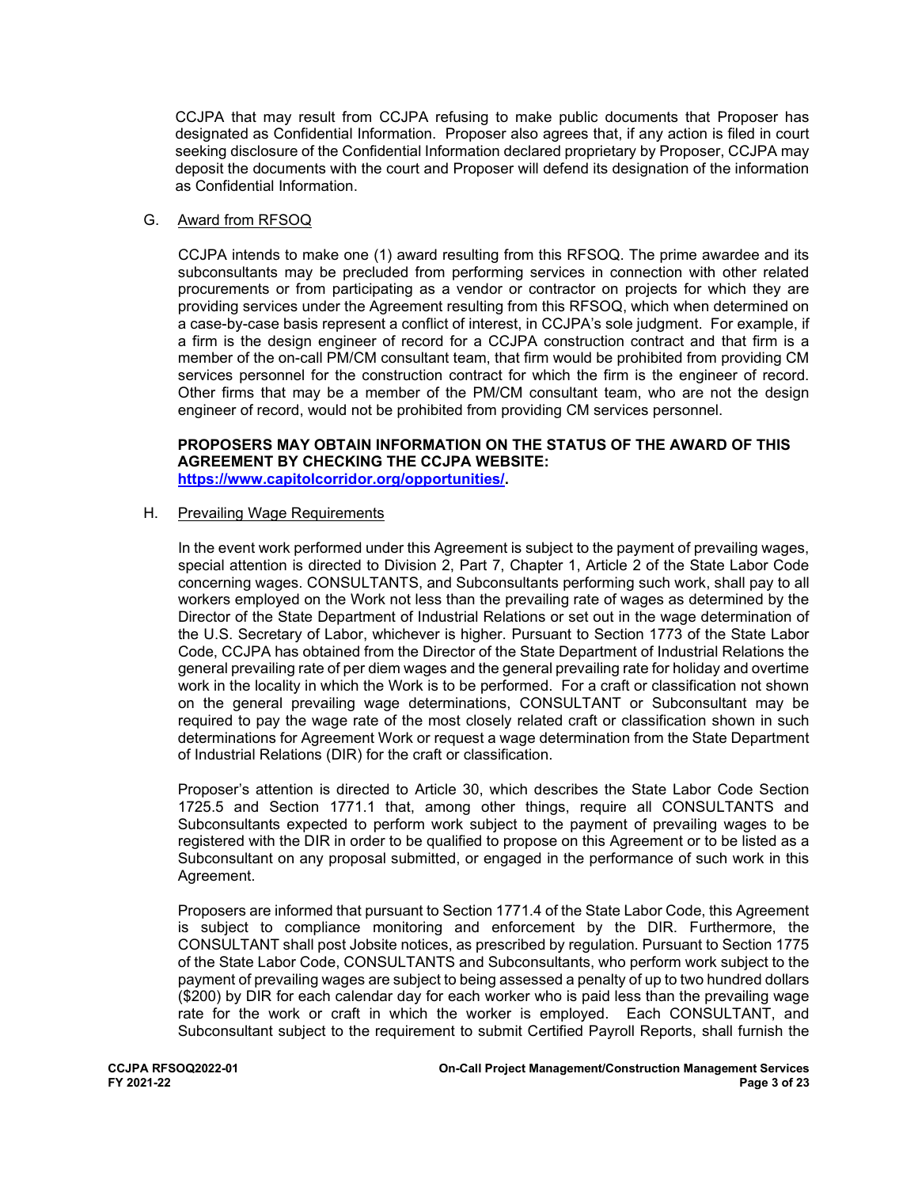CCJPA that may result from CCJPA refusing to make public documents that Proposer has designated as Confidential Information. Proposer also agrees that, if any action is filed in court seeking disclosure of the Confidential Information declared proprietary by Proposer, CCJPA may deposit the documents with the court and Proposer will defend its designation of the information as Confidential Information.

G. Award from RFSOQ

CCJPA intends to make one (1) award resulting from this RFSOQ. The prime awardee and its subconsultants may be precluded from performing services in connection with other related procurements or from participating as a vendor or contractor on projects for which they are providing services under the Agreement resulting from this RFSOQ, which when determined on a case-by-case basis represent a conflict of interest, in CCJPA's sole judgment. For example, if a firm is the design engineer of record for a CCJPA construction contract and that firm is a member of the on-call PM/CM consultant team, that firm would be prohibited from providing CM services personnel for the construction contract for which the firm is the engineer of record. Other firms that may be a member of the PM/CM consultant team, who are not the design engineer of record, would not be prohibited from providing CM services personnel.

**PROPOSERS MAY OBTAIN INFORMATION ON THE STATUS OF THE AWARD OF THIS AGREEMENT BY CHECKING THE CCJPA WEBSITE: [https://www.capitolcorridor.org/opportunities/](https://www.capitolcorridor.org/opportunities/).**

H. Prevailing Wage Requirements

In the event work performed under this Agreement is subject to the payment of prevailing wages, special attention is directed to Division 2, Part 7, Chapter 1, Article 2 of the State Labor Code concerning wages. CONSULTANTS, and Subconsultants performing such work, shall pay to all workers employed on the Work not less than the prevailing rate of wages as determined by the Director of the State Department of Industrial Relations or set out in the wage determination of the U.S. Secretary of Labor, whichever is higher. Pursuant to Section 1773 of the State Labor Code, CCJPA has obtained from the Director of the State Department of Industrial Relations the general prevailing rate of per diem wages and the general prevailing rate for holiday and overtime work in the locality in which the Work is to be performed. For a craft or classification not shown on the general prevailing wage determinations, CONSULTANT or Subconsultant may be required to pay the wage rate of the most closely related craft or classification shown in such determinations for Agreement Work or request a wage determination from the State Department of Industrial Relations (DIR) for the craft or classification.

Proposer's attention is directed to Article 30, which describes the State Labor Code Section 1725.5 and Section 1771.1 that, among other things, require all CONSULTANTS and Subconsultants expected to perform work subject to the payment of prevailing wages to be registered with the DIR in order to be qualified to propose on this Agreement or to be listed as a Subconsultant on any proposal submitted, or engaged in the performance of such work in this Agreement.

Proposers are informed that pursuant to Section 1771.4 of the State Labor Code, this Agreement is subject to compliance monitoring and enforcement by the DIR. Furthermore, the CONSULTANT shall post Jobsite notices, as prescribed by regulation. Pursuant to Section 1775 of the State Labor Code, CONSULTANTS and Subconsultants, who perform work subject to the payment of prevailing wages are subject to being assessed a penalty of up to two hundred dollars ($200) by DIR for each calendar day for each worker who is paid less than the prevailing wage rate for the work or craft in which the worker is employed. Each CONSULTANT, and Subconsultant subject to the requirement to submit Certified Payroll Reports, shall furnish the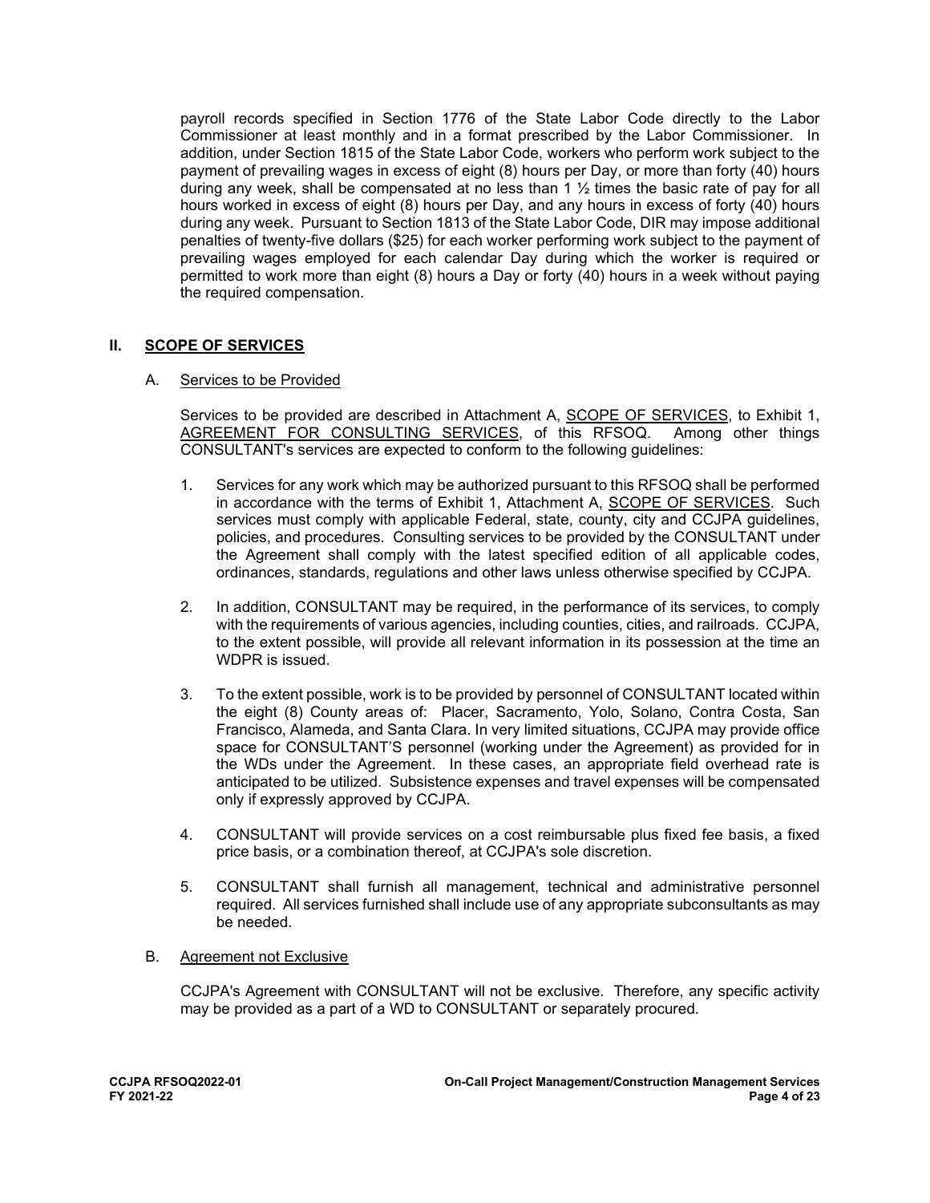payroll records specified in Section 1776 of the State Labor Code directly to the Labor Commissioner at least monthly and in a format prescribed by the Labor Commissioner. In addition, under Section 1815 of the State Labor Code, workers who perform work subject to the payment of prevailing wages in excess of eight (8) hours per Day, or more than forty (40) hours during any week, shall be compensated at no less than 1 ½ times the basic rate of pay for all hours worked in excess of eight (8) hours per Day, and any hours in excess of forty (40) hours during any week. Pursuant to Section 1813 of the State Labor Code, DIR may impose additional penalties of twenty-five dollars ($25) for each worker performing work subject to the payment of prevailing wages employed for each calendar Day during which the worker is required or permitted to work more than eight (8) hours a Day or forty (40) hours in a week without paying the required compensation.

## II. SCOPE OF SERVICES

### A. Services to be Provided

Services to be provided are described in Attachment A, SCOPE OF SERVICES, to Exhibit 1, AGREEMENT FOR CONSULTING SERVICES, of this RFSOQ. Among other things CONSULTANT's services are expected to conform to the following guidelines:

1. Services for any work which may be authorized pursuant to this RFSOQ shall be performed in accordance with the terms of Exhibit 1, Attachment A, SCOPE OF SERVICES. Such services must comply with applicable Federal, state, county, city and CCJPA guidelines, policies, and procedures. Consulting services to be provided by the CONSULTANT under the Agreement shall comply with the latest specified edition of all applicable codes, ordinances, standards, regulations and other laws unless otherwise specified by CCJPA.

2. In addition, CONSULTANT may be required, in the performance of its services, to comply with the requirements of various agencies, including counties, cities, and railroads. CCJPA, to the extent possible, will provide all relevant information in its possession at the time an WDPR is issued.

3. To the extent possible, work is to be provided by personnel of CONSULTANT located within the eight (8) County areas of: Placer, Sacramento, Yolo, Solano, Contra Costa, San Francisco, Alameda, and Santa Clara. In very limited situations, CCJPA may provide office space for CONSULTANT'S personnel (working under the Agreement) as provided for in the WDs under the Agreement. In these cases, an appropriate field overhead rate is anticipated to be utilized. Subsistence expenses and travel expenses will be compensated only if expressly approved by CCJPA.

4. CONSULTANT will provide services on a cost reimbursable plus fixed fee basis, a fixed price basis, or a combination thereof, at CCJPA's sole discretion.

5. CONSULTANT shall furnish all management, technical and administrative personnel required. All services furnished shall include use of any appropriate subconsultants as may be needed.

### B. Agreement not Exclusive

CCJPA's Agreement with CONSULTANT will not be exclusive. Therefore, any specific activity may be provided as a part of a WD to CONSULTANT or separately procured.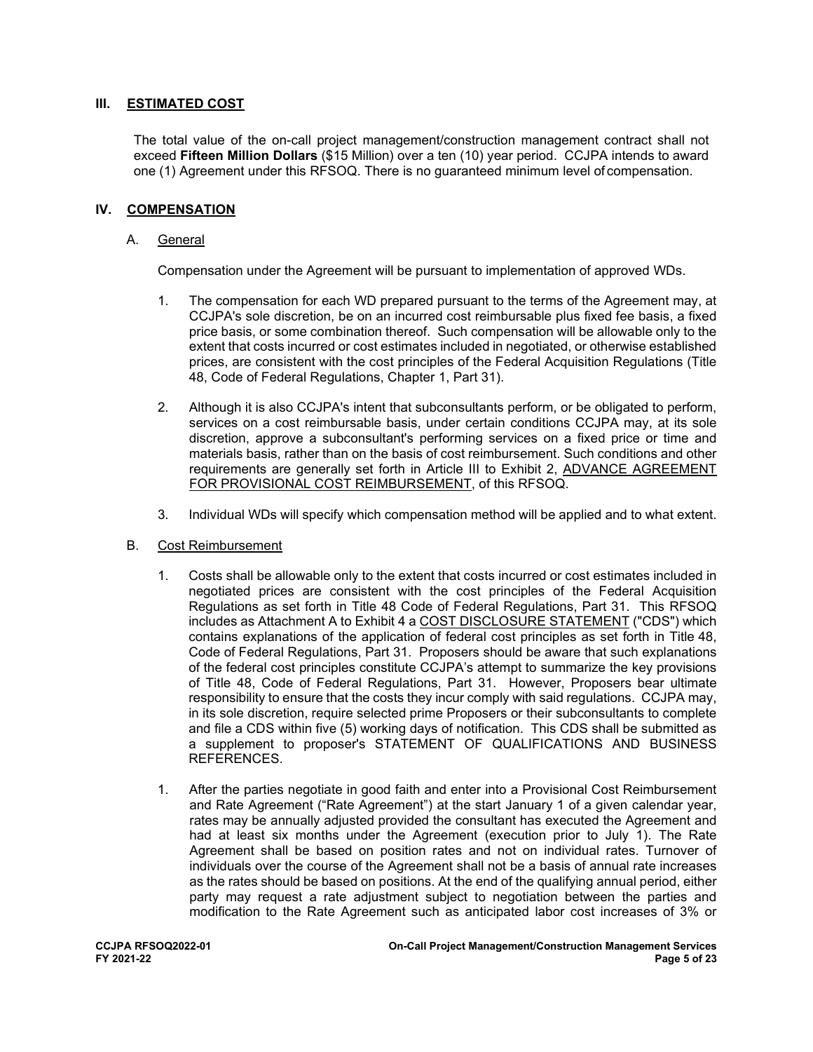## III. ESTIMATED COST

The total value of the on-call project management/construction management contract shall not exceed **Fifteen Million Dollars** ($15 Million) over a ten (10) year period. CCJPA intends to award one (1) Agreement under this RFSOQ. There is no guaranteed minimum level of compensation.

## IV. COMPENSATION

### A. General

Compensation under the Agreement will be pursuant to implementation of approved WDs.

1. The compensation for each WD prepared pursuant to the terms of the Agreement may, at CCJPA's sole discretion, be on an incurred cost reimbursable plus fixed fee basis, a fixed price basis, or some combination thereof. Such compensation will be allowable only to the extent that costs incurred or cost estimates included in negotiated, or otherwise established prices, are consistent with the cost principles of the Federal Acquisition Regulations (Title 48, Code of Federal Regulations, Chapter 1, Part 31).

2. Although it is also CCJPA's intent that subconsultants perform, or be obligated to perform, services on a cost reimbursable basis, under certain conditions CCJPA may, at its sole discretion, approve a subconsultant's performing services on a fixed price or time and materials basis, rather than on the basis of cost reimbursement. Such conditions and other requirements are generally set forth in Article III to Exhibit 2, ADVANCE AGREEMENT FOR PROVISIONAL COST REIMBURSEMENT, of this RFSOQ.

3. Individual WDs will specify which compensation method will be applied and to what extent.

### B. Cost Reimbursement

1. Costs shall be allowable only to the extent that costs incurred or cost estimates included in negotiated prices are consistent with the cost principles of the Federal Acquisition Regulations as set forth in Title 48 Code of Federal Regulations, Part 31. This RFSOQ includes as Attachment A to Exhibit 4 a COST DISCLOSURE STATEMENT ("CDS") which contains explanations of the application of federal cost principles as set forth in Title 48, Code of Federal Regulations, Part 31. Proposers should be aware that such explanations of the federal cost principles constitute CCJPA's attempt to summarize the key provisions of Title 48, Code of Federal Regulations, Part 31. However, Proposers bear ultimate responsibility to ensure that the costs they incur comply with said regulations. CCJPA may, in its sole discretion, require selected prime Proposers or their subconsultants to complete and file a CDS within five (5) working days of notification. This CDS shall be submitted as a supplement to proposer's STATEMENT OF QUALIFICATIONS AND BUSINESS REFERENCES.

1. After the parties negotiate in good faith and enter into a Provisional Cost Reimbursement and Rate Agreement ("Rate Agreement") at the start January 1 of a given calendar year, rates may be annually adjusted provided the consultant has executed the Agreement and had at least six months under the Agreement (execution prior to July 1). The Rate Agreement shall be based on position rates and not on individual rates. Turnover of individuals over the course of the Agreement shall not be a basis of annual rate increases as the rates should be based on positions. At the end of the qualifying annual period, either party may request a rate adjustment subject to negotiation between the parties and modification to the Rate Agreement such as anticipated labor cost increases of 3% or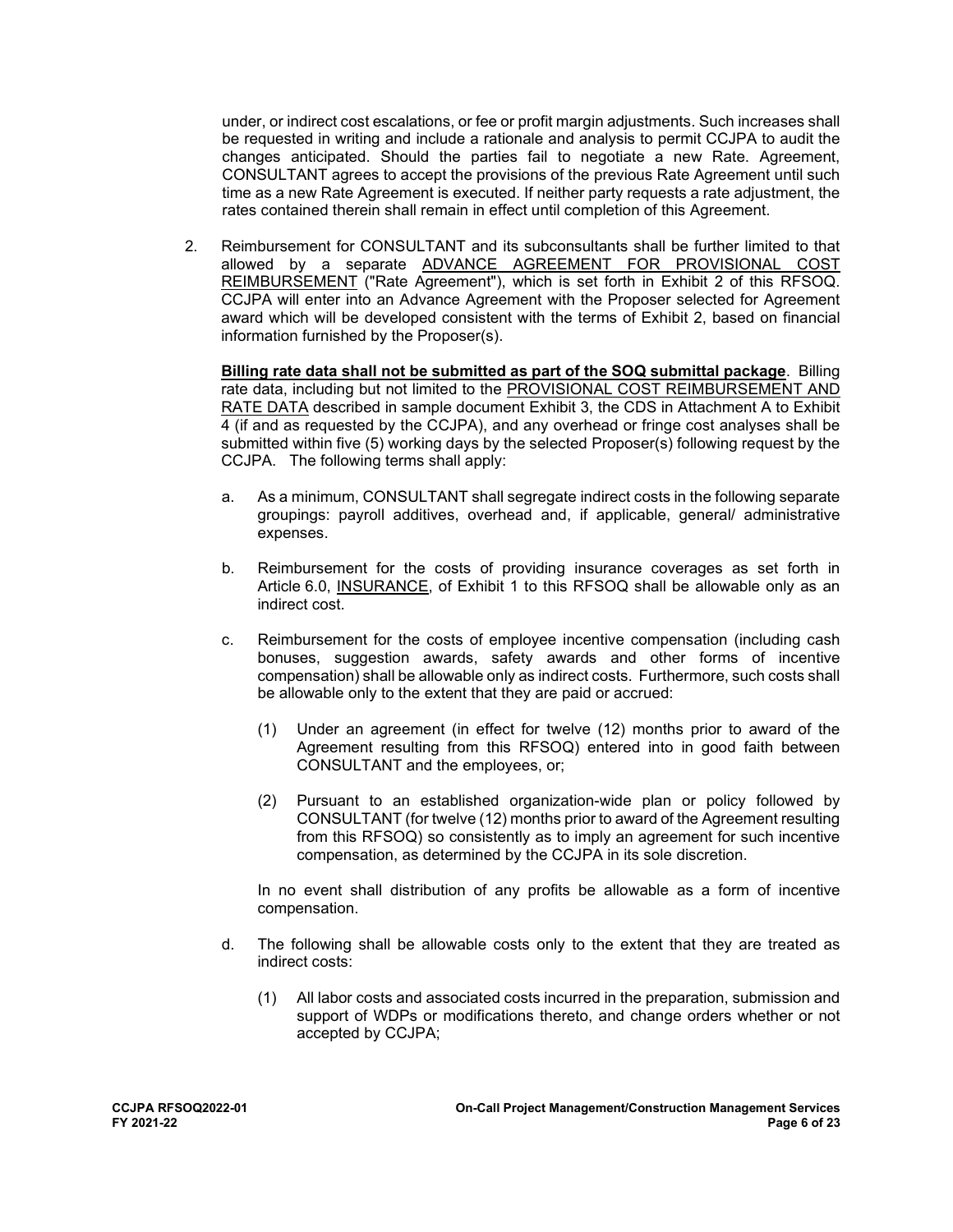under, or indirect cost escalations, or fee or profit margin adjustments. Such increases shall be requested in writing and include a rationale and analysis to permit CCJPA to audit the changes anticipated. Should the parties fail to negotiate a new Rate. Agreement, CONSULTANT agrees to accept the provisions of the previous Rate Agreement until such time as a new Rate Agreement is executed. If neither party requests a rate adjustment, the rates contained therein shall remain in effect until completion of this Agreement.

2. Reimbursement for CONSULTANT and its subconsultants shall be further limited to that allowed by a separate ADVANCE AGREEMENT FOR PROVISIONAL COST REIMBURSEMENT ("Rate Agreement"), which is set forth in Exhibit 2 of this RFSOQ. CCJPA will enter into an Advance Agreement with the Proposer selected for Agreement award which will be developed consistent with the terms of Exhibit 2, based on financial information furnished by the Proposer(s).

   **Billing rate data shall not be submitted as part of the SOQ submittal package**. Billing rate data, including but not limited to the PROVISIONAL COST REIMBURSEMENT AND RATE DATA described in sample document Exhibit 3, the CDS in Attachment A to Exhibit 4 (if and as requested by the CCJPA), and any overhead or fringe cost analyses shall be submitted within five (5) working days by the selected Proposer(s) following request by the CCJPA. The following terms shall apply:

   a. As a minimum, CONSULTANT shall segregate indirect costs in the following separate groupings: payroll additives, overhead and, if applicable, general/ administrative expenses.

   b. Reimbursement for the costs of providing insurance coverages as set forth in Article 6.0, INSURANCE, of Exhibit 1 to this RFSOQ shall be allowable only as an indirect cost.

   c. Reimbursement for the costs of employee incentive compensation (including cash bonuses, suggestion awards, safety awards and other forms of incentive compensation) shall be allowable only as indirect costs. Furthermore, such costs shall be allowable only to the extent that they are paid or accrued:

      (1) Under an agreement (in effect for twelve (12) months prior to award of the Agreement resulting from this RFSOQ) entered into in good faith between CONSULTANT and the employees, or;

      (2) Pursuant to an established organization-wide plan or policy followed by CONSULTANT (for twelve (12) months prior to award of the Agreement resulting from this RFSOQ) so consistently as to imply an agreement for such incentive compensation, as determined by the CCJPA in its sole discretion.

      In no event shall distribution of any profits be allowable as a form of incentive compensation.

   d. The following shall be allowable costs only to the extent that they are treated as indirect costs:

      (1) All labor costs and associated costs incurred in the preparation, submission and support of WDPs or modifications thereto, and change orders whether or not accepted by CCJPA;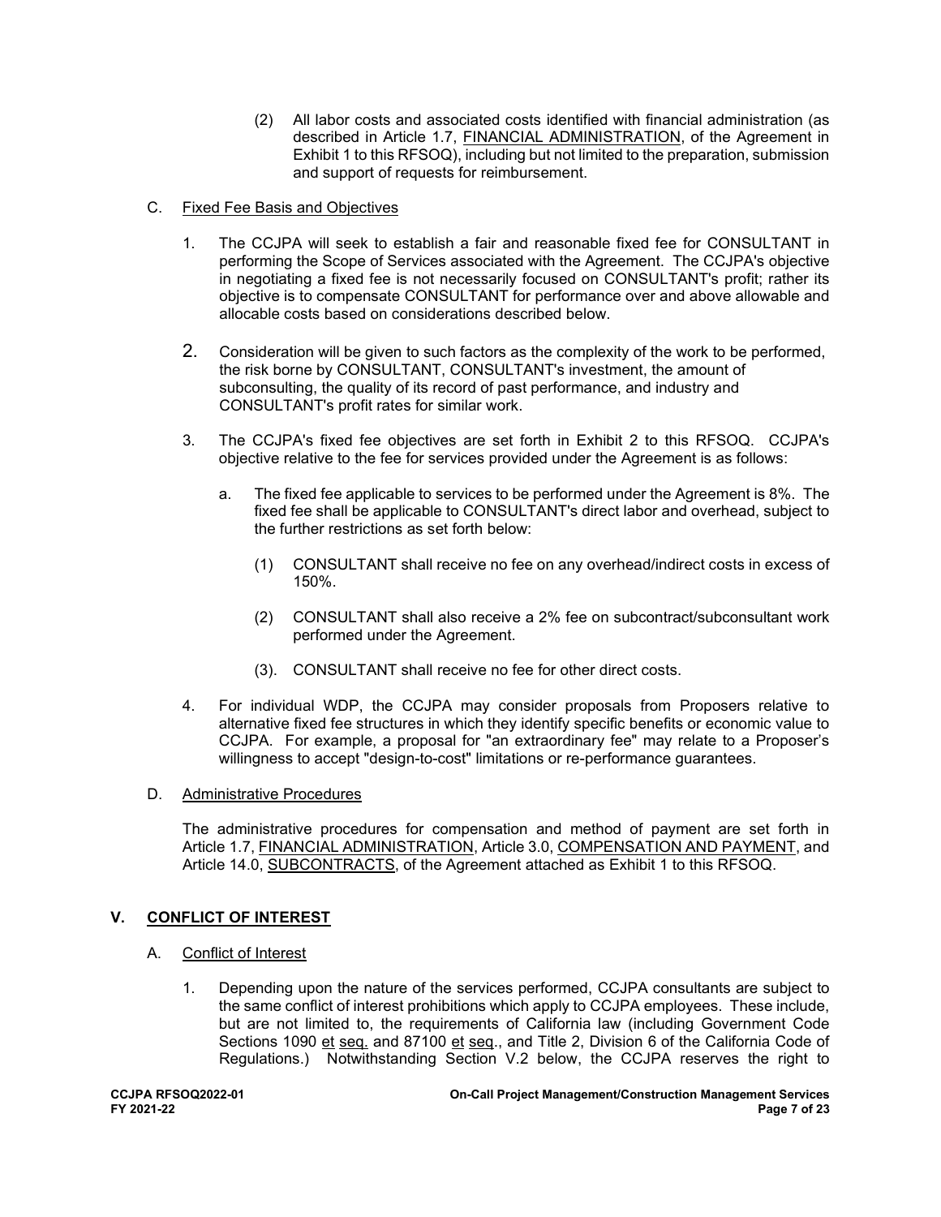(2) All labor costs and associated costs identified with financial administration (as described in Article 1.7, FINANCIAL ADMINISTRATION, of the Agreement in Exhibit 1 to this RFSOQ), including but not limited to the preparation, submission and support of requests for reimbursement.

C. Fixed Fee Basis and Objectives

1. The CCJPA will seek to establish a fair and reasonable fixed fee for CONSULTANT in performing the Scope of Services associated with the Agreement. The CCJPA's objective in negotiating a fixed fee is not necessarily focused on CONSULTANT's profit; rather its objective is to compensate CONSULTANT for performance over and above allowable and allocable costs based on considerations described below.

2. Consideration will be given to such factors as the complexity of the work to be performed, the risk borne by CONSULTANT, CONSULTANT's investment, the amount of subconsulting, the quality of its record of past performance, and industry and CONSULTANT's profit rates for similar work.

3. The CCJPA's fixed fee objectives are set forth in Exhibit 2 to this RFSOQ. CCJPA's objective relative to the fee for services provided under the Agreement is as follows:

   a. The fixed fee applicable to services to be performed under the Agreement is 8%. The fixed fee shall be applicable to CONSULTANT's direct labor and overhead, subject to the further restrictions as set forth below:

      (1) CONSULTANT shall receive no fee on any overhead/indirect costs in excess of 150%.

      (2) CONSULTANT shall also receive a 2% fee on subcontract/subconsultant work performed under the Agreement.

      (3). CONSULTANT shall receive no fee for other direct costs.

4. For individual WDP, the CCJPA may consider proposals from Proposers relative to alternative fixed fee structures in which they identify specific benefits or economic value to CCJPA. For example, a proposal for "an extraordinary fee" may relate to a Proposer's willingness to accept "design-to-cost" limitations or re-performance guarantees.

D. Administrative Procedures

The administrative procedures for compensation and method of payment are set forth in Article 1.7, FINANCIAL ADMINISTRATION, Article 3.0, COMPENSATION AND PAYMENT, and Article 14.0, SUBCONTRACTS, of the Agreement attached as Exhibit 1 to this RFSOQ.

## V. CONFLICT OF INTEREST

A. Conflict of Interest

1. Depending upon the nature of the services performed, CCJPA consultants are subject to the same conflict of interest prohibitions which apply to CCJPA employees. These include, but are not limited to, the requirements of California law (including Government Code Sections 1090 et seq. and 87100 et seq., and Title 2, Division 6 of the California Code of Regulations.) Notwithstanding Section V.2 below, the CCJPA reserves the right to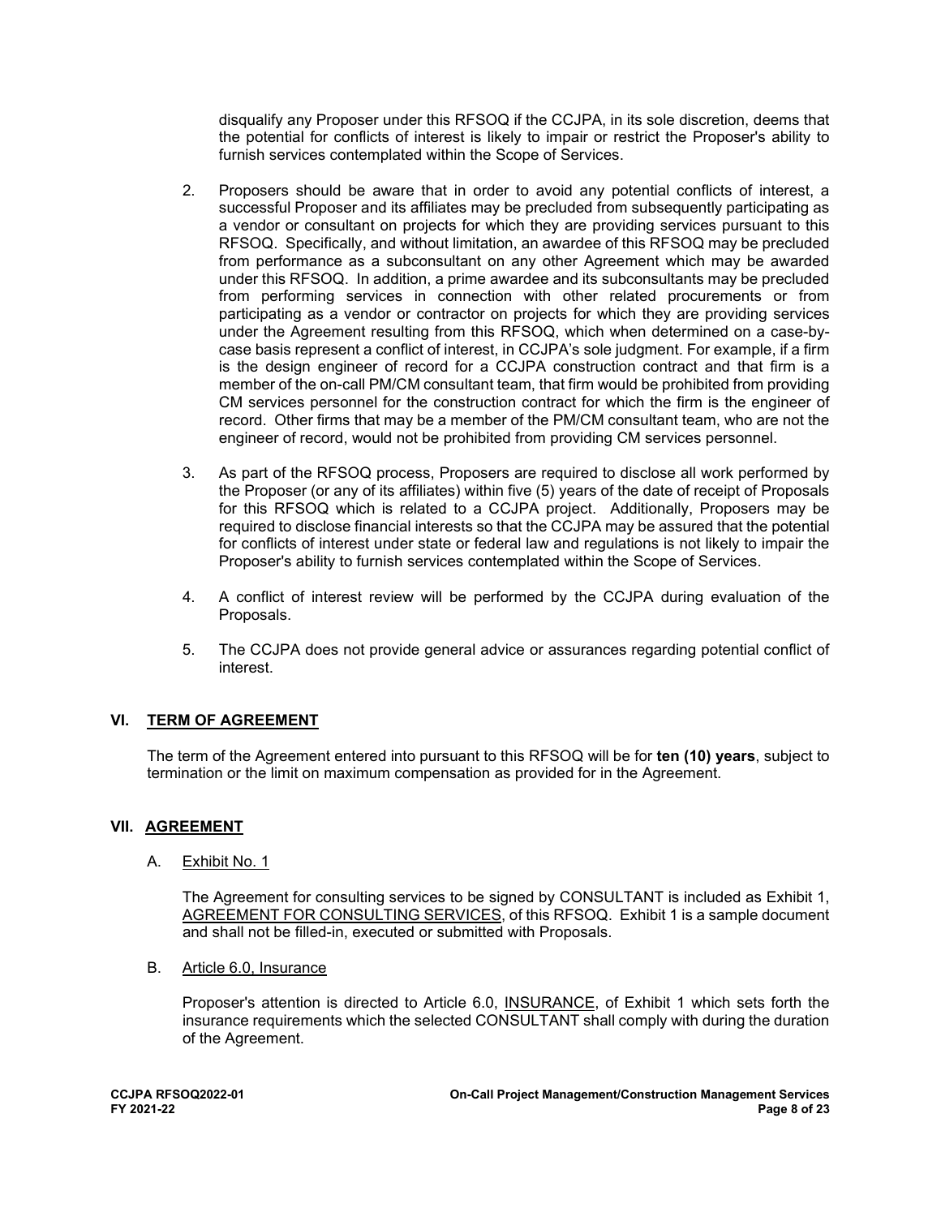disqualify any Proposer under this RFSOQ if the CCJPA, in its sole discretion, deems that the potential for conflicts of interest is likely to impair or restrict the Proposer's ability to furnish services contemplated within the Scope of Services.

2. Proposers should be aware that in order to avoid any potential conflicts of interest, a successful Proposer and its affiliates may be precluded from subsequently participating as a vendor or consultant on projects for which they are providing services pursuant to this RFSOQ. Specifically, and without limitation, an awardee of this RFSOQ may be precluded from performance as a subconsultant on any other Agreement which may be awarded under this RFSOQ. In addition, a prime awardee and its subconsultants may be precluded from performing services in connection with other related procurements or from participating as a vendor or contractor on projects for which they are providing services under the Agreement resulting from this RFSOQ, which when determined on a case-by-case basis represent a conflict of interest, in CCJPA's sole judgment. For example, if a firm is the design engineer of record for a CCJPA construction contract and that firm is a member of the on-call PM/CM consultant team, that firm would be prohibited from providing CM services personnel for the construction contract for which the firm is the engineer of record. Other firms that may be a member of the PM/CM consultant team, who are not the engineer of record, would not be prohibited from providing CM services personnel.

3. As part of the RFSOQ process, Proposers are required to disclose all work performed by the Proposer (or any of its affiliates) within five (5) years of the date of receipt of Proposals for this RFSOQ which is related to a CCJPA project. Additionally, Proposers may be required to disclose financial interests so that the CCJPA may be assured that the potential for conflicts of interest under state or federal law and regulations is not likely to impair the Proposer's ability to furnish services contemplated within the Scope of Services.

4. A conflict of interest review will be performed by the CCJPA during evaluation of the Proposals.

5. The CCJPA does not provide general advice or assurances regarding potential conflict of interest.

## VI. TERM OF AGREEMENT

The term of the Agreement entered into pursuant to this RFSOQ will be for **ten (10) years**, subject to termination or the limit on maximum compensation as provided for in the Agreement.

## VII. AGREEMENT

A. Exhibit No. 1

The Agreement for consulting services to be signed by CONSULTANT is included as Exhibit 1, AGREEMENT FOR CONSULTING SERVICES, of this RFSOQ. Exhibit 1 is a sample document and shall not be filled-in, executed or submitted with Proposals.

B. Article 6.0, Insurance

Proposer's attention is directed to Article 6.0, INSURANCE, of Exhibit 1 which sets forth the insurance requirements which the selected CONSULTANT shall comply with during the duration of the Agreement.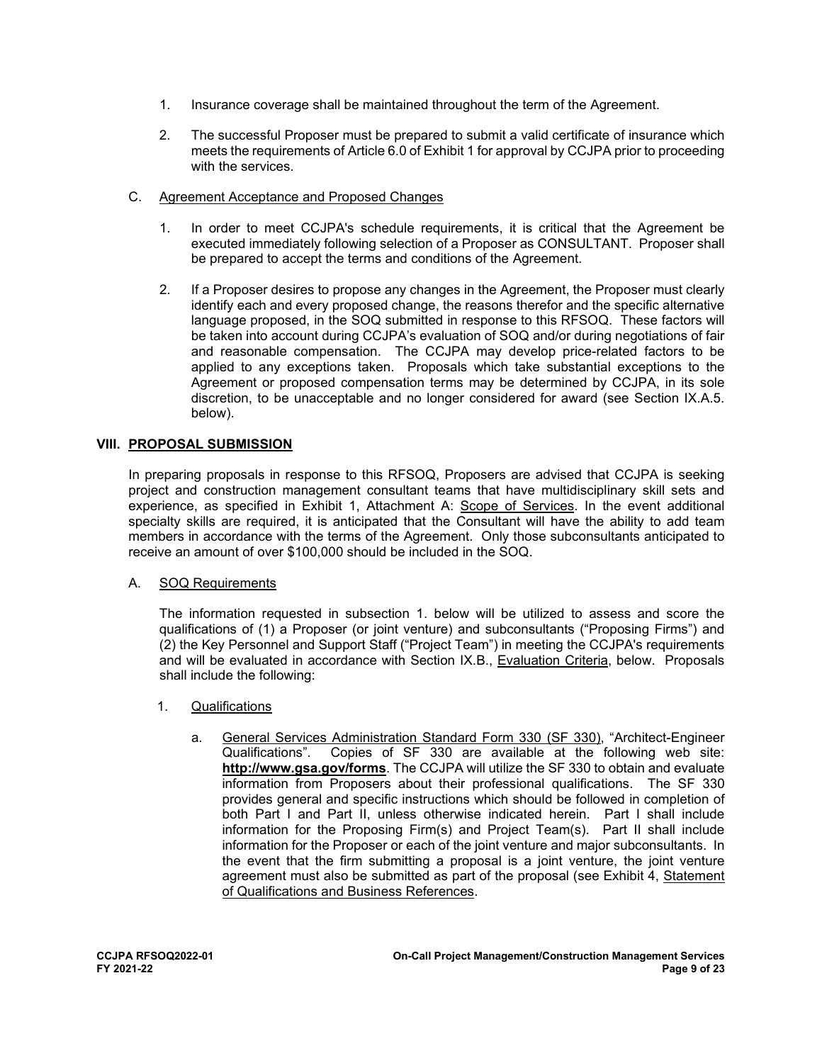1. Insurance coverage shall be maintained throughout the term of the Agreement.

2. The successful Proposer must be prepared to submit a valid certificate of insurance which meets the requirements of Article 6.0 of Exhibit 1 for approval by CCJPA prior to proceeding with the services.

C. <u>Agreement Acceptance and Proposed Changes</u>

1. In order to meet CCJPA's schedule requirements, it is critical that the Agreement be executed immediately following selection of a Proposer as CONSULTANT. Proposer shall be prepared to accept the terms and conditions of the Agreement.

2. If a Proposer desires to propose any changes in the Agreement, the Proposer must clearly identify each and every proposed change, the reasons therefor and the specific alternative language proposed, in the SOQ submitted in response to this RFSOQ. These factors will be taken into account during CCJPA's evaluation of SOQ and/or during negotiations of fair and reasonable compensation. The CCJPA may develop price-related factors to be applied to any exceptions taken. Proposals which take substantial exceptions to the Agreement or proposed compensation terms may be determined by CCJPA, in its sole discretion, to be unacceptable and no longer considered for award (see Section IX.A.5. below).

## VIII. PROPOSAL SUBMISSION

In preparing proposals in response to this RFSOQ, Proposers are advised that CCJPA is seeking project and construction management consultant teams that have multidisciplinary skill sets and experience, as specified in Exhibit 1, Attachment A: <u>Scope of Services</u>. In the event additional specialty skills are required, it is anticipated that the Consultant will have the ability to add team members in accordance with the terms of the Agreement. Only those subconsultants anticipated to receive an amount of over $100,000 should be included in the SOQ.

A. <u>SOQ Requirements</u>

The information requested in subsection 1. below will be utilized to assess and score the qualifications of (1) a Proposer (or joint venture) and subconsultants ("Proposing Firms") and (2) the Key Personnel and Support Staff ("Project Team") in meeting the CCJPA's requirements and will be evaluated in accordance with Section IX.B., <u>Evaluation Criteria</u>, below. Proposals shall include the following:

1. <u>Qualifications</u>

   a. <u>General Services Administration Standard Form 330 (SF 330)</u>, "Architect-Engineer Qualifications". Copies of SF 330 are available at the following web site: **http://www.gsa.gov/forms**. The CCJPA will utilize the SF 330 to obtain and evaluate information from Proposers about their professional qualifications. The SF 330 provides general and specific instructions which should be followed in completion of both Part I and Part II, unless otherwise indicated herein. Part I shall include information for the Proposing Firm(s) and Project Team(s). Part II shall include information for the Proposer or each of the joint venture and major subconsultants. In the event that the firm submitting a proposal is a joint venture, the joint venture agreement must also be submitted as part of the proposal (see Exhibit 4, <u>Statement of Qualifications and Business References</u>.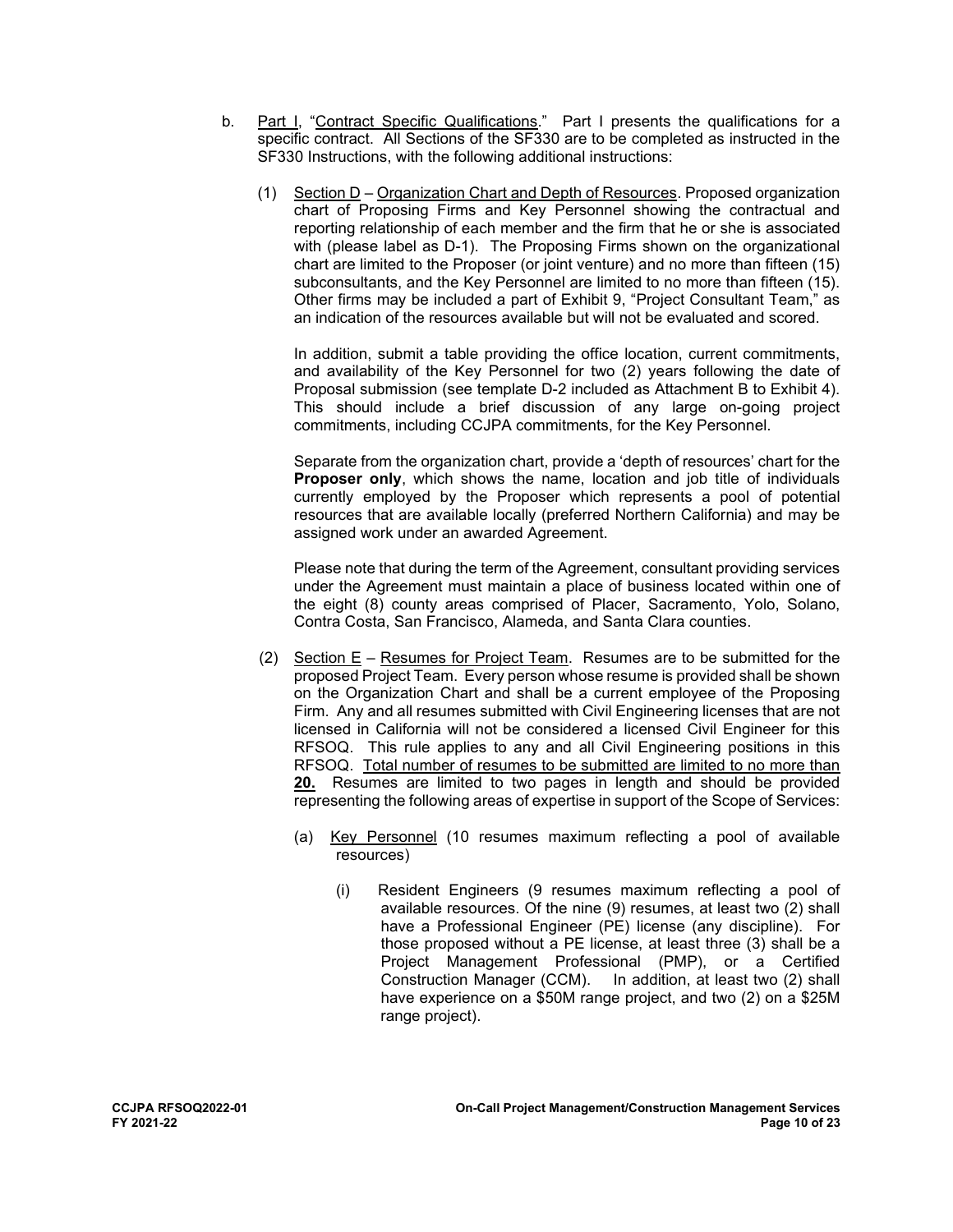b. Part I, "Contract Specific Qualifications." Part I presents the qualifications for a specific contract. All Sections of the SF330 are to be completed as instructed in the SF330 Instructions, with the following additional instructions:

   (1) Section D – Organization Chart and Depth of Resources. Proposed organization chart of Proposing Firms and Key Personnel showing the contractual and reporting relationship of each member and the firm that he or she is associated with (please label as D-1). The Proposing Firms shown on the organizational chart are limited to the Proposer (or joint venture) and no more than fifteen (15) subconsultants, and the Key Personnel are limited to no more than fifteen (15). Other firms may be included a part of Exhibit 9, "Project Consultant Team," as an indication of the resources available but will not be evaluated and scored.

   In addition, submit a table providing the office location, current commitments, and availability of the Key Personnel for two (2) years following the date of Proposal submission (see template D-2 included as Attachment B to Exhibit 4). This should include a brief discussion of any large on-going project commitments, including CCJPA commitments, for the Key Personnel.

   Separate from the organization chart, provide a 'depth of resources' chart for the **Proposer only**, which shows the name, location and job title of individuals currently employed by the Proposer which represents a pool of potential resources that are available locally (preferred Northern California) and may be assigned work under an awarded Agreement.

   Please note that during the term of the Agreement, consultant providing services under the Agreement must maintain a place of business located within one of the eight (8) county areas comprised of Placer, Sacramento, Yolo, Solano, Contra Costa, San Francisco, Alameda, and Santa Clara counties.

   (2) Section E – Resumes for Project Team. Resumes are to be submitted for the proposed Project Team. Every person whose resume is provided shall be shown on the Organization Chart and shall be a current employee of the Proposing Firm. Any and all resumes submitted with Civil Engineering licenses that are not licensed in California will not be considered a licensed Civil Engineer for this RFSOQ. This rule applies to any and all Civil Engineering positions in this RFSOQ. Total number of resumes to be submitted are limited to no more than **20.** Resumes are limited to two pages in length and should be provided representing the following areas of expertise in support of the Scope of Services:

      (a) Key Personnel (10 resumes maximum reflecting a pool of available resources)

         (i) Resident Engineers (9 resumes maximum reflecting a pool of available resources. Of the nine (9) resumes, at least two (2) shall have a Professional Engineer (PE) license (any discipline). For those proposed without a PE license, at least three (3) shall be a Project Management Professional (PMP), or a Certified Construction Manager (CCM). In addition, at least two (2) shall have experience on a \$50M range project, and two (2) on a \$25M range project).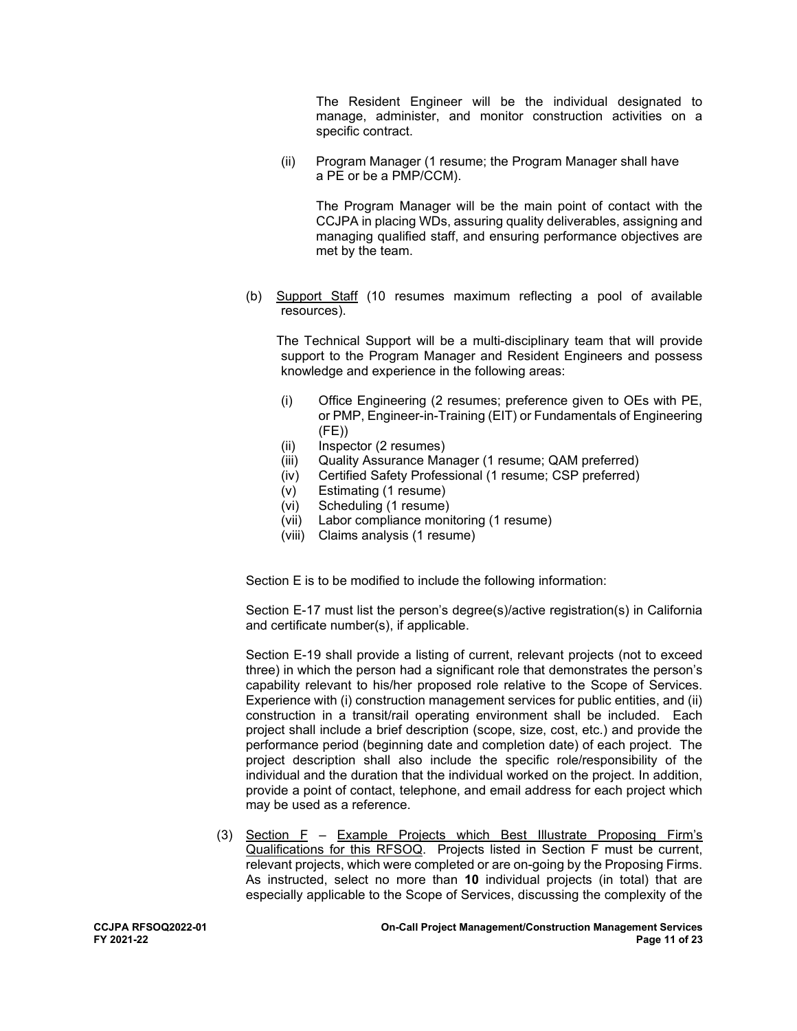The Resident Engineer will be the individual designated to manage, administer, and monitor construction activities on a specific contract.

(ii) Program Manager (1 resume; the Program Manager shall have a PE or be a PMP/CCM).

The Program Manager will be the main point of contact with the CCJPA in placing WDs, assuring quality deliverables, assigning and managing qualified staff, and ensuring performance objectives are met by the team.

(b) Support Staff (10 resumes maximum reflecting a pool of available resources).

The Technical Support will be a multi-disciplinary team that will provide support to the Program Manager and Resident Engineers and possess knowledge and experience in the following areas:

(i) Office Engineering (2 resumes; preference given to OEs with PE, or PMP, Engineer-in-Training (EIT) or Fundamentals of Engineering (FE))
(ii) Inspector (2 resumes)
(iii) Quality Assurance Manager (1 resume; QAM preferred)
(iv) Certified Safety Professional (1 resume; CSP preferred)
(v) Estimating (1 resume)
(vi) Scheduling (1 resume)
(vii) Labor compliance monitoring (1 resume)
(viii) Claims analysis (1 resume)

Section E is to be modified to include the following information:

Section E-17 must list the person's degree(s)/active registration(s) in California and certificate number(s), if applicable.

Section E-19 shall provide a listing of current, relevant projects (not to exceed three) in which the person had a significant role that demonstrates the person's capability relevant to his/her proposed role relative to the Scope of Services. Experience with (i) construction management services for public entities, and (ii) construction in a transit/rail operating environment shall be included. Each project shall include a brief description (scope, size, cost, etc.) and provide the performance period (beginning date and completion date) of each project. The project description shall also include the specific role/responsibility of the individual and the duration that the individual worked on the project. In addition, provide a point of contact, telephone, and email address for each project which may be used as a reference.

(3) Section F – Example Projects which Best Illustrate Proposing Firm's Qualifications for this RFSOQ. Projects listed in Section F must be current, relevant projects, which were completed or are on-going by the Proposing Firms. As instructed, select no more than **10** individual projects (in total) that are especially applicable to the Scope of Services, discussing the complexity of the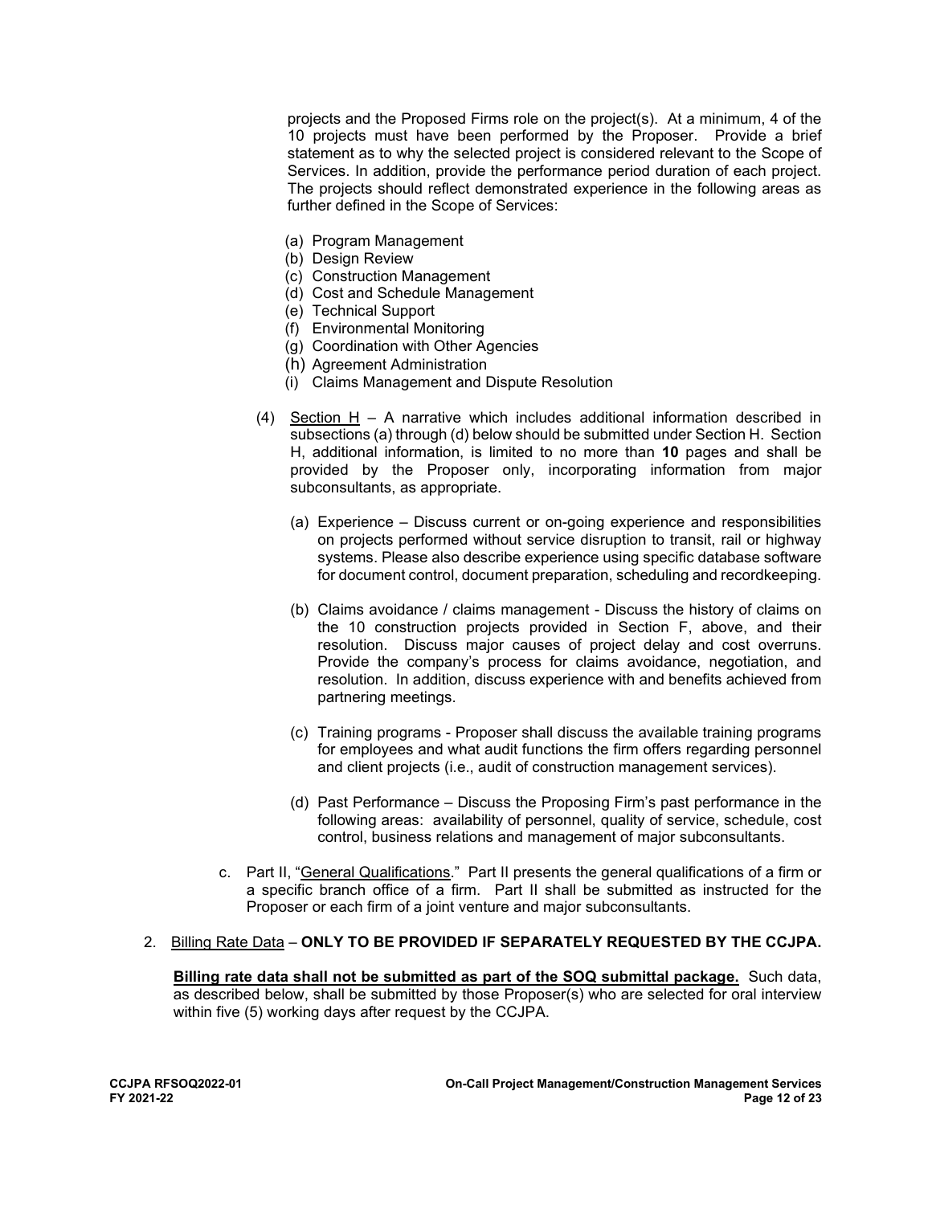projects and the Proposed Firms role on the project(s). At a minimum, 4 of the 10 projects must have been performed by the Proposer. Provide a brief statement as to why the selected project is considered relevant to the Scope of Services. In addition, provide the performance period duration of each project. The projects should reflect demonstrated experience in the following areas as further defined in the Scope of Services:

(a) Program Management
(b) Design Review
(c) Construction Management
(d) Cost and Schedule Management
(e) Technical Support
(f) Environmental Monitoring
(g) Coordination with Other Agencies
(h) Agreement Administration
(i) Claims Management and Dispute Resolution

(4) Section H – A narrative which includes additional information described in subsections (a) through (d) below should be submitted under Section H. Section H, additional information, is limited to no more than **10** pages and shall be provided by the Proposer only, incorporating information from major subconsultants, as appropriate.

(a) Experience – Discuss current or on-going experience and responsibilities on projects performed without service disruption to transit, rail or highway systems. Please also describe experience using specific database software for document control, document preparation, scheduling and recordkeeping.

(b) Claims avoidance / claims management - Discuss the history of claims on the 10 construction projects provided in Section F, above, and their resolution. Discuss major causes of project delay and cost overruns. Provide the company's process for claims avoidance, negotiation, and resolution. In addition, discuss experience with and benefits achieved from partnering meetings.

(c) Training programs - Proposer shall discuss the available training programs for employees and what audit functions the firm offers regarding personnel and client projects (i.e., audit of construction management services).

(d) Past Performance – Discuss the Proposing Firm's past performance in the following areas: availability of personnel, quality of service, schedule, cost control, business relations and management of major subconsultants.

c. Part II, "General Qualifications." Part II presents the general qualifications of a firm or a specific branch office of a firm. Part II shall be submitted as instructed for the Proposer or each firm of a joint venture and major subconsultants.

2. Billing Rate Data – **ONLY TO BE PROVIDED IF SEPARATELY REQUESTED BY THE CCJPA.**

**Billing rate data shall not be submitted as part of the SOQ submittal package.** Such data, as described below, shall be submitted by those Proposer(s) who are selected for oral interview within five (5) working days after request by the CCJPA.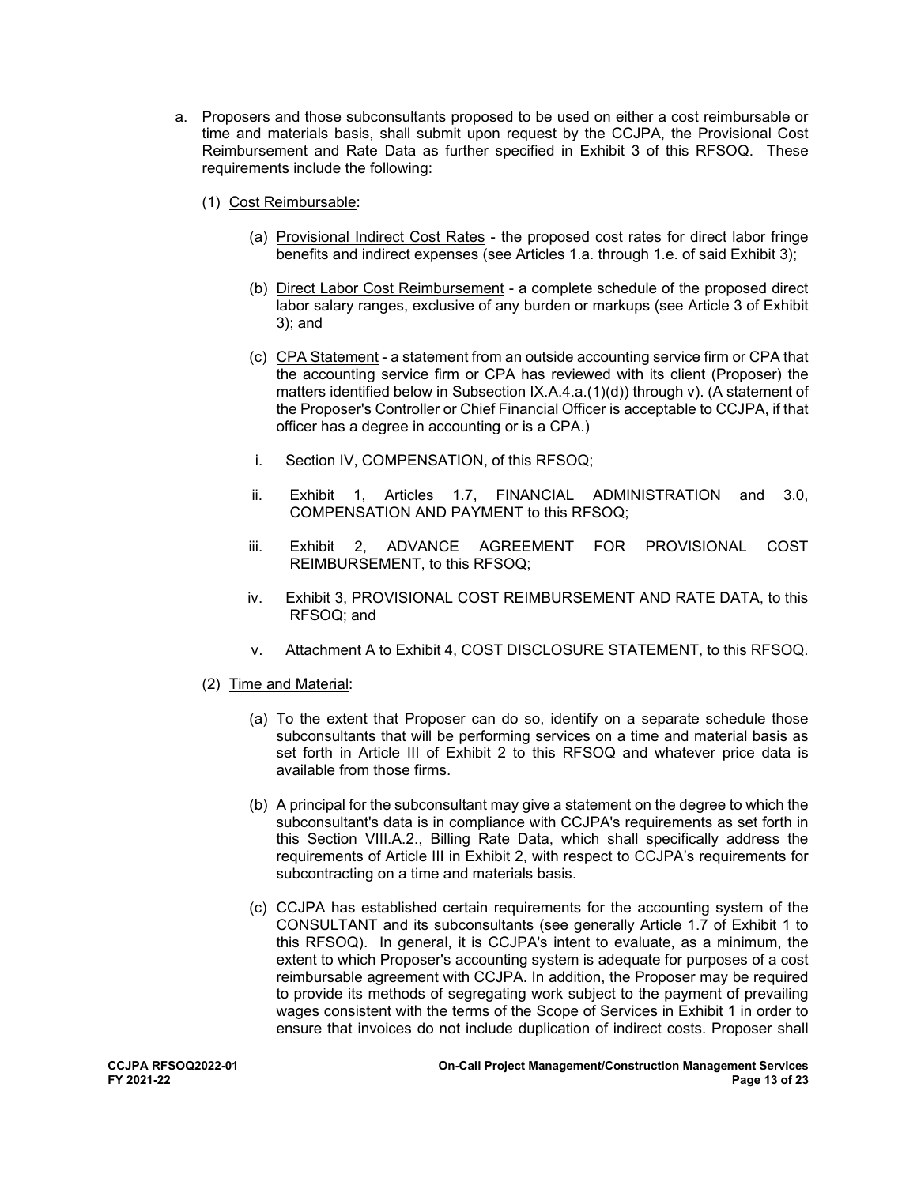a. Proposers and those subconsultants proposed to be used on either a cost reimbursable or time and materials basis, shall submit upon request by the CCJPA, the Provisional Cost Reimbursement and Rate Data as further specified in Exhibit 3 of this RFSOQ. These requirements include the following:

   (1) <u>Cost Reimbursable</u>:

      (a) <u>Provisional Indirect Cost Rates</u> - the proposed cost rates for direct labor fringe benefits and indirect expenses (see Articles 1.a. through 1.e. of said Exhibit 3);

      (b) <u>Direct Labor Cost Reimbursement</u> - a complete schedule of the proposed direct labor salary ranges, exclusive of any burden or markups (see Article 3 of Exhibit 3); and

      (c) <u>CPA Statement</u> - a statement from an outside accounting service firm or CPA that the accounting service firm or CPA has reviewed with its client (Proposer) the matters identified below in Subsection IX.A.4.a.(1)(d)) through v). (A statement of the Proposer's Controller or Chief Financial Officer is acceptable to CCJPA, if that officer has a degree in accounting or is a CPA.)

      i. Section IV, COMPENSATION, of this RFSOQ;

      ii. Exhibit 1, Articles 1.7, FINANCIAL ADMINISTRATION and 3.0, COMPENSATION AND PAYMENT to this RFSOQ;

      iii. Exhibit 2, ADVANCE AGREEMENT FOR PROVISIONAL COST REIMBURSEMENT, to this RFSOQ;

      iv. Exhibit 3, PROVISIONAL COST REIMBURSEMENT AND RATE DATA, to this RFSOQ; and

      v. Attachment A to Exhibit 4, COST DISCLOSURE STATEMENT, to this RFSOQ.

   (2) <u>Time and Material</u>:

      (a) To the extent that Proposer can do so, identify on a separate schedule those subconsultants that will be performing services on a time and material basis as set forth in Article III of Exhibit 2 to this RFSOQ and whatever price data is available from those firms.

      (b) A principal for the subconsultant may give a statement on the degree to which the subconsultant's data is in compliance with CCJPA's requirements as set forth in this Section VIII.A.2., Billing Rate Data, which shall specifically address the requirements of Article III in Exhibit 2, with respect to CCJPA's requirements for subcontracting on a time and materials basis.

      (c) CCJPA has established certain requirements for the accounting system of the CONSULTANT and its subconsultants (see generally Article 1.7 of Exhibit 1 to this RFSOQ). In general, it is CCJPA's intent to evaluate, as a minimum, the extent to which Proposer's accounting system is adequate for purposes of a cost reimbursable agreement with CCJPA. In addition, the Proposer may be required to provide its methods of segregating work subject to the payment of prevailing wages consistent with the terms of the Scope of Services in Exhibit 1 in order to ensure that invoices do not include duplication of indirect costs. Proposer shall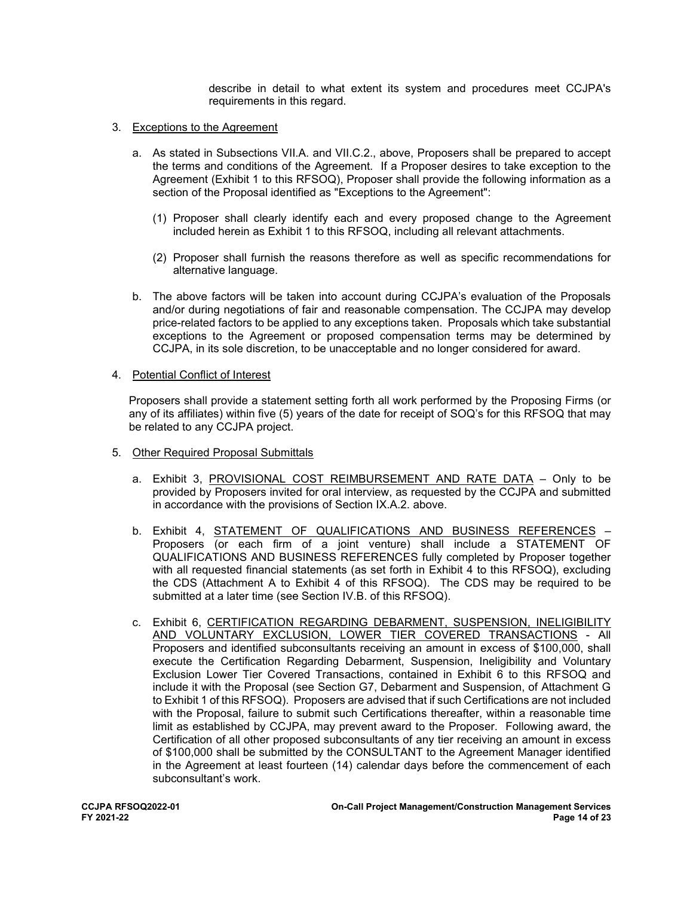describe in detail to what extent its system and procedures meet CCJPA's requirements in this regard.

3. Exceptions to the Agreement

   a. As stated in Subsections VII.A. and VII.C.2., above, Proposers shall be prepared to accept the terms and conditions of the Agreement. If a Proposer desires to take exception to the Agreement (Exhibit 1 to this RFSOQ), Proposer shall provide the following information as a section of the Proposal identified as "Exceptions to the Agreement":

      (1) Proposer shall clearly identify each and every proposed change to the Agreement included herein as Exhibit 1 to this RFSOQ, including all relevant attachments.

      (2) Proposer shall furnish the reasons therefore as well as specific recommendations for alternative language.

   b. The above factors will be taken into account during CCJPA's evaluation of the Proposals and/or during negotiations of fair and reasonable compensation. The CCJPA may develop price-related factors to be applied to any exceptions taken. Proposals which take substantial exceptions to the Agreement or proposed compensation terms may be determined by CCJPA, in its sole discretion, to be unacceptable and no longer considered for award.

4. Potential Conflict of Interest

   Proposers shall provide a statement setting forth all work performed by the Proposing Firms (or any of its affiliates) within five (5) years of the date for receipt of SOQ's for this RFSOQ that may be related to any CCJPA project.

5. Other Required Proposal Submittals

   a. Exhibit 3, PROVISIONAL COST REIMBURSEMENT AND RATE DATA – Only to be provided by Proposers invited for oral interview, as requested by the CCJPA and submitted in accordance with the provisions of Section IX.A.2. above.

   b. Exhibit 4, STATEMENT OF QUALIFICATIONS AND BUSINESS REFERENCES – Proposers (or each firm of a joint venture) shall include a STATEMENT OF QUALIFICATIONS AND BUSINESS REFERENCES fully completed by Proposer together with all requested financial statements (as set forth in Exhibit 4 to this RFSOQ), excluding the CDS (Attachment A to Exhibit 4 of this RFSOQ). The CDS may be required to be submitted at a later time (see Section IV.B. of this RFSOQ).

   c. Exhibit 6, CERTIFICATION REGARDING DEBARMENT, SUSPENSION, INELIGIBILITY AND VOLUNTARY EXCLUSION, LOWER TIER COVERED TRANSACTIONS - All Proposers and identified subconsultants receiving an amount in excess of $100,000, shall execute the Certification Regarding Debarment, Suspension, Ineligibility and Voluntary Exclusion Lower Tier Covered Transactions, contained in Exhibit 6 to this RFSOQ and include it with the Proposal (see Section G7, Debarment and Suspension, of Attachment G to Exhibit 1 of this RFSOQ). Proposers are advised that if such Certifications are not included with the Proposal, failure to submit such Certifications thereafter, within a reasonable time limit as established by CCJPA, may prevent award to the Proposer. Following award, the Certification of all other proposed subconsultants of any tier receiving an amount in excess of $100,000 shall be submitted by the CONSULTANT to the Agreement Manager identified in the Agreement at least fourteen (14) calendar days before the commencement of each subconsultant's work.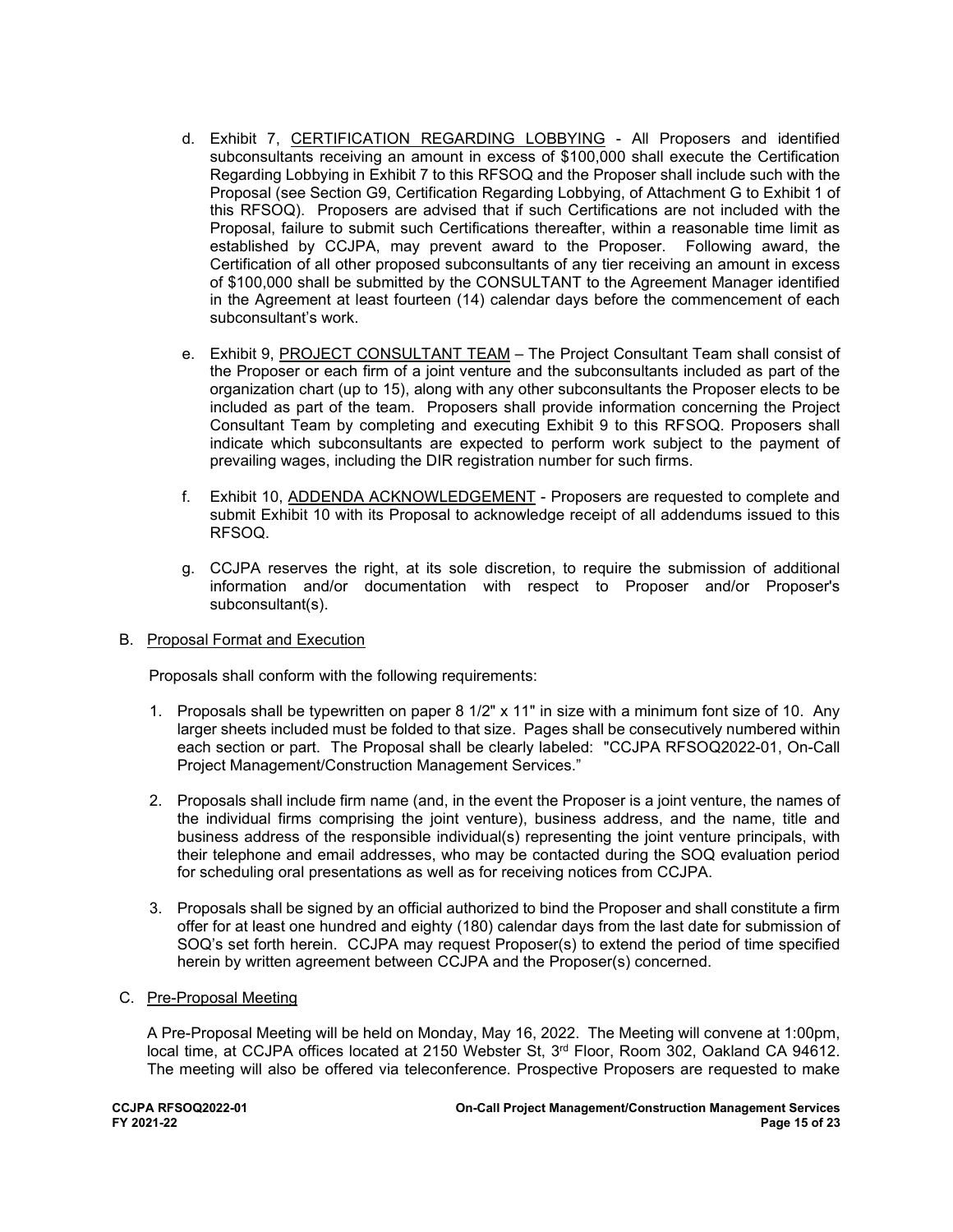d. Exhibit 7, CERTIFICATION REGARDING LOBBYING - All Proposers and identified subconsultants receiving an amount in excess of $100,000 shall execute the Certification Regarding Lobbying in Exhibit 7 to this RFSOQ and the Proposer shall include such with the Proposal (see Section G9, Certification Regarding Lobbying, of Attachment G to Exhibit 1 of this RFSOQ). Proposers are advised that if such Certifications are not included with the Proposal, failure to submit such Certifications thereafter, within a reasonable time limit as established by CCJPA, may prevent award to the Proposer. Following award, the Certification of all other proposed subconsultants of any tier receiving an amount in excess of $100,000 shall be submitted by the CONSULTANT to the Agreement Manager identified in the Agreement at least fourteen (14) calendar days before the commencement of each subconsultant's work.

e. Exhibit 9, PROJECT CONSULTANT TEAM – The Project Consultant Team shall consist of the Proposer or each firm of a joint venture and the subconsultants included as part of the organization chart (up to 15), along with any other subconsultants the Proposer elects to be included as part of the team. Proposers shall provide information concerning the Project Consultant Team by completing and executing Exhibit 9 to this RFSOQ. Proposers shall indicate which subconsultants are expected to perform work subject to the payment of prevailing wages, including the DIR registration number for such firms.

f. Exhibit 10, ADDENDA ACKNOWLEDGEMENT - Proposers are requested to complete and submit Exhibit 10 with its Proposal to acknowledge receipt of all addendums issued to this RFSOQ.

g. CCJPA reserves the right, at its sole discretion, to require the submission of additional information and/or documentation with respect to Proposer and/or Proposer's subconsultant(s).

B. Proposal Format and Execution

Proposals shall conform with the following requirements:

1. Proposals shall be typewritten on paper 8 1/2" x 11" in size with a minimum font size of 10. Any larger sheets included must be folded to that size. Pages shall be consecutively numbered within each section or part. The Proposal shall be clearly labeled: "CCJPA RFSOQ2022-01, On-Call Project Management/Construction Management Services."

2. Proposals shall include firm name (and, in the event the Proposer is a joint venture, the names of the individual firms comprising the joint venture), business address, and the name, title and business address of the responsible individual(s) representing the joint venture principals, with their telephone and email addresses, who may be contacted during the SOQ evaluation period for scheduling oral presentations as well as for receiving notices from CCJPA.

3. Proposals shall be signed by an official authorized to bind the Proposer and shall constitute a firm offer for at least one hundred and eighty (180) calendar days from the last date for submission of SOQ's set forth herein. CCJPA may request Proposer(s) to extend the period of time specified herein by written agreement between CCJPA and the Proposer(s) concerned.

C. Pre-Proposal Meeting

A Pre-Proposal Meeting will be held on Monday, May 16, 2022. The Meeting will convene at 1:00pm, local time, at CCJPA offices located at 2150 Webster St, 3rd Floor, Room 302, Oakland CA 94612. The meeting will also be offered via teleconference. Prospective Proposers are requested to make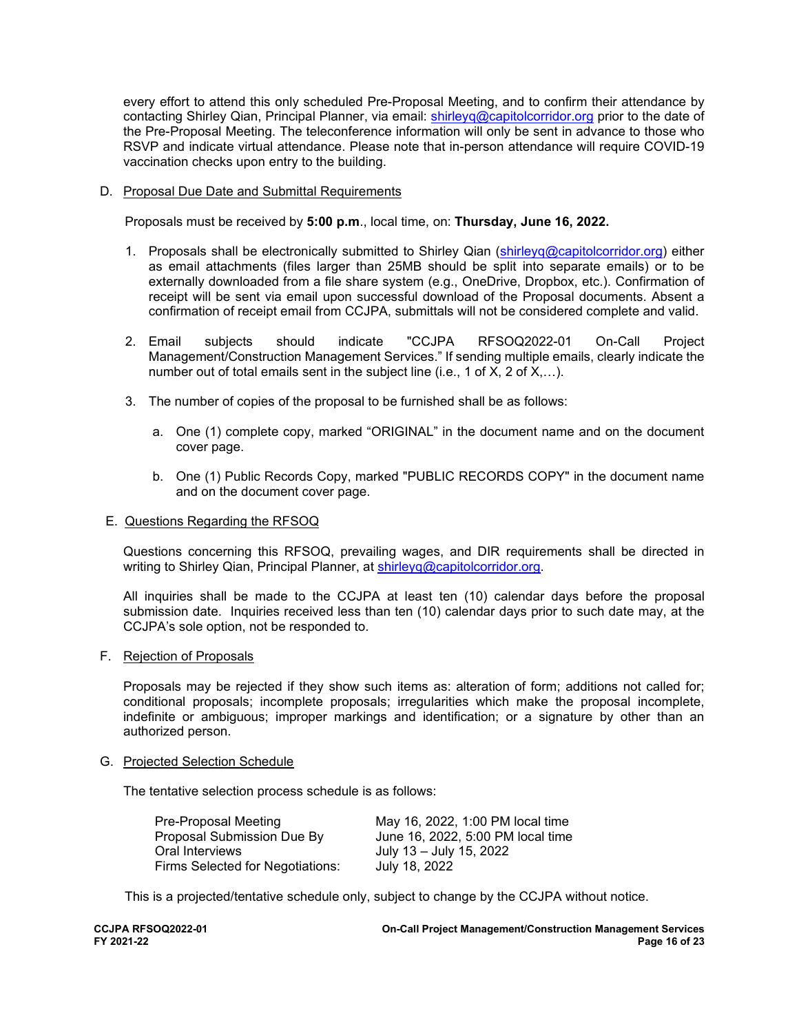every effort to attend this only scheduled Pre-Proposal Meeting, and to confirm their attendance by contacting Shirley Qian, Principal Planner, via email: shirleyq@capitolcorridor.org prior to the date of the Pre-Proposal Meeting. The teleconference information will only be sent in advance to those who RSVP and indicate virtual attendance. Please note that in-person attendance will require COVID-19 vaccination checks upon entry to the building.

D. Proposal Due Date and Submittal Requirements

Proposals must be received by **5:00 p.m**., local time, on: **Thursday, June 16, 2022.**

1. Proposals shall be electronically submitted to Shirley Qian (shirleyq@capitolcorridor.org) either as email attachments (files larger than 25MB should be split into separate emails) or to be externally downloaded from a file share system (e.g., OneDrive, Dropbox, etc.). Confirmation of receipt will be sent via email upon successful download of the Proposal documents. Absent a confirmation of receipt email from CCJPA, submittals will not be considered complete and valid.

2. Email subjects should indicate "CCJPA RFSOQ2022-01 On-Call Project Management/Construction Management Services." If sending multiple emails, clearly indicate the number out of total emails sent in the subject line (i.e., 1 of X, 2 of X,…).

3. The number of copies of the proposal to be furnished shall be as follows:

   a. One (1) complete copy, marked "ORIGINAL" in the document name and on the document cover page.

   b. One (1) Public Records Copy, marked "PUBLIC RECORDS COPY" in the document name and on the document cover page.

E. Questions Regarding the RFSOQ

Questions concerning this RFSOQ, prevailing wages, and DIR requirements shall be directed in writing to Shirley Qian, Principal Planner, at shirleyq@capitolcorridor.org.

All inquiries shall be made to the CCJPA at least ten (10) calendar days before the proposal submission date. Inquiries received less than ten (10) calendar days prior to such date may, at the CCJPA's sole option, not be responded to.

F. Rejection of Proposals

Proposals may be rejected if they show such items as: alteration of form; additions not called for; conditional proposals; incomplete proposals; irregularities which make the proposal incomplete, indefinite or ambiguous; improper markings and identification; or a signature by other than an authorized person.

G. Projected Selection Schedule

The tentative selection process schedule is as follows:

| | |
|---|---|
| Pre-Proposal Meeting | May 16, 2022, 1:00 PM local time |
| Proposal Submission Due By | June 16, 2022, 5:00 PM local time |
| Oral Interviews | July 13 – July 15, 2022 |
| Firms Selected for Negotiations: | July 18, 2022 |

This is a projected/tentative schedule only, subject to change by the CCJPA without notice.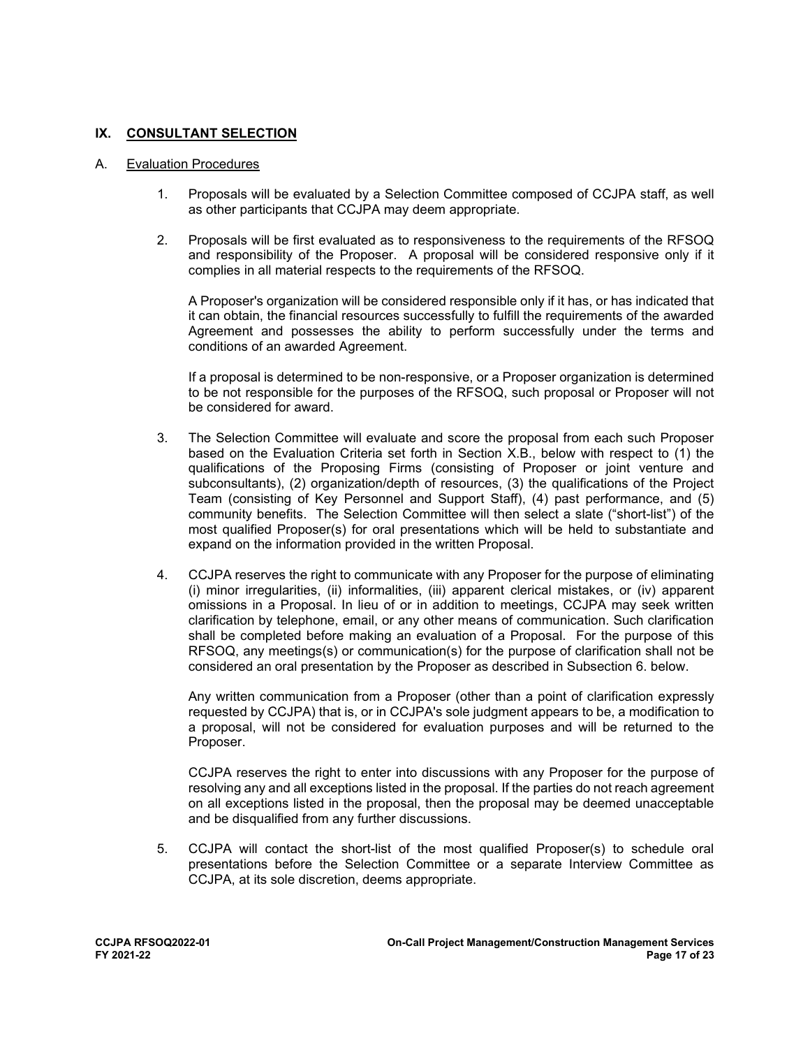## IX. CONSULTANT SELECTION

### A. Evaluation Procedures

1. Proposals will be evaluated by a Selection Committee composed of CCJPA staff, as well as other participants that CCJPA may deem appropriate.

2. Proposals will be first evaluated as to responsiveness to the requirements of the RFSOQ and responsibility of the Proposer. A proposal will be considered responsive only if it complies in all material respects to the requirements of the RFSOQ.

   A Proposer's organization will be considered responsible only if it has, or has indicated that it can obtain, the financial resources successfully to fulfill the requirements of the awarded Agreement and possesses the ability to perform successfully under the terms and conditions of an awarded Agreement.

   If a proposal is determined to be non-responsive, or a Proposer organization is determined to be not responsible for the purposes of the RFSOQ, such proposal or Proposer will not be considered for award.

3. The Selection Committee will evaluate and score the proposal from each such Proposer based on the Evaluation Criteria set forth in Section X.B., below with respect to (1) the qualifications of the Proposing Firms (consisting of Proposer or joint venture and subconsultants), (2) organization/depth of resources, (3) the qualifications of the Project Team (consisting of Key Personnel and Support Staff), (4) past performance, and (5) community benefits. The Selection Committee will then select a slate ("short-list") of the most qualified Proposer(s) for oral presentations which will be held to substantiate and expand on the information provided in the written Proposal.

4. CCJPA reserves the right to communicate with any Proposer for the purpose of eliminating (i) minor irregularities, (ii) informalities, (iii) apparent clerical mistakes, or (iv) apparent omissions in a Proposal. In lieu of or in addition to meetings, CCJPA may seek written clarification by telephone, email, or any other means of communication. Such clarification shall be completed before making an evaluation of a Proposal. For the purpose of this RFSOQ, any meetings(s) or communication(s) for the purpose of clarification shall not be considered an oral presentation by the Proposer as described in Subsection 6. below.

   Any written communication from a Proposer (other than a point of clarification expressly requested by CCJPA) that is, or in CCJPA's sole judgment appears to be, a modification to a proposal, will not be considered for evaluation purposes and will be returned to the Proposer.

   CCJPA reserves the right to enter into discussions with any Proposer for the purpose of resolving any and all exceptions listed in the proposal. If the parties do not reach agreement on all exceptions listed in the proposal, then the proposal may be deemed unacceptable and be disqualified from any further discussions.

5. CCJPA will contact the short-list of the most qualified Proposer(s) to schedule oral presentations before the Selection Committee or a separate Interview Committee as CCJPA, at its sole discretion, deems appropriate.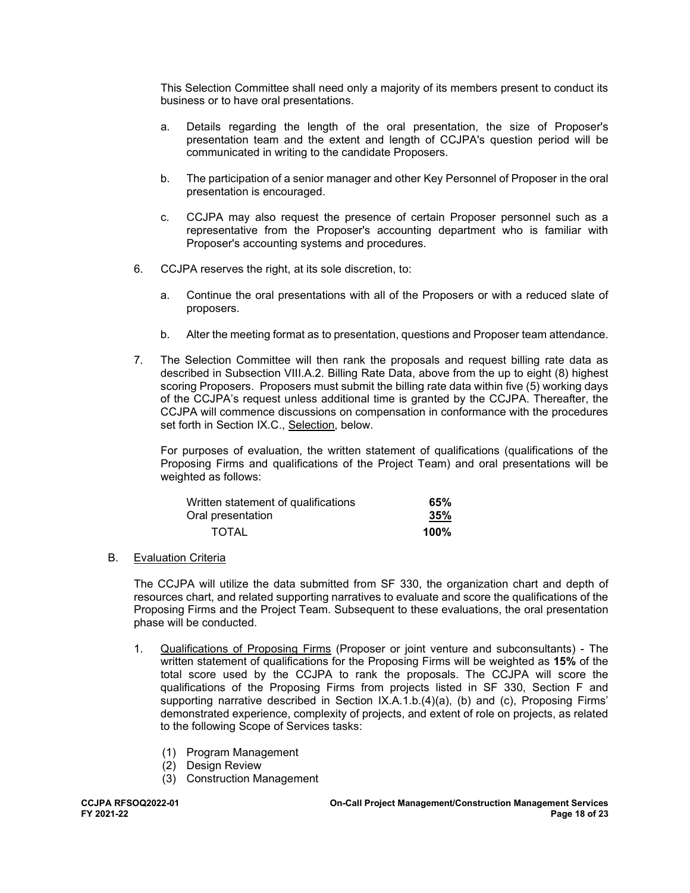This Selection Committee shall need only a majority of its members present to conduct its business or to have oral presentations.

a. Details regarding the length of the oral presentation, the size of Proposer's presentation team and the extent and length of CCJPA's question period will be communicated in writing to the candidate Proposers.

b. The participation of a senior manager and other Key Personnel of Proposer in the oral presentation is encouraged.

c. CCJPA may also request the presence of certain Proposer personnel such as a representative from the Proposer's accounting department who is familiar with Proposer's accounting systems and procedures.

6. CCJPA reserves the right, at its sole discretion, to:

   a. Continue the oral presentations with all of the Proposers or with a reduced slate of proposers.

   b. Alter the meeting format as to presentation, questions and Proposer team attendance.

7. The Selection Committee will then rank the proposals and request billing rate data as described in Subsection VIII.A.2. Billing Rate Data, above from the up to eight (8) highest scoring Proposers. Proposers must submit the billing rate data within five (5) working days of the CCJPA's request unless additional time is granted by the CCJPA. Thereafter, the CCJPA will commence discussions on compensation in conformance with the procedures set forth in Section IX.C., Selection, below.

   For purposes of evaluation, the written statement of qualifications (qualifications of the Proposing Firms and qualifications of the Project Team) and oral presentations will be weighted as follows:

| | |
|---|---|
| Written statement of qualifications | **65%** |
| Oral presentation | **35%** |
| TOTAL | **100%** |

B. Evaluation Criteria

The CCJPA will utilize the data submitted from SF 330, the organization chart and depth of resources chart, and related supporting narratives to evaluate and score the qualifications of the Proposing Firms and the Project Team. Subsequent to these evaluations, the oral presentation phase will be conducted.

1. Qualifications of Proposing Firms (Proposer or joint venture and subconsultants) - The written statement of qualifications for the Proposing Firms will be weighted as **15%** of the total score used by the CCJPA to rank the proposals. The CCJPA will score the qualifications of the Proposing Firms from projects listed in SF 330, Section F and supporting narrative described in Section IX.A.1.b.(4)(a), (b) and (c), Proposing Firms' demonstrated experience, complexity of projects, and extent of role on projects, as related to the following Scope of Services tasks:

   (1) Program Management
   (2) Design Review
   (3) Construction Management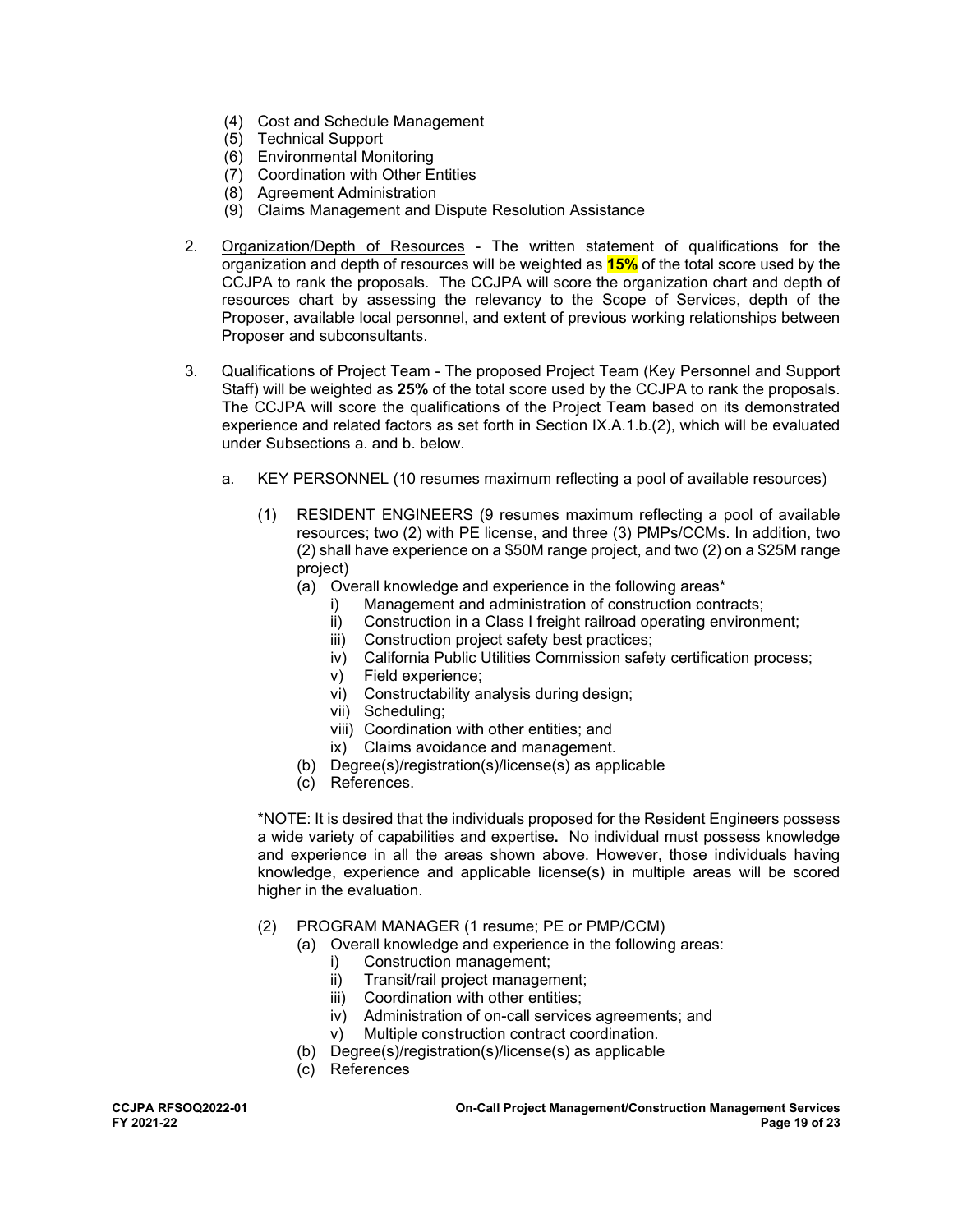(4) Cost and Schedule Management
(5) Technical Support
(6) Environmental Monitoring
(7) Coordination with Other Entities
(8) Agreement Administration
(9) Claims Management and Dispute Resolution Assistance

2. Organization/Depth of Resources - The written statement of qualifications for the organization and depth of resources will be weighted as **15%** of the total score used by the CCJPA to rank the proposals. The CCJPA will score the organization chart and depth of resources chart by assessing the relevancy to the Scope of Services, depth of the Proposer, available local personnel, and extent of previous working relationships between Proposer and subconsultants.

3. Qualifications of Project Team - The proposed Project Team (Key Personnel and Support Staff) will be weighted as **25%** of the total score used by the CCJPA to rank the proposals. The CCJPA will score the qualifications of the Project Team based on its demonstrated experience and related factors as set forth in Section IX.A.1.b.(2), which will be evaluated under Subsections a. and b. below.

   a. KEY PERSONNEL (10 resumes maximum reflecting a pool of available resources)

      (1) RESIDENT ENGINEERS (9 resumes maximum reflecting a pool of available resources; two (2) with PE license, and three (3) PMPs/CCMs. In addition, two (2) shall have experience on a $50M range project, and two (2) on a $25M range project)
         (a) Overall knowledge and experience in the following areas*
            i) Management and administration of construction contracts;
            ii) Construction in a Class I freight railroad operating environment;
            iii) Construction project safety best practices;
            iv) California Public Utilities Commission safety certification process;
            v) Field experience;
            vi) Constructability analysis during design;
            vii) Scheduling;
            viii) Coordination with other entities; and
            ix) Claims avoidance and management.
         (b) Degree(s)/registration(s)/license(s) as applicable
         (c) References.

      *NOTE: It is desired that the individuals proposed for the Resident Engineers possess a wide variety of capabilities and expertise**.** No individual must possess knowledge and experience in all the areas shown above. However, those individuals having knowledge, experience and applicable license(s) in multiple areas will be scored higher in the evaluation.

      (2) PROGRAM MANAGER (1 resume; PE or PMP/CCM)
         (a) Overall knowledge and experience in the following areas:
            i) Construction management;
            ii) Transit/rail project management;
            iii) Coordination with other entities;
            iv) Administration of on-call services agreements; and
            v) Multiple construction contract coordination.
         (b) Degree(s)/registration(s)/license(s) as applicable
         (c) References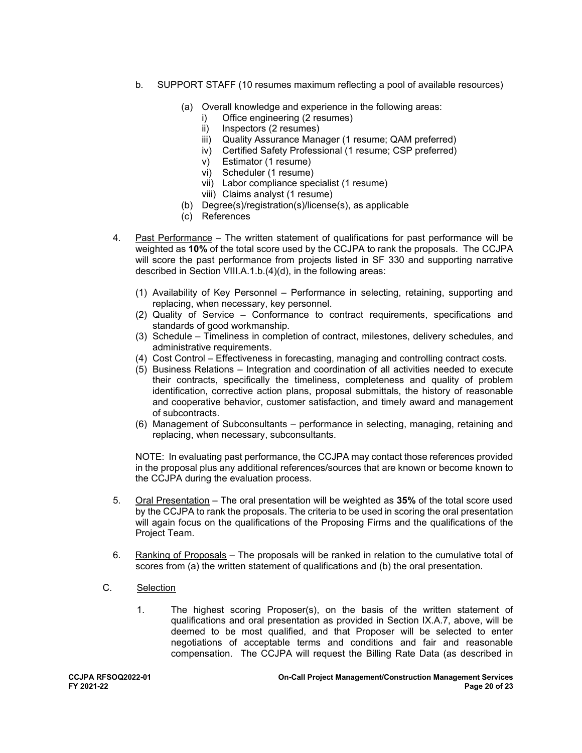b. SUPPORT STAFF (10 resumes maximum reflecting a pool of available resources)

   (a) Overall knowledge and experience in the following areas:
      i) Office engineering (2 resumes)
      ii) Inspectors (2 resumes)
      iii) Quality Assurance Manager (1 resume; QAM preferred)
      iv) Certified Safety Professional (1 resume; CSP preferred)
      v) Estimator (1 resume)
      vi) Scheduler (1 resume)
      vii) Labor compliance specialist (1 resume)
      viii) Claims analyst (1 resume)

   (b) Degree(s)/registration(s)/license(s), as applicable

   (c) References

4. Past Performance – The written statement of qualifications for past performance will be weighted as **10%** of the total score used by the CCJPA to rank the proposals. The CCJPA will score the past performance from projects listed in SF 330 and supporting narrative described in Section VIII.A.1.b.(4)(d), in the following areas:

   (1) Availability of Key Personnel – Performance in selecting, retaining, supporting and replacing, when necessary, key personnel.
   (2) Quality of Service – Conformance to contract requirements, specifications and standards of good workmanship.
   (3) Schedule – Timeliness in completion of contract, milestones, delivery schedules, and administrative requirements.
   (4) Cost Control – Effectiveness in forecasting, managing and controlling contract costs.
   (5) Business Relations – Integration and coordination of all activities needed to execute their contracts, specifically the timeliness, completeness and quality of problem identification, corrective action plans, proposal submittals, the history of reasonable and cooperative behavior, customer satisfaction, and timely award and management of subcontracts.
   (6) Management of Subconsultants – performance in selecting, managing, retaining and replacing, when necessary, subconsultants.

   NOTE: In evaluating past performance, the CCJPA may contact those references provided in the proposal plus any additional references/sources that are known or become known to the CCJPA during the evaluation process.

5. Oral Presentation – The oral presentation will be weighted as **35%** of the total score used by the CCJPA to rank the proposals. The criteria to be used in scoring the oral presentation will again focus on the qualifications of the Proposing Firms and the qualifications of the Project Team.

6. Ranking of Proposals – The proposals will be ranked in relation to the cumulative total of scores from (a) the written statement of qualifications and (b) the oral presentation.

C. Selection

   1. The highest scoring Proposer(s), on the basis of the written statement of qualifications and oral presentation as provided in Section IX.A.7, above, will be deemed to be most qualified, and that Proposer will be selected to enter negotiations of acceptable terms and conditions and fair and reasonable compensation. The CCJPA will request the Billing Rate Data (as described in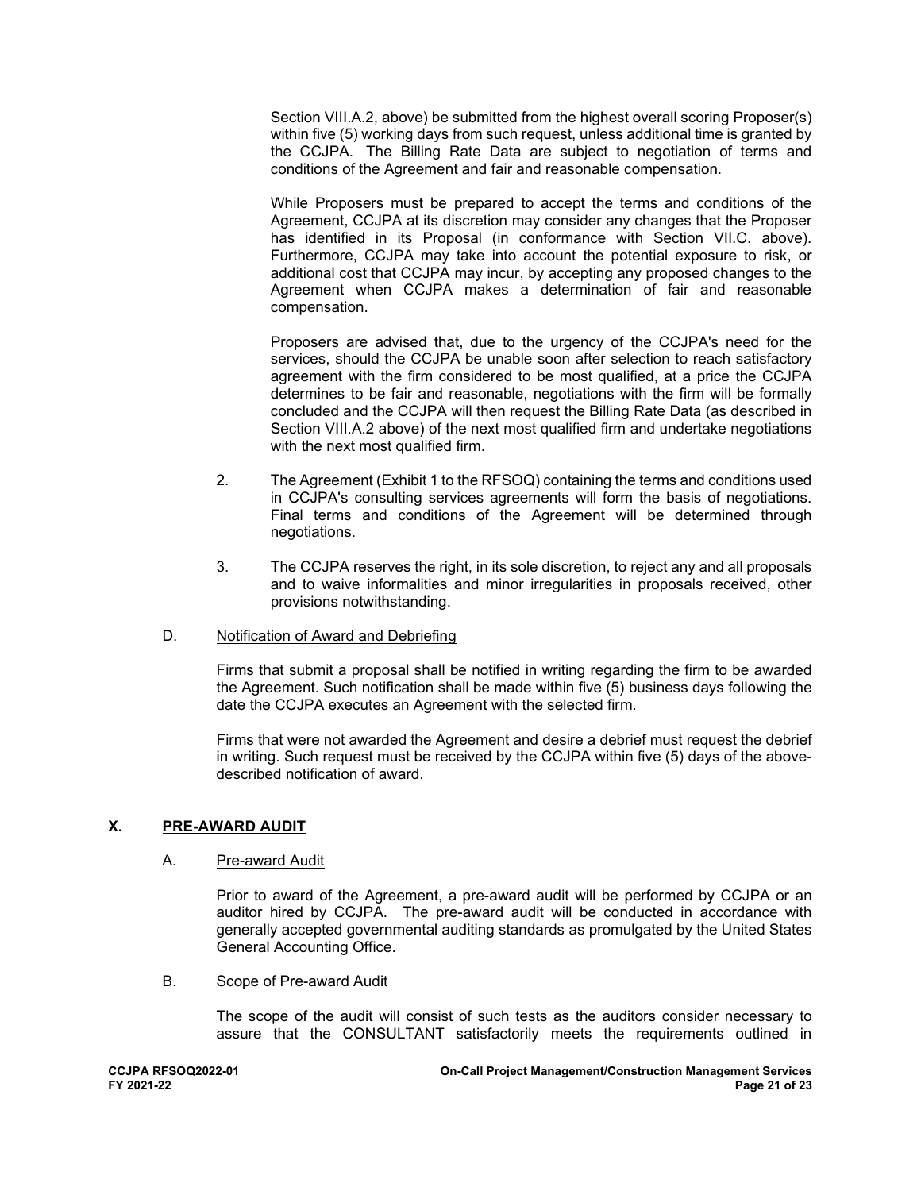Section VIII.A.2, above) be submitted from the highest overall scoring Proposer(s) within five (5) working days from such request, unless additional time is granted by the CCJPA. The Billing Rate Data are subject to negotiation of terms and conditions of the Agreement and fair and reasonable compensation.

While Proposers must be prepared to accept the terms and conditions of the Agreement, CCJPA at its discretion may consider any changes that the Proposer has identified in its Proposal (in conformance with Section VII.C. above). Furthermore, CCJPA may take into account the potential exposure to risk, or additional cost that CCJPA may incur, by accepting any proposed changes to the Agreement when CCJPA makes a determination of fair and reasonable compensation.

Proposers are advised that, due to the urgency of the CCJPA's need for the services, should the CCJPA be unable soon after selection to reach satisfactory agreement with the firm considered to be most qualified, at a price the CCJPA determines to be fair and reasonable, negotiations with the firm will be formally concluded and the CCJPA will then request the Billing Rate Data (as described in Section VIII.A.2 above) of the next most qualified firm and undertake negotiations with the next most qualified firm.

2. The Agreement (Exhibit 1 to the RFSOQ) containing the terms and conditions used in CCJPA's consulting services agreements will form the basis of negotiations. Final terms and conditions of the Agreement will be determined through negotiations.

3. The CCJPA reserves the right, in its sole discretion, to reject any and all proposals and to waive informalities and minor irregularities in proposals received, other provisions notwithstanding.

D. <u>Notification of Award and Debriefing</u>

Firms that submit a proposal shall be notified in writing regarding the firm to be awarded the Agreement. Such notification shall be made within five (5) business days following the date the CCJPA executes an Agreement with the selected firm.

Firms that were not awarded the Agreement and desire a debrief must request the debrief in writing. Such request must be received by the CCJPA within five (5) days of the above-described notification of award.

## X. PRE-AWARD AUDIT

A. <u>Pre-award Audit</u>

Prior to award of the Agreement, a pre-award audit will be performed by CCJPA or an auditor hired by CCJPA. The pre-award audit will be conducted in accordance with generally accepted governmental auditing standards as promulgated by the United States General Accounting Office.

B. <u>Scope of Pre-award Audit</u>

The scope of the audit will consist of such tests as the auditors consider necessary to assure that the CONSULTANT satisfactorily meets the requirements outlined in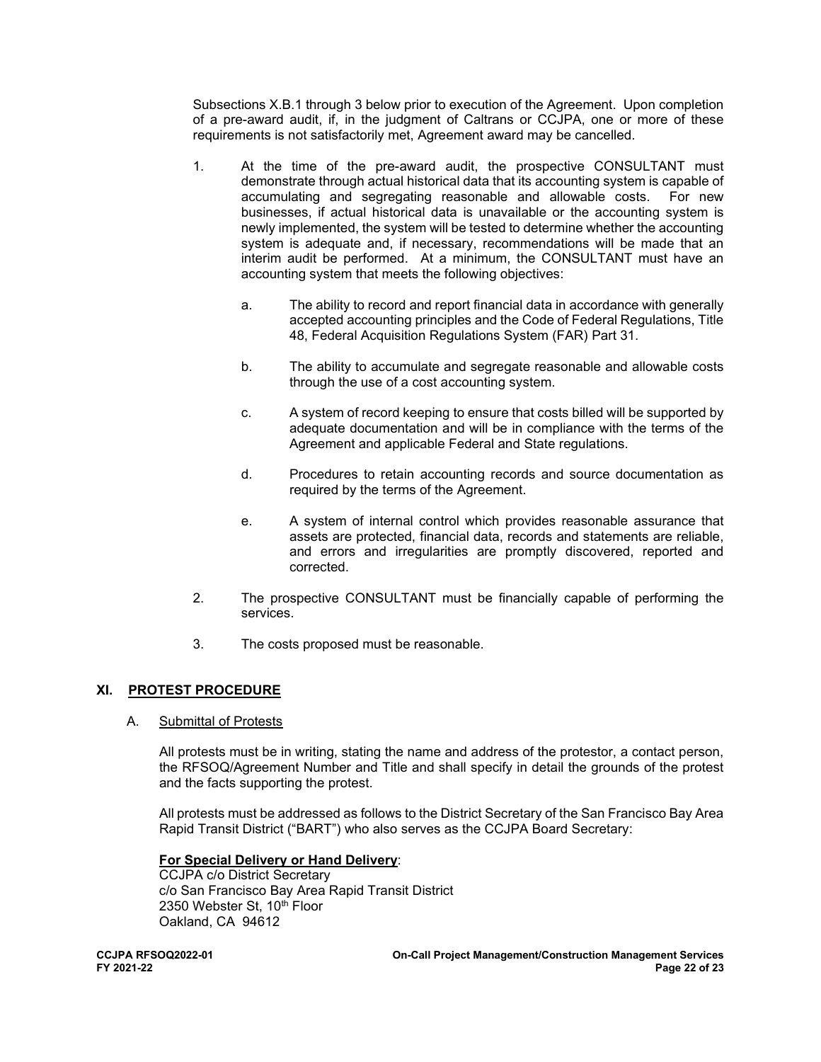Subsections X.B.1 through 3 below prior to execution of the Agreement. Upon completion of a pre-award audit, if, in the judgment of Caltrans or CCJPA, one or more of these requirements is not satisfactorily met, Agreement award may be cancelled.

1. At the time of the pre-award audit, the prospective CONSULTANT must demonstrate through actual historical data that its accounting system is capable of accumulating and segregating reasonable and allowable costs. For new businesses, if actual historical data is unavailable or the accounting system is newly implemented, the system will be tested to determine whether the accounting system is adequate and, if necessary, recommendations will be made that an interim audit be performed. At a minimum, the CONSULTANT must have an accounting system that meets the following objectives:

   a. The ability to record and report financial data in accordance with generally accepted accounting principles and the Code of Federal Regulations, Title 48, Federal Acquisition Regulations System (FAR) Part 31.

   b. The ability to accumulate and segregate reasonable and allowable costs through the use of a cost accounting system.

   c. A system of record keeping to ensure that costs billed will be supported by adequate documentation and will be in compliance with the terms of the Agreement and applicable Federal and State regulations.

   d. Procedures to retain accounting records and source documentation as required by the terms of the Agreement.

   e. A system of internal control which provides reasonable assurance that assets are protected, financial data, records and statements are reliable, and errors and irregularities are promptly discovered, reported and corrected.

2. The prospective CONSULTANT must be financially capable of performing the services.

3. The costs proposed must be reasonable.

## XI. PROTEST PROCEDURE

### A. Submittal of Protests

All protests must be in writing, stating the name and address of the protestor, a contact person, the RFSOQ/Agreement Number and Title and shall specify in detail the grounds of the protest and the facts supporting the protest.

All protests must be addressed as follows to the District Secretary of the San Francisco Bay Area Rapid Transit District ("BART") who also serves as the CCJPA Board Secretary:

**For Special Delivery or Hand Delivery**:
CCJPA c/o District Secretary
c/o San Francisco Bay Area Rapid Transit District
2350 Webster St, 10th Floor
Oakland, CA 94612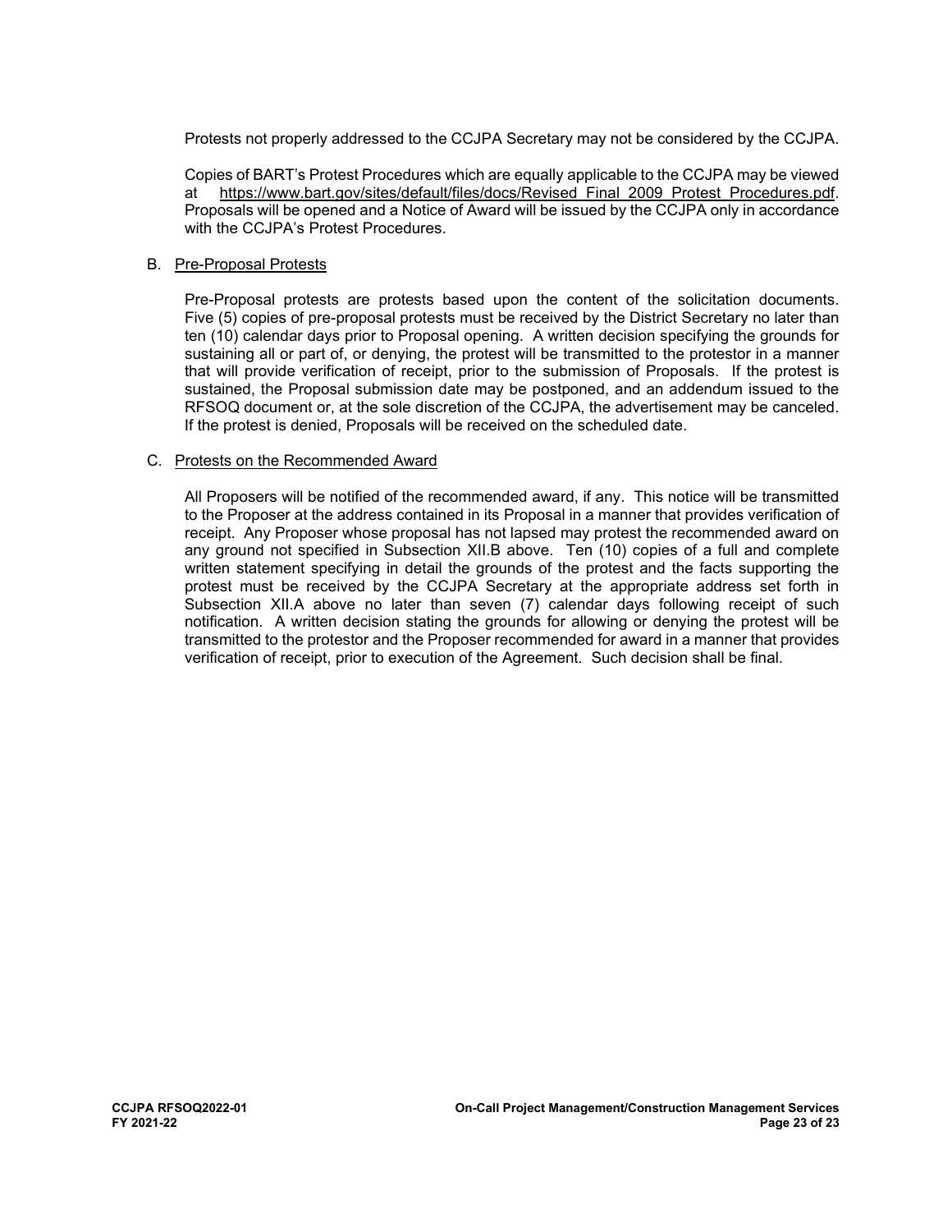Protests not properly addressed to the CCJPA Secretary may not be considered by the CCJPA.

Copies of BART's Protest Procedures which are equally applicable to the CCJPA may be viewed at https://www.bart.gov/sites/default/files/docs/Revised_Final_2009_Protest_Procedures.pdf. Proposals will be opened and a Notice of Award will be issued by the CCJPA only in accordance with the CCJPA's Protest Procedures.

B. Pre-Proposal Protests

Pre-Proposal protests are protests based upon the content of the solicitation documents. Five (5) copies of pre-proposal protests must be received by the District Secretary no later than ten (10) calendar days prior to Proposal opening. A written decision specifying the grounds for sustaining all or part of, or denying, the protest will be transmitted to the protestor in a manner that will provide verification of receipt, prior to the submission of Proposals. If the protest is sustained, the Proposal submission date may be postponed, and an addendum issued to the RFSOQ document or, at the sole discretion of the CCJPA, the advertisement may be canceled. If the protest is denied, Proposals will be received on the scheduled date.

C. Protests on the Recommended Award

All Proposers will be notified of the recommended award, if any. This notice will be transmitted to the Proposer at the address contained in its Proposal in a manner that provides verification of receipt. Any Proposer whose proposal has not lapsed may protest the recommended award on any ground not specified in Subsection XII.B above. Ten (10) copies of a full and complete written statement specifying in detail the grounds of the protest and the facts supporting the protest must be received by the CCJPA Secretary at the appropriate address set forth in Subsection XII.A above no later than seven (7) calendar days following receipt of such notification. A written decision stating the grounds for allowing or denying the protest will be transmitted to the protestor and the Proposer recommended for award in a manner that provides verification of receipt, prior to execution of the Agreement. Such decision shall be final.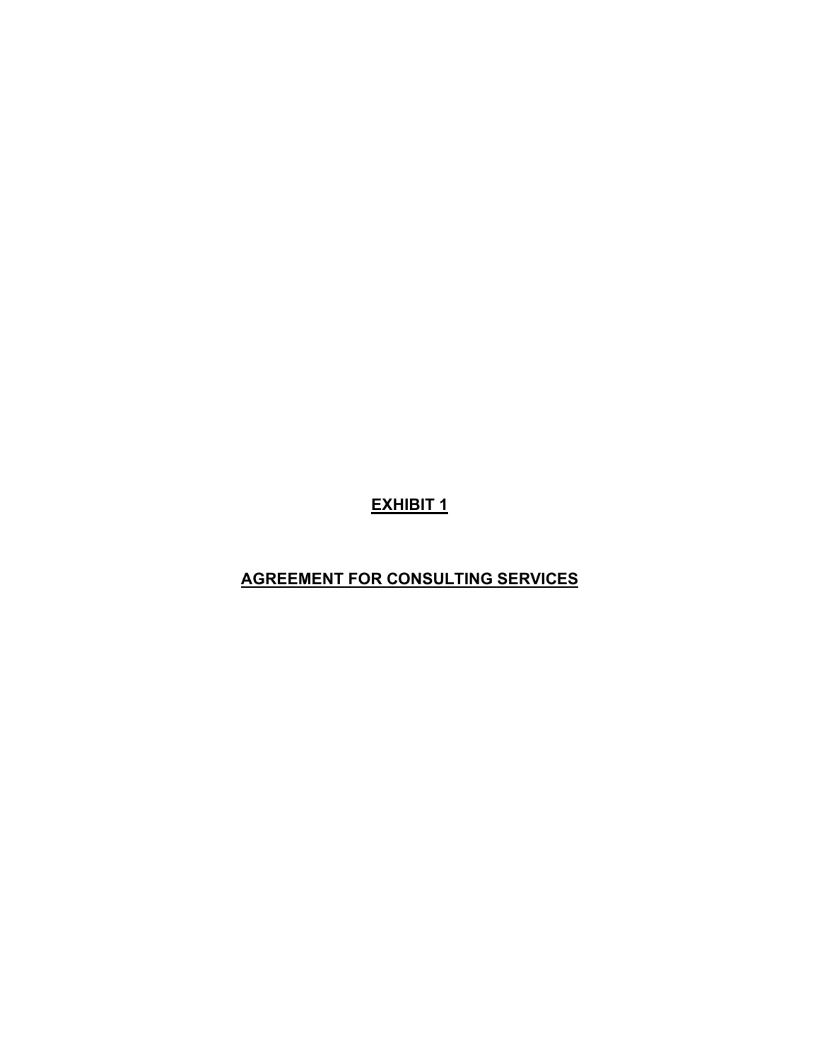# **EXHIBIT 1**

# **AGREEMENT FOR CONSULTING SERVICES**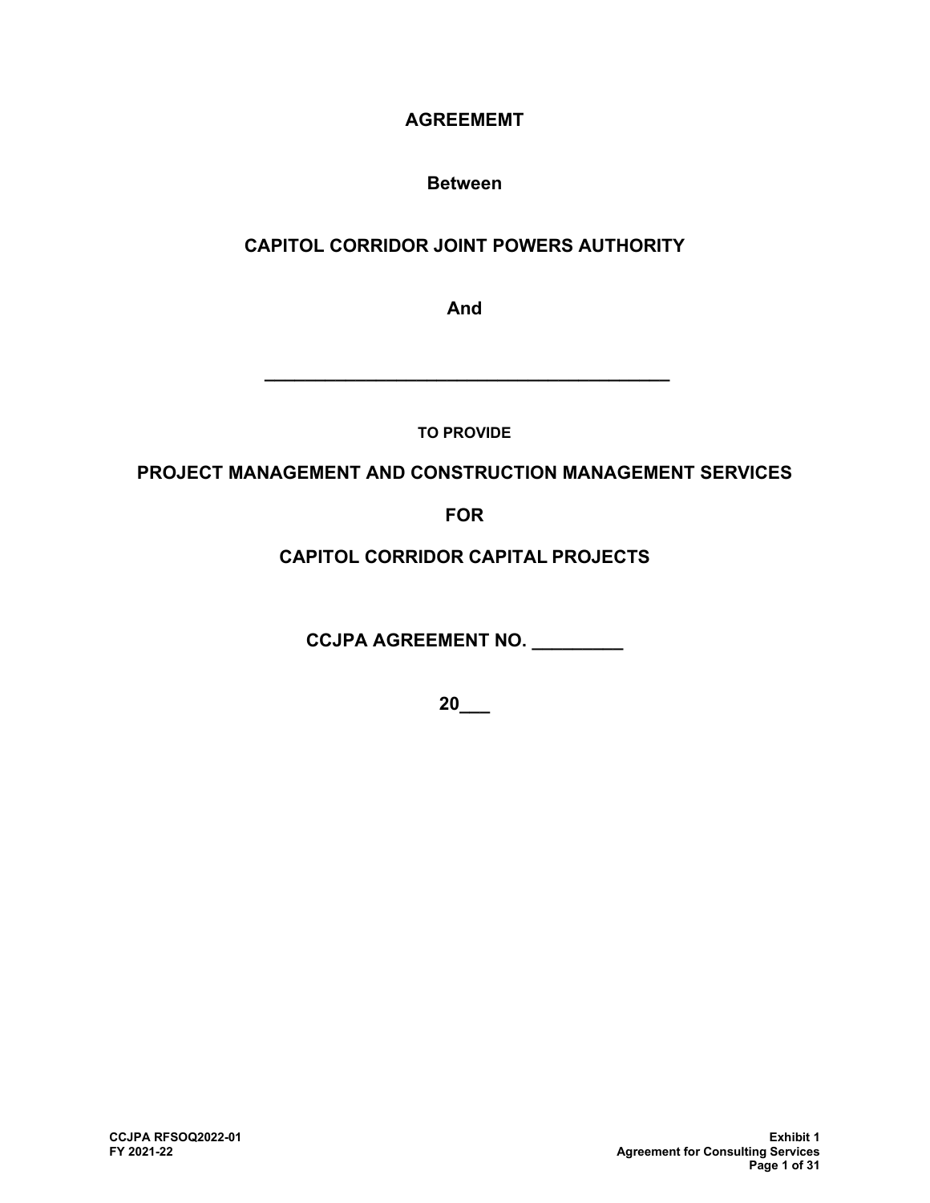# AGREEMEMT

## Between

## CAPITOL CORRIDOR JOINT POWERS AUTHORITY

## And

**________________________________________**

**TO PROVIDE**

## PROJECT MANAGEMENT AND CONSTRUCTION MANAGEMENT SERVICES

## FOR

## CAPITOL CORRIDOR CAPITAL PROJECTS

**CCJPA AGREEMENT NO. _________**

**20___**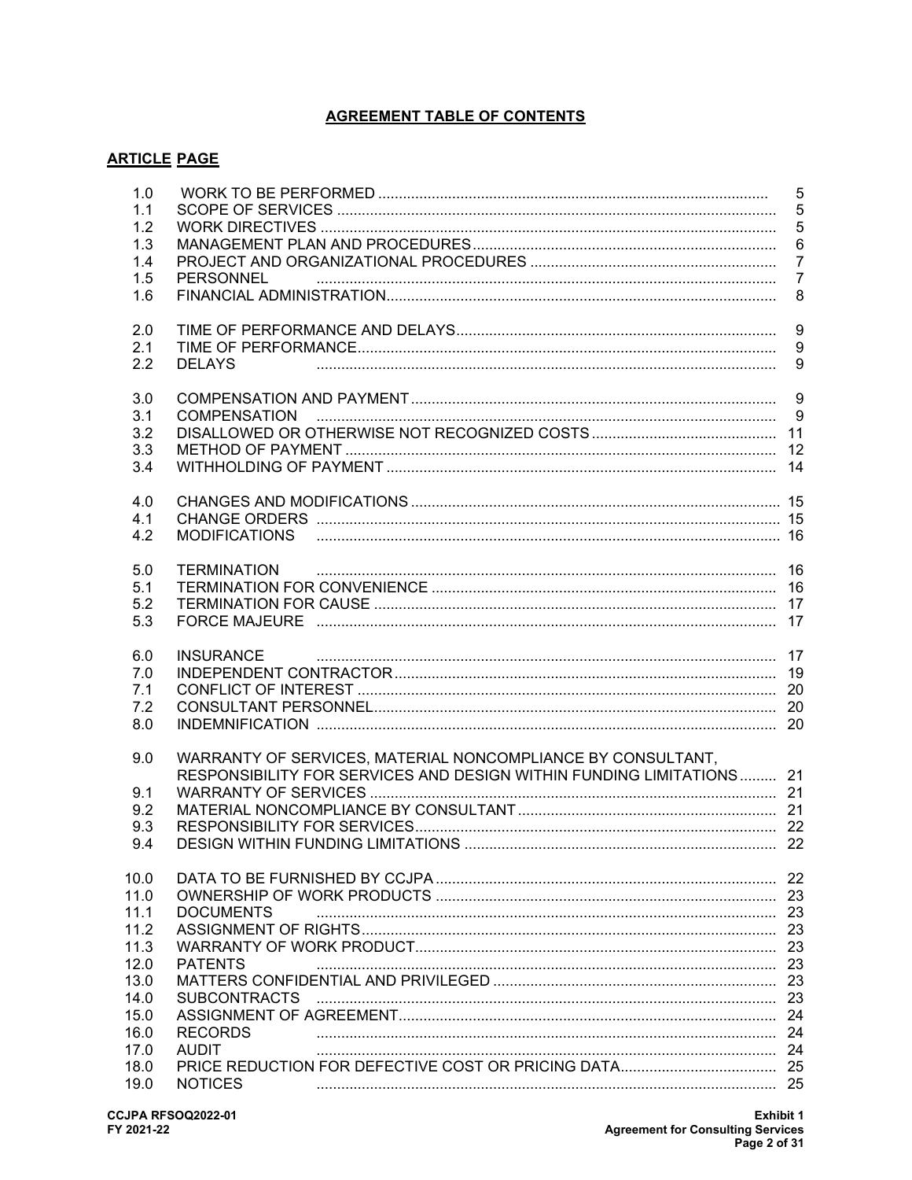## AGREEMENT TABLE OF CONTENTS

| ARTICLE | | PAGE |
|---|---|---|
| 1.0 | WORK TO BE PERFORMED | 5 |
| 1.1 | SCOPE OF SERVICES | 5 |
| 1.2 | WORK DIRECTIVES | 5 |
| 1.3 | MANAGEMENT PLAN AND PROCEDURES | 6 |
| 1.4 | PROJECT AND ORGANIZATIONAL PROCEDURES | 7 |
| 1.5 | PERSONNEL | 7 |
| 1.6 | FINANCIAL ADMINISTRATION | 8 |
| 2.0 | TIME OF PERFORMANCE AND DELAYS | 9 |
| 2.1 | TIME OF PERFORMANCE | 9 |
| 2.2 | DELAYS | 9 |
| 3.0 | COMPENSATION AND PAYMENT | 9 |
| 3.1 | COMPENSATION | 9 |
| 3.2 | DISALLOWED OR OTHERWISE NOT RECOGNIZED COSTS | 11 |
| 3.3 | METHOD OF PAYMENT | 12 |
| 3.4 | WITHHOLDING OF PAYMENT | 14 |
| 4.0 | CHANGES AND MODIFICATIONS | 15 |
| 4.1 | CHANGE ORDERS | 15 |
| 4.2 | MODIFICATIONS | 16 |
| 5.0 | TERMINATION | 16 |
| 5.1 | TERMINATION FOR CONVENIENCE | 16 |
| 5.2 | TERMINATION FOR CAUSE | 17 |
| 5.3 | FORCE MAJEURE | 17 |
| 6.0 | INSURANCE | 17 |
| 7.0 | INDEPENDENT CONTRACTOR | 19 |
| 7.1 | CONFLICT OF INTEREST | 20 |
| 7.2 | CONSULTANT PERSONNEL | 20 |
| 8.0 | INDEMNIFICATION | 20 |
| 9.0 | WARRANTY OF SERVICES, MATERIAL NONCOMPLIANCE BY CONSULTANT, RESPONSIBILITY FOR SERVICES AND DESIGN WITHIN FUNDING LIMITATIONS | 21 |
| 9.1 | WARRANTY OF SERVICES | 21 |
| 9.2 | MATERIAL NONCOMPLIANCE BY CONSULTANT | 21 |
| 9.3 | RESPONSIBILITY FOR SERVICES | 22 |
| 9.4 | DESIGN WITHIN FUNDING LIMITATIONS | 22 |
| 10.0 | DATA TO BE FURNISHED BY CCJPA | 22 |
| 11.0 | OWNERSHIP OF WORK PRODUCTS | 23 |
| 11.1 | DOCUMENTS | 23 |
| 11.2 | ASSIGNMENT OF RIGHTS | 23 |
| 11.3 | WARRANTY OF WORK PRODUCT | 23 |
| 12.0 | PATENTS | 23 |
| 13.0 | MATTERS CONFIDENTIAL AND PRIVILEGED | 23 |
| 14.0 | SUBCONTRACTS | 23 |
| 15.0 | ASSIGNMENT OF AGREEMENT | 24 |
| 16.0 | RECORDS | 24 |
| 17.0 | AUDIT | 24 |
| 18.0 | PRICE REDUCTION FOR DEFECTIVE COST OR PRICING DATA | 25 |
| 19.0 | NOTICES | 25 |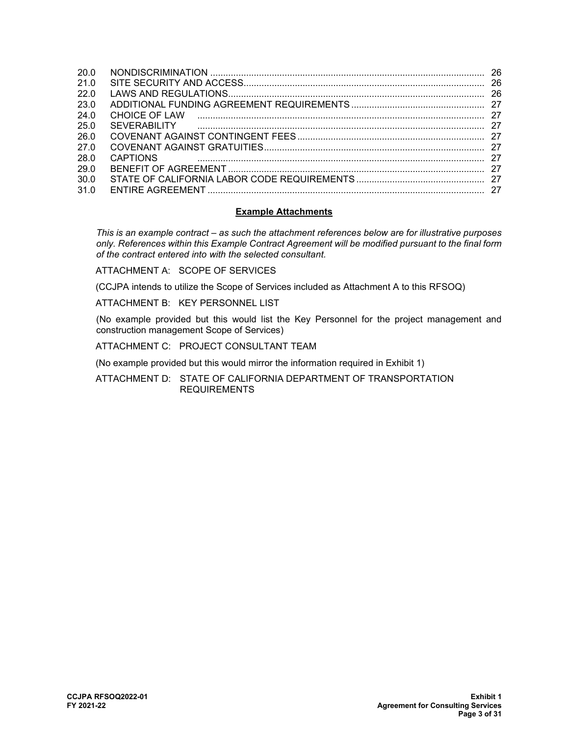| | | |
|---|---|---|
| 20.0 | NONDISCRIMINATION | 26 |
| 21.0 | SITE SECURITY AND ACCESS | 26 |
| 22.0 | LAWS AND REGULATIONS | 26 |
| 23.0 | ADDITIONAL FUNDING AGREEMENT REQUIREMENTS | 27 |
| 24.0 | CHOICE OF LAW | 27 |
| 25.0 | SEVERABILITY | 27 |
| 26.0 | COVENANT AGAINST CONTINGENT FEES | 27 |
| 27.0 | COVENANT AGAINST GRATUITIES | 27 |
| 28.0 | CAPTIONS | 27 |
| 29.0 | BENEFIT OF AGREEMENT | 27 |
| 30.0 | STATE OF CALIFORNIA LABOR CODE REQUIREMENTS | 27 |
| 31.0 | ENTIRE AGREEMENT | 27 |

**Example Attachments**

*This is an example contract – as such the attachment references below are for illustrative purposes only. References within this Example Contract Agreement will be modified pursuant to the final form of the contract entered into with the selected consultant.*

ATTACHMENT A: SCOPE OF SERVICES

(CCJPA intends to utilize the Scope of Services included as Attachment A to this RFSOQ)

ATTACHMENT B: KEY PERSONNEL LIST

(No example provided but this would list the Key Personnel for the project management and construction management Scope of Services)

ATTACHMENT C: PROJECT CONSULTANT TEAM

(No example provided but this would mirror the information required in Exhibit 1)

ATTACHMENT D: STATE OF CALIFORNIA DEPARTMENT OF TRANSPORTATION REQUIREMENTS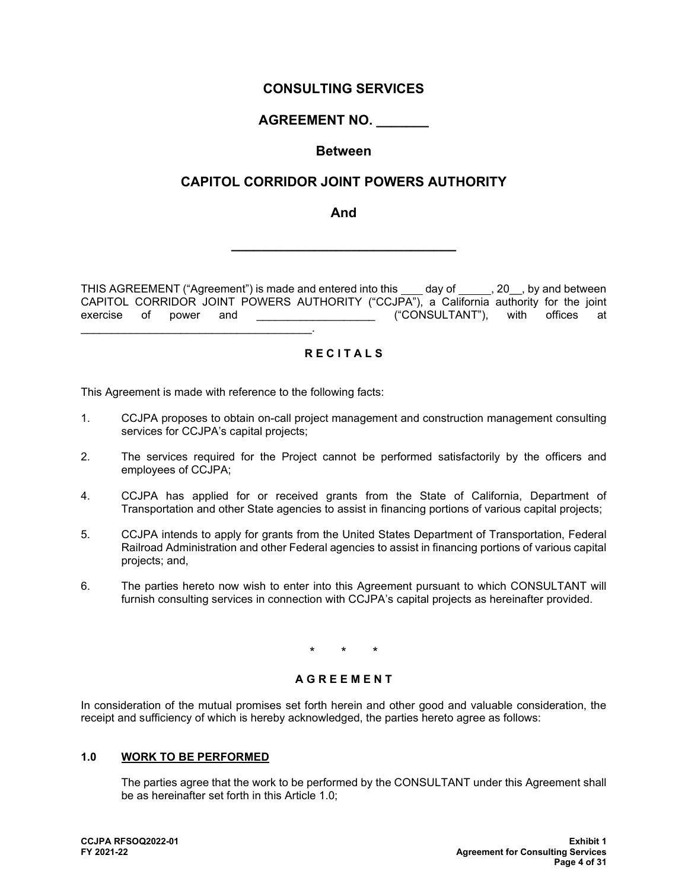# CONSULTING SERVICES

## AGREEMENT NO. _______

## Between

## CAPITOL CORRIDOR JOINT POWERS AUTHORITY

## And

## _______________________________

THIS AGREEMENT ("Agreement") is made and entered into this ____ day of ______, 20__, by and between CAPITOL CORRIDOR JOINT POWERS AUTHORITY ("CCJPA"), a California authority for the joint exercise of power and ___________________ ("CONSULTANT"), with offices at _____________________________________.

**R E C I T A L S**

This Agreement is made with reference to the following facts:

1. CCJPA proposes to obtain on-call project management and construction management consulting services for CCJPA's capital projects;

2. The services required for the Project cannot be performed satisfactorily by the officers and employees of CCJPA;

4. CCJPA has applied for or received grants from the State of California, Department of Transportation and other State agencies to assist in financing portions of various capital projects;

5. CCJPA intends to apply for grants from the United States Department of Transportation, Federal Railroad Administration and other Federal agencies to assist in financing portions of various capital projects; and,

6. The parties hereto now wish to enter into this Agreement pursuant to which CONSULTANT will furnish consulting services in connection with CCJPA's capital projects as hereinafter provided.

\* \* \*

**A G R E E M E N T**

In consideration of the mutual promises set forth herein and other good and valuable consideration, the receipt and sufficiency of which is hereby acknowledged, the parties hereto agree as follows:

### 1.0 WORK TO BE PERFORMED

The parties agree that the work to be performed by the CONSULTANT under this Agreement shall be as hereinafter set forth in this Article 1.0;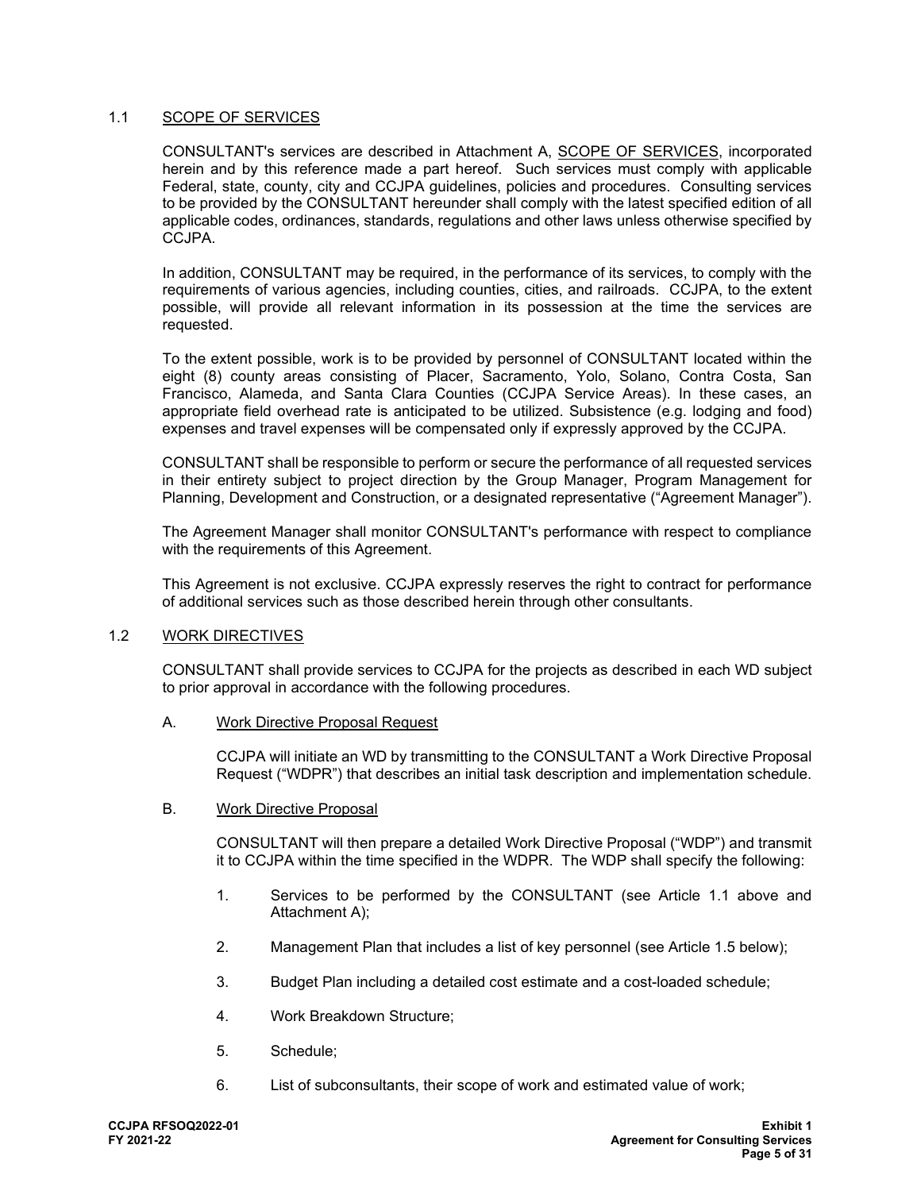## 1.1 SCOPE OF SERVICES

CONSULTANT's services are described in Attachment A, SCOPE OF SERVICES, incorporated herein and by this reference made a part hereof. Such services must comply with applicable Federal, state, county, city and CCJPA guidelines, policies and procedures. Consulting services to be provided by the CONSULTANT hereunder shall comply with the latest specified edition of all applicable codes, ordinances, standards, regulations and other laws unless otherwise specified by CCJPA.

In addition, CONSULTANT may be required, in the performance of its services, to comply with the requirements of various agencies, including counties, cities, and railroads. CCJPA, to the extent possible, will provide all relevant information in its possession at the time the services are requested.

To the extent possible, work is to be provided by personnel of CONSULTANT located within the eight (8) county areas consisting of Placer, Sacramento, Yolo, Solano, Contra Costa, San Francisco, Alameda, and Santa Clara Counties (CCJPA Service Areas). In these cases, an appropriate field overhead rate is anticipated to be utilized. Subsistence (e.g. lodging and food) expenses and travel expenses will be compensated only if expressly approved by the CCJPA.

CONSULTANT shall be responsible to perform or secure the performance of all requested services in their entirety subject to project direction by the Group Manager, Program Management for Planning, Development and Construction, or a designated representative ("Agreement Manager").

The Agreement Manager shall monitor CONSULTANT's performance with respect to compliance with the requirements of this Agreement.

This Agreement is not exclusive. CCJPA expressly reserves the right to contract for performance of additional services such as those described herein through other consultants.

## 1.2 WORK DIRECTIVES

CONSULTANT shall provide services to CCJPA for the projects as described in each WD subject to prior approval in accordance with the following procedures.

### A. Work Directive Proposal Request

CCJPA will initiate an WD by transmitting to the CONSULTANT a Work Directive Proposal Request ("WDPR") that describes an initial task description and implementation schedule.

### B. Work Directive Proposal

CONSULTANT will then prepare a detailed Work Directive Proposal ("WDP") and transmit it to CCJPA within the time specified in the WDPR. The WDP shall specify the following:

1. Services to be performed by the CONSULTANT (see Article 1.1 above and Attachment A);
2. Management Plan that includes a list of key personnel (see Article 1.5 below);
3. Budget Plan including a detailed cost estimate and a cost-loaded schedule;
4. Work Breakdown Structure;
5. Schedule;
6. List of subconsultants, their scope of work and estimated value of work;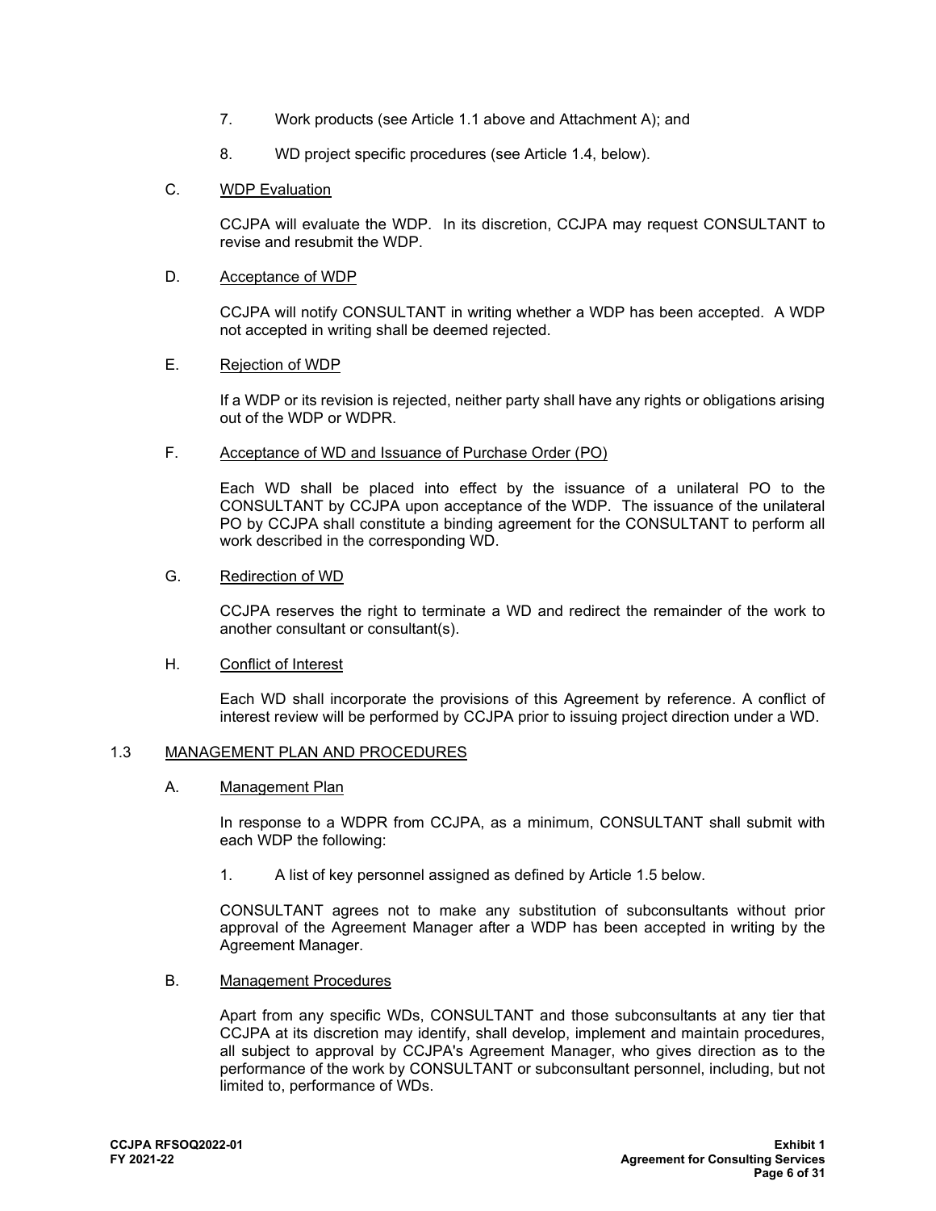7. Work products (see Article 1.1 above and Attachment A); and

8. WD project specific procedures (see Article 1.4, below).

C. WDP Evaluation

CCJPA will evaluate the WDP. In its discretion, CCJPA may request CONSULTANT to revise and resubmit the WDP.

D. Acceptance of WDP

CCJPA will notify CONSULTANT in writing whether a WDP has been accepted. A WDP not accepted in writing shall be deemed rejected.

E. Rejection of WDP

If a WDP or its revision is rejected, neither party shall have any rights or obligations arising out of the WDP or WDPR.

F. Acceptance of WD and Issuance of Purchase Order (PO)

Each WD shall be placed into effect by the issuance of a unilateral PO to the CONSULTANT by CCJPA upon acceptance of the WDP. The issuance of the unilateral PO by CCJPA shall constitute a binding agreement for the CONSULTANT to perform all work described in the corresponding WD.

G. Redirection of WD

CCJPA reserves the right to terminate a WD and redirect the remainder of the work to another consultant or consultant(s).

H. Conflict of Interest

Each WD shall incorporate the provisions of this Agreement by reference. A conflict of interest review will be performed by CCJPA prior to issuing project direction under a WD.

## 1.3 MANAGEMENT PLAN AND PROCEDURES

A. Management Plan

In response to a WDPR from CCJPA, as a minimum, CONSULTANT shall submit with each WDP the following:

1. A list of key personnel assigned as defined by Article 1.5 below.

CONSULTANT agrees not to make any substitution of subconsultants without prior approval of the Agreement Manager after a WDP has been accepted in writing by the Agreement Manager.

B. Management Procedures

Apart from any specific WDs, CONSULTANT and those subconsultants at any tier that CCJPA at its discretion may identify, shall develop, implement and maintain procedures, all subject to approval by CCJPA's Agreement Manager, who gives direction as to the performance of the work by CONSULTANT or subconsultant personnel, including, but not limited to, performance of WDs.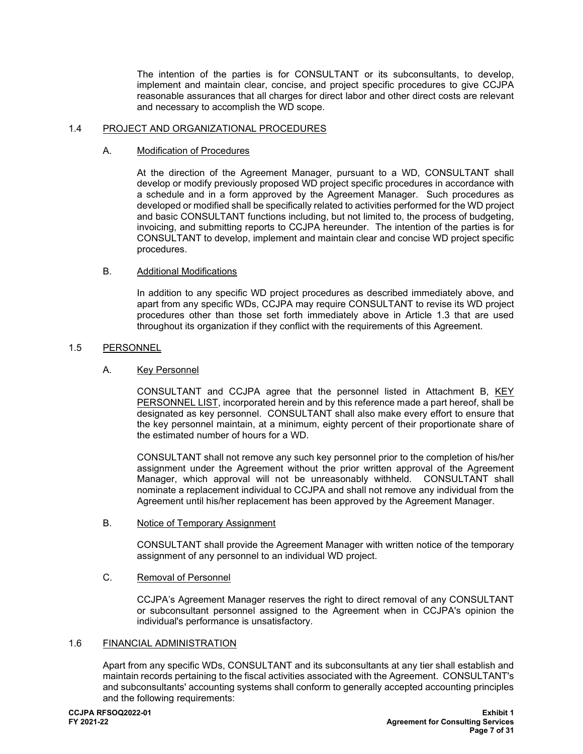The intention of the parties is for CONSULTANT or its subconsultants, to develop, implement and maintain clear, concise, and project specific procedures to give CCJPA reasonable assurances that all charges for direct labor and other direct costs are relevant and necessary to accomplish the WD scope.

### 1.4 PROJECT AND ORGANIZATIONAL PROCEDURES

#### A. Modification of Procedures

At the direction of the Agreement Manager, pursuant to a WD, CONSULTANT shall develop or modify previously proposed WD project specific procedures in accordance with a schedule and in a form approved by the Agreement Manager. Such procedures as developed or modified shall be specifically related to activities performed for the WD project and basic CONSULTANT functions including, but not limited to, the process of budgeting, invoicing, and submitting reports to CCJPA hereunder. The intention of the parties is for CONSULTANT to develop, implement and maintain clear and concise WD project specific procedures.

#### B. Additional Modifications

In addition to any specific WD project procedures as described immediately above, and apart from any specific WDs, CCJPA may require CONSULTANT to revise its WD project procedures other than those set forth immediately above in Article 1.3 that are used throughout its organization if they conflict with the requirements of this Agreement.

### 1.5 PERSONNEL

#### A. Key Personnel

CONSULTANT and CCJPA agree that the personnel listed in Attachment B, KEY PERSONNEL LIST, incorporated herein and by this reference made a part hereof, shall be designated as key personnel. CONSULTANT shall also make every effort to ensure that the key personnel maintain, at a minimum, eighty percent of their proportionate share of the estimated number of hours for a WD.

CONSULTANT shall not remove any such key personnel prior to the completion of his/her assignment under the Agreement without the prior written approval of the Agreement Manager, which approval will not be unreasonably withheld. CONSULTANT shall nominate a replacement individual to CCJPA and shall not remove any individual from the Agreement until his/her replacement has been approved by the Agreement Manager.

#### B. Notice of Temporary Assignment

CONSULTANT shall provide the Agreement Manager with written notice of the temporary assignment of any personnel to an individual WD project.

#### C. Removal of Personnel

CCJPA's Agreement Manager reserves the right to direct removal of any CONSULTANT or subconsultant personnel assigned to the Agreement when in CCJPA's opinion the individual's performance is unsatisfactory.

### 1.6 FINANCIAL ADMINISTRATION

Apart from any specific WDs, CONSULTANT and its subconsultants at any tier shall establish and maintain records pertaining to the fiscal activities associated with the Agreement. CONSULTANT's and subconsultants' accounting systems shall conform to generally accepted accounting principles and the following requirements: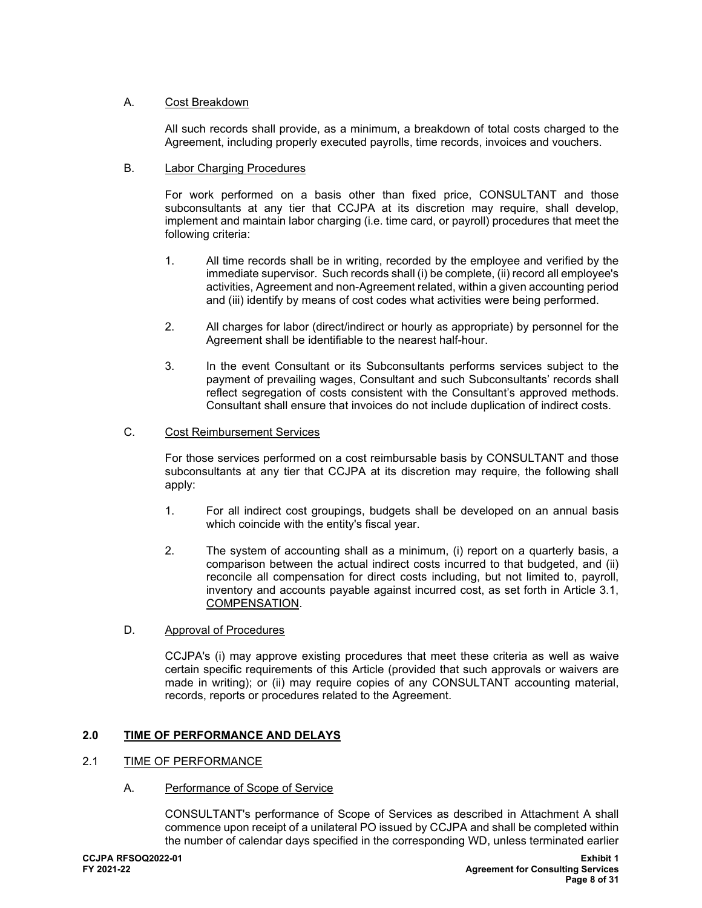A. Cost Breakdown

All such records shall provide, as a minimum, a breakdown of total costs charged to the Agreement, including properly executed payrolls, time records, invoices and vouchers.

B. Labor Charging Procedures

For work performed on a basis other than fixed price, CONSULTANT and those subconsultants at any tier that CCJPA at its discretion may require, shall develop, implement and maintain labor charging (i.e. time card, or payroll) procedures that meet the following criteria:

1. All time records shall be in writing, recorded by the employee and verified by the immediate supervisor. Such records shall (i) be complete, (ii) record all employee's activities, Agreement and non-Agreement related, within a given accounting period and (iii) identify by means of cost codes what activities were being performed.

2. All charges for labor (direct/indirect or hourly as appropriate) by personnel for the Agreement shall be identifiable to the nearest half-hour.

3. In the event Consultant or its Subconsultants performs services subject to the payment of prevailing wages, Consultant and such Subconsultants' records shall reflect segregation of costs consistent with the Consultant's approved methods. Consultant shall ensure that invoices do not include duplication of indirect costs.

C. Cost Reimbursement Services

For those services performed on a cost reimbursable basis by CONSULTANT and those subconsultants at any tier that CCJPA at its discretion may require, the following shall apply:

1. For all indirect cost groupings, budgets shall be developed on an annual basis which coincide with the entity's fiscal year.

2. The system of accounting shall as a minimum, (i) report on a quarterly basis, a comparison between the actual indirect costs incurred to that budgeted, and (ii) reconcile all compensation for direct costs including, but not limited to, payroll, inventory and accounts payable against incurred cost, as set forth in Article 3.1, COMPENSATION.

D. Approval of Procedures

CCJPA's (i) may approve existing procedures that meet these criteria as well as waive certain specific requirements of this Article (provided that such approvals or waivers are made in writing); or (ii) may require copies of any CONSULTANT accounting material, records, reports or procedures related to the Agreement.

## 2.0 TIME OF PERFORMANCE AND DELAYS

### 2.1 TIME OF PERFORMANCE

A. Performance of Scope of Service

CONSULTANT's performance of Scope of Services as described in Attachment A shall commence upon receipt of a unilateral PO issued by CCJPA and shall be completed within the number of calendar days specified in the corresponding WD, unless terminated earlier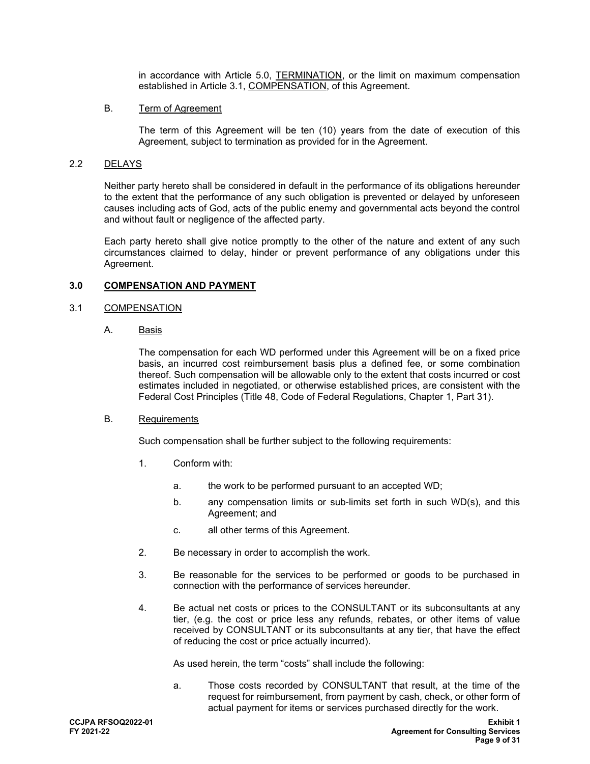in accordance with Article 5.0, TERMINATION, or the limit on maximum compensation established in Article 3.1, COMPENSATION, of this Agreement.

B. Term of Agreement

The term of this Agreement will be ten (10) years from the date of execution of this Agreement, subject to termination as provided for in the Agreement.

2.2 DELAYS

Neither party hereto shall be considered in default in the performance of its obligations hereunder to the extent that the performance of any such obligation is prevented or delayed by unforeseen causes including acts of God, acts of the public enemy and governmental acts beyond the control and without fault or negligence of the affected party.

Each party hereto shall give notice promptly to the other of the nature and extent of any such circumstances claimed to delay, hinder or prevent performance of any obligations under this Agreement.

## 3.0 COMPENSATION AND PAYMENT

3.1 COMPENSATION

A. Basis

The compensation for each WD performed under this Agreement will be on a fixed price basis, an incurred cost reimbursement basis plus a defined fee, or some combination thereof. Such compensation will be allowable only to the extent that costs incurred or cost estimates included in negotiated, or otherwise established prices, are consistent with the Federal Cost Principles (Title 48, Code of Federal Regulations, Chapter 1, Part 31).

B. Requirements

Such compensation shall be further subject to the following requirements:

1. Conform with:

   a. the work to be performed pursuant to an accepted WD;

   b. any compensation limits or sub-limits set forth in such WD(s), and this Agreement; and

   c. all other terms of this Agreement.

2. Be necessary in order to accomplish the work.

3. Be reasonable for the services to be performed or goods to be purchased in connection with the performance of services hereunder.

4. Be actual net costs or prices to the CONSULTANT or its subconsultants at any tier, (e.g. the cost or price less any refunds, rebates, or other items of value received by CONSULTANT or its subconsultants at any tier, that have the effect of reducing the cost or price actually incurred).

   As used herein, the term "costs" shall include the following:

   a. Those costs recorded by CONSULTANT that result, at the time of the request for reimbursement, from payment by cash, check, or other form of actual payment for items or services purchased directly for the work.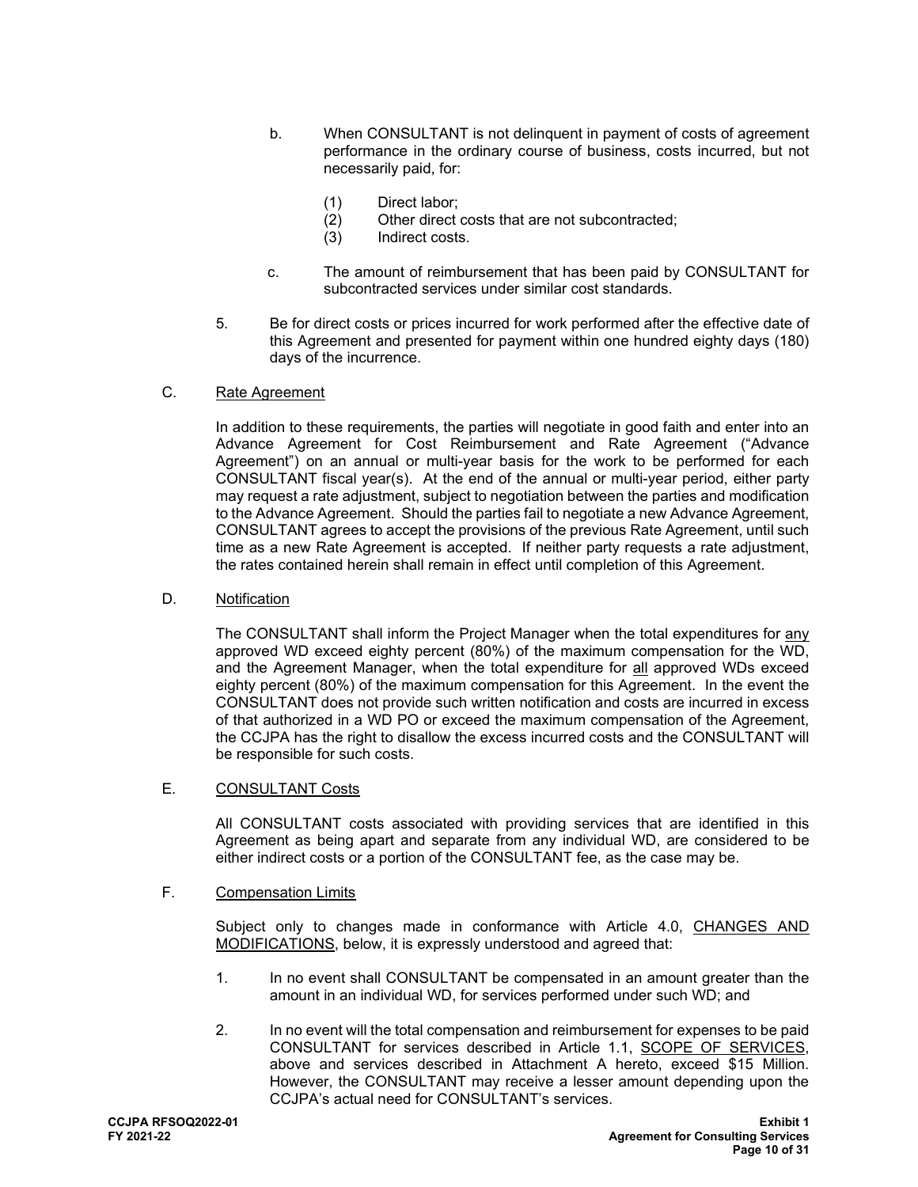b. When CONSULTANT is not delinquent in payment of costs of agreement performance in the ordinary course of business, costs incurred, but not necessarily paid, for:

   (1) Direct labor;
   (2) Other direct costs that are not subcontracted;
   (3) Indirect costs.

c. The amount of reimbursement that has been paid by CONSULTANT for subcontracted services under similar cost standards.

5. Be for direct costs or prices incurred for work performed after the effective date of this Agreement and presented for payment within one hundred eighty days (180) days of the incurrence.

C. Rate Agreement

In addition to these requirements, the parties will negotiate in good faith and enter into an Advance Agreement for Cost Reimbursement and Rate Agreement ("Advance Agreement") on an annual or multi-year basis for the work to be performed for each CONSULTANT fiscal year(s). At the end of the annual or multi-year period, either party may request a rate adjustment, subject to negotiation between the parties and modification to the Advance Agreement. Should the parties fail to negotiate a new Advance Agreement, CONSULTANT agrees to accept the provisions of the previous Rate Agreement, until such time as a new Rate Agreement is accepted. If neither party requests a rate adjustment, the rates contained herein shall remain in effect until completion of this Agreement.

D. Notification

The CONSULTANT shall inform the Project Manager when the total expenditures for any approved WD exceed eighty percent (80%) of the maximum compensation for the WD, and the Agreement Manager, when the total expenditure for all approved WDs exceed eighty percent (80%) of the maximum compensation for this Agreement. In the event the CONSULTANT does not provide such written notification and costs are incurred in excess of that authorized in a WD PO or exceed the maximum compensation of the Agreement, the CCJPA has the right to disallow the excess incurred costs and the CONSULTANT will be responsible for such costs.

E. CONSULTANT Costs

All CONSULTANT costs associated with providing services that are identified in this Agreement as being apart and separate from any individual WD, are considered to be either indirect costs or a portion of the CONSULTANT fee, as the case may be.

F. Compensation Limits

Subject only to changes made in conformance with Article 4.0, CHANGES AND MODIFICATIONS, below, it is expressly understood and agreed that:

1. In no event shall CONSULTANT be compensated in an amount greater than the amount in an individual WD, for services performed under such WD; and

2. In no event will the total compensation and reimbursement for expenses to be paid CONSULTANT for services described in Article 1.1, SCOPE OF SERVICES, above and services described in Attachment A hereto, exceed $15 Million. However, the CONSULTANT may receive a lesser amount depending upon the CCJPA's actual need for CONSULTANT's services.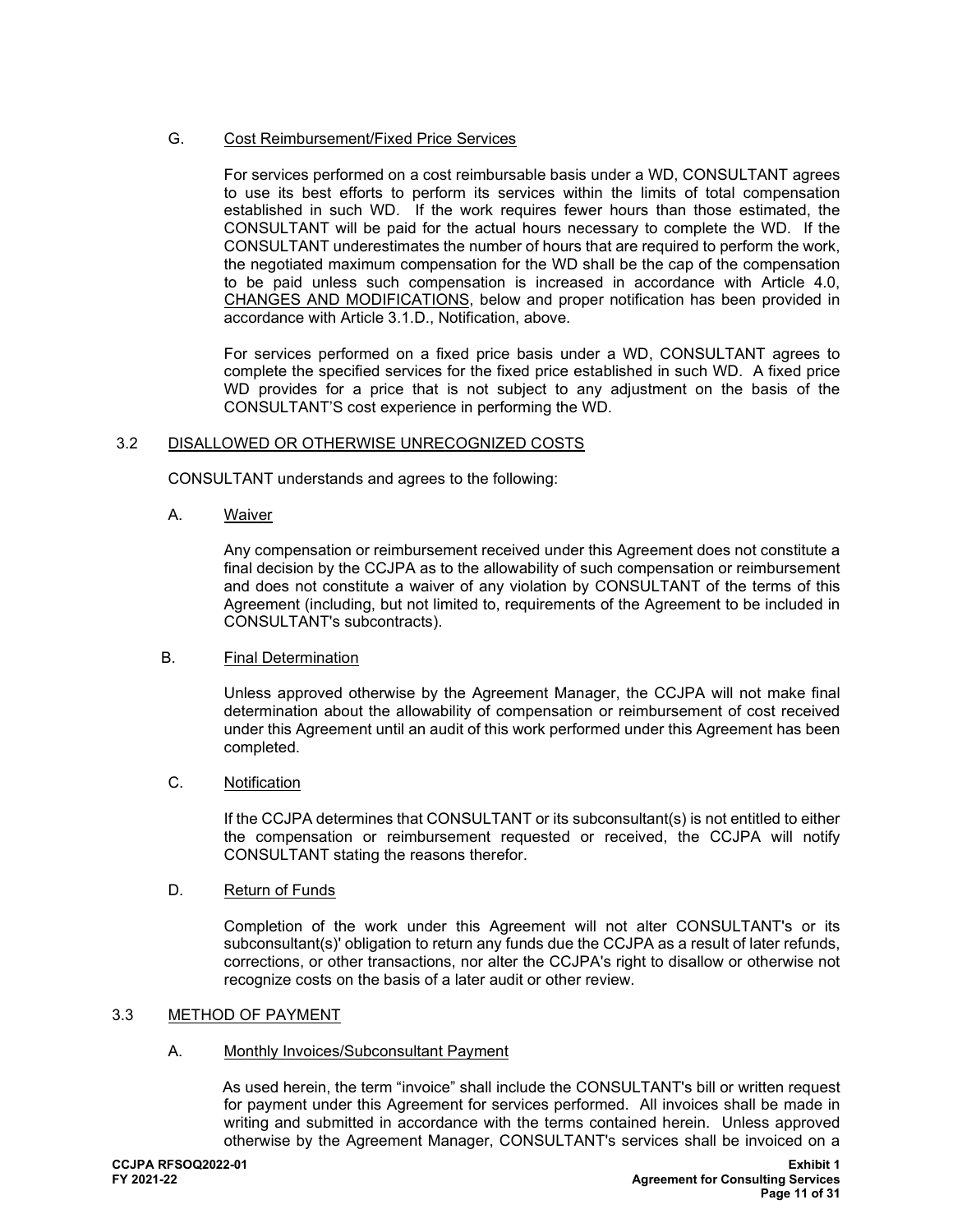G. Cost Reimbursement/Fixed Price Services

For services performed on a cost reimbursable basis under a WD, CONSULTANT agrees to use its best efforts to perform its services within the limits of total compensation established in such WD. If the work requires fewer hours than those estimated, the CONSULTANT will be paid for the actual hours necessary to complete the WD. If the CONSULTANT underestimates the number of hours that are required to perform the work, the negotiated maximum compensation for the WD shall be the cap of the compensation to be paid unless such compensation is increased in accordance with Article 4.0, CHANGES AND MODIFICATIONS, below and proper notification has been provided in accordance with Article 3.1.D., Notification, above.

For services performed on a fixed price basis under a WD, CONSULTANT agrees to complete the specified services for the fixed price established in such WD. A fixed price WD provides for a price that is not subject to any adjustment on the basis of the CONSULTANT'S cost experience in performing the WD.

## 3.2 DISALLOWED OR OTHERWISE UNRECOGNIZED COSTS

CONSULTANT understands and agrees to the following:

A. Waiver

Any compensation or reimbursement received under this Agreement does not constitute a final decision by the CCJPA as to the allowability of such compensation or reimbursement and does not constitute a waiver of any violation by CONSULTANT of the terms of this Agreement (including, but not limited to, requirements of the Agreement to be included in CONSULTANT's subcontracts).

B. Final Determination

Unless approved otherwise by the Agreement Manager, the CCJPA will not make final determination about the allowability of compensation or reimbursement of cost received under this Agreement until an audit of this work performed under this Agreement has been completed.

C. Notification

If the CCJPA determines that CONSULTANT or its subconsultant(s) is not entitled to either the compensation or reimbursement requested or received, the CCJPA will notify CONSULTANT stating the reasons therefor.

D. Return of Funds

Completion of the work under this Agreement will not alter CONSULTANT's or its subconsultant(s)' obligation to return any funds due the CCJPA as a result of later refunds, corrections, or other transactions, nor alter the CCJPA's right to disallow or otherwise not recognize costs on the basis of a later audit or other review.

## 3.3 METHOD OF PAYMENT

A. Monthly Invoices/Subconsultant Payment

As used herein, the term "invoice" shall include the CONSULTANT's bill or written request for payment under this Agreement for services performed. All invoices shall be made in writing and submitted in accordance with the terms contained herein. Unless approved otherwise by the Agreement Manager, CONSULTANT's services shall be invoiced on a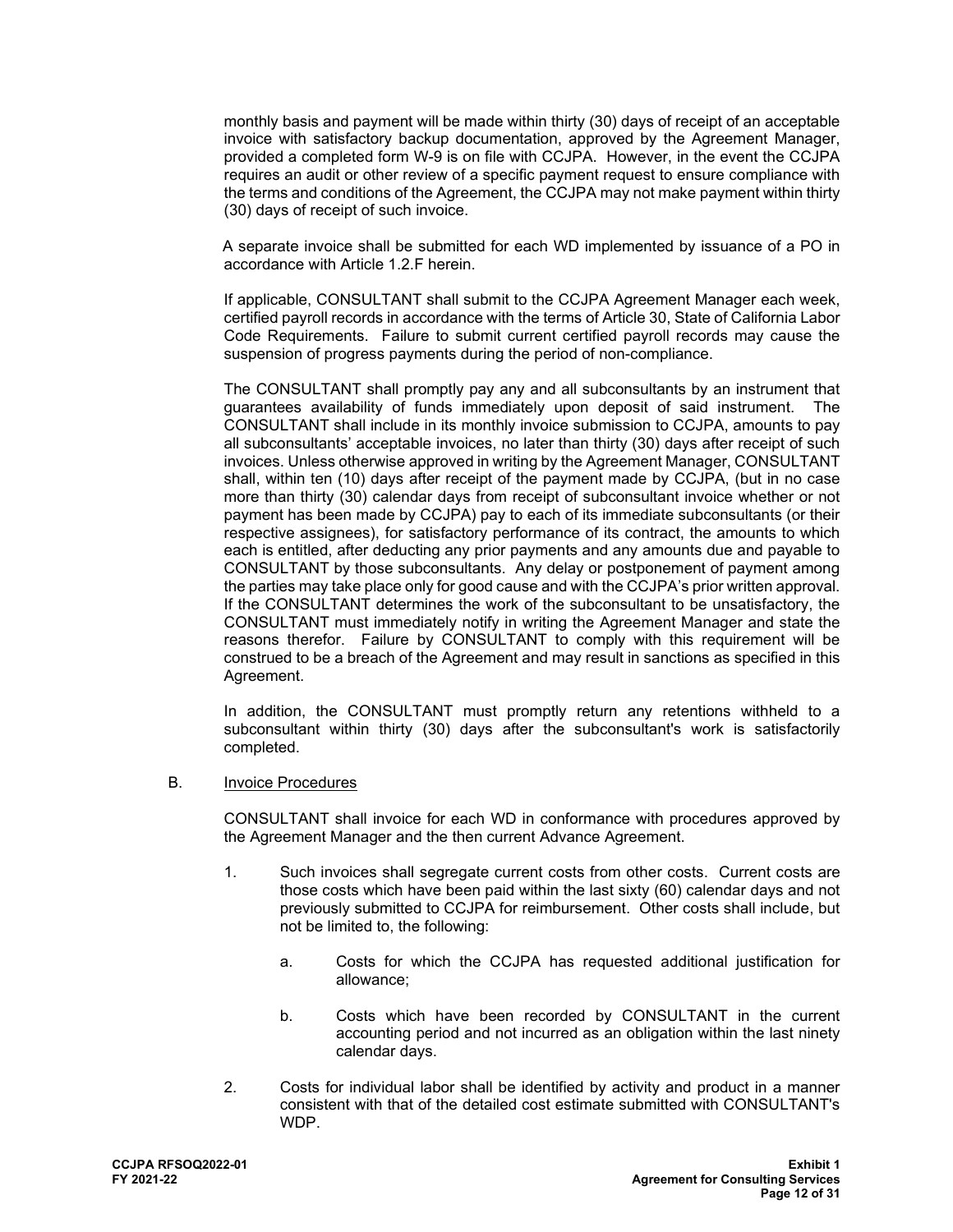monthly basis and payment will be made within thirty (30) days of receipt of an acceptable invoice with satisfactory backup documentation, approved by the Agreement Manager, provided a completed form W-9 is on file with CCJPA. However, in the event the CCJPA requires an audit or other review of a specific payment request to ensure compliance with the terms and conditions of the Agreement, the CCJPA may not make payment within thirty (30) days of receipt of such invoice.

A separate invoice shall be submitted for each WD implemented by issuance of a PO in accordance with Article 1.2.F herein.

If applicable, CONSULTANT shall submit to the CCJPA Agreement Manager each week, certified payroll records in accordance with the terms of Article 30, State of California Labor Code Requirements. Failure to submit current certified payroll records may cause the suspension of progress payments during the period of non-compliance.

The CONSULTANT shall promptly pay any and all subconsultants by an instrument that guarantees availability of funds immediately upon deposit of said instrument. The CONSULTANT shall include in its monthly invoice submission to CCJPA, amounts to pay all subconsultants' acceptable invoices, no later than thirty (30) days after receipt of such invoices. Unless otherwise approved in writing by the Agreement Manager, CONSULTANT shall, within ten (10) days after receipt of the payment made by CCJPA, (but in no case more than thirty (30) calendar days from receipt of subconsultant invoice whether or not payment has been made by CCJPA) pay to each of its immediate subconsultants (or their respective assignees), for satisfactory performance of its contract, the amounts to which each is entitled, after deducting any prior payments and any amounts due and payable to CONSULTANT by those subconsultants. Any delay or postponement of payment among the parties may take place only for good cause and with the CCJPA's prior written approval. If the CONSULTANT determines the work of the subconsultant to be unsatisfactory, the CONSULTANT must immediately notify in writing the Agreement Manager and state the reasons therefor. Failure by CONSULTANT to comply with this requirement will be construed to be a breach of the Agreement and may result in sanctions as specified in this Agreement.

In addition, the CONSULTANT must promptly return any retentions withheld to a subconsultant within thirty (30) days after the subconsultant's work is satisfactorily completed.

B. Invoice Procedures

CONSULTANT shall invoice for each WD in conformance with procedures approved by the Agreement Manager and the then current Advance Agreement.

1. Such invoices shall segregate current costs from other costs. Current costs are those costs which have been paid within the last sixty (60) calendar days and not previously submitted to CCJPA for reimbursement. Other costs shall include, but not be limited to, the following:

    a. Costs for which the CCJPA has requested additional justification for allowance;

    b. Costs which have been recorded by CONSULTANT in the current accounting period and not incurred as an obligation within the last ninety calendar days.

2. Costs for individual labor shall be identified by activity and product in a manner consistent with that of the detailed cost estimate submitted with CONSULTANT's WDP.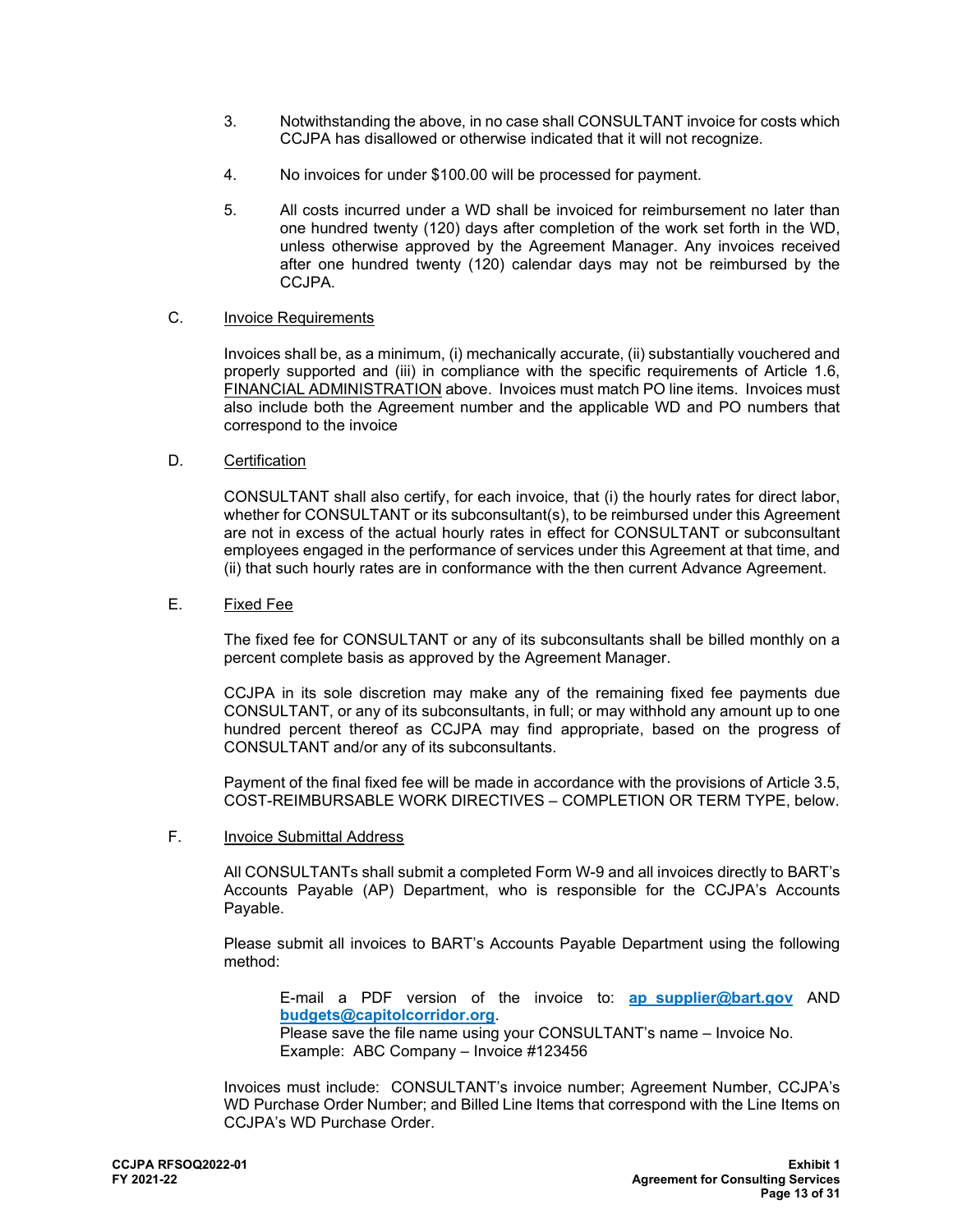3. Notwithstanding the above, in no case shall CONSULTANT invoice for costs which CCJPA has disallowed or otherwise indicated that it will not recognize.

4. No invoices for under $100.00 will be processed for payment.

5. All costs incurred under a WD shall be invoiced for reimbursement no later than one hundred twenty (120) days after completion of the work set forth in the WD, unless otherwise approved by the Agreement Manager. Any invoices received after one hundred twenty (120) calendar days may not be reimbursed by the CCJPA.

C. Invoice Requirements

Invoices shall be, as a minimum, (i) mechanically accurate, (ii) substantially vouchered and properly supported and (iii) in compliance with the specific requirements of Article 1.6, FINANCIAL ADMINISTRATION above. Invoices must match PO line items. Invoices must also include both the Agreement number and the applicable WD and PO numbers that correspond to the invoice

D. Certification

CONSULTANT shall also certify, for each invoice, that (i) the hourly rates for direct labor, whether for CONSULTANT or its subconsultant(s), to be reimbursed under this Agreement are not in excess of the actual hourly rates in effect for CONSULTANT or subconsultant employees engaged in the performance of services under this Agreement at that time, and (ii) that such hourly rates are in conformance with the then current Advance Agreement.

E. Fixed Fee

The fixed fee for CONSULTANT or any of its subconsultants shall be billed monthly on a percent complete basis as approved by the Agreement Manager.

CCJPA in its sole discretion may make any of the remaining fixed fee payments due CONSULTANT, or any of its subconsultants, in full; or may withhold any amount up to one hundred percent thereof as CCJPA may find appropriate, based on the progress of CONSULTANT and/or any of its subconsultants.

Payment of the final fixed fee will be made in accordance with the provisions of Article 3.5, COST-REIMBURSABLE WORK DIRECTIVES – COMPLETION OR TERM TYPE, below.

F. Invoice Submittal Address

All CONSULTANTs shall submit a completed Form W-9 and all invoices directly to BART's Accounts Payable (AP) Department, who is responsible for the CCJPA's Accounts Payable.

Please submit all invoices to BART's Accounts Payable Department using the following method:

> E-mail a PDF version of the invoice to: **ap_supplier@bart.gov** AND **budgets@capitolcorridor.org**.
> Please save the file name using your CONSULTANT's name – Invoice No.
> Example: ABC Company – Invoice #123456

Invoices must include: CONSULTANT's invoice number; Agreement Number, CCJPA's WD Purchase Order Number; and Billed Line Items that correspond with the Line Items on CCJPA's WD Purchase Order.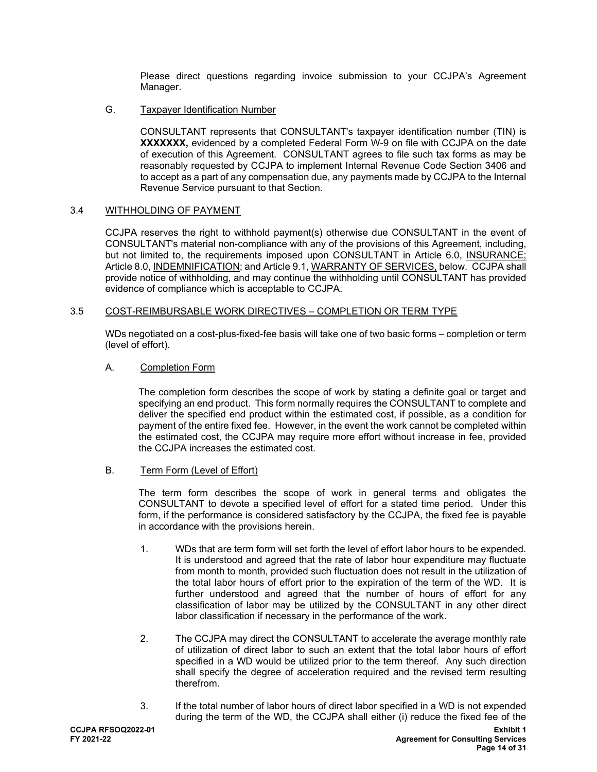Please direct questions regarding invoice submission to your CCJPA's Agreement Manager.

G. Taxpayer Identification Number

CONSULTANT represents that CONSULTANT's taxpayer identification number (TIN) is **XXXXXXX,** evidenced by a completed Federal Form W-9 on file with CCJPA on the date of execution of this Agreement. CONSULTANT agrees to file such tax forms as may be reasonably requested by CCJPA to implement Internal Revenue Code Section 3406 and to accept as a part of any compensation due, any payments made by CCJPA to the Internal Revenue Service pursuant to that Section.

## 3.4 WITHHOLDING OF PAYMENT

CCJPA reserves the right to withhold payment(s) otherwise due CONSULTANT in the event of CONSULTANT's material non-compliance with any of the provisions of this Agreement, including, but not limited to, the requirements imposed upon CONSULTANT in Article 6.0, INSURANCE; Article 8.0, INDEMNIFICATION; and Article 9.1, WARRANTY OF SERVICES, below. CCJPA shall provide notice of withholding, and may continue the withholding until CONSULTANT has provided evidence of compliance which is acceptable to CCJPA.

## 3.5 COST-REIMBURSABLE WORK DIRECTIVES – COMPLETION OR TERM TYPE

WDs negotiated on a cost-plus-fixed-fee basis will take one of two basic forms – completion or term (level of effort).

A. Completion Form

The completion form describes the scope of work by stating a definite goal or target and specifying an end product. This form normally requires the CONSULTANT to complete and deliver the specified end product within the estimated cost, if possible, as a condition for payment of the entire fixed fee. However, in the event the work cannot be completed within the estimated cost, the CCJPA may require more effort without increase in fee, provided the CCJPA increases the estimated cost.

B. Term Form (Level of Effort)

The term form describes the scope of work in general terms and obligates the CONSULTANT to devote a specified level of effort for a stated time period. Under this form, if the performance is considered satisfactory by the CCJPA, the fixed fee is payable in accordance with the provisions herein.

1. WDs that are term form will set forth the level of effort labor hours to be expended. It is understood and agreed that the rate of labor hour expenditure may fluctuate from month to month, provided such fluctuation does not result in the utilization of the total labor hours of effort prior to the expiration of the term of the WD. It is further understood and agreed that the number of hours of effort for any classification of labor may be utilized by the CONSULTANT in any other direct labor classification if necessary in the performance of the work.

2. The CCJPA may direct the CONSULTANT to accelerate the average monthly rate of utilization of direct labor to such an extent that the total labor hours of effort specified in a WD would be utilized prior to the term thereof. Any such direction shall specify the degree of acceleration required and the revised term resulting therefrom.

3. If the total number of labor hours of direct labor specified in a WD is not expended during the term of the WD, the CCJPA shall either (i) reduce the fixed fee of the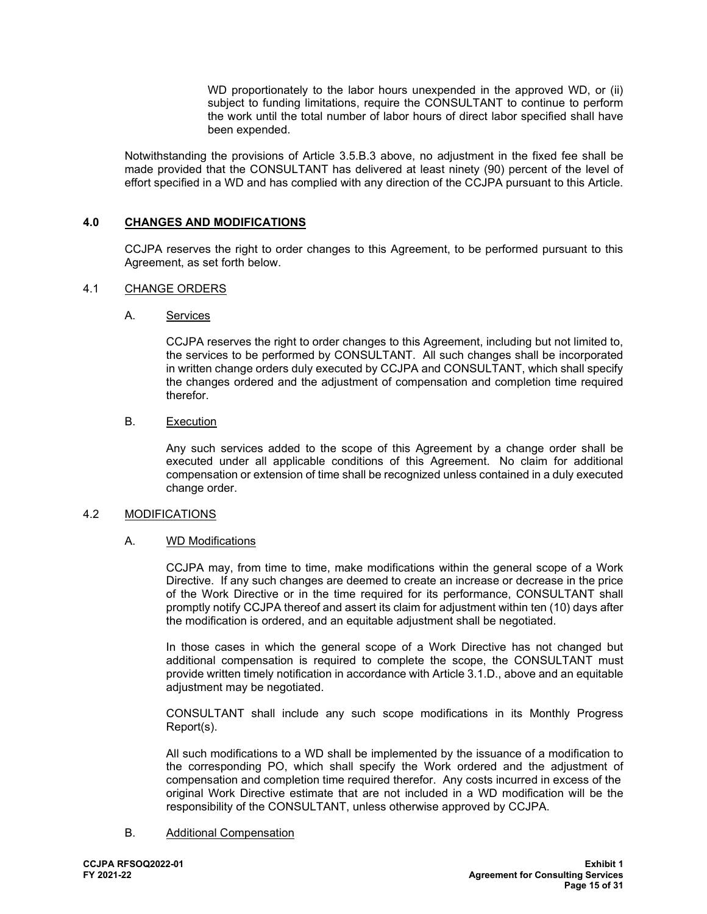WD proportionately to the labor hours unexpended in the approved WD, or (ii) subject to funding limitations, require the CONSULTANT to continue to perform the work until the total number of labor hours of direct labor specified shall have been expended.

Notwithstanding the provisions of Article 3.5.B.3 above, no adjustment in the fixed fee shall be made provided that the CONSULTANT has delivered at least ninety (90) percent of the level of effort specified in a WD and has complied with any direction of the CCJPA pursuant to this Article.

## 4.0 CHANGES AND MODIFICATIONS

CCJPA reserves the right to order changes to this Agreement, to be performed pursuant to this Agreement, as set forth below.

### 4.1 CHANGE ORDERS

A. Services

CCJPA reserves the right to order changes to this Agreement, including but not limited to, the services to be performed by CONSULTANT. All such changes shall be incorporated in written change orders duly executed by CCJPA and CONSULTANT, which shall specify the changes ordered and the adjustment of compensation and completion time required therefor.

B. Execution

Any such services added to the scope of this Agreement by a change order shall be executed under all applicable conditions of this Agreement. No claim for additional compensation or extension of time shall be recognized unless contained in a duly executed change order.

### 4.2 MODIFICATIONS

A. WD Modifications

CCJPA may, from time to time, make modifications within the general scope of a Work Directive. If any such changes are deemed to create an increase or decrease in the price of the Work Directive or in the time required for its performance, CONSULTANT shall promptly notify CCJPA thereof and assert its claim for adjustment within ten (10) days after the modification is ordered, and an equitable adjustment shall be negotiated.

In those cases in which the general scope of a Work Directive has not changed but additional compensation is required to complete the scope, the CONSULTANT must provide written timely notification in accordance with Article 3.1.D., above and an equitable adjustment may be negotiated.

CONSULTANT shall include any such scope modifications in its Monthly Progress Report(s).

All such modifications to a WD shall be implemented by the issuance of a modification to the corresponding PO, which shall specify the Work ordered and the adjustment of compensation and completion time required therefor. Any costs incurred in excess of the original Work Directive estimate that are not included in a WD modification will be the responsibility of the CONSULTANT, unless otherwise approved by CCJPA.

B. Additional Compensation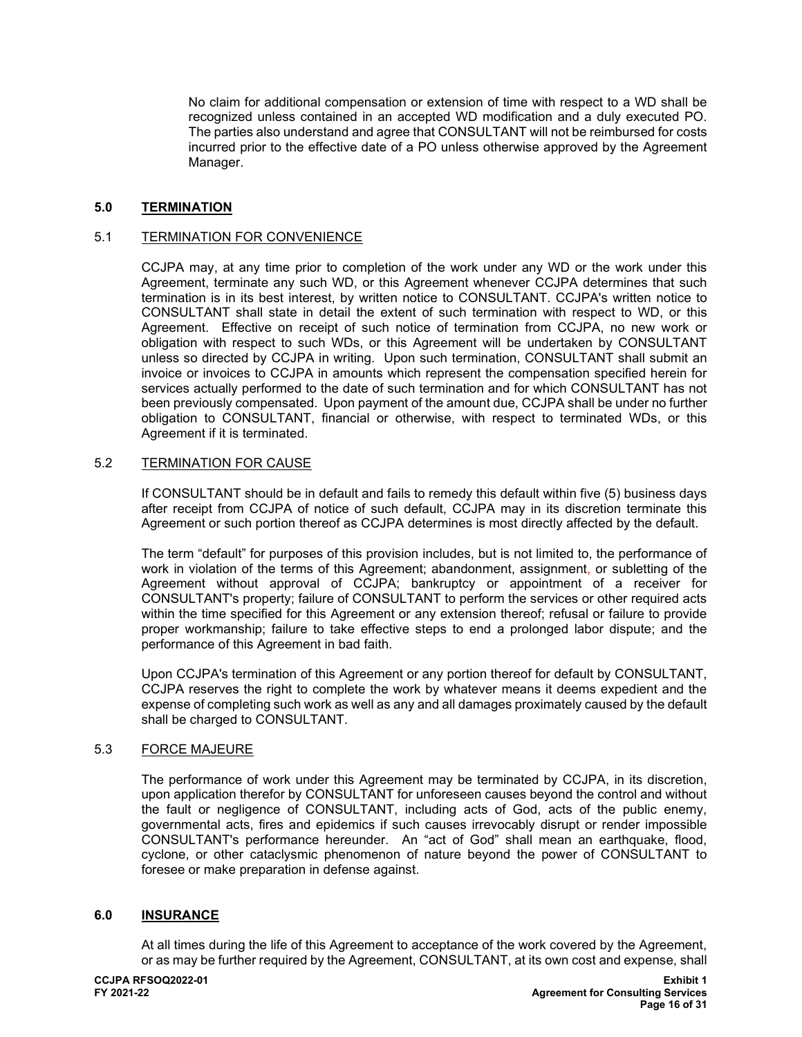No claim for additional compensation or extension of time with respect to a WD shall be recognized unless contained in an accepted WD modification and a duly executed PO. The parties also understand and agree that CONSULTANT will not be reimbursed for costs incurred prior to the effective date of a PO unless otherwise approved by the Agreement Manager.

## 5.0 TERMINATION

### 5.1 TERMINATION FOR CONVENIENCE

CCJPA may, at any time prior to completion of the work under any WD or the work under this Agreement, terminate any such WD, or this Agreement whenever CCJPA determines that such termination is in its best interest, by written notice to CONSULTANT. CCJPA's written notice to CONSULTANT shall state in detail the extent of such termination with respect to WD, or this Agreement. Effective on receipt of such notice of termination from CCJPA, no new work or obligation with respect to such WDs, or this Agreement will be undertaken by CONSULTANT unless so directed by CCJPA in writing. Upon such termination, CONSULTANT shall submit an invoice or invoices to CCJPA in amounts which represent the compensation specified herein for services actually performed to the date of such termination and for which CONSULTANT has not been previously compensated. Upon payment of the amount due, CCJPA shall be under no further obligation to CONSULTANT, financial or otherwise, with respect to terminated WDs, or this Agreement if it is terminated.

### 5.2 TERMINATION FOR CAUSE

If CONSULTANT should be in default and fails to remedy this default within five (5) business days after receipt from CCJPA of notice of such default, CCJPA may in its discretion terminate this Agreement or such portion thereof as CCJPA determines is most directly affected by the default.

The term "default" for purposes of this provision includes, but is not limited to, the performance of work in violation of the terms of this Agreement; abandonment, assignment, or subletting of the Agreement without approval of CCJPA; bankruptcy or appointment of a receiver for CONSULTANT's property; failure of CONSULTANT to perform the services or other required acts within the time specified for this Agreement or any extension thereof; refusal or failure to provide proper workmanship; failure to take effective steps to end a prolonged labor dispute; and the performance of this Agreement in bad faith.

Upon CCJPA's termination of this Agreement or any portion thereof for default by CONSULTANT, CCJPA reserves the right to complete the work by whatever means it deems expedient and the expense of completing such work as well as any and all damages proximately caused by the default shall be charged to CONSULTANT.

### 5.3 FORCE MAJEURE

The performance of work under this Agreement may be terminated by CCJPA, in its discretion, upon application therefor by CONSULTANT for unforeseen causes beyond the control and without the fault or negligence of CONSULTANT, including acts of God, acts of the public enemy, governmental acts, fires and epidemics if such causes irrevocably disrupt or render impossible CONSULTANT's performance hereunder. An "act of God" shall mean an earthquake, flood, cyclone, or other cataclysmic phenomenon of nature beyond the power of CONSULTANT to foresee or make preparation in defense against.

## 6.0 INSURANCE

At all times during the life of this Agreement to acceptance of the work covered by the Agreement, or as may be further required by the Agreement, CONSULTANT, at its own cost and expense, shall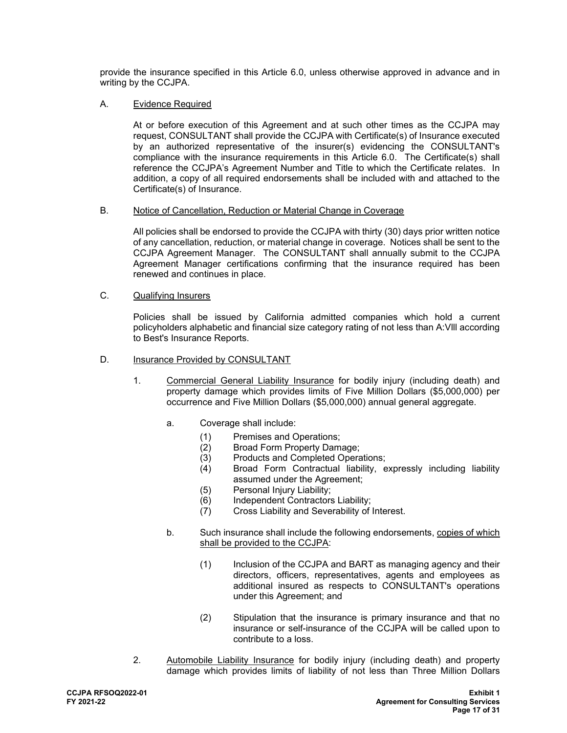provide the insurance specified in this Article 6.0, unless otherwise approved in advance and in writing by the CCJPA.

A. <u>Evidence Required</u>

At or before execution of this Agreement and at such other times as the CCJPA may request, CONSULTANT shall provide the CCJPA with Certificate(s) of Insurance executed by an authorized representative of the insurer(s) evidencing the CONSULTANT's compliance with the insurance requirements in this Article 6.0. The Certificate(s) shall reference the CCJPA's Agreement Number and Title to which the Certificate relates. In addition, a copy of all required endorsements shall be included with and attached to the Certificate(s) of Insurance.

B. <u>Notice of Cancellation, Reduction or Material Change in Coverage</u>

All policies shall be endorsed to provide the CCJPA with thirty (30) days prior written notice of any cancellation, reduction, or material change in coverage. Notices shall be sent to the CCJPA Agreement Manager. The CONSULTANT shall annually submit to the CCJPA Agreement Manager certifications confirming that the insurance required has been renewed and continues in place.

C. <u>Qualifying Insurers</u>

Policies shall be issued by California admitted companies which hold a current policyholders alphabetic and financial size category rating of not less than A:VIII according to Best's Insurance Reports.

D. <u>Insurance Provided by CONSULTANT</u>

1. <u>Commercial General Liability Insurance</u> for bodily injury (including death) and property damage which provides limits of Five Million Dollars ($5,000,000) per occurrence and Five Million Dollars ($5,000,000) annual general aggregate.

   a. Coverage shall include:

      (1) Premises and Operations;
      (2) Broad Form Property Damage;
      (3) Products and Completed Operations;
      (4) Broad Form Contractual liability, expressly including liability assumed under the Agreement;
      (5) Personal Injury Liability;
      (6) Independent Contractors Liability;
      (7) Cross Liability and Severability of Interest.

   b. Such insurance shall include the following endorsements, <u>copies of which shall be provided to the CCJPA</u>:

      (1) Inclusion of the CCJPA and BART as managing agency and their directors, officers, representatives, agents and employees as additional insured as respects to CONSULTANT's operations under this Agreement; and

      (2) Stipulation that the insurance is primary insurance and that no insurance or self-insurance of the CCJPA will be called upon to contribute to a loss.

2. <u>Automobile Liability Insurance</u> for bodily injury (including death) and property damage which provides limits of liability of not less than Three Million Dollars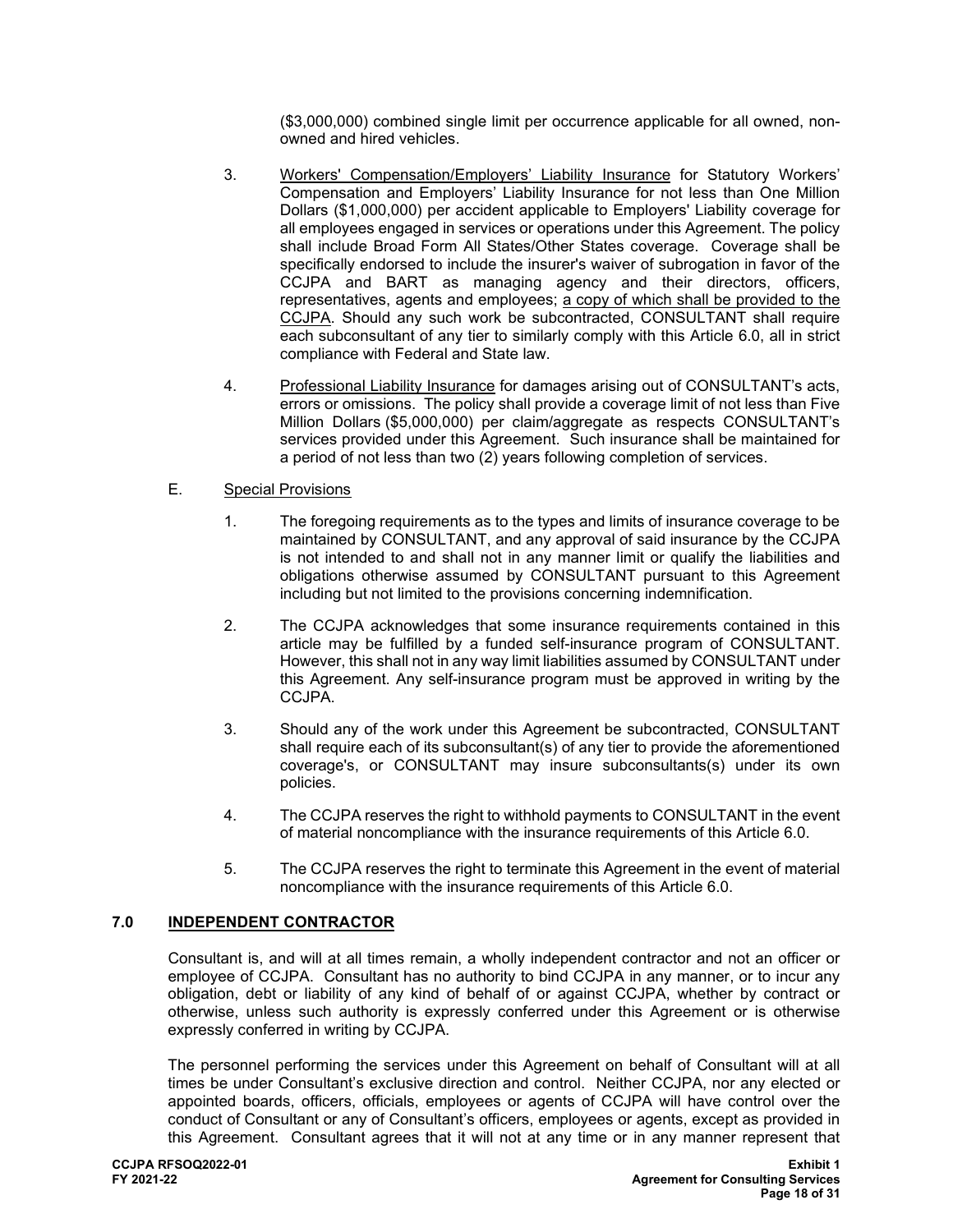($3,000,000) combined single limit per occurrence applicable for all owned, non-owned and hired vehicles.

3. Workers' Compensation/Employers' Liability Insurance for Statutory Workers' Compensation and Employers' Liability Insurance for not less than One Million Dollars ($1,000,000) per accident applicable to Employers' Liability coverage for all employees engaged in services or operations under this Agreement. The policy shall include Broad Form All States/Other States coverage. Coverage shall be specifically endorsed to include the insurer's waiver of subrogation in favor of the CCJPA and BART as managing agency and their directors, officers, representatives, agents and employees; a copy of which shall be provided to the CCJPA. Should any such work be subcontracted, CONSULTANT shall require each subconsultant of any tier to similarly comply with this Article 6.0, all in strict compliance with Federal and State law.

4. Professional Liability Insurance for damages arising out of CONSULTANT's acts, errors or omissions. The policy shall provide a coverage limit of not less than Five Million Dollars ($5,000,000) per claim/aggregate as respects CONSULTANT's services provided under this Agreement. Such insurance shall be maintained for a period of not less than two (2) years following completion of services.

E. Special Provisions

1. The foregoing requirements as to the types and limits of insurance coverage to be maintained by CONSULTANT, and any approval of said insurance by the CCJPA is not intended to and shall not in any manner limit or qualify the liabilities and obligations otherwise assumed by CONSULTANT pursuant to this Agreement including but not limited to the provisions concerning indemnification.

2. The CCJPA acknowledges that some insurance requirements contained in this article may be fulfilled by a funded self-insurance program of CONSULTANT. However, this shall not in any way limit liabilities assumed by CONSULTANT under this Agreement. Any self-insurance program must be approved in writing by the CCJPA.

3. Should any of the work under this Agreement be subcontracted, CONSULTANT shall require each of its subconsultant(s) of any tier to provide the aforementioned coverage's, or CONSULTANT may insure subconsultants(s) under its own policies.

4. The CCJPA reserves the right to withhold payments to CONSULTANT in the event of material noncompliance with the insurance requirements of this Article 6.0.

5. The CCJPA reserves the right to terminate this Agreement in the event of material noncompliance with the insurance requirements of this Article 6.0.

## 7.0 INDEPENDENT CONTRACTOR

Consultant is, and will at all times remain, a wholly independent contractor and not an officer or employee of CCJPA. Consultant has no authority to bind CCJPA in any manner, or to incur any obligation, debt or liability of any kind of behalf of or against CCJPA, whether by contract or otherwise, unless such authority is expressly conferred under this Agreement or is otherwise expressly conferred in writing by CCJPA.

The personnel performing the services under this Agreement on behalf of Consultant will at all times be under Consultant's exclusive direction and control. Neither CCJPA, nor any elected or appointed boards, officers, officials, employees or agents of CCJPA will have control over the conduct of Consultant or any of Consultant's officers, employees or agents, except as provided in this Agreement. Consultant agrees that it will not at any time or in any manner represent that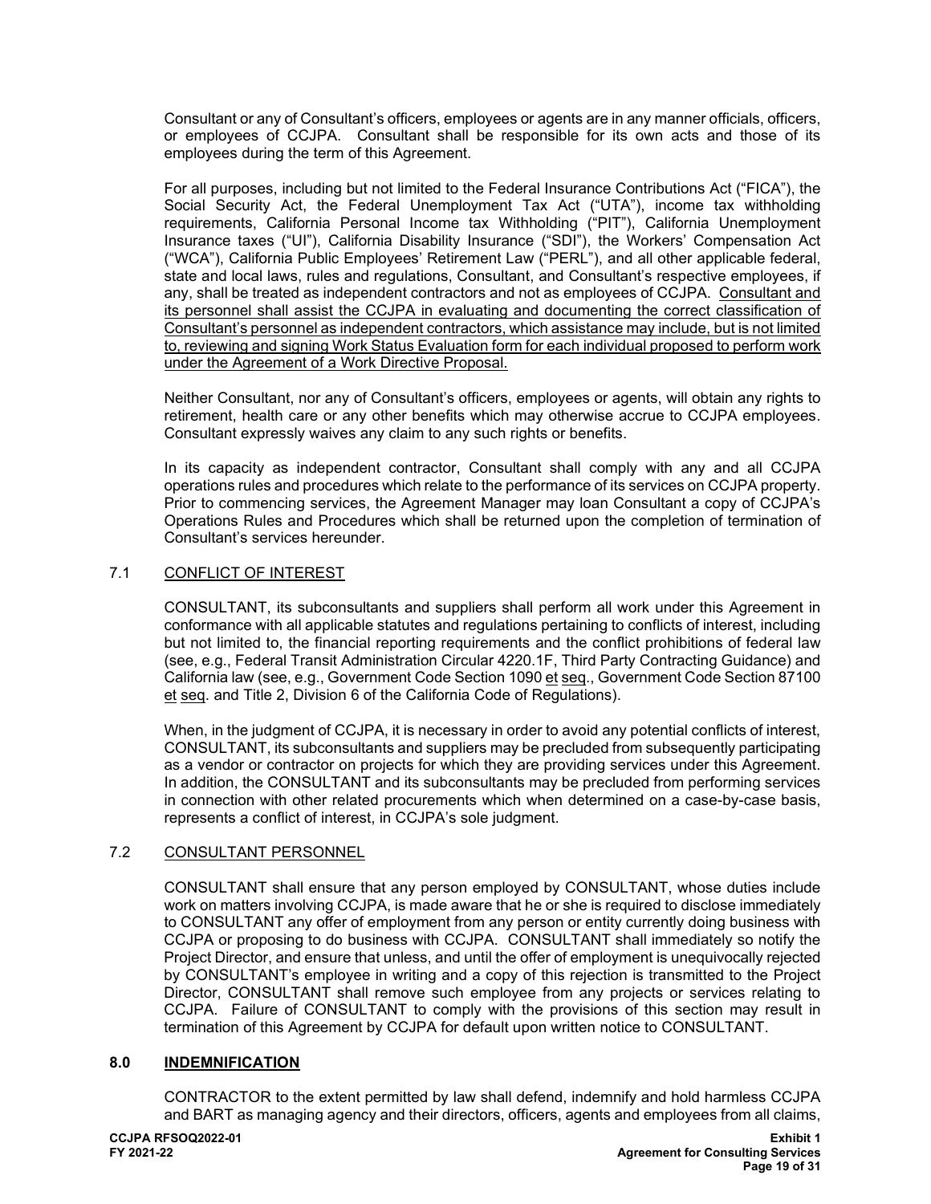Consultant or any of Consultant's officers, employees or agents are in any manner officials, officers, or employees of CCJPA. Consultant shall be responsible for its own acts and those of its employees during the term of this Agreement.

For all purposes, including but not limited to the Federal Insurance Contributions Act ("FICA"), the Social Security Act, the Federal Unemployment Tax Act ("UTA"), income tax withholding requirements, California Personal Income tax Withholding ("PIT"), California Unemployment Insurance taxes ("UI"), California Disability Insurance ("SDI"), the Workers' Compensation Act ("WCA"), California Public Employees' Retirement Law ("PERL"), and all other applicable federal, state and local laws, rules and regulations, Consultant, and Consultant's respective employees, if any, shall be treated as independent contractors and not as employees of CCJPA. <u>Consultant and its personnel shall assist the CCJPA in evaluating and documenting the correct classification of Consultant's personnel as independent contractors, which assistance may include, but is not limited to, reviewing and signing Work Status Evaluation form for each individual proposed to perform work under the Agreement of a Work Directive Proposal.</u>

Neither Consultant, nor any of Consultant's officers, employees or agents, will obtain any rights to retirement, health care or any other benefits which may otherwise accrue to CCJPA employees. Consultant expressly waives any claim to any such rights or benefits.

In its capacity as independent contractor, Consultant shall comply with any and all CCJPA operations rules and procedures which relate to the performance of its services on CCJPA property. Prior to commencing services, the Agreement Manager may loan Consultant a copy of CCJPA's Operations Rules and Procedures which shall be returned upon the completion of termination of Consultant's services hereunder.

### 7.1 <u>CONFLICT OF INTEREST</u>

CONSULTANT, its subconsultants and suppliers shall perform all work under this Agreement in conformance with all applicable statutes and regulations pertaining to conflicts of interest, including but not limited to, the financial reporting requirements and the conflict prohibitions of federal law (see, e.g., Federal Transit Administration Circular 4220.1F, Third Party Contracting Guidance) and California law (see, e.g., Government Code Section 1090 <u>et seq</u>., Government Code Section 87100 <u>et seq</u>. and Title 2, Division 6 of the California Code of Regulations).

When, in the judgment of CCJPA, it is necessary in order to avoid any potential conflicts of interest, CONSULTANT, its subconsultants and suppliers may be precluded from subsequently participating as a vendor or contractor on projects for which they are providing services under this Agreement. In addition, the CONSULTANT and its subconsultants may be precluded from performing services in connection with other related procurements which when determined on a case-by-case basis, represents a conflict of interest, in CCJPA's sole judgment.

### 7.2 <u>CONSULTANT PERSONNEL</u>

CONSULTANT shall ensure that any person employed by CONSULTANT, whose duties include work on matters involving CCJPA, is made aware that he or she is required to disclose immediately to CONSULTANT any offer of employment from any person or entity currently doing business with CCJPA or proposing to do business with CCJPA. CONSULTANT shall immediately so notify the Project Director, and ensure that unless, and until the offer of employment is unequivocally rejected by CONSULTANT's employee in writing and a copy of this rejection is transmitted to the Project Director, CONSULTANT shall remove such employee from any projects or services relating to CCJPA. Failure of CONSULTANT to comply with the provisions of this section may result in termination of this Agreement by CCJPA for default upon written notice to CONSULTANT.

## 8.0 <u>INDEMNIFICATION</u>

CONTRACTOR to the extent permitted by law shall defend, indemnify and hold harmless CCJPA and BART as managing agency and their directors, officers, agents and employees from all claims,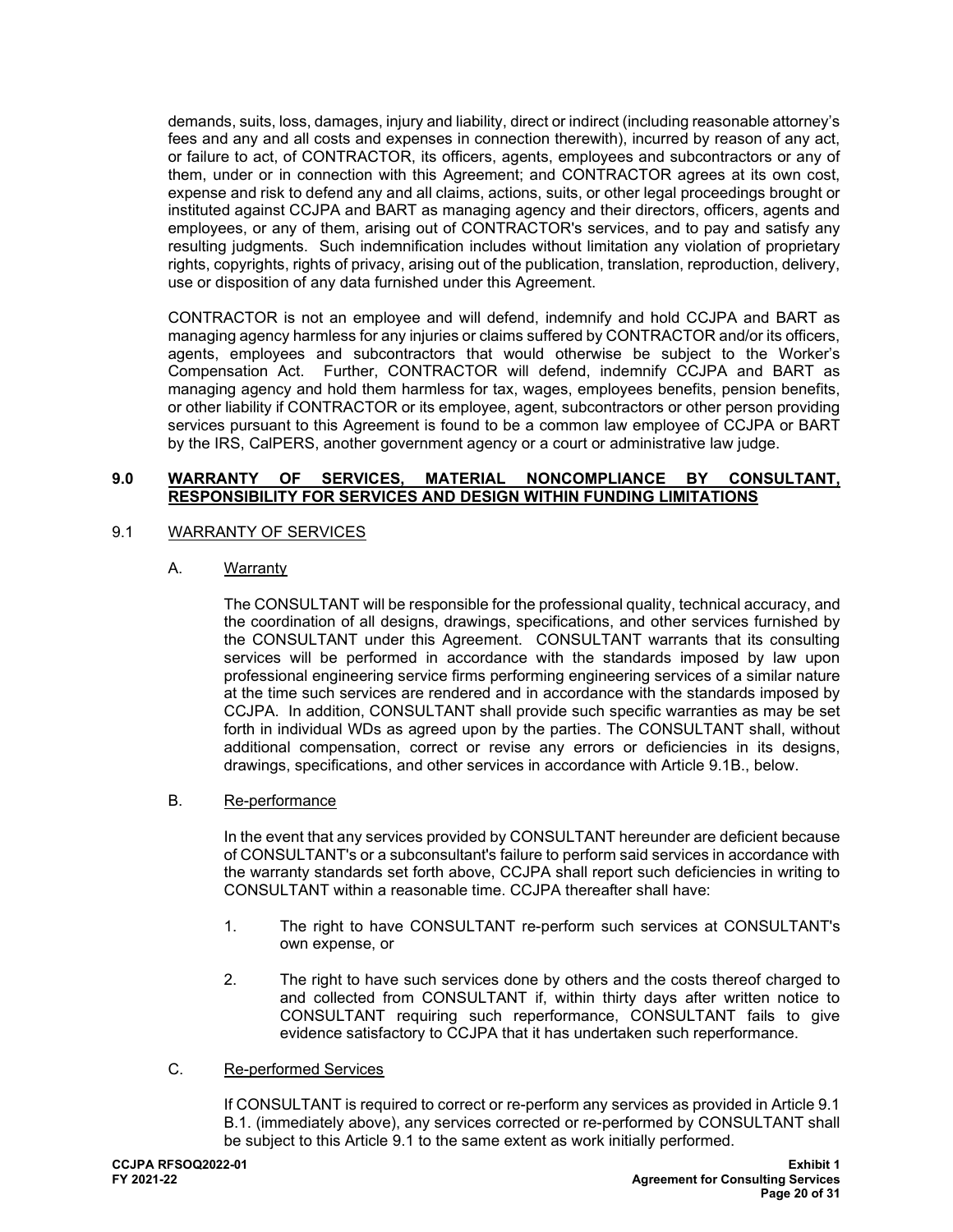demands, suits, loss, damages, injury and liability, direct or indirect (including reasonable attorney's fees and any and all costs and expenses in connection therewith), incurred by reason of any act, or failure to act, of CONTRACTOR, its officers, agents, employees and subcontractors or any of them, under or in connection with this Agreement; and CONTRACTOR agrees at its own cost, expense and risk to defend any and all claims, actions, suits, or other legal proceedings brought or instituted against CCJPA and BART as managing agency and their directors, officers, agents and employees, or any of them, arising out of CONTRACTOR's services, and to pay and satisfy any resulting judgments. Such indemnification includes without limitation any violation of proprietary rights, copyrights, rights of privacy, arising out of the publication, translation, reproduction, delivery, use or disposition of any data furnished under this Agreement.

CONTRACTOR is not an employee and will defend, indemnify and hold CCJPA and BART as managing agency harmless for any injuries or claims suffered by CONTRACTOR and/or its officers, agents, employees and subcontractors that would otherwise be subject to the Worker's Compensation Act. Further, CONTRACTOR will defend, indemnify CCJPA and BART as managing agency and hold them harmless for tax, wages, employees benefits, pension benefits, or other liability if CONTRACTOR or its employee, agent, subcontractors or other person providing services pursuant to this Agreement is found to be a common law employee of CCJPA or BART by the IRS, CalPERS, another government agency or a court or administrative law judge.

## 9.0 WARRANTY OF SERVICES, MATERIAL NONCOMPLIANCE BY CONSULTANT, RESPONSIBILITY FOR SERVICES AND DESIGN WITHIN FUNDING LIMITATIONS

### 9.1 WARRANTY OF SERVICES

#### A. Warranty

The CONSULTANT will be responsible for the professional quality, technical accuracy, and the coordination of all designs, drawings, specifications, and other services furnished by the CONSULTANT under this Agreement. CONSULTANT warrants that its consulting services will be performed in accordance with the standards imposed by law upon professional engineering service firms performing engineering services of a similar nature at the time such services are rendered and in accordance with the standards imposed by CCJPA. In addition, CONSULTANT shall provide such specific warranties as may be set forth in individual WDs as agreed upon by the parties. The CONSULTANT shall, without additional compensation, correct or revise any errors or deficiencies in its designs, drawings, specifications, and other services in accordance with Article 9.1B., below.

#### B. Re-performance

In the event that any services provided by CONSULTANT hereunder are deficient because of CONSULTANT's or a subconsultant's failure to perform said services in accordance with the warranty standards set forth above, CCJPA shall report such deficiencies in writing to CONSULTANT within a reasonable time. CCJPA thereafter shall have:

1. The right to have CONSULTANT re-perform such services at CONSULTANT's own expense, or
2. The right to have such services done by others and the costs thereof charged to and collected from CONSULTANT if, within thirty days after written notice to CONSULTANT requiring such reperformance, CONSULTANT fails to give evidence satisfactory to CCJPA that it has undertaken such reperformance.

#### C. Re-performed Services

If CONSULTANT is required to correct or re-perform any services as provided in Article 9.1 B.1. (immediately above), any services corrected or re-performed by CONSULTANT shall be subject to this Article 9.1 to the same extent as work initially performed.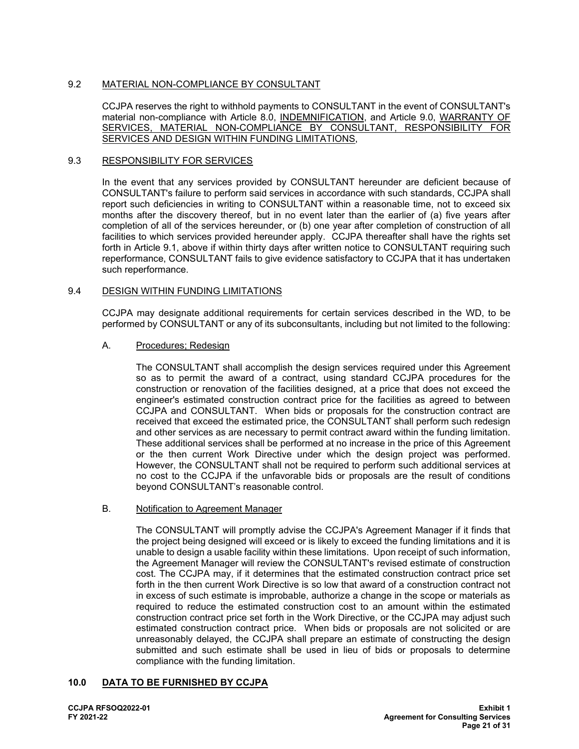### 9.2 MATERIAL NON-COMPLIANCE BY CONSULTANT

CCJPA reserves the right to withhold payments to CONSULTANT in the event of CONSULTANT's material non-compliance with Article 8.0, INDEMNIFICATION, and Article 9.0, WARRANTY OF SERVICES, MATERIAL NON-COMPLIANCE BY CONSULTANT, RESPONSIBILITY FOR SERVICES AND DESIGN WITHIN FUNDING LIMITATIONS,

### 9.3 RESPONSIBILITY FOR SERVICES

In the event that any services provided by CONSULTANT hereunder are deficient because of CONSULTANT's failure to perform said services in accordance with such standards, CCJPA shall report such deficiencies in writing to CONSULTANT within a reasonable time, not to exceed six months after the discovery thereof, but in no event later than the earlier of (a) five years after completion of all of the services hereunder, or (b) one year after completion of construction of all facilities to which services provided hereunder apply. CCJPA thereafter shall have the rights set forth in Article 9.1, above if within thirty days after written notice to CONSULTANT requiring such reperformance, CONSULTANT fails to give evidence satisfactory to CCJPA that it has undertaken such reperformance.

### 9.4 DESIGN WITHIN FUNDING LIMITATIONS

CCJPA may designate additional requirements for certain services described in the WD, to be performed by CONSULTANT or any of its subconsultants, including but not limited to the following:

A. Procedures; Redesign

The CONSULTANT shall accomplish the design services required under this Agreement so as to permit the award of a contract, using standard CCJPA procedures for the construction or renovation of the facilities designed, at a price that does not exceed the engineer's estimated construction contract price for the facilities as agreed to between CCJPA and CONSULTANT. When bids or proposals for the construction contract are received that exceed the estimated price, the CONSULTANT shall perform such redesign and other services as are necessary to permit contract award within the funding limitation. These additional services shall be performed at no increase in the price of this Agreement or the then current Work Directive under which the design project was performed. However, the CONSULTANT shall not be required to perform such additional services at no cost to the CCJPA if the unfavorable bids or proposals are the result of conditions beyond CONSULTANT's reasonable control.

B. Notification to Agreement Manager

The CONSULTANT will promptly advise the CCJPA's Agreement Manager if it finds that the project being designed will exceed or is likely to exceed the funding limitations and it is unable to design a usable facility within these limitations. Upon receipt of such information, the Agreement Manager will review the CONSULTANT's revised estimate of construction cost. The CCJPA may, if it determines that the estimated construction contract price set forth in the then current Work Directive is so low that award of a construction contract not in excess of such estimate is improbable, authorize a change in the scope or materials as required to reduce the estimated construction cost to an amount within the estimated construction contract price set forth in the Work Directive, or the CCJPA may adjust such estimated construction contract price. When bids or proposals are not solicited or are unreasonably delayed, the CCJPA shall prepare an estimate of constructing the design submitted and such estimate shall be used in lieu of bids or proposals to determine compliance with the funding limitation.

## 10.0 DATA TO BE FURNISHED BY CCJPA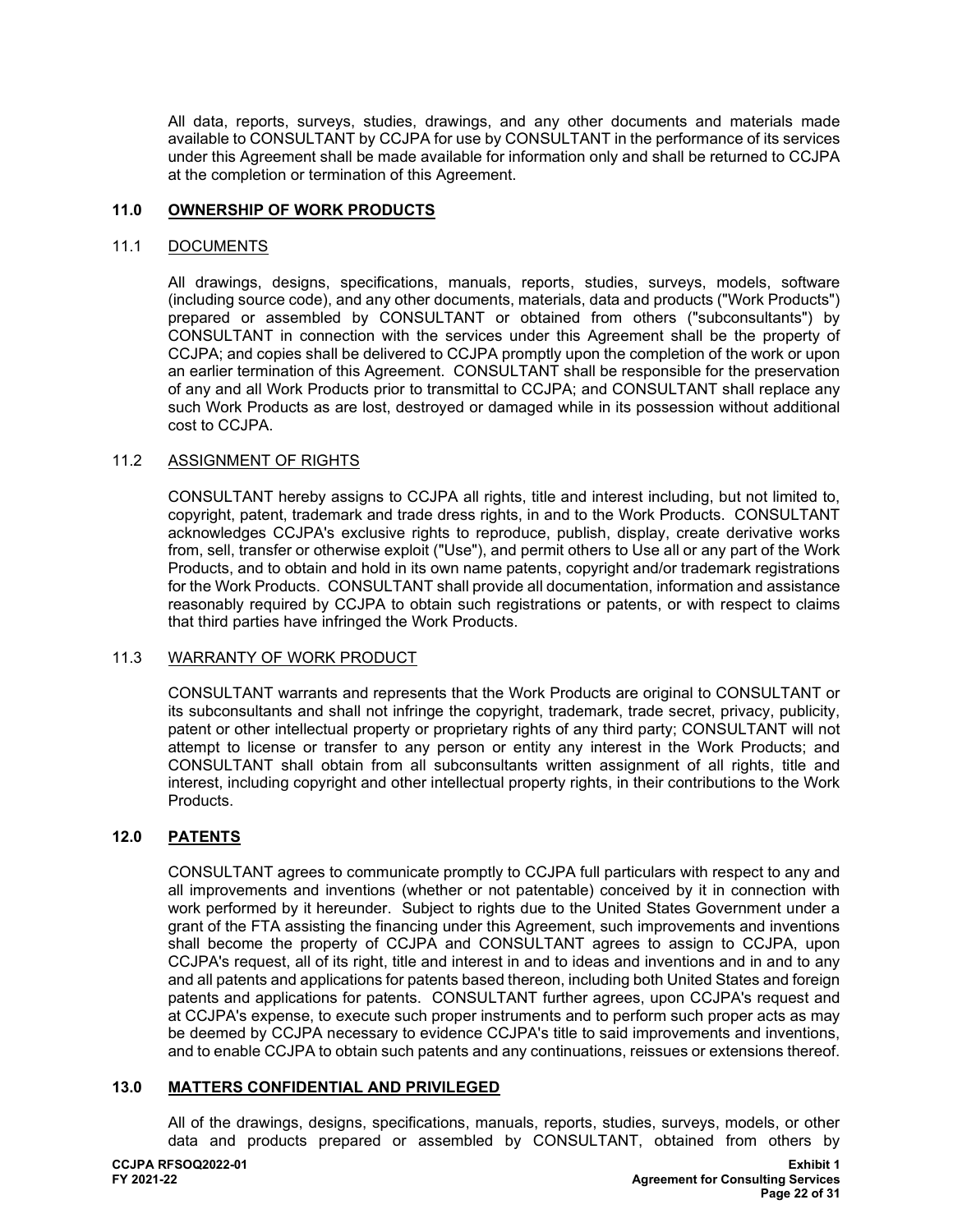All data, reports, surveys, studies, drawings, and any other documents and materials made available to CONSULTANT by CCJPA for use by CONSULTANT in the performance of its services under this Agreement shall be made available for information only and shall be returned to CCJPA at the completion or termination of this Agreement.

## 11.0 OWNERSHIP OF WORK PRODUCTS

### 11.1 DOCUMENTS

All drawings, designs, specifications, manuals, reports, studies, surveys, models, software (including source code), and any other documents, materials, data and products ("Work Products") prepared or assembled by CONSULTANT or obtained from others ("subconsultants") by CONSULTANT in connection with the services under this Agreement shall be the property of CCJPA; and copies shall be delivered to CCJPA promptly upon the completion of the work or upon an earlier termination of this Agreement. CONSULTANT shall be responsible for the preservation of any and all Work Products prior to transmittal to CCJPA; and CONSULTANT shall replace any such Work Products as are lost, destroyed or damaged while in its possession without additional cost to CCJPA.

### 11.2 ASSIGNMENT OF RIGHTS

CONSULTANT hereby assigns to CCJPA all rights, title and interest including, but not limited to, copyright, patent, trademark and trade dress rights, in and to the Work Products. CONSULTANT acknowledges CCJPA's exclusive rights to reproduce, publish, display, create derivative works from, sell, transfer or otherwise exploit ("Use"), and permit others to Use all or any part of the Work Products, and to obtain and hold in its own name patents, copyright and/or trademark registrations for the Work Products. CONSULTANT shall provide all documentation, information and assistance reasonably required by CCJPA to obtain such registrations or patents, or with respect to claims that third parties have infringed the Work Products.

### 11.3 WARRANTY OF WORK PRODUCT

CONSULTANT warrants and represents that the Work Products are original to CONSULTANT or its subconsultants and shall not infringe the copyright, trademark, trade secret, privacy, publicity, patent or other intellectual property or proprietary rights of any third party; CONSULTANT will not attempt to license or transfer to any person or entity any interest in the Work Products; and CONSULTANT shall obtain from all subconsultants written assignment of all rights, title and interest, including copyright and other intellectual property rights, in their contributions to the Work Products.

## 12.0 PATENTS

CONSULTANT agrees to communicate promptly to CCJPA full particulars with respect to any and all improvements and inventions (whether or not patentable) conceived by it in connection with work performed by it hereunder. Subject to rights due to the United States Government under a grant of the FTA assisting the financing under this Agreement, such improvements and inventions shall become the property of CCJPA and CONSULTANT agrees to assign to CCJPA, upon CCJPA's request, all of its right, title and interest in and to ideas and inventions and in and to any and all patents and applications for patents based thereon, including both United States and foreign patents and applications for patents. CONSULTANT further agrees, upon CCJPA's request and at CCJPA's expense, to execute such proper instruments and to perform such proper acts as may be deemed by CCJPA necessary to evidence CCJPA's title to said improvements and inventions, and to enable CCJPA to obtain such patents and any continuations, reissues or extensions thereof.

## 13.0 MATTERS CONFIDENTIAL AND PRIVILEGED

All of the drawings, designs, specifications, manuals, reports, studies, surveys, models, or other data and products prepared or assembled by CONSULTANT, obtained from others by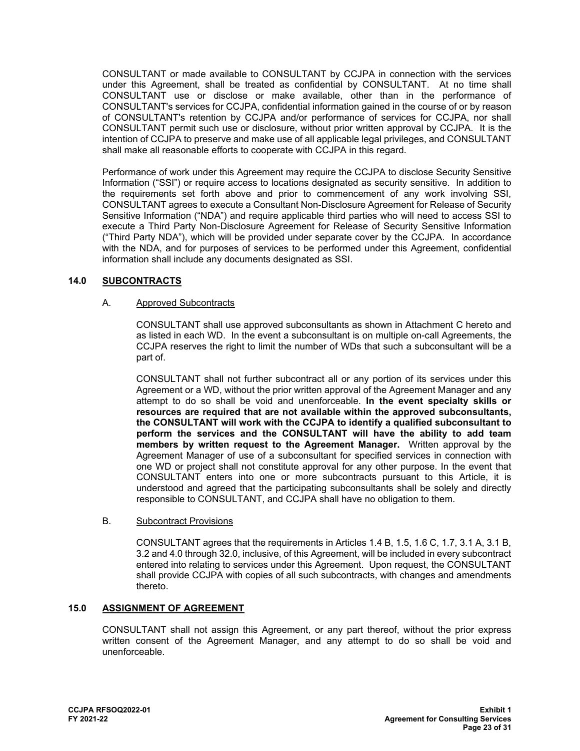CONSULTANT or made available to CONSULTANT by CCJPA in connection with the services under this Agreement, shall be treated as confidential by CONSULTANT. At no time shall CONSULTANT use or disclose or make available, other than in the performance of CONSULTANT's services for CCJPA, confidential information gained in the course of or by reason of CONSULTANT's retention by CCJPA and/or performance of services for CCJPA, nor shall CONSULTANT permit such use or disclosure, without prior written approval by CCJPA. It is the intention of CCJPA to preserve and make use of all applicable legal privileges, and CONSULTANT shall make all reasonable efforts to cooperate with CCJPA in this regard.

Performance of work under this Agreement may require the CCJPA to disclose Security Sensitive Information ("SSI") or require access to locations designated as security sensitive. In addition to the requirements set forth above and prior to commencement of any work involving SSI, CONSULTANT agrees to execute a Consultant Non-Disclosure Agreement for Release of Security Sensitive Information ("NDA") and require applicable third parties who will need to access SSI to execute a Third Party Non-Disclosure Agreement for Release of Security Sensitive Information ("Third Party NDA"), which will be provided under separate cover by the CCJPA. In accordance with the NDA, and for purposes of services to be performed under this Agreement, confidential information shall include any documents designated as SSI.

## 14.0 SUBCONTRACTS

### A. Approved Subcontracts

CONSULTANT shall use approved subconsultants as shown in Attachment C hereto and as listed in each WD. In the event a subconsultant is on multiple on-call Agreements, the CCJPA reserves the right to limit the number of WDs that such a subconsultant will be a part of.

CONSULTANT shall not further subcontract all or any portion of its services under this Agreement or a WD, without the prior written approval of the Agreement Manager and any attempt to do so shall be void and unenforceable. **In the event specialty skills or resources are required that are not available within the approved subconsultants, the CONSULTANT will work with the CCJPA to identify a qualified subconsultant to perform the services and the CONSULTANT will have the ability to add team members by written request to the Agreement Manager.** Written approval by the Agreement Manager of use of a subconsultant for specified services in connection with one WD or project shall not constitute approval for any other purpose. In the event that CONSULTANT enters into one or more subcontracts pursuant to this Article, it is understood and agreed that the participating subconsultants shall be solely and directly responsible to CONSULTANT, and CCJPA shall have no obligation to them.

### B. Subcontract Provisions

CONSULTANT agrees that the requirements in Articles 1.4 B, 1.5, 1.6 C, 1.7, 3.1 A, 3.1 B, 3.2 and 4.0 through 32.0, inclusive, of this Agreement, will be included in every subcontract entered into relating to services under this Agreement. Upon request, the CONSULTANT shall provide CCJPA with copies of all such subcontracts, with changes and amendments thereto.

## 15.0 ASSIGNMENT OF AGREEMENT

CONSULTANT shall not assign this Agreement, or any part thereof, without the prior express written consent of the Agreement Manager, and any attempt to do so shall be void and unenforceable.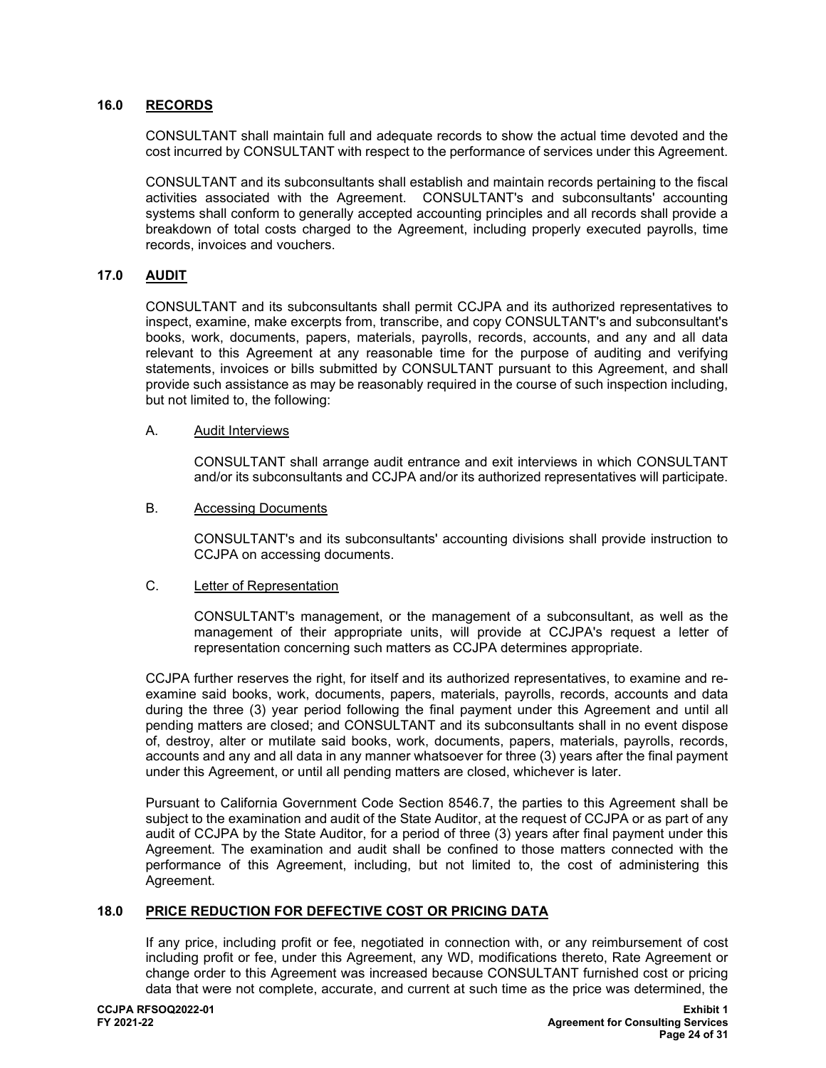## 16.0 RECORDS

CONSULTANT shall maintain full and adequate records to show the actual time devoted and the cost incurred by CONSULTANT with respect to the performance of services under this Agreement.

CONSULTANT and its subconsultants shall establish and maintain records pertaining to the fiscal activities associated with the Agreement. CONSULTANT's and subconsultants' accounting systems shall conform to generally accepted accounting principles and all records shall provide a breakdown of total costs charged to the Agreement, including properly executed payrolls, time records, invoices and vouchers.

## 17.0 AUDIT

CONSULTANT and its subconsultants shall permit CCJPA and its authorized representatives to inspect, examine, make excerpts from, transcribe, and copy CONSULTANT's and subconsultant's books, work, documents, papers, materials, payrolls, records, accounts, and any and all data relevant to this Agreement at any reasonable time for the purpose of auditing and verifying statements, invoices or bills submitted by CONSULTANT pursuant to this Agreement, and shall provide such assistance as may be reasonably required in the course of such inspection including, but not limited to, the following:

A. Audit Interviews

CONSULTANT shall arrange audit entrance and exit interviews in which CONSULTANT and/or its subconsultants and CCJPA and/or its authorized representatives will participate.

B. Accessing Documents

CONSULTANT's and its subconsultants' accounting divisions shall provide instruction to CCJPA on accessing documents.

C. Letter of Representation

CONSULTANT's management, or the management of a subconsultant, as well as the management of their appropriate units, will provide at CCJPA's request a letter of representation concerning such matters as CCJPA determines appropriate.

CCJPA further reserves the right, for itself and its authorized representatives, to examine and re-examine said books, work, documents, papers, materials, payrolls, records, accounts and data during the three (3) year period following the final payment under this Agreement and until all pending matters are closed; and CONSULTANT and its subconsultants shall in no event dispose of, destroy, alter or mutilate said books, work, documents, papers, materials, payrolls, records, accounts and any and all data in any manner whatsoever for three (3) years after the final payment under this Agreement, or until all pending matters are closed, whichever is later.

Pursuant to California Government Code Section 8546.7, the parties to this Agreement shall be subject to the examination and audit of the State Auditor, at the request of CCJPA or as part of any audit of CCJPA by the State Auditor, for a period of three (3) years after final payment under this Agreement. The examination and audit shall be confined to those matters connected with the performance of this Agreement, including, but not limited to, the cost of administering this Agreement.

## 18.0 PRICE REDUCTION FOR DEFECTIVE COST OR PRICING DATA

If any price, including profit or fee, negotiated in connection with, or any reimbursement of cost including profit or fee, under this Agreement, any WD, modifications thereto, Rate Agreement or change order to this Agreement was increased because CONSULTANT furnished cost or pricing data that were not complete, accurate, and current at such time as the price was determined, the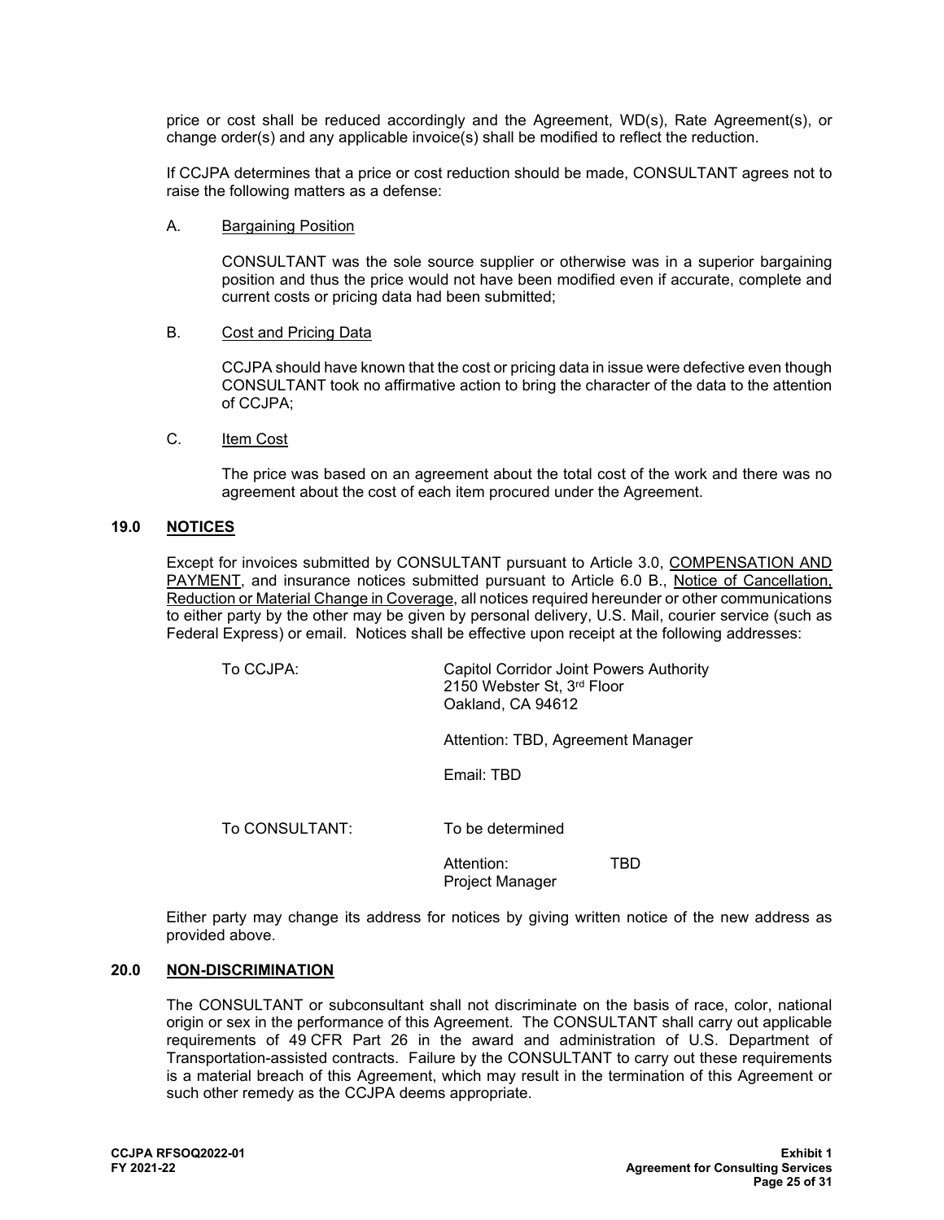price or cost shall be reduced accordingly and the Agreement, WD(s), Rate Agreement(s), or change order(s) and any applicable invoice(s) shall be modified to reflect the reduction.

If CCJPA determines that a price or cost reduction should be made, CONSULTANT agrees not to raise the following matters as a defense:

A. Bargaining Position

CONSULTANT was the sole source supplier or otherwise was in a superior bargaining position and thus the price would not have been modified even if accurate, complete and current costs or pricing data had been submitted;

B. Cost and Pricing Data

CCJPA should have known that the cost or pricing data in issue were defective even though CONSULTANT took no affirmative action to bring the character of the data to the attention of CCJPA;

C. Item Cost

The price was based on an agreement about the total cost of the work and there was no agreement about the cost of each item procured under the Agreement.

## 19.0 NOTICES

Except for invoices submitted by CONSULTANT pursuant to Article 3.0, COMPENSATION AND PAYMENT, and insurance notices submitted pursuant to Article 6.0 B., Notice of Cancellation, Reduction or Material Change in Coverage, all notices required hereunder or other communications to either party by the other may be given by personal delivery, U.S. Mail, courier service (such as Federal Express) or email. Notices shall be effective upon receipt at the following addresses:

To CCJPA:

Capitol Corridor Joint Powers Authority
2150 Webster St, 3rd Floor
Oakland, CA 94612

Attention: TBD, Agreement Manager

Email: TBD

To CONSULTANT:

To be determined

Attention: TBD
Project Manager

Either party may change its address for notices by giving written notice of the new address as provided above.

## 20.0 NON-DISCRIMINATION

The CONSULTANT or subconsultant shall not discriminate on the basis of race, color, national origin or sex in the performance of this Agreement. The CONSULTANT shall carry out applicable requirements of 49 CFR Part 26 in the award and administration of U.S. Department of Transportation-assisted contracts. Failure by the CONSULTANT to carry out these requirements is a material breach of this Agreement, which may result in the termination of this Agreement or such other remedy as the CCJPA deems appropriate.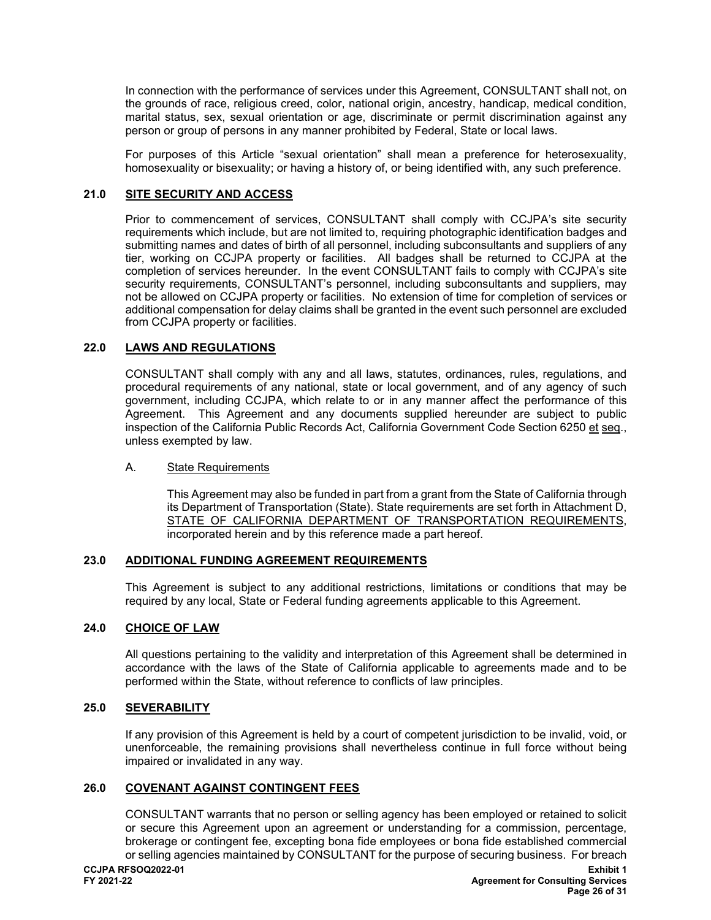In connection with the performance of services under this Agreement, CONSULTANT shall not, on the grounds of race, religious creed, color, national origin, ancestry, handicap, medical condition, marital status, sex, sexual orientation or age, discriminate or permit discrimination against any person or group of persons in any manner prohibited by Federal, State or local laws.

For purposes of this Article "sexual orientation" shall mean a preference for heterosexuality, homosexuality or bisexuality; or having a history of, or being identified with, any such preference.

## 21.0 SITE SECURITY AND ACCESS

Prior to commencement of services, CONSULTANT shall comply with CCJPA's site security requirements which include, but are not limited to, requiring photographic identification badges and submitting names and dates of birth of all personnel, including subconsultants and suppliers of any tier, working on CCJPA property or facilities. All badges shall be returned to CCJPA at the completion of services hereunder. In the event CONSULTANT fails to comply with CCJPA's site security requirements, CONSULTANT's personnel, including subconsultants and suppliers, may not be allowed on CCJPA property or facilities. No extension of time for completion of services or additional compensation for delay claims shall be granted in the event such personnel are excluded from CCJPA property or facilities.

## 22.0 LAWS AND REGULATIONS

CONSULTANT shall comply with any and all laws, statutes, ordinances, rules, regulations, and procedural requirements of any national, state or local government, and of any agency of such government, including CCJPA, which relate to or in any manner affect the performance of this Agreement. This Agreement and any documents supplied hereunder are subject to public inspection of the California Public Records Act, California Government Code Section 6250 et seq., unless exempted by law.

A. State Requirements

This Agreement may also be funded in part from a grant from the State of California through its Department of Transportation (State). State requirements are set forth in Attachment D, STATE OF CALIFORNIA DEPARTMENT OF TRANSPORTATION REQUIREMENTS, incorporated herein and by this reference made a part hereof.

## 23.0 ADDITIONAL FUNDING AGREEMENT REQUIREMENTS

This Agreement is subject to any additional restrictions, limitations or conditions that may be required by any local, State or Federal funding agreements applicable to this Agreement.

## 24.0 CHOICE OF LAW

All questions pertaining to the validity and interpretation of this Agreement shall be determined in accordance with the laws of the State of California applicable to agreements made and to be performed within the State, without reference to conflicts of law principles.

## 25.0 SEVERABILITY

If any provision of this Agreement is held by a court of competent jurisdiction to be invalid, void, or unenforceable, the remaining provisions shall nevertheless continue in full force without being impaired or invalidated in any way.

## 26.0 COVENANT AGAINST CONTINGENT FEES

CONSULTANT warrants that no person or selling agency has been employed or retained to solicit or secure this Agreement upon an agreement or understanding for a commission, percentage, brokerage or contingent fee, excepting bona fide employees or bona fide established commercial or selling agencies maintained by CONSULTANT for the purpose of securing business. For breach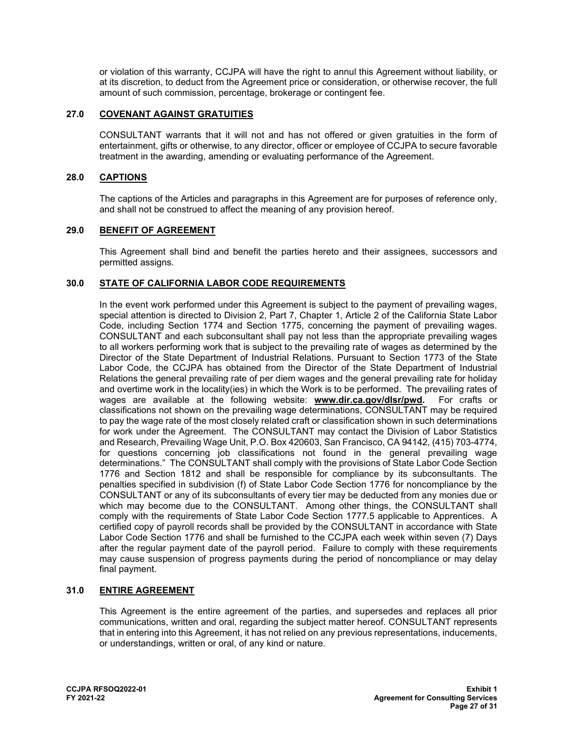or violation of this warranty, CCJPA will have the right to annul this Agreement without liability, or at its discretion, to deduct from the Agreement price or consideration, or otherwise recover, the full amount of such commission, percentage, brokerage or contingent fee.

## 27.0 COVENANT AGAINST GRATUITIES

CONSULTANT warrants that it will not and has not offered or given gratuities in the form of entertainment, gifts or otherwise, to any director, officer or employee of CCJPA to secure favorable treatment in the awarding, amending or evaluating performance of the Agreement.

## 28.0 CAPTIONS

The captions of the Articles and paragraphs in this Agreement are for purposes of reference only, and shall not be construed to affect the meaning of any provision hereof.

## 29.0 BENEFIT OF AGREEMENT

This Agreement shall bind and benefit the parties hereto and their assignees, successors and permitted assigns.

## 30.0 STATE OF CALIFORNIA LABOR CODE REQUIREMENTS

In the event work performed under this Agreement is subject to the payment of prevailing wages, special attention is directed to Division 2, Part 7, Chapter 1, Article 2 of the California State Labor Code, including Section 1774 and Section 1775, concerning the payment of prevailing wages. CONSULTANT and each subconsultant shall pay not less than the appropriate prevailing wages to all workers performing work that is subject to the prevailing rate of wages as determined by the Director of the State Department of Industrial Relations. Pursuant to Section 1773 of the State Labor Code, the CCJPA has obtained from the Director of the State Department of Industrial Relations the general prevailing rate of per diem wages and the general prevailing rate for holiday and overtime work in the locality(ies) in which the Work is to be performed. The prevailing rates of wages are available at the following website: **www.dir.ca.gov/dlsr/pwd.** For crafts or classifications not shown on the prevailing wage determinations, CONSULTANT may be required to pay the wage rate of the most closely related craft or classification shown in such determinations for work under the Agreement. The CONSULTANT may contact the Division of Labor Statistics and Research, Prevailing Wage Unit, P.O. Box 420603, San Francisco, CA 94142, (415) 703-4774, for questions concerning job classifications not found in the general prevailing wage determinations." The CONSULTANT shall comply with the provisions of State Labor Code Section 1776 and Section 1812 and shall be responsible for compliance by its subconsultants. The penalties specified in subdivision (f) of State Labor Code Section 1776 for noncompliance by the CONSULTANT or any of its subconsultants of every tier may be deducted from any monies due or which may become due to the CONSULTANT. Among other things, the CONSULTANT shall comply with the requirements of State Labor Code Section 1777.5 applicable to Apprentices. A certified copy of payroll records shall be provided by the CONSULTANT in accordance with State Labor Code Section 1776 and shall be furnished to the CCJPA each week within seven (7) Days after the regular payment date of the payroll period. Failure to comply with these requirements may cause suspension of progress payments during the period of noncompliance or may delay final payment.

## 31.0 ENTIRE AGREEMENT

This Agreement is the entire agreement of the parties, and supersedes and replaces all prior communications, written and oral, regarding the subject matter hereof. CONSULTANT represents that in entering into this Agreement, it has not relied on any previous representations, inducements, or understandings, written or oral, of any kind or nature.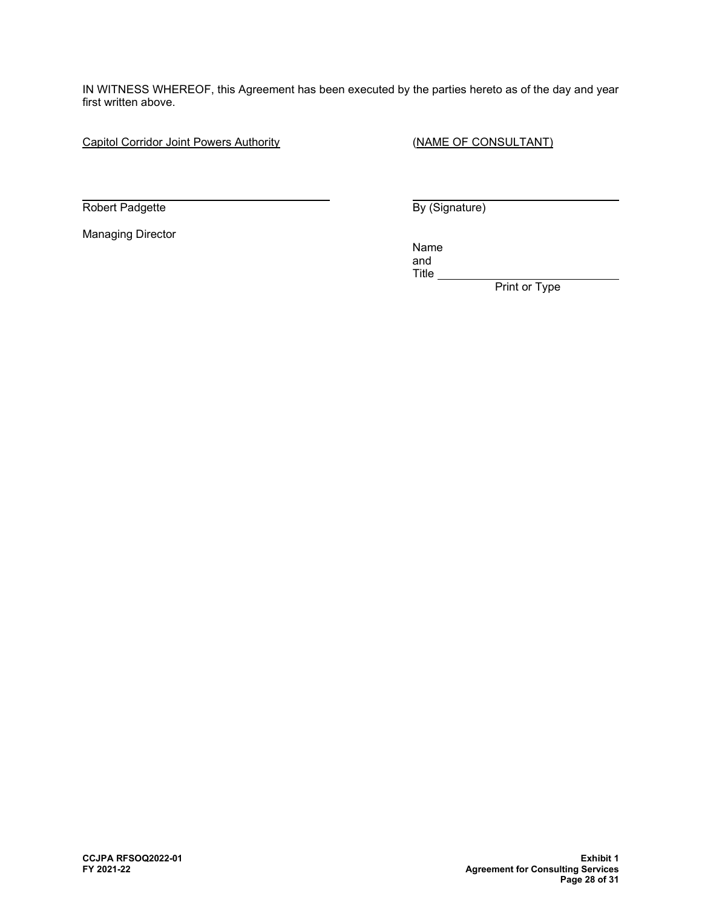IN WITNESS WHEREOF, this Agreement has been executed by the parties hereto as of the day and year first written above.

| Capitol Corridor Joint Powers Authority | (NAME OF CONSULTANT) |
| --- | --- |
| ______________________________ | ______________________________ |
| Robert Padgette | By (Signature) |
| Managing Director | |
| | Name and Title ______________________ |
| | Print or Type |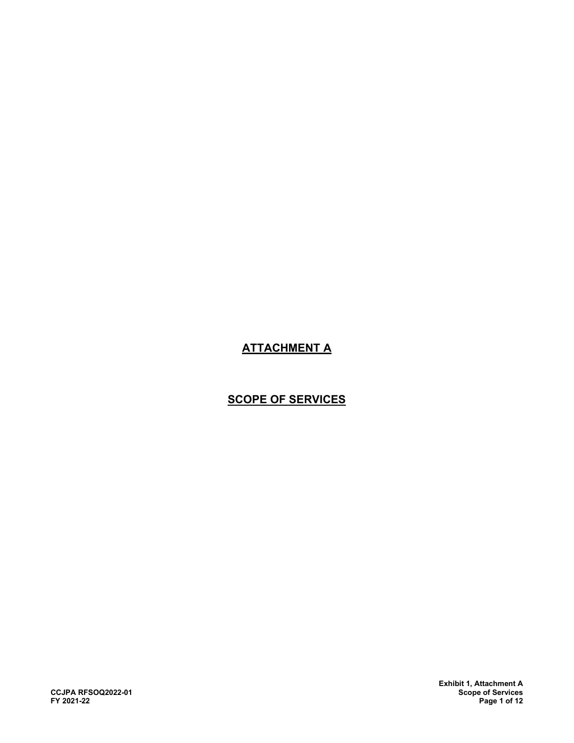# ATTACHMENT A

# SCOPE OF SERVICES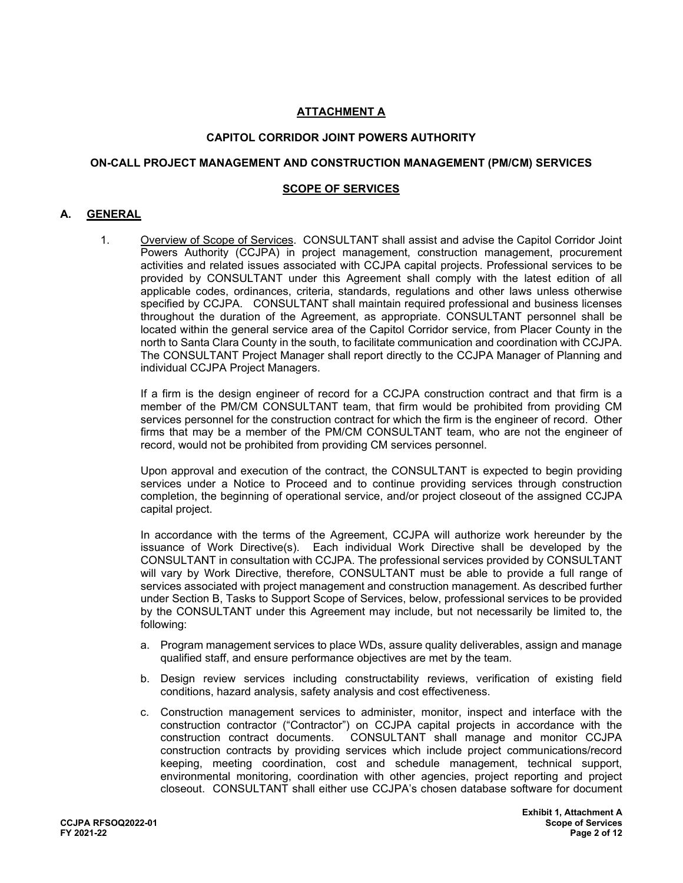## ATTACHMENT A

### CAPITOL CORRIDOR JOINT POWERS AUTHORITY

### ON-CALL PROJECT MANAGEMENT AND CONSTRUCTION MANAGEMENT (PM/CM) SERVICES

### SCOPE OF SERVICES

## A. GENERAL

1. Overview of Scope of Services. CONSULTANT shall assist and advise the Capitol Corridor Joint Powers Authority (CCJPA) in project management, construction management, procurement activities and related issues associated with CCJPA capital projects. Professional services to be provided by CONSULTANT under this Agreement shall comply with the latest edition of all applicable codes, ordinances, criteria, standards, regulations and other laws unless otherwise specified by CCJPA. CONSULTANT shall maintain required professional and business licenses throughout the duration of the Agreement, as appropriate. CONSULTANT personnel shall be located within the general service area of the Capitol Corridor service, from Placer County in the north to Santa Clara County in the south, to facilitate communication and coordination with CCJPA. The CONSULTANT Project Manager shall report directly to the CCJPA Manager of Planning and individual CCJPA Project Managers.

   If a firm is the design engineer of record for a CCJPA construction contract and that firm is a member of the PM/CM CONSULTANT team, that firm would be prohibited from providing CM services personnel for the construction contract for which the firm is the engineer of record. Other firms that may be a member of the PM/CM CONSULTANT team, who are not the engineer of record, would not be prohibited from providing CM services personnel.

   Upon approval and execution of the contract, the CONSULTANT is expected to begin providing services under a Notice to Proceed and to continue providing services through construction completion, the beginning of operational service, and/or project closeout of the assigned CCJPA capital project.

   In accordance with the terms of the Agreement, CCJPA will authorize work hereunder by the issuance of Work Directive(s). Each individual Work Directive shall be developed by the CONSULTANT in consultation with CCJPA. The professional services provided by CONSULTANT will vary by Work Directive, therefore, CONSULTANT must be able to provide a full range of services associated with project management and construction management. As described further under Section B, Tasks to Support Scope of Services, below, professional services to be provided by the CONSULTANT under this Agreement may include, but not necessarily be limited to, the following:

   a. Program management services to place WDs, assure quality deliverables, assign and manage qualified staff, and ensure performance objectives are met by the team.

   b. Design review services including constructability reviews, verification of existing field conditions, hazard analysis, safety analysis and cost effectiveness.

   c. Construction management services to administer, monitor, inspect and interface with the construction contractor ("Contractor") on CCJPA capital projects in accordance with the construction contract documents. CONSULTANT shall manage and monitor CCJPA construction contracts by providing services which include project communications/record keeping, meeting coordination, cost and schedule management, technical support, environmental monitoring, coordination with other agencies, project reporting and project closeout. CONSULTANT shall either use CCJPA's chosen database software for document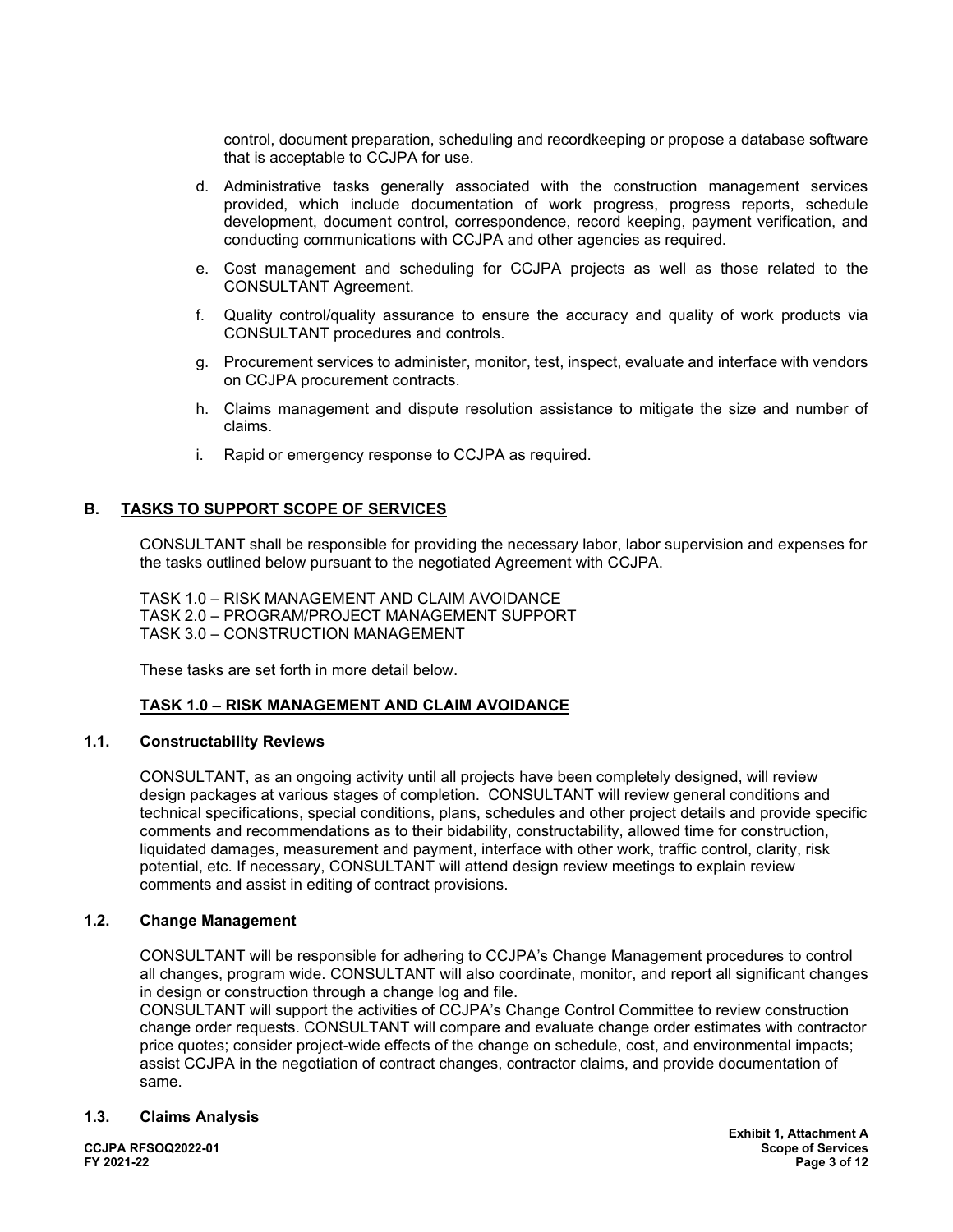control, document preparation, scheduling and recordkeeping or propose a database software that is acceptable to CCJPA for use.

d. Administrative tasks generally associated with the construction management services provided, which include documentation of work progress, progress reports, schedule development, document control, correspondence, record keeping, payment verification, and conducting communications with CCJPA and other agencies as required.

e. Cost management and scheduling for CCJPA projects as well as those related to the CONSULTANT Agreement.

f. Quality control/quality assurance to ensure the accuracy and quality of work products via CONSULTANT procedures and controls.

g. Procurement services to administer, monitor, test, inspect, evaluate and interface with vendors on CCJPA procurement contracts.

h. Claims management and dispute resolution assistance to mitigate the size and number of claims.

i. Rapid or emergency response to CCJPA as required.

## B. TASKS TO SUPPORT SCOPE OF SERVICES

CONSULTANT shall be responsible for providing the necessary labor, labor supervision and expenses for the tasks outlined below pursuant to the negotiated Agreement with CCJPA.

TASK 1.0 – RISK MANAGEMENT AND CLAIM AVOIDANCE
TASK 2.0 – PROGRAM/PROJECT MANAGEMENT SUPPORT
TASK 3.0 – CONSTRUCTION MANAGEMENT

These tasks are set forth in more detail below.

### TASK 1.0 – RISK MANAGEMENT AND CLAIM AVOIDANCE

#### 1.1. Constructability Reviews

CONSULTANT, as an ongoing activity until all projects have been completely designed, will review design packages at various stages of completion. CONSULTANT will review general conditions and technical specifications, special conditions, plans, schedules and other project details and provide specific comments and recommendations as to their bidability, constructability, allowed time for construction, liquidated damages, measurement and payment, interface with other work, traffic control, clarity, risk potential, etc. If necessary, CONSULTANT will attend design review meetings to explain review comments and assist in editing of contract provisions.

#### 1.2. Change Management

CONSULTANT will be responsible for adhering to CCJPA's Change Management procedures to control all changes, program wide. CONSULTANT will also coordinate, monitor, and report all significant changes in design or construction through a change log and file.
CONSULTANT will support the activities of CCJPA's Change Control Committee to review construction change order requests. CONSULTANT will compare and evaluate change order estimates with contractor price quotes; consider project-wide effects of the change on schedule, cost, and environmental impacts; assist CCJPA in the negotiation of contract changes, contractor claims, and provide documentation of same.

#### 1.3. Claims Analysis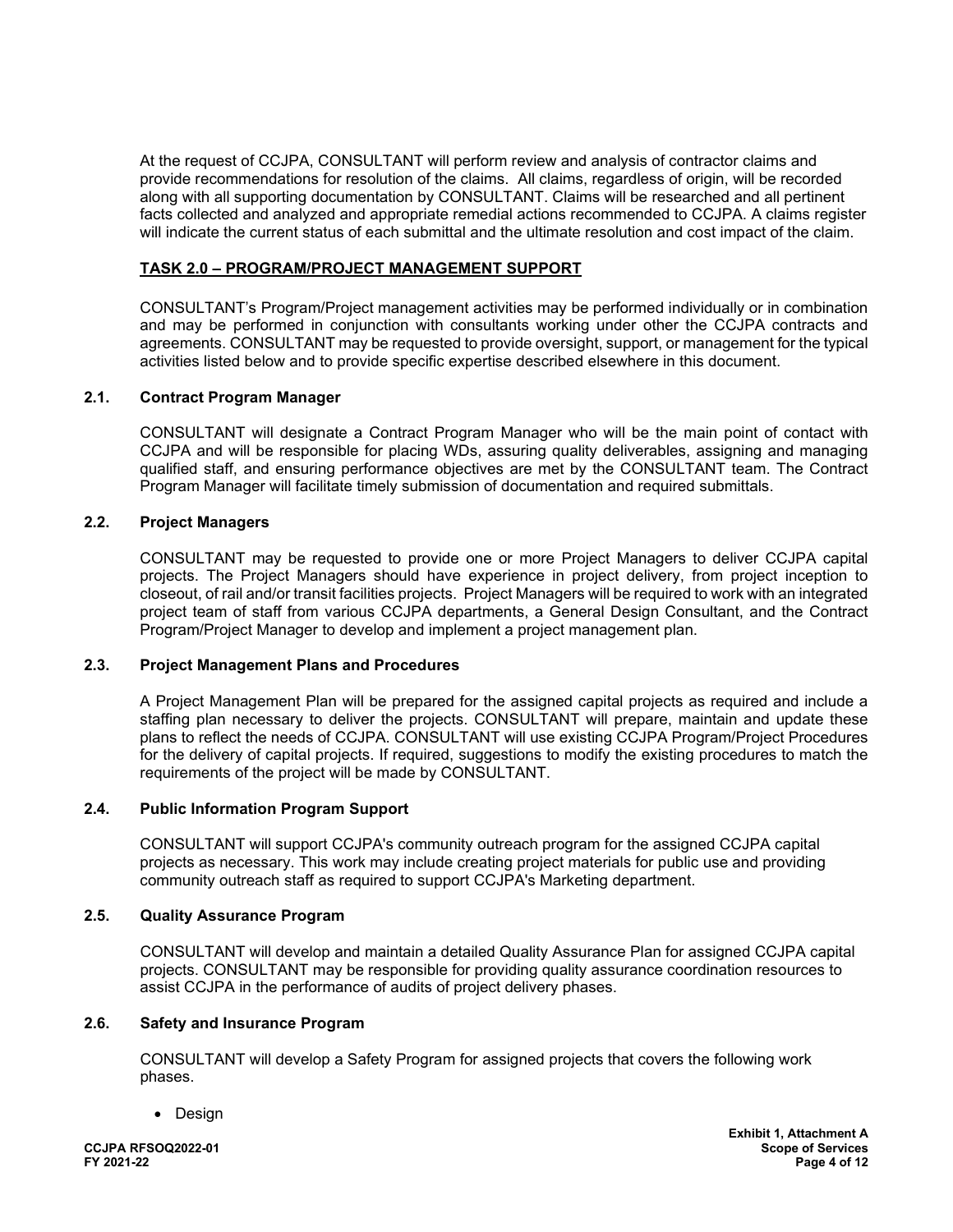At the request of CCJPA, CONSULTANT will perform review and analysis of contractor claims and provide recommendations for resolution of the claims. All claims, regardless of origin, will be recorded along with all supporting documentation by CONSULTANT. Claims will be researched and all pertinent facts collected and analyzed and appropriate remedial actions recommended to CCJPA. A claims register will indicate the current status of each submittal and the ultimate resolution and cost impact of the claim.

## TASK 2.0 – PROGRAM/PROJECT MANAGEMENT SUPPORT

CONSULTANT's Program/Project management activities may be performed individually or in combination and may be performed in conjunction with consultants working under other the CCJPA contracts and agreements. CONSULTANT may be requested to provide oversight, support, or management for the typical activities listed below and to provide specific expertise described elsewhere in this document.

### 2.1. Contract Program Manager

CONSULTANT will designate a Contract Program Manager who will be the main point of contact with CCJPA and will be responsible for placing WDs, assuring quality deliverables, assigning and managing qualified staff, and ensuring performance objectives are met by the CONSULTANT team. The Contract Program Manager will facilitate timely submission of documentation and required submittals.

### 2.2. Project Managers

CONSULTANT may be requested to provide one or more Project Managers to deliver CCJPA capital projects. The Project Managers should have experience in project delivery, from project inception to closeout, of rail and/or transit facilities projects. Project Managers will be required to work with an integrated project team of staff from various CCJPA departments, a General Design Consultant, and the Contract Program/Project Manager to develop and implement a project management plan.

### 2.3. Project Management Plans and Procedures

A Project Management Plan will be prepared for the assigned capital projects as required and include a staffing plan necessary to deliver the projects. CONSULTANT will prepare, maintain and update these plans to reflect the needs of CCJPA. CONSULTANT will use existing CCJPA Program/Project Procedures for the delivery of capital projects. If required, suggestions to modify the existing procedures to match the requirements of the project will be made by CONSULTANT.

### 2.4. Public Information Program Support

CONSULTANT will support CCJPA's community outreach program for the assigned CCJPA capital projects as necessary. This work may include creating project materials for public use and providing community outreach staff as required to support CCJPA's Marketing department.

### 2.5. Quality Assurance Program

CONSULTANT will develop and maintain a detailed Quality Assurance Plan for assigned CCJPA capital projects. CONSULTANT may be responsible for providing quality assurance coordination resources to assist CCJPA in the performance of audits of project delivery phases.

### 2.6. Safety and Insurance Program

CONSULTANT will develop a Safety Program for assigned projects that covers the following work phases.

- Design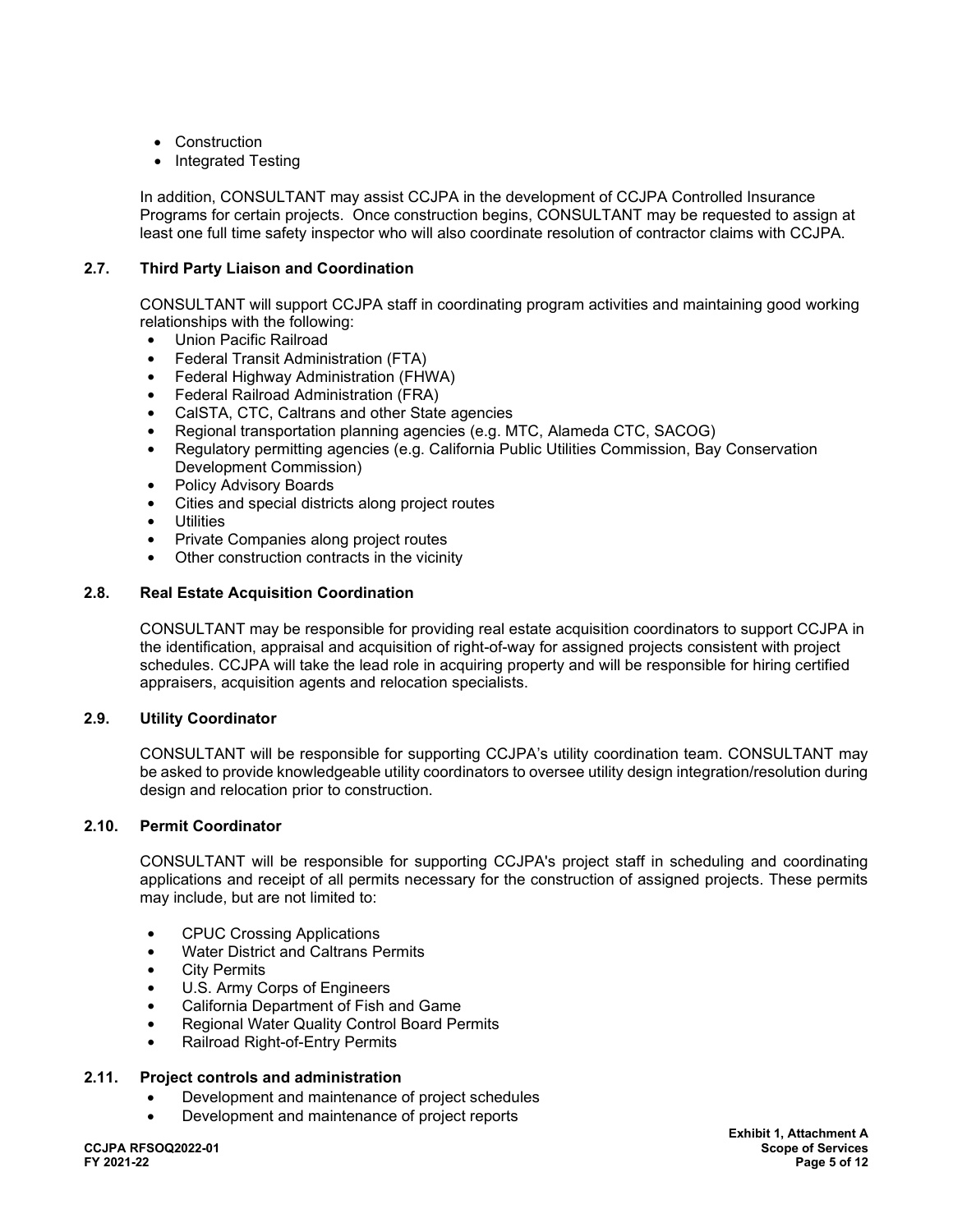- Construction
- Integrated Testing

In addition, CONSULTANT may assist CCJPA in the development of CCJPA Controlled Insurance Programs for certain projects. Once construction begins, CONSULTANT may be requested to assign at least one full time safety inspector who will also coordinate resolution of contractor claims with CCJPA.

### 2.7. Third Party Liaison and Coordination

CONSULTANT will support CCJPA staff in coordinating program activities and maintaining good working relationships with the following:

- Union Pacific Railroad
- Federal Transit Administration (FTA)
- Federal Highway Administration (FHWA)
- Federal Railroad Administration (FRA)
- CalSTA, CTC, Caltrans and other State agencies
- Regional transportation planning agencies (e.g. MTC, Alameda CTC, SACOG)
- Regulatory permitting agencies (e.g. California Public Utilities Commission, Bay Conservation Development Commission)
- Policy Advisory Boards
- Cities and special districts along project routes
- Utilities
- Private Companies along project routes
- Other construction contracts in the vicinity

### 2.8. Real Estate Acquisition Coordination

CONSULTANT may be responsible for providing real estate acquisition coordinators to support CCJPA in the identification, appraisal and acquisition of right-of-way for assigned projects consistent with project schedules. CCJPA will take the lead role in acquiring property and will be responsible for hiring certified appraisers, acquisition agents and relocation specialists.

### 2.9. Utility Coordinator

CONSULTANT will be responsible for supporting CCJPA's utility coordination team. CONSULTANT may be asked to provide knowledgeable utility coordinators to oversee utility design integration/resolution during design and relocation prior to construction.

### 2.10. Permit Coordinator

CONSULTANT will be responsible for supporting CCJPA's project staff in scheduling and coordinating applications and receipt of all permits necessary for the construction of assigned projects. These permits may include, but are not limited to:

- CPUC Crossing Applications
- Water District and Caltrans Permits
- City Permits
- U.S. Army Corps of Engineers
- California Department of Fish and Game
- Regional Water Quality Control Board Permits
- Railroad Right-of-Entry Permits

### 2.11. Project controls and administration

- Development and maintenance of project schedules
- Development and maintenance of project reports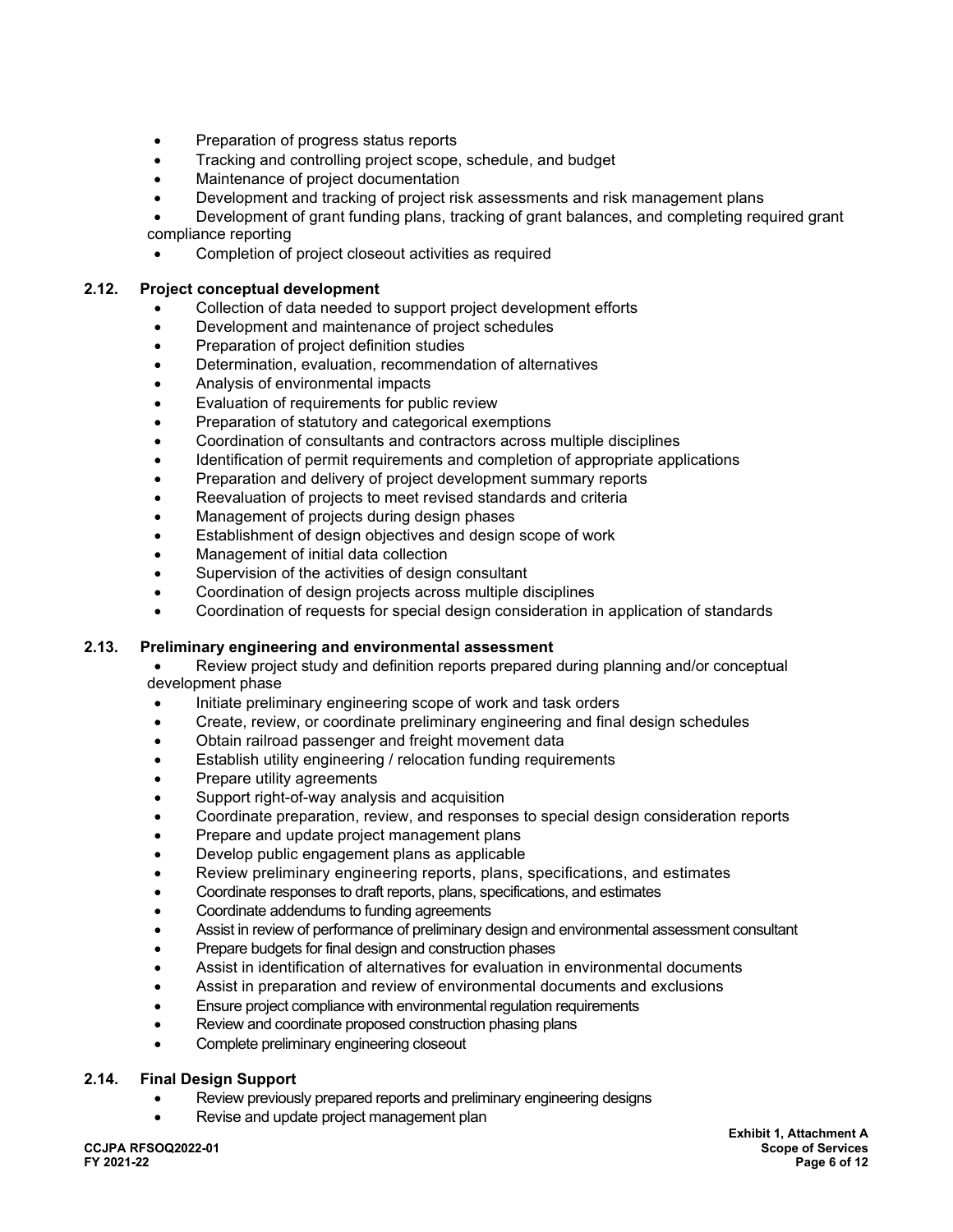- Preparation of progress status reports
- Tracking and controlling project scope, schedule, and budget
- Maintenance of project documentation
- Development and tracking of project risk assessments and risk management plans
- Development of grant funding plans, tracking of grant balances, and completing required grant compliance reporting
- Completion of project closeout activities as required

### 2.12. Project conceptual development

- Collection of data needed to support project development efforts
- Development and maintenance of project schedules
- Preparation of project definition studies
- Determination, evaluation, recommendation of alternatives
- Analysis of environmental impacts
- Evaluation of requirements for public review
- Preparation of statutory and categorical exemptions
- Coordination of consultants and contractors across multiple disciplines
- Identification of permit requirements and completion of appropriate applications
- Preparation and delivery of project development summary reports
- Reevaluation of projects to meet revised standards and criteria
- Management of projects during design phases
- Establishment of design objectives and design scope of work
- Management of initial data collection
- Supervision of the activities of design consultant
- Coordination of design projects across multiple disciplines
- Coordination of requests for special design consideration in application of standards

### 2.13. Preliminary engineering and environmental assessment

- Review project study and definition reports prepared during planning and/or conceptual development phase
- Initiate preliminary engineering scope of work and task orders
- Create, review, or coordinate preliminary engineering and final design schedules
- Obtain railroad passenger and freight movement data
- Establish utility engineering / relocation funding requirements
- Prepare utility agreements
- Support right-of-way analysis and acquisition
- Coordinate preparation, review, and responses to special design consideration reports
- Prepare and update project management plans
- Develop public engagement plans as applicable
- Review preliminary engineering reports, plans, specifications, and estimates
- Coordinate responses to draft reports, plans, specifications, and estimates
- Coordinate addendums to funding agreements
- Assist in review of performance of preliminary design and environmental assessment consultant
- Prepare budgets for final design and construction phases
- Assist in identification of alternatives for evaluation in environmental documents
- Assist in preparation and review of environmental documents and exclusions
- Ensure project compliance with environmental regulation requirements
- Review and coordinate proposed construction phasing plans
- Complete preliminary engineering closeout

### 2.14. Final Design Support

- Review previously prepared reports and preliminary engineering designs
- Revise and update project management plan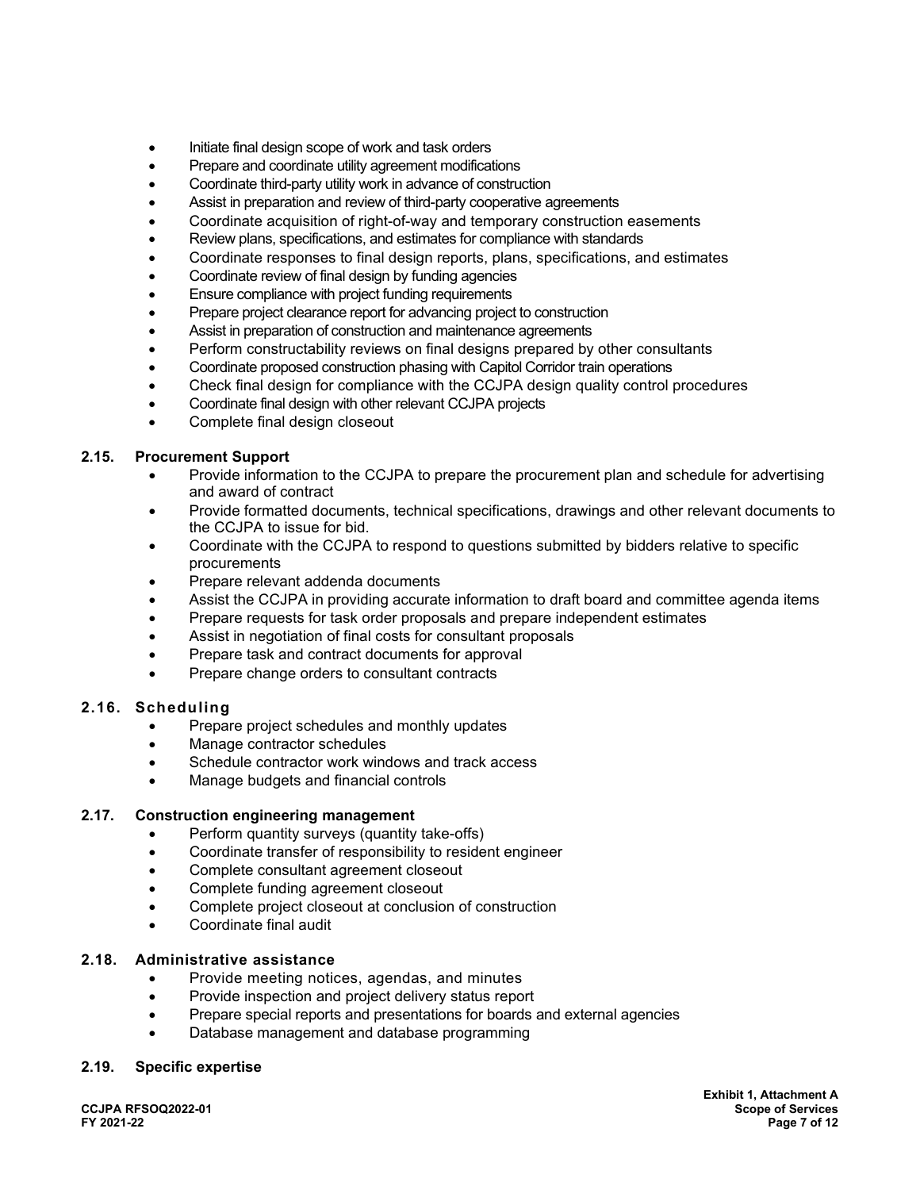- Initiate final design scope of work and task orders
- Prepare and coordinate utility agreement modifications
- Coordinate third-party utility work in advance of construction
- Assist in preparation and review of third-party cooperative agreements
- Coordinate acquisition of right-of-way and temporary construction easements
- Review plans, specifications, and estimates for compliance with standards
- Coordinate responses to final design reports, plans, specifications, and estimates
- Coordinate review of final design by funding agencies
- Ensure compliance with project funding requirements
- Prepare project clearance report for advancing project to construction
- Assist in preparation of construction and maintenance agreements
- Perform constructability reviews on final designs prepared by other consultants
- Coordinate proposed construction phasing with Capitol Corridor train operations
- Check final design for compliance with the CCJPA design quality control procedures
- Coordinate final design with other relevant CCJPA projects
- Complete final design closeout

### 2.15. Procurement Support

- Provide information to the CCJPA to prepare the procurement plan and schedule for advertising and award of contract
- Provide formatted documents, technical specifications, drawings and other relevant documents to the CCJPA to issue for bid.
- Coordinate with the CCJPA to respond to questions submitted by bidders relative to specific procurements
- Prepare relevant addenda documents
- Assist the CCJPA in providing accurate information to draft board and committee agenda items
- Prepare requests for task order proposals and prepare independent estimates
- Assist in negotiation of final costs for consultant proposals
- Prepare task and contract documents for approval
- Prepare change orders to consultant contracts

### 2.16. Scheduling

- Prepare project schedules and monthly updates
- Manage contractor schedules
- Schedule contractor work windows and track access
- Manage budgets and financial controls

### 2.17. Construction engineering management

- Perform quantity surveys (quantity take-offs)
- Coordinate transfer of responsibility to resident engineer
- Complete consultant agreement closeout
- Complete funding agreement closeout
- Complete project closeout at conclusion of construction
- Coordinate final audit

### 2.18. Administrative assistance

- Provide meeting notices, agendas, and minutes
- Provide inspection and project delivery status report
- Prepare special reports and presentations for boards and external agencies
- Database management and database programming

### 2.19. Specific expertise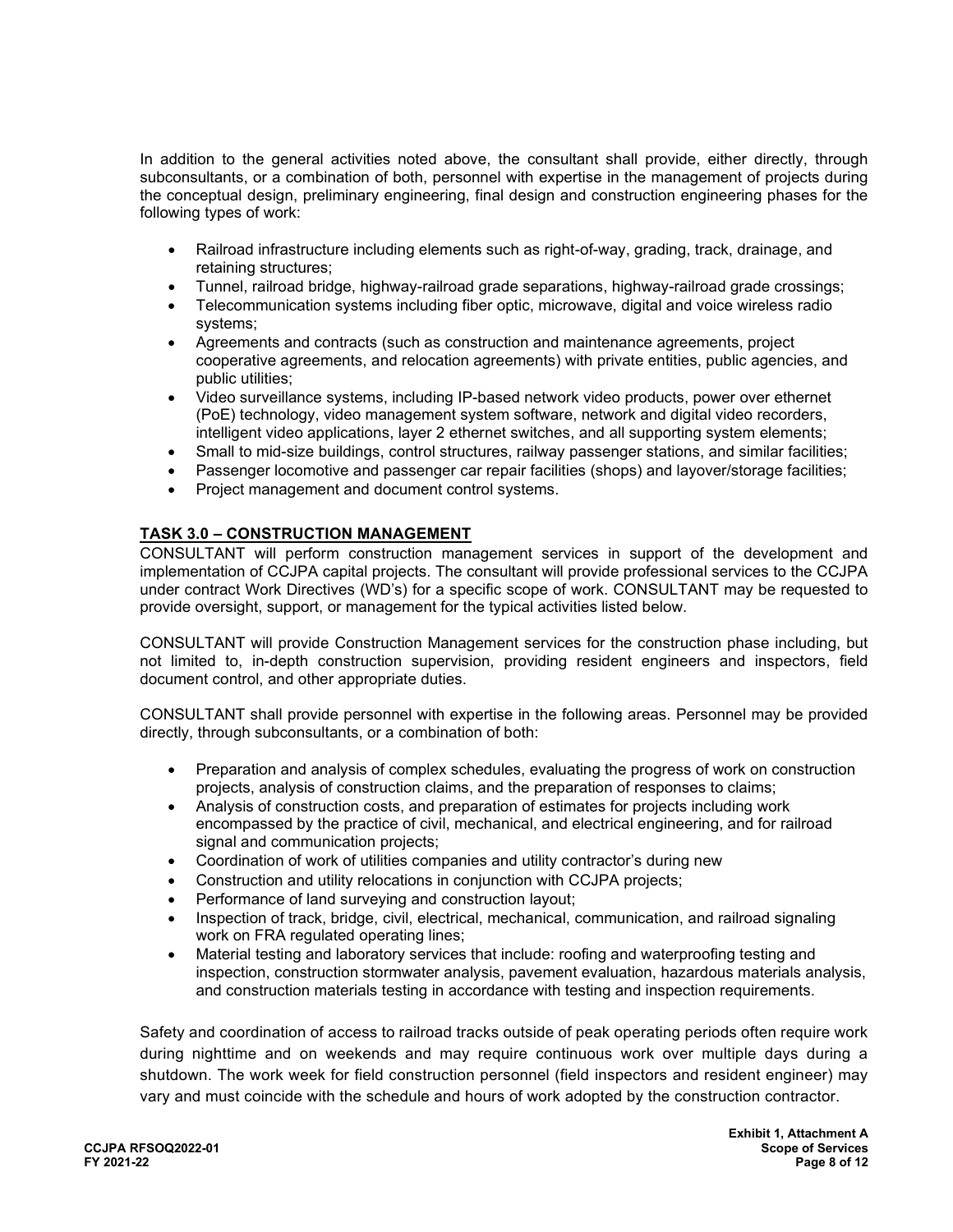In addition to the general activities noted above, the consultant shall provide, either directly, through subconsultants, or a combination of both, personnel with expertise in the management of projects during the conceptual design, preliminary engineering, final design and construction engineering phases for the following types of work:

- Railroad infrastructure including elements such as right-of-way, grading, track, drainage, and retaining structures;
- Tunnel, railroad bridge, highway-railroad grade separations, highway-railroad grade crossings;
- Telecommunication systems including fiber optic, microwave, digital and voice wireless radio systems;
- Agreements and contracts (such as construction and maintenance agreements, project cooperative agreements, and relocation agreements) with private entities, public agencies, and public utilities;
- Video surveillance systems, including IP-based network video products, power over ethernet (PoE) technology, video management system software, network and digital video recorders, intelligent video applications, layer 2 ethernet switches, and all supporting system elements;
- Small to mid-size buildings, control structures, railway passenger stations, and similar facilities;
- Passenger locomotive and passenger car repair facilities (shops) and layover/storage facilities;
- Project management and document control systems.

**TASK 3.0 – CONSTRUCTION MANAGEMENT**

CONSULTANT will perform construction management services in support of the development and implementation of CCJPA capital projects. The consultant will provide professional services to the CCJPA under contract Work Directives (WD's) for a specific scope of work. CONSULTANT may be requested to provide oversight, support, or management for the typical activities listed below.

CONSULTANT will provide Construction Management services for the construction phase including, but not limited to, in-depth construction supervision, providing resident engineers and inspectors, field document control, and other appropriate duties.

CONSULTANT shall provide personnel with expertise in the following areas. Personnel may be provided directly, through subconsultants, or a combination of both:

- Preparation and analysis of complex schedules, evaluating the progress of work on construction projects, analysis of construction claims, and the preparation of responses to claims;
- Analysis of construction costs, and preparation of estimates for projects including work encompassed by the practice of civil, mechanical, and electrical engineering, and for railroad signal and communication projects;
- Coordination of work of utilities companies and utility contractor's during new
- Construction and utility relocations in conjunction with CCJPA projects;
- Performance of land surveying and construction layout;
- Inspection of track, bridge, civil, electrical, mechanical, communication, and railroad signaling work on FRA regulated operating lines;
- Material testing and laboratory services that include: roofing and waterproofing testing and inspection, construction stormwater analysis, pavement evaluation, hazardous materials analysis, and construction materials testing in accordance with testing and inspection requirements.

Safety and coordination of access to railroad tracks outside of peak operating periods often require work during nighttime and on weekends and may require continuous work over multiple days during a shutdown. The work week for field construction personnel (field inspectors and resident engineer) may vary and must coincide with the schedule and hours of work adopted by the construction contractor.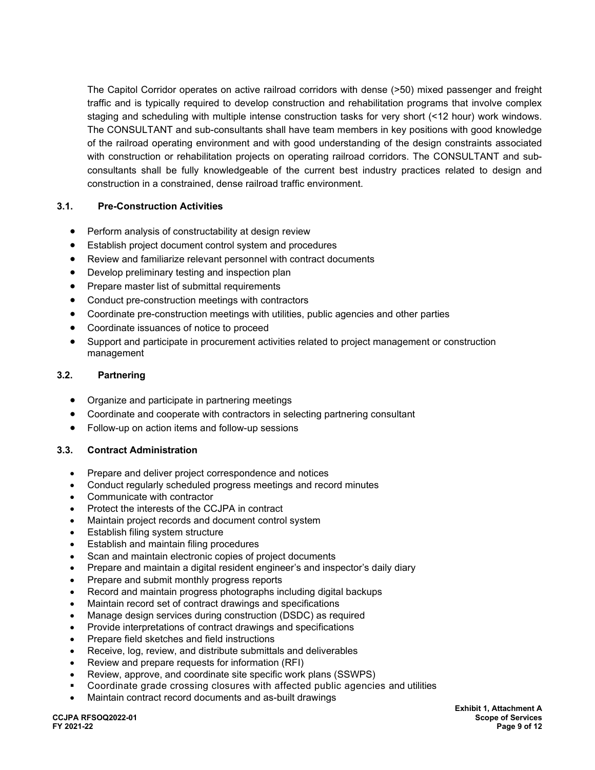The Capitol Corridor operates on active railroad corridors with dense (>50) mixed passenger and freight traffic and is typically required to develop construction and rehabilitation programs that involve complex staging and scheduling with multiple intense construction tasks for very short (<12 hour) work windows. The CONSULTANT and sub-consultants shall have team members in key positions with good knowledge of the railroad operating environment and with good understanding of the design constraints associated with construction or rehabilitation projects on operating railroad corridors. The CONSULTANT and sub-consultants shall be fully knowledgeable of the current best industry practices related to design and construction in a constrained, dense railroad traffic environment.

### 3.1. Pre-Construction Activities

- Perform analysis of constructability at design review
- Establish project document control system and procedures
- Review and familiarize relevant personnel with contract documents
- Develop preliminary testing and inspection plan
- Prepare master list of submittal requirements
- Conduct pre-construction meetings with contractors
- Coordinate pre-construction meetings with utilities, public agencies and other parties
- Coordinate issuances of notice to proceed
- Support and participate in procurement activities related to project management or construction management

### 3.2. Partnering

- Organize and participate in partnering meetings
- Coordinate and cooperate with contractors in selecting partnering consultant
- Follow-up on action items and follow-up sessions

### 3.3. Contract Administration

- Prepare and deliver project correspondence and notices
- Conduct regularly scheduled progress meetings and record minutes
- Communicate with contractor
- Protect the interests of the CCJPA in contract
- Maintain project records and document control system
- Establish filing system structure
- Establish and maintain filing procedures
- Scan and maintain electronic copies of project documents
- Prepare and maintain a digital resident engineer's and inspector's daily diary
- Prepare and submit monthly progress reports
- Record and maintain progress photographs including digital backups
- Maintain record set of contract drawings and specifications
- Manage design services during construction (DSDC) as required
- Provide interpretations of contract drawings and specifications
- Prepare field sketches and field instructions
- Receive, log, review, and distribute submittals and deliverables
- Review and prepare requests for information (RFI)
- Review, approve, and coordinate site specific work plans (SSWPS)
- Coordinate grade crossing closures with affected public agencies and utilities
- Maintain contract record documents and as-built drawings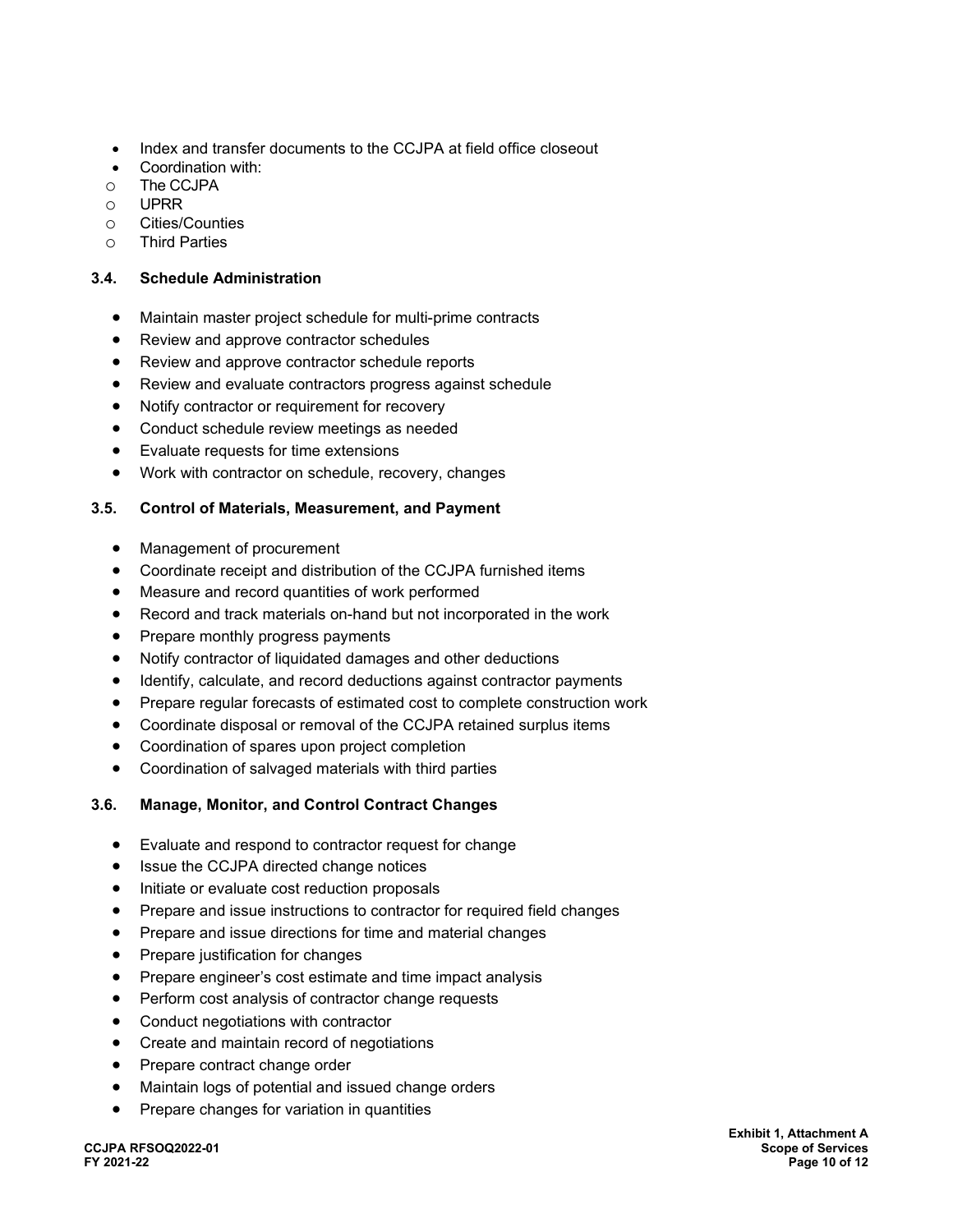- Index and transfer documents to the CCJPA at field office closeout
- Coordination with:
  - The CCJPA
  - UPRR
  - Cities/Counties
  - Third Parties

### 3.4. Schedule Administration

- Maintain master project schedule for multi-prime contracts
- Review and approve contractor schedules
- Review and approve contractor schedule reports
- Review and evaluate contractors progress against schedule
- Notify contractor or requirement for recovery
- Conduct schedule review meetings as needed
- Evaluate requests for time extensions
- Work with contractor on schedule, recovery, changes

### 3.5. Control of Materials, Measurement, and Payment

- Management of procurement
- Coordinate receipt and distribution of the CCJPA furnished items
- Measure and record quantities of work performed
- Record and track materials on-hand but not incorporated in the work
- Prepare monthly progress payments
- Notify contractor of liquidated damages and other deductions
- Identify, calculate, and record deductions against contractor payments
- Prepare regular forecasts of estimated cost to complete construction work
- Coordinate disposal or removal of the CCJPA retained surplus items
- Coordination of spares upon project completion
- Coordination of salvaged materials with third parties

### 3.6. Manage, Monitor, and Control Contract Changes

- Evaluate and respond to contractor request for change
- Issue the CCJPA directed change notices
- Initiate or evaluate cost reduction proposals
- Prepare and issue instructions to contractor for required field changes
- Prepare and issue directions for time and material changes
- Prepare justification for changes
- Prepare engineer's cost estimate and time impact analysis
- Perform cost analysis of contractor change requests
- Conduct negotiations with contractor
- Create and maintain record of negotiations
- Prepare contract change order
- Maintain logs of potential and issued change orders
- Prepare changes for variation in quantities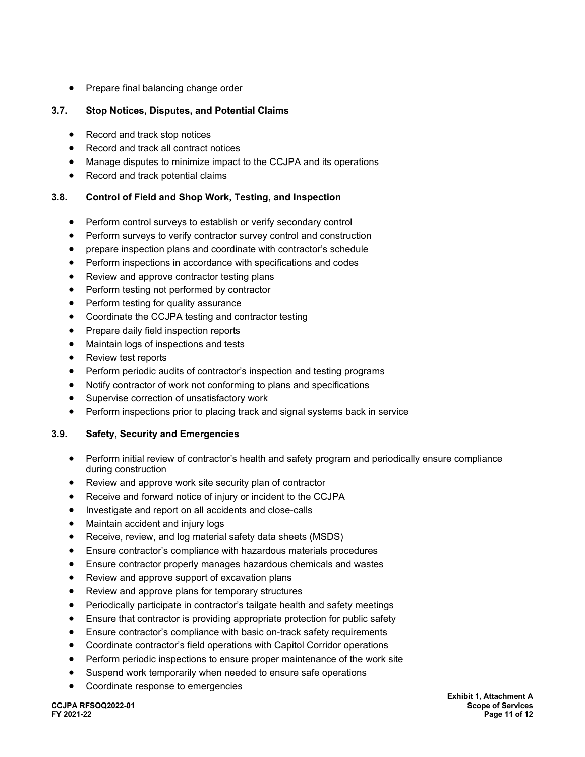- Prepare final balancing change order

### 3.7. Stop Notices, Disputes, and Potential Claims

- Record and track stop notices
- Record and track all contract notices
- Manage disputes to minimize impact to the CCJPA and its operations
- Record and track potential claims

### 3.8. Control of Field and Shop Work, Testing, and Inspection

- Perform control surveys to establish or verify secondary control
- Perform surveys to verify contractor survey control and construction
- prepare inspection plans and coordinate with contractor's schedule
- Perform inspections in accordance with specifications and codes
- Review and approve contractor testing plans
- Perform testing not performed by contractor
- Perform testing for quality assurance
- Coordinate the CCJPA testing and contractor testing
- Prepare daily field inspection reports
- Maintain logs of inspections and tests
- Review test reports
- Perform periodic audits of contractor's inspection and testing programs
- Notify contractor of work not conforming to plans and specifications
- Supervise correction of unsatisfactory work
- Perform inspections prior to placing track and signal systems back in service

### 3.9. Safety, Security and Emergencies

- Perform initial review of contractor's health and safety program and periodically ensure compliance during construction
- Review and approve work site security plan of contractor
- Receive and forward notice of injury or incident to the CCJPA
- Investigate and report on all accidents and close-calls
- Maintain accident and injury logs
- Receive, review, and log material safety data sheets (MSDS)
- Ensure contractor's compliance with hazardous materials procedures
- Ensure contractor properly manages hazardous chemicals and wastes
- Review and approve support of excavation plans
- Review and approve plans for temporary structures
- Periodically participate in contractor's tailgate health and safety meetings
- Ensure that contractor is providing appropriate protection for public safety
- Ensure contractor's compliance with basic on-track safety requirements
- Coordinate contractor's field operations with Capitol Corridor operations
- Perform periodic inspections to ensure proper maintenance of the work site
- Suspend work temporarily when needed to ensure safe operations
- Coordinate response to emergencies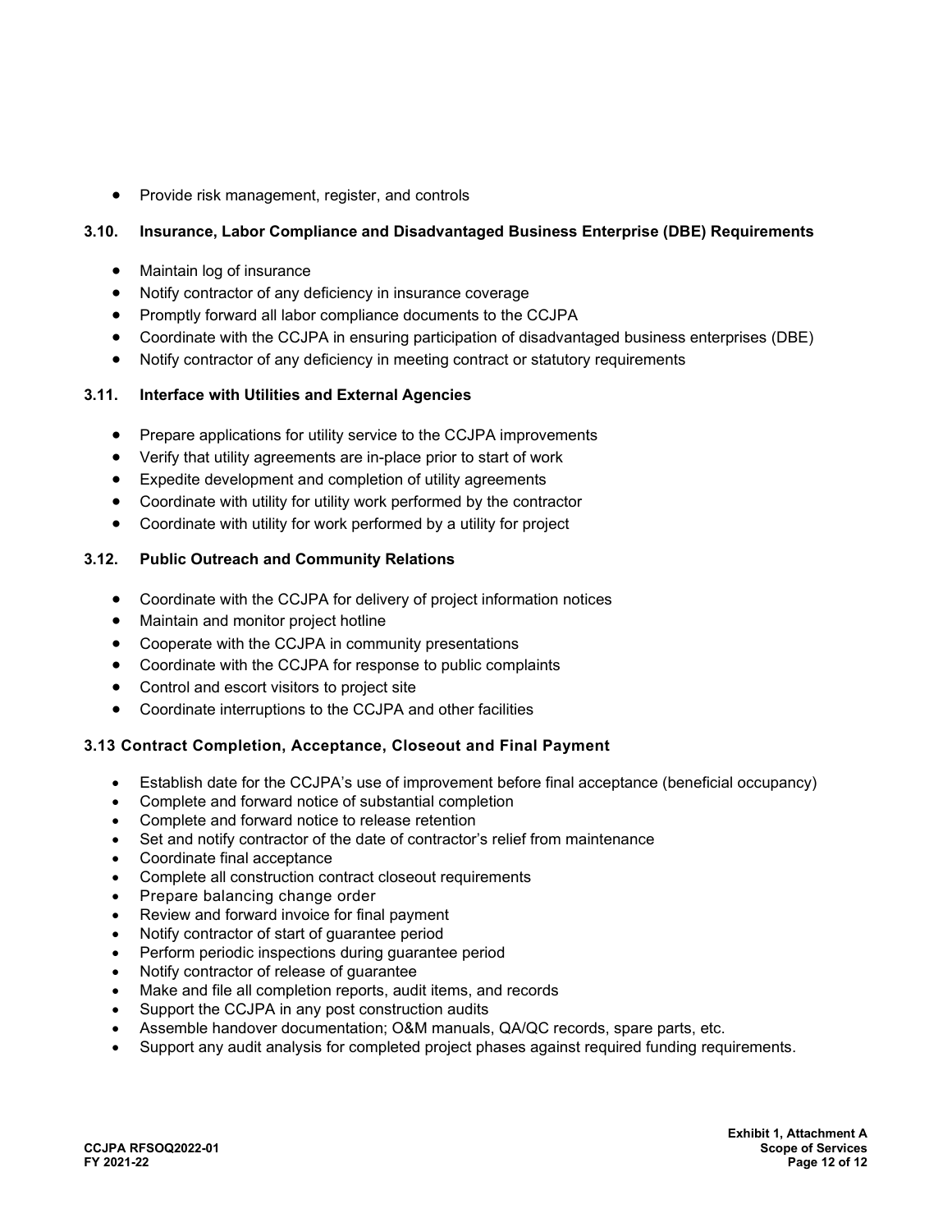- Provide risk management, register, and controls

### 3.10. Insurance, Labor Compliance and Disadvantaged Business Enterprise (DBE) Requirements

- Maintain log of insurance
- Notify contractor of any deficiency in insurance coverage
- Promptly forward all labor compliance documents to the CCJPA
- Coordinate with the CCJPA in ensuring participation of disadvantaged business enterprises (DBE)
- Notify contractor of any deficiency in meeting contract or statutory requirements

### 3.11. Interface with Utilities and External Agencies

- Prepare applications for utility service to the CCJPA improvements
- Verify that utility agreements are in-place prior to start of work
- Expedite development and completion of utility agreements
- Coordinate with utility for utility work performed by the contractor
- Coordinate with utility for work performed by a utility for project

### 3.12. Public Outreach and Community Relations

- Coordinate with the CCJPA for delivery of project information notices
- Maintain and monitor project hotline
- Cooperate with the CCJPA in community presentations
- Coordinate with the CCJPA for response to public complaints
- Control and escort visitors to project site
- Coordinate interruptions to the CCJPA and other facilities

### 3.13 Contract Completion, Acceptance, Closeout and Final Payment

- Establish date for the CCJPA's use of improvement before final acceptance (beneficial occupancy)
- Complete and forward notice of substantial completion
- Complete and forward notice to release retention
- Set and notify contractor of the date of contractor's relief from maintenance
- Coordinate final acceptance
- Complete all construction contract closeout requirements
- Prepare balancing change order
- Review and forward invoice for final payment
- Notify contractor of start of guarantee period
- Perform periodic inspections during guarantee period
- Notify contractor of release of guarantee
- Make and file all completion reports, audit items, and records
- Support the CCJPA in any post construction audits
- Assemble handover documentation; O&M manuals, QA/QC records, spare parts, etc.
- Support any audit analysis for completed project phases against required funding requirements.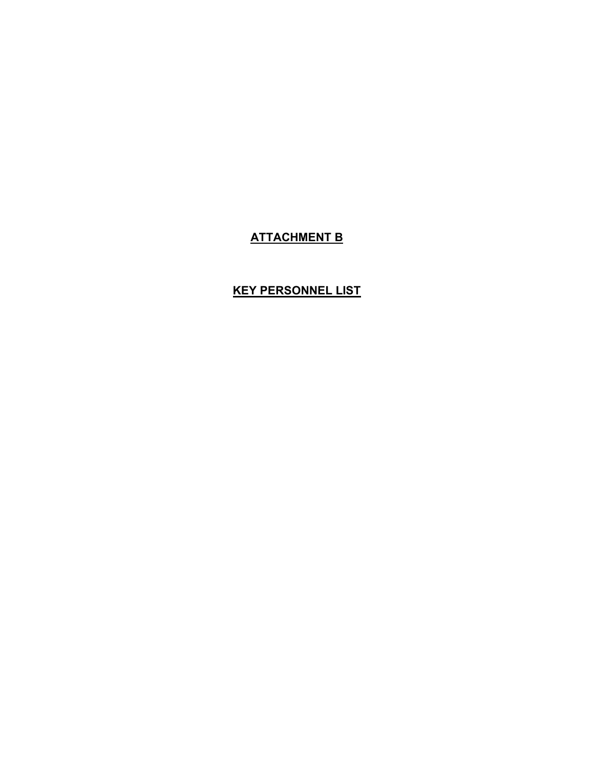# ATTACHMENT B

# KEY PERSONNEL LIST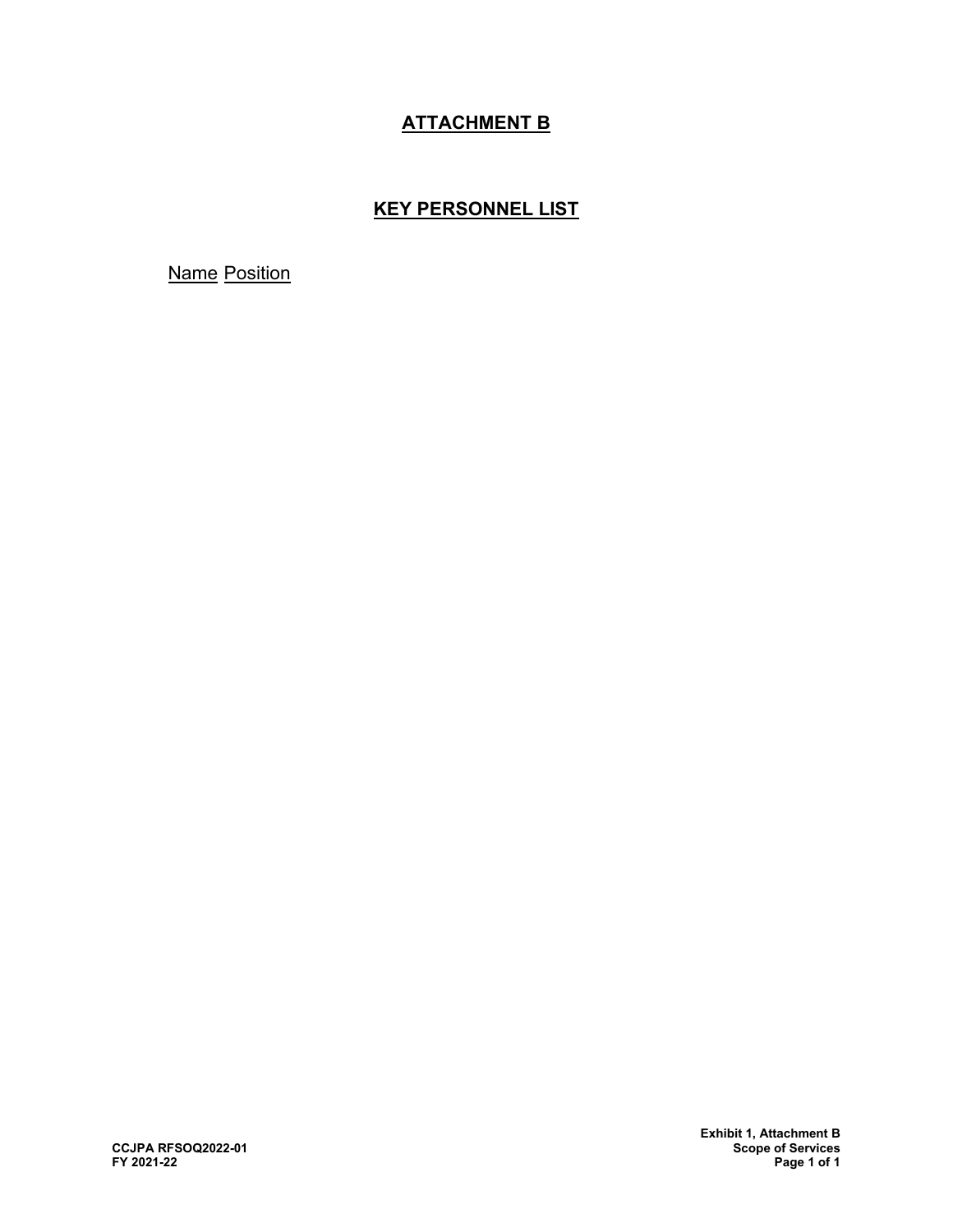# ATTACHMENT B

## KEY PERSONNEL LIST

Name Position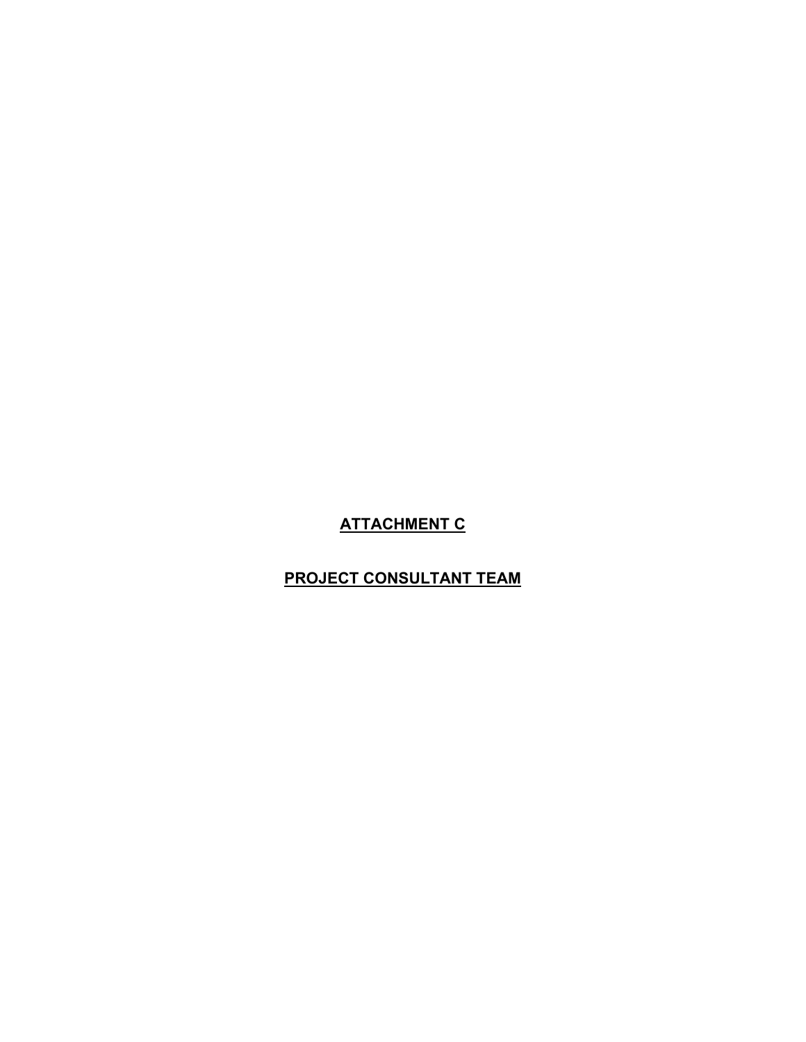# ATTACHMENT C

# PROJECT CONSULTANT TEAM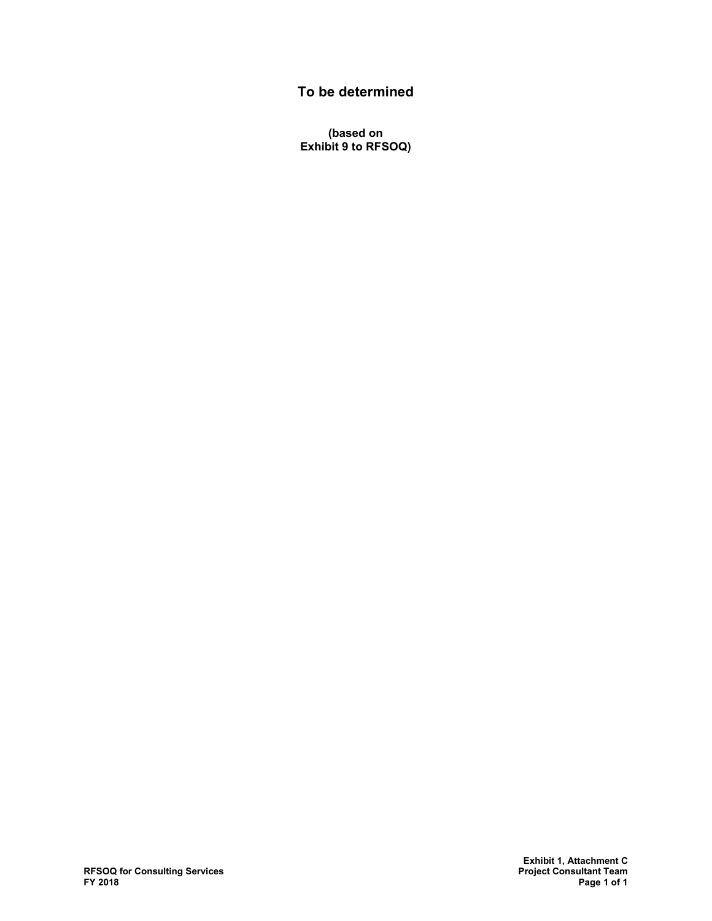## To be determined

**(based on Exhibit 9 to RFSOQ)**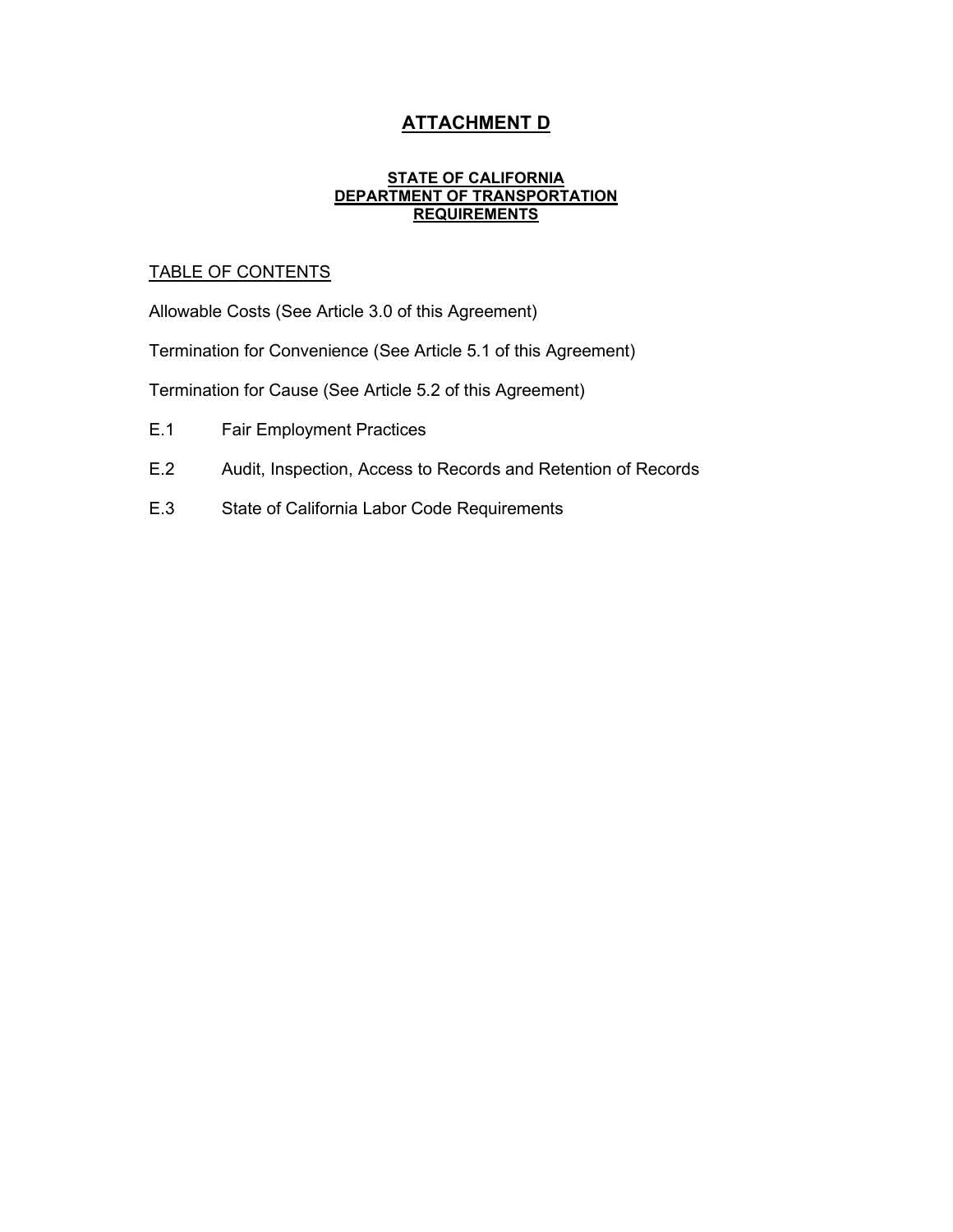# ATTACHMENT D

**STATE OF CALIFORNIA**
**DEPARTMENT OF TRANSPORTATION**
**REQUIREMENTS**

TABLE OF CONTENTS

Allowable Costs (See Article 3.0 of this Agreement)

Termination for Convenience (See Article 5.1 of this Agreement)

Termination for Cause (See Article 5.2 of this Agreement)

E.1 Fair Employment Practices

E.2 Audit, Inspection, Access to Records and Retention of Records

E.3 State of California Labor Code Requirements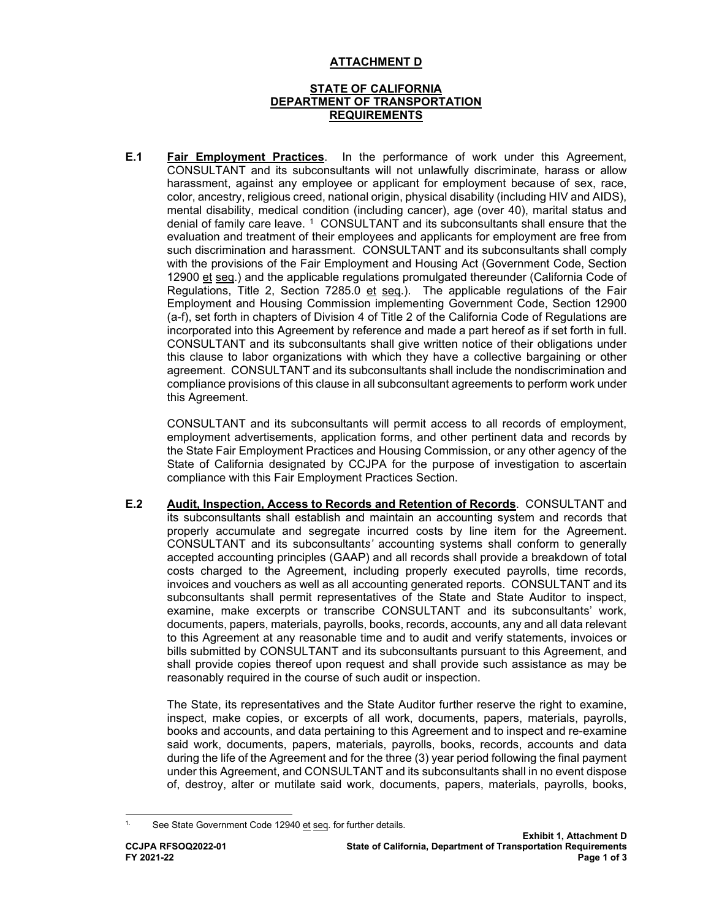**ATTACHMENT D**

**STATE OF CALIFORNIA**
**DEPARTMENT OF TRANSPORTATION**
**REQUIREMENTS**

**E.1** **Fair Employment Practices**. In the performance of work under this Agreement, CONSULTANT and its subconsultants will not unlawfully discriminate, harass or allow harassment, against any employee or applicant for employment because of sex, race, color, ancestry, religious creed, national origin, physical disability (including HIV and AIDS), mental disability, medical condition (including cancer), age (over 40), marital status and denial of family care leave. [1] CONSULTANT and its subconsultants shall ensure that the evaluation and treatment of their employees and applicants for employment are free from such discrimination and harassment. CONSULTANT and its subconsultants shall comply with the provisions of the Fair Employment and Housing Act (Government Code, Section 12900 et seq.) and the applicable regulations promulgated thereunder (California Code of Regulations, Title 2, Section 7285.0 et seq.). The applicable regulations of the Fair Employment and Housing Commission implementing Government Code, Section 12900 (a-f), set forth in chapters of Division 4 of Title 2 of the California Code of Regulations are incorporated into this Agreement by reference and made a part hereof as if set forth in full. CONSULTANT and its subconsultants shall give written notice of their obligations under this clause to labor organizations with which they have a collective bargaining or other agreement. CONSULTANT and its subconsultants shall include the nondiscrimination and compliance provisions of this clause in all subconsultant agreements to perform work under this Agreement.

CONSULTANT and its subconsultants will permit access to all records of employment, employment advertisements, application forms, and other pertinent data and records by the State Fair Employment Practices and Housing Commission, or any other agency of the State of California designated by CCJPA for the purpose of investigation to ascertain compliance with this Fair Employment Practices Section.

**E.2** **Audit, Inspection, Access to Records and Retention of Records**. CONSULTANT and its subconsultants shall establish and maintain an accounting system and records that properly accumulate and segregate incurred costs by line item for the Agreement. CONSULTANT and its subconsultants' accounting systems shall conform to generally accepted accounting principles (GAAP) and all records shall provide a breakdown of total costs charged to the Agreement, including properly executed payrolls, time records, invoices and vouchers as well as all accounting generated reports. CONSULTANT and its subconsultants shall permit representatives of the State and State Auditor to inspect, examine, make excerpts or transcribe CONSULTANT and its subconsultants' work, documents, papers, materials, payrolls, books, records, accounts, any and all data relevant to this Agreement at any reasonable time and to audit and verify statements, invoices or bills submitted by CONSULTANT and its subconsultants pursuant to this Agreement, and shall provide copies thereof upon request and shall provide such assistance as may be reasonably required in the course of such audit or inspection.

The State, its representatives and the State Auditor further reserve the right to examine, inspect, make copies, or excerpts of all work, documents, papers, materials, payrolls, books and accounts, and data pertaining to this Agreement and to inspect and re-examine said work, documents, papers, materials, payrolls, books, records, accounts and data during the life of the Agreement and for the three (3) year period following the final payment under this Agreement, and CONSULTANT and its subconsultants shall in no event dispose of, destroy, alter or mutilate said work, documents, papers, materials, payrolls, books,

---

[1] See State Government Code 12940 et seq. for further details.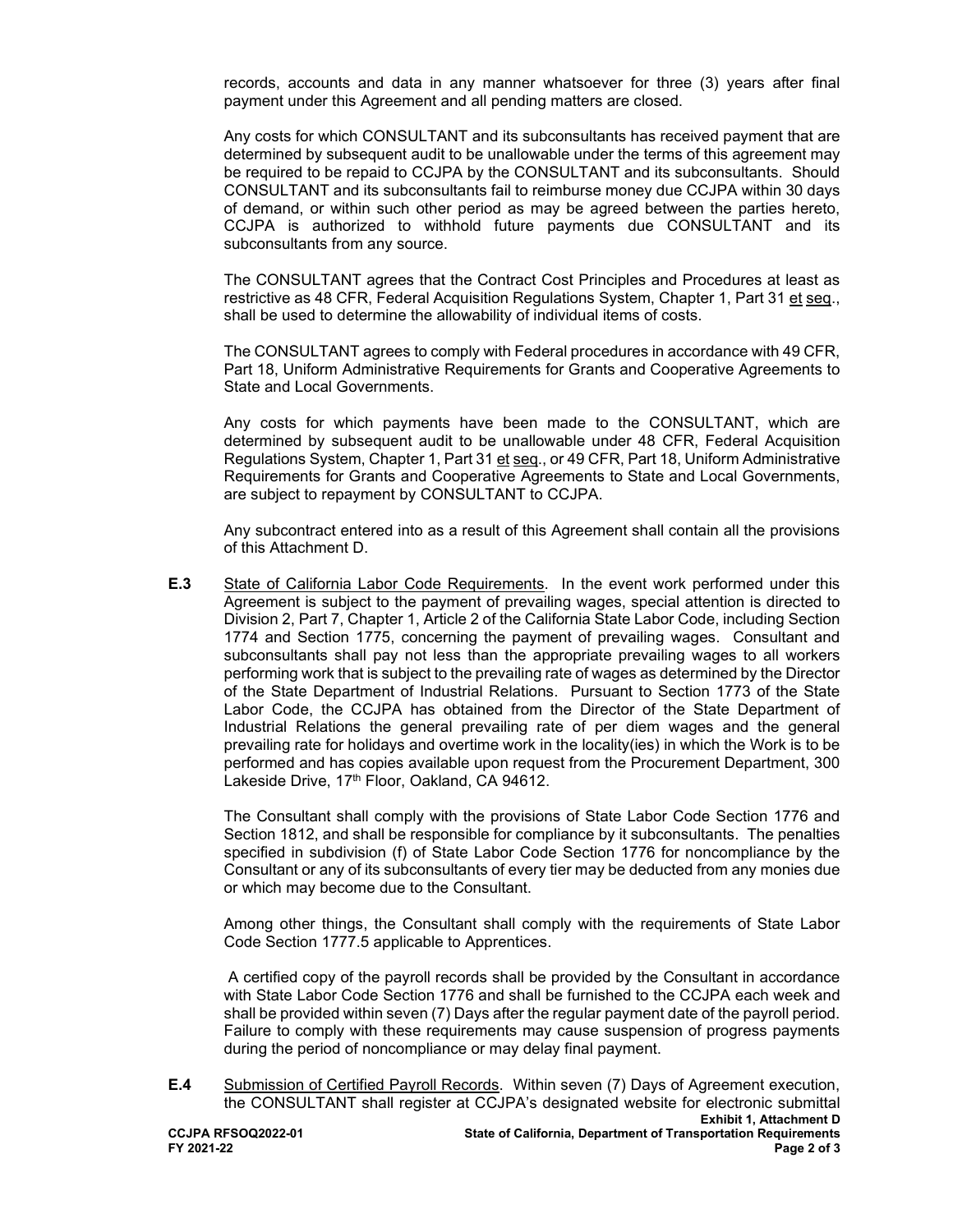records, accounts and data in any manner whatsoever for three (3) years after final payment under this Agreement and all pending matters are closed.

Any costs for which CONSULTANT and its subconsultants has received payment that are determined by subsequent audit to be unallowable under the terms of this agreement may be required to be repaid to CCJPA by the CONSULTANT and its subconsultants. Should CONSULTANT and its subconsultants fail to reimburse money due CCJPA within 30 days of demand, or within such other period as may be agreed between the parties hereto, CCJPA is authorized to withhold future payments due CONSULTANT and its subconsultants from any source.

The CONSULTANT agrees that the Contract Cost Principles and Procedures at least as restrictive as 48 CFR, Federal Acquisition Regulations System, Chapter 1, Part 31 et seq., shall be used to determine the allowability of individual items of costs.

The CONSULTANT agrees to comply with Federal procedures in accordance with 49 CFR, Part 18, Uniform Administrative Requirements for Grants and Cooperative Agreements to State and Local Governments.

Any costs for which payments have been made to the CONSULTANT, which are determined by subsequent audit to be unallowable under 48 CFR, Federal Acquisition Regulations System, Chapter 1, Part 31 et seq., or 49 CFR, Part 18, Uniform Administrative Requirements for Grants and Cooperative Agreements to State and Local Governments, are subject to repayment by CONSULTANT to CCJPA.

Any subcontract entered into as a result of this Agreement shall contain all the provisions of this Attachment D.

**E.3** State of California Labor Code Requirements. In the event work performed under this Agreement is subject to the payment of prevailing wages, special attention is directed to Division 2, Part 7, Chapter 1, Article 2 of the California State Labor Code, including Section 1774 and Section 1775, concerning the payment of prevailing wages. Consultant and subconsultants shall pay not less than the appropriate prevailing wages to all workers performing work that is subject to the prevailing rate of wages as determined by the Director of the State Department of Industrial Relations. Pursuant to Section 1773 of the State Labor Code, the CCJPA has obtained from the Director of the State Department of Industrial Relations the general prevailing rate of per diem wages and the general prevailing rate for holidays and overtime work in the locality(ies) in which the Work is to be performed and has copies available upon request from the Procurement Department, 300 Lakeside Drive, 17th Floor, Oakland, CA 94612.

The Consultant shall comply with the provisions of State Labor Code Section 1776 and Section 1812, and shall be responsible for compliance by it subconsultants. The penalties specified in subdivision (f) of State Labor Code Section 1776 for noncompliance by the Consultant or any of its subconsultants of every tier may be deducted from any monies due or which may become due to the Consultant.

Among other things, the Consultant shall comply with the requirements of State Labor Code Section 1777.5 applicable to Apprentices.

A certified copy of the payroll records shall be provided by the Consultant in accordance with State Labor Code Section 1776 and shall be furnished to the CCJPA each week and shall be provided within seven (7) Days after the regular payment date of the payroll period. Failure to comply with these requirements may cause suspension of progress payments during the period of noncompliance or may delay final payment.

**E.4** Submission of Certified Payroll Records. Within seven (7) Days of Agreement execution, the CONSULTANT shall register at CCJPA's designated website for electronic submittal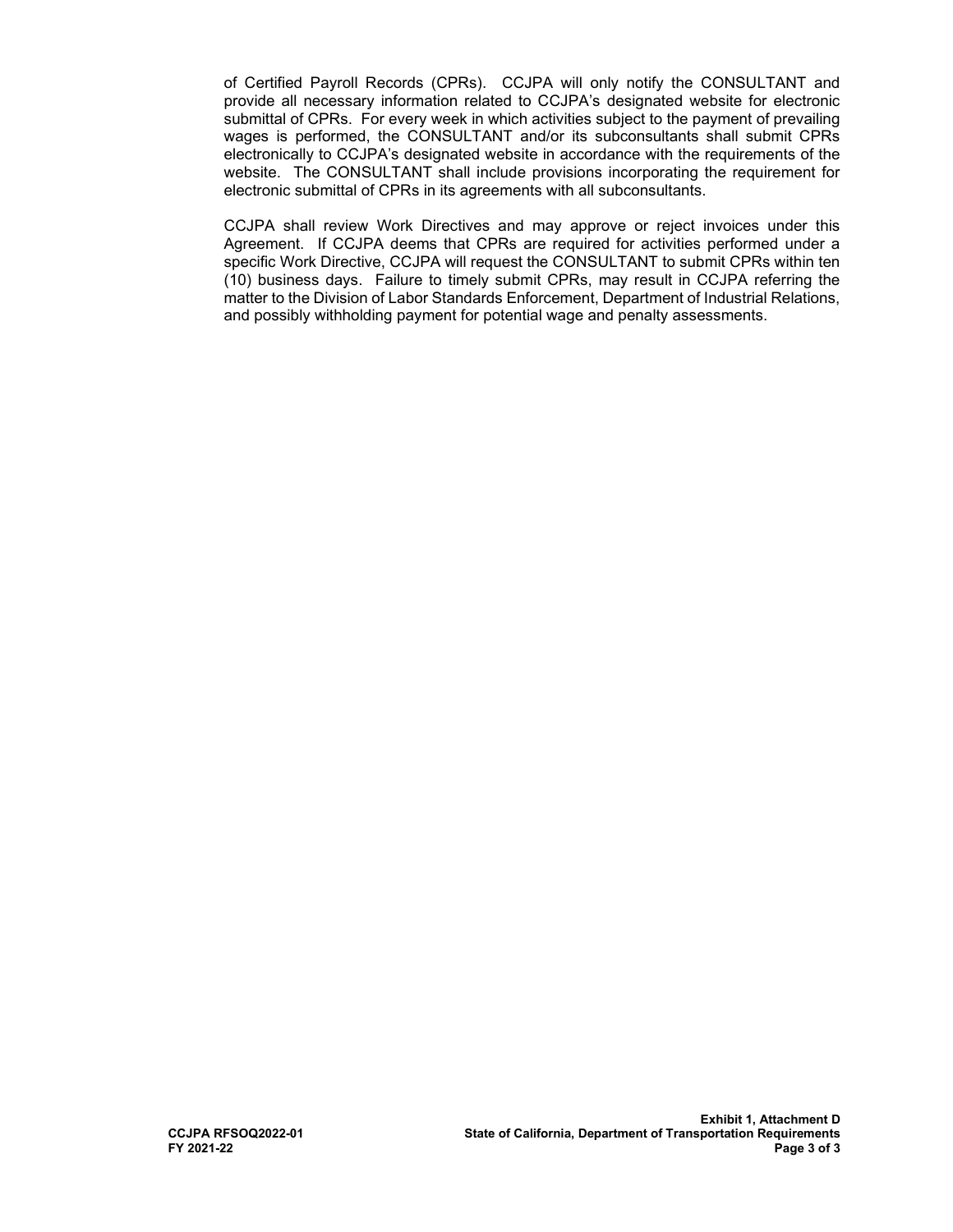of Certified Payroll Records (CPRs). CCJPA will only notify the CONSULTANT and provide all necessary information related to CCJPA's designated website for electronic submittal of CPRs. For every week in which activities subject to the payment of prevailing wages is performed, the CONSULTANT and/or its subconsultants shall submit CPRs electronically to CCJPA's designated website in accordance with the requirements of the website. The CONSULTANT shall include provisions incorporating the requirement for electronic submittal of CPRs in its agreements with all subconsultants.

CCJPA shall review Work Directives and may approve or reject invoices under this Agreement. If CCJPA deems that CPRs are required for activities performed under a specific Work Directive, CCJPA will request the CONSULTANT to submit CPRs within ten (10) business days. Failure to timely submit CPRs, may result in CCJPA referring the matter to the Division of Labor Standards Enforcement, Department of Industrial Relations, and possibly withholding payment for potential wage and penalty assessments.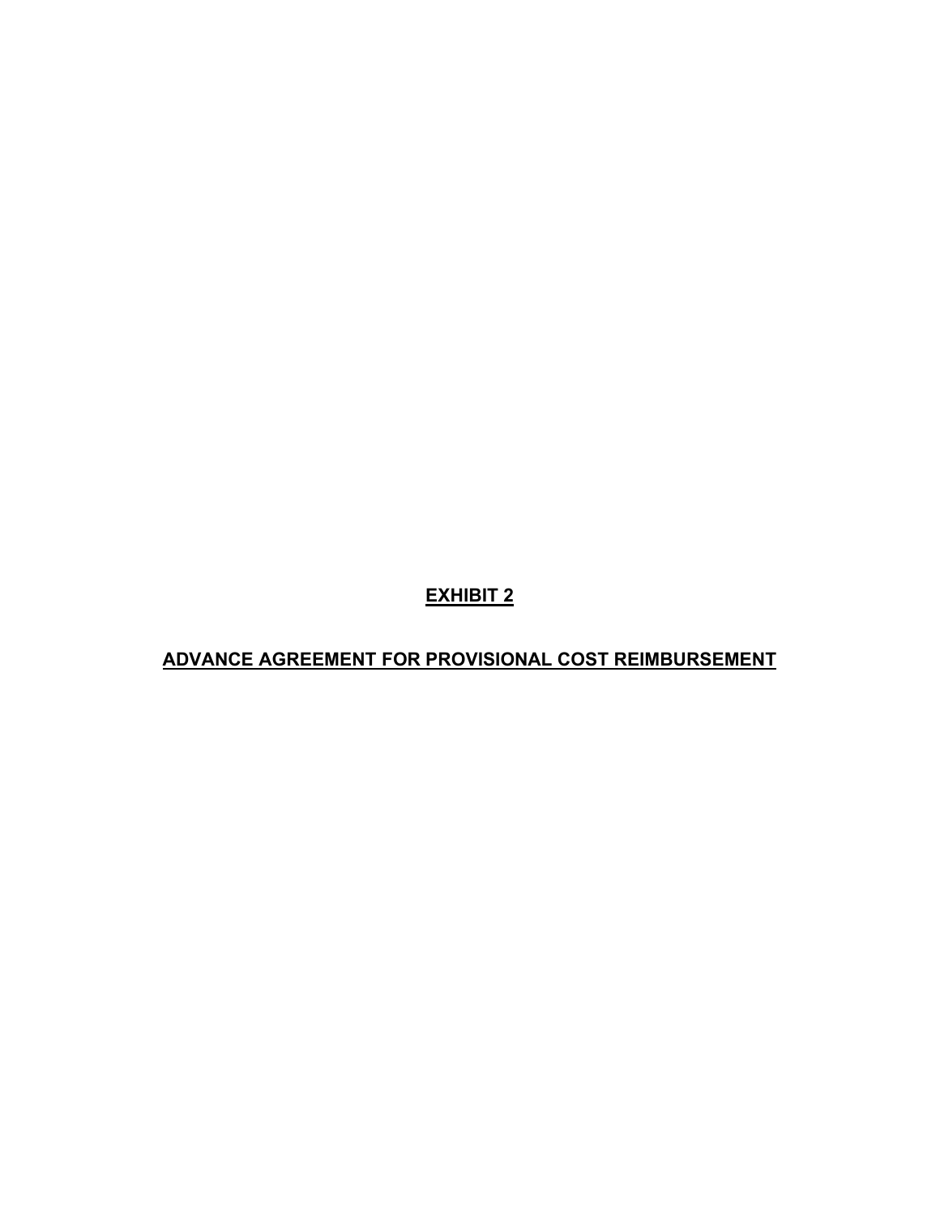# **EXHIBIT 2**

## **ADVANCE AGREEMENT FOR PROVISIONAL COST REIMBURSEMENT**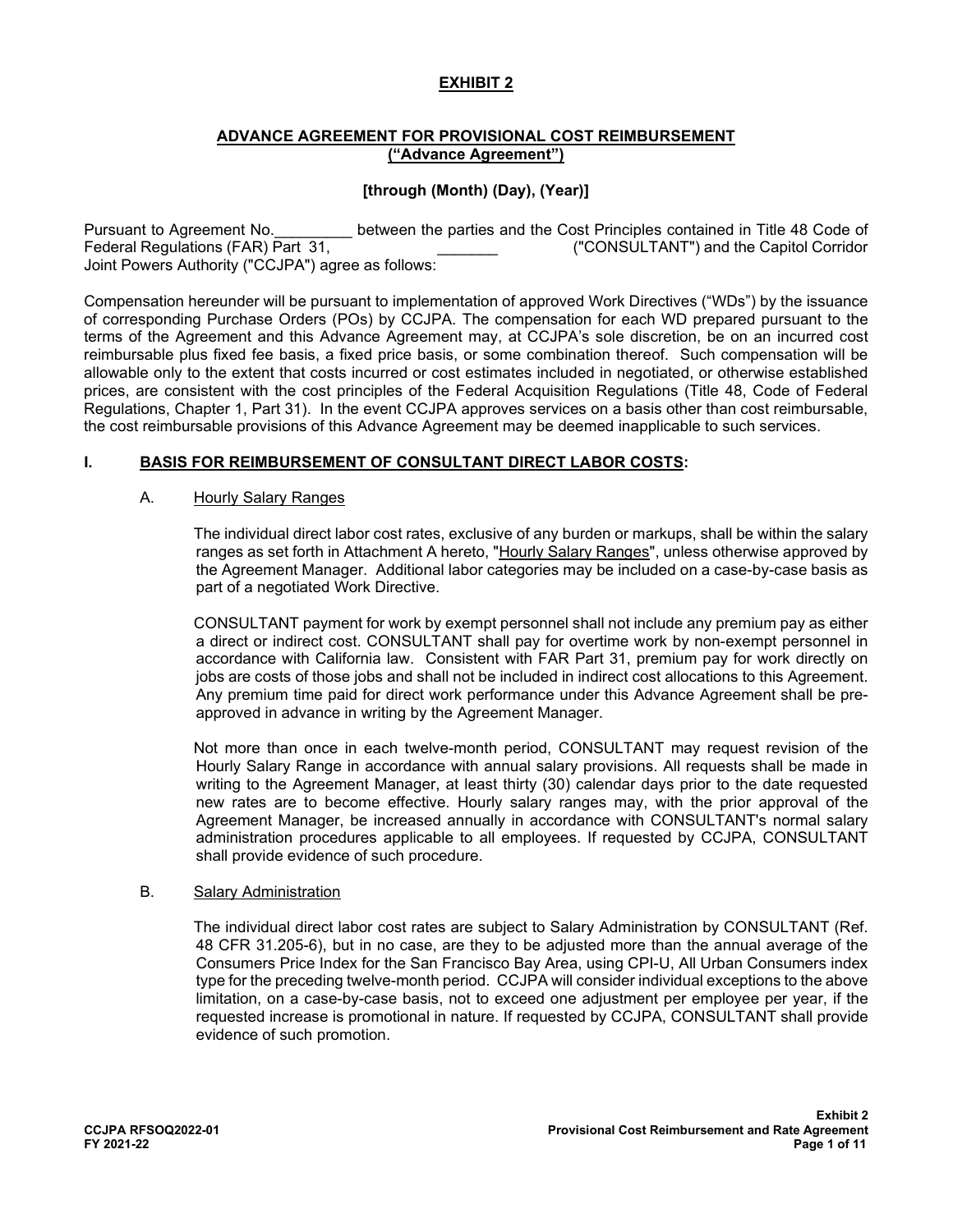**EXHIBIT 2**

**ADVANCE AGREEMENT FOR PROVISIONAL COST REIMBURSEMENT**
**("Advance Agreement")**

**[through (Month) (Day), (Year)]**

Pursuant to Agreement No.\_\_\_\_\_\_\_\_\_ between the parties and the Cost Principles contained in Title 48 Code of Federal Regulations (FAR) Part 31, \_\_\_\_\_\_\_ ("CONSULTANT") and the Capitol Corridor Joint Powers Authority ("CCJPA") agree as follows:

Compensation hereunder will be pursuant to implementation of approved Work Directives ("WDs") by the issuance of corresponding Purchase Orders (POs) by CCJPA. The compensation for each WD prepared pursuant to the terms of the Agreement and this Advance Agreement may, at CCJPA's sole discretion, be on an incurred cost reimbursable plus fixed fee basis, a fixed price basis, or some combination thereof. Such compensation will be allowable only to the extent that costs incurred or cost estimates included in negotiated, or otherwise established prices, are consistent with the cost principles of the Federal Acquisition Regulations (Title 48, Code of Federal Regulations, Chapter 1, Part 31). In the event CCJPA approves services on a basis other than cost reimbursable, the cost reimbursable provisions of this Advance Agreement may be deemed inapplicable to such services.

## I. BASIS FOR REIMBURSEMENT OF CONSULTANT DIRECT LABOR COSTS:

### A. Hourly Salary Ranges

The individual direct labor cost rates, exclusive of any burden or markups, shall be within the salary ranges as set forth in Attachment A hereto, "Hourly Salary Ranges", unless otherwise approved by the Agreement Manager. Additional labor categories may be included on a case-by-case basis as part of a negotiated Work Directive.

CONSULTANT payment for work by exempt personnel shall not include any premium pay as either a direct or indirect cost. CONSULTANT shall pay for overtime work by non-exempt personnel in accordance with California law. Consistent with FAR Part 31, premium pay for work directly on jobs are costs of those jobs and shall not be included in indirect cost allocations to this Agreement. Any premium time paid for direct work performance under this Advance Agreement shall be pre-approved in advance in writing by the Agreement Manager.

Not more than once in each twelve-month period, CONSULTANT may request revision of the Hourly Salary Range in accordance with annual salary provisions. All requests shall be made in writing to the Agreement Manager, at least thirty (30) calendar days prior to the date requested new rates are to become effective. Hourly salary ranges may, with the prior approval of the Agreement Manager, be increased annually in accordance with CONSULTANT's normal salary administration procedures applicable to all employees. If requested by CCJPA, CONSULTANT shall provide evidence of such procedure.

### B. Salary Administration

The individual direct labor cost rates are subject to Salary Administration by CONSULTANT (Ref. 48 CFR 31.205-6), but in no case, are they to be adjusted more than the annual average of the Consumers Price Index for the San Francisco Bay Area, using CPI-U, All Urban Consumers index type for the preceding twelve-month period. CCJPA will consider individual exceptions to the above limitation, on a case-by-case basis, not to exceed one adjustment per employee per year, if the requested increase is promotional in nature. If requested by CCJPA, CONSULTANT shall provide evidence of such promotion.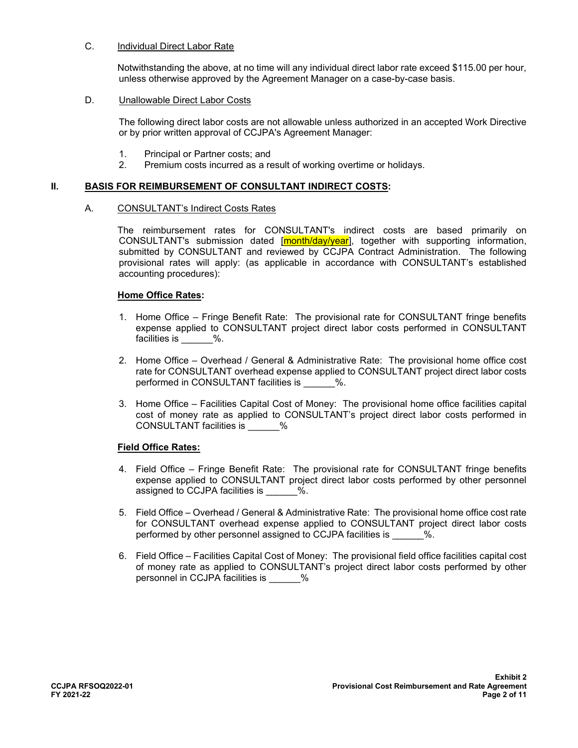C. Individual Direct Labor Rate

Notwithstanding the above, at no time will any individual direct labor rate exceed $115.00 per hour, unless otherwise approved by the Agreement Manager on a case-by-case basis.

D. Unallowable Direct Labor Costs

The following direct labor costs are not allowable unless authorized in an accepted Work Directive or by prior written approval of CCJPA's Agreement Manager:

1. Principal or Partner costs; and
2. Premium costs incurred as a result of working overtime or holidays.

## II. BASIS FOR REIMBURSEMENT OF CONSULTANT INDIRECT COSTS:

A. CONSULTANT's Indirect Costs Rates

The reimbursement rates for CONSULTANT's indirect costs are based primarily on CONSULTANT's submission dated [month/day/year], together with supporting information, submitted by CONSULTANT and reviewed by CCJPA Contract Administration. The following provisional rates will apply: (as applicable in accordance with CONSULTANT's established accounting procedures):

**Home Office Rates:**

1. Home Office – Fringe Benefit Rate: The provisional rate for CONSULTANT fringe benefits expense applied to CONSULTANT project direct labor costs performed in CONSULTANT facilities is ______%.

2. Home Office – Overhead / General & Administrative Rate: The provisional home office cost rate for CONSULTANT overhead expense applied to CONSULTANT project direct labor costs performed in CONSULTANT facilities is ______%.

3. Home Office – Facilities Capital Cost of Money: The provisional home office facilities capital cost of money rate as applied to CONSULTANT's project direct labor costs performed in CONSULTANT facilities is ______%

**Field Office Rates:**

4. Field Office – Fringe Benefit Rate: The provisional rate for CONSULTANT fringe benefits expense applied to CONSULTANT project direct labor costs performed by other personnel assigned to CCJPA facilities is ______%.

5. Field Office – Overhead / General & Administrative Rate: The provisional home office cost rate for CONSULTANT overhead expense applied to CONSULTANT project direct labor costs performed by other personnel assigned to CCJPA facilities is ______%.

6. Field Office – Facilities Capital Cost of Money: The provisional field office facilities capital cost of money rate as applied to CONSULTANT's project direct labor costs performed by other personnel in CCJPA facilities is ______%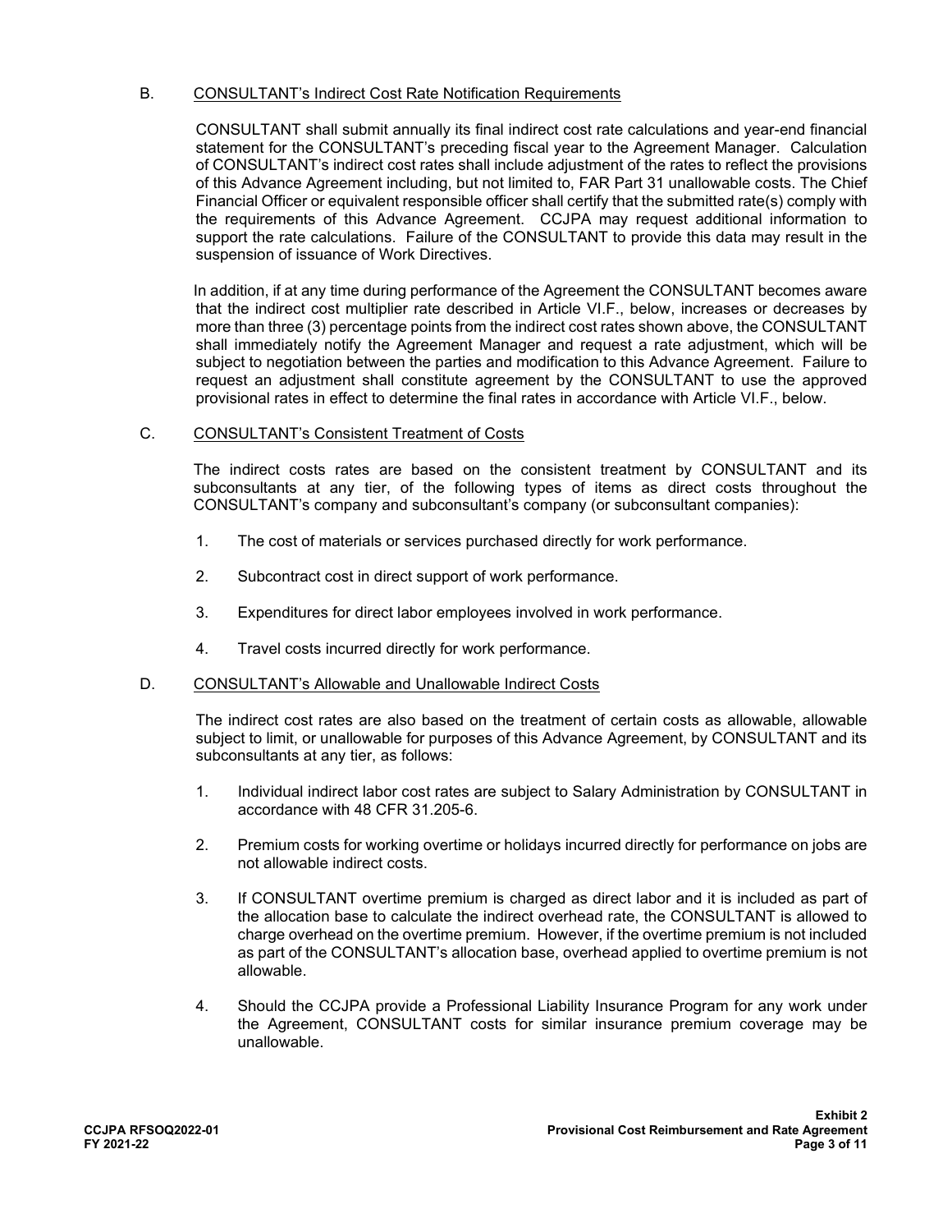B. <u>CONSULTANT's Indirect Cost Rate Notification Requirements</u>

CONSULTANT shall submit annually its final indirect cost rate calculations and year-end financial statement for the CONSULTANT's preceding fiscal year to the Agreement Manager. Calculation of CONSULTANT's indirect cost rates shall include adjustment of the rates to reflect the provisions of this Advance Agreement including, but not limited to, FAR Part 31 unallowable costs. The Chief Financial Officer or equivalent responsible officer shall certify that the submitted rate(s) comply with the requirements of this Advance Agreement. CCJPA may request additional information to support the rate calculations. Failure of the CONSULTANT to provide this data may result in the suspension of issuance of Work Directives.

In addition, if at any time during performance of the Agreement the CONSULTANT becomes aware that the indirect cost multiplier rate described in Article VI.F., below, increases or decreases by more than three (3) percentage points from the indirect cost rates shown above, the CONSULTANT shall immediately notify the Agreement Manager and request a rate adjustment, which will be subject to negotiation between the parties and modification to this Advance Agreement. Failure to request an adjustment shall constitute agreement by the CONSULTANT to use the approved provisional rates in effect to determine the final rates in accordance with Article VI.F., below.

C. <u>CONSULTANT's Consistent Treatment of Costs</u>

The indirect costs rates are based on the consistent treatment by CONSULTANT and its subconsultants at any tier, of the following types of items as direct costs throughout the CONSULTANT's company and subconsultant's company (or subconsultant companies):

1. The cost of materials or services purchased directly for work performance.
2. Subcontract cost in direct support of work performance.
3. Expenditures for direct labor employees involved in work performance.
4. Travel costs incurred directly for work performance.

D. <u>CONSULTANT's Allowable and Unallowable Indirect Costs</u>

The indirect cost rates are also based on the treatment of certain costs as allowable, allowable subject to limit, or unallowable for purposes of this Advance Agreement, by CONSULTANT and its subconsultants at any tier, as follows:

1. Individual indirect labor cost rates are subject to Salary Administration by CONSULTANT in accordance with 48 CFR 31.205-6.
2. Premium costs for working overtime or holidays incurred directly for performance on jobs are not allowable indirect costs.
3. If CONSULTANT overtime premium is charged as direct labor and it is included as part of the allocation base to calculate the indirect overhead rate, the CONSULTANT is allowed to charge overhead on the overtime premium. However, if the overtime premium is not included as part of the CONSULTANT's allocation base, overhead applied to overtime premium is not allowable.
4. Should the CCJPA provide a Professional Liability Insurance Program for any work under the Agreement, CONSULTANT costs for similar insurance premium coverage may be unallowable.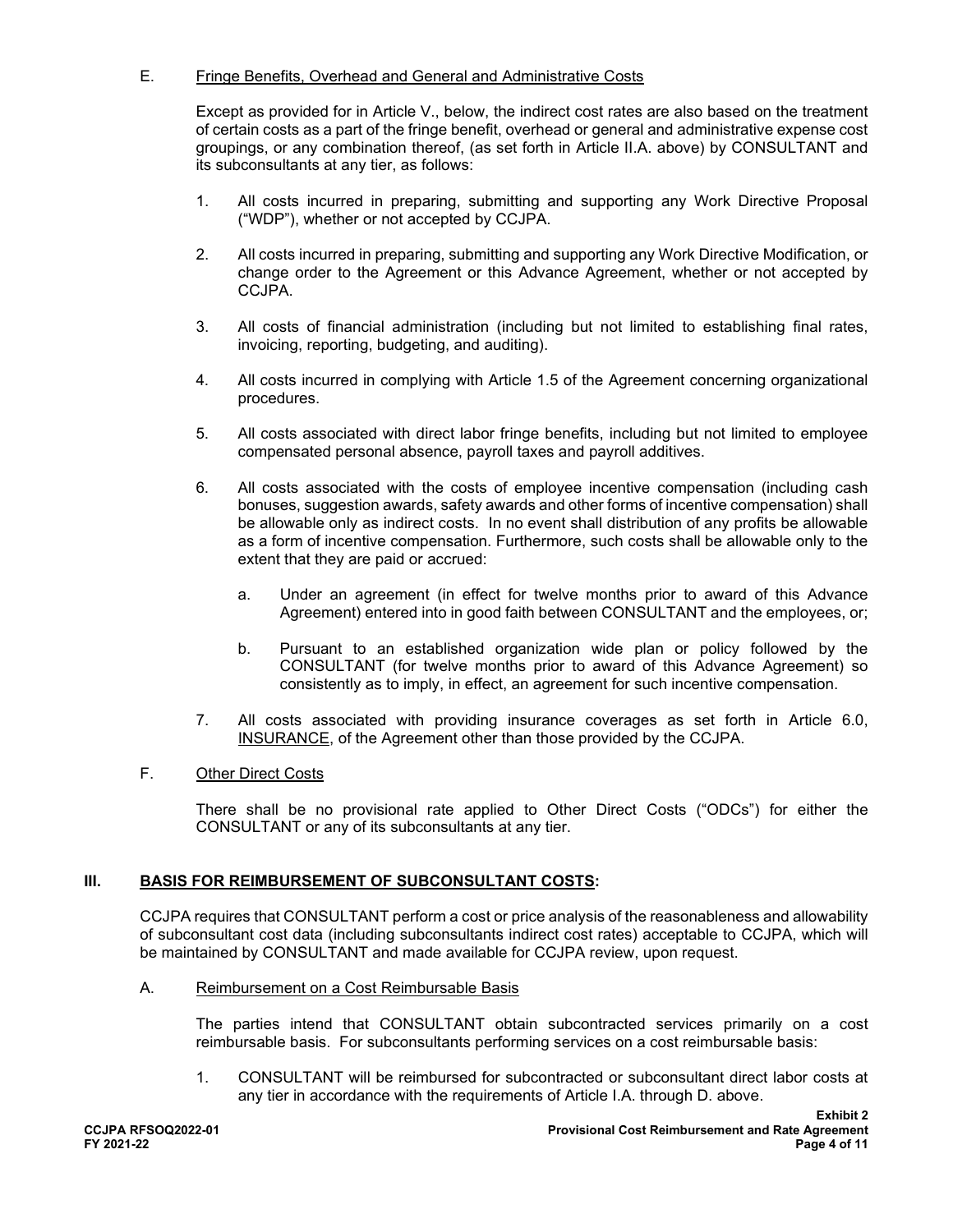E. Fringe Benefits, Overhead and General and Administrative Costs

Except as provided for in Article V., below, the indirect cost rates are also based on the treatment of certain costs as a part of the fringe benefit, overhead or general and administrative expense cost groupings, or any combination thereof, (as set forth in Article II.A. above) by CONSULTANT and its subconsultants at any tier, as follows:

1. All costs incurred in preparing, submitting and supporting any Work Directive Proposal ("WDP"), whether or not accepted by CCJPA.

2. All costs incurred in preparing, submitting and supporting any Work Directive Modification, or change order to the Agreement or this Advance Agreement, whether or not accepted by CCJPA.

3. All costs of financial administration (including but not limited to establishing final rates, invoicing, reporting, budgeting, and auditing).

4. All costs incurred in complying with Article 1.5 of the Agreement concerning organizational procedures.

5. All costs associated with direct labor fringe benefits, including but not limited to employee compensated personal absence, payroll taxes and payroll additives.

6. All costs associated with the costs of employee incentive compensation (including cash bonuses, suggestion awards, safety awards and other forms of incentive compensation) shall be allowable only as indirect costs. In no event shall distribution of any profits be allowable as a form of incentive compensation. Furthermore, such costs shall be allowable only to the extent that they are paid or accrued:

   a. Under an agreement (in effect for twelve months prior to award of this Advance Agreement) entered into in good faith between CONSULTANT and the employees, or;

   b. Pursuant to an established organization wide plan or policy followed by the CONSULTANT (for twelve months prior to award of this Advance Agreement) so consistently as to imply, in effect, an agreement for such incentive compensation.

7. All costs associated with providing insurance coverages as set forth in Article 6.0, INSURANCE, of the Agreement other than those provided by the CCJPA.

F. Other Direct Costs

There shall be no provisional rate applied to Other Direct Costs ("ODCs") for either the CONSULTANT or any of its subconsultants at any tier.

## III. BASIS FOR REIMBURSEMENT OF SUBCONSULTANT COSTS:

CCJPA requires that CONSULTANT perform a cost or price analysis of the reasonableness and allowability of subconsultant cost data (including subconsultants indirect cost rates) acceptable to CCJPA, which will be maintained by CONSULTANT and made available for CCJPA review, upon request.

A. Reimbursement on a Cost Reimbursable Basis

The parties intend that CONSULTANT obtain subcontracted services primarily on a cost reimbursable basis. For subconsultants performing services on a cost reimbursable basis:

1. CONSULTANT will be reimbursed for subcontracted or subconsultant direct labor costs at any tier in accordance with the requirements of Article I.A. through D. above.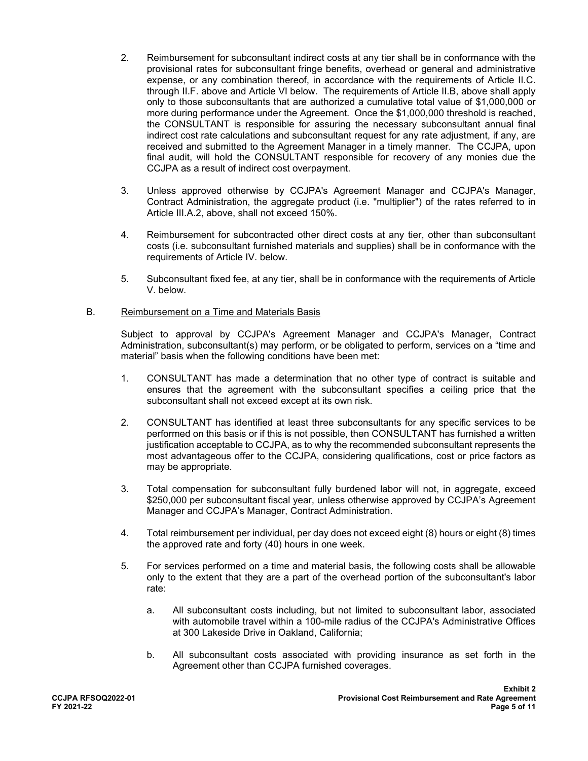2. Reimbursement for subconsultant indirect costs at any tier shall be in conformance with the provisional rates for subconsultant fringe benefits, overhead or general and administrative expense, or any combination thereof, in accordance with the requirements of Article II.C. through II.F. above and Article VI below. The requirements of Article II.B, above shall apply only to those subconsultants that are authorized a cumulative total value of $1,000,000 or more during performance under the Agreement. Once the $1,000,000 threshold is reached, the CONSULTANT is responsible for assuring the necessary subconsultant annual final indirect cost rate calculations and subconsultant request for any rate adjustment, if any, are received and submitted to the Agreement Manager in a timely manner. The CCJPA, upon final audit, will hold the CONSULTANT responsible for recovery of any monies due the CCJPA as a result of indirect cost overpayment.

3. Unless approved otherwise by CCJPA's Agreement Manager and CCJPA's Manager, Contract Administration, the aggregate product (i.e. "multiplier") of the rates referred to in Article III.A.2, above, shall not exceed 150%.

4. Reimbursement for subcontracted other direct costs at any tier, other than subconsultant costs (i.e. subconsultant furnished materials and supplies) shall be in conformance with the requirements of Article IV. below.

5. Subconsultant fixed fee, at any tier, shall be in conformance with the requirements of Article V. below.

B. Reimbursement on a Time and Materials Basis

Subject to approval by CCJPA's Agreement Manager and CCJPA's Manager, Contract Administration, subconsultant(s) may perform, or be obligated to perform, services on a "time and material" basis when the following conditions have been met:

1. CONSULTANT has made a determination that no other type of contract is suitable and ensures that the agreement with the subconsultant specifies a ceiling price that the subconsultant shall not exceed except at its own risk.

2. CONSULTANT has identified at least three subconsultants for any specific services to be performed on this basis or if this is not possible, then CONSULTANT has furnished a written justification acceptable to CCJPA, as to why the recommended subconsultant represents the most advantageous offer to the CCJPA, considering qualifications, cost or price factors as may be appropriate.

3. Total compensation for subconsultant fully burdened labor will not, in aggregate, exceed $250,000 per subconsultant fiscal year, unless otherwise approved by CCJPA's Agreement Manager and CCJPA's Manager, Contract Administration.

4. Total reimbursement per individual, per day does not exceed eight (8) hours or eight (8) times the approved rate and forty (40) hours in one week.

5. For services performed on a time and material basis, the following costs shall be allowable only to the extent that they are a part of the overhead portion of the subconsultant's labor rate:

   a. All subconsultant costs including, but not limited to subconsultant labor, associated with automobile travel within a 100-mile radius of the CCJPA's Administrative Offices at 300 Lakeside Drive in Oakland, California;

   b. All subconsultant costs associated with providing insurance as set forth in the Agreement other than CCJPA furnished coverages.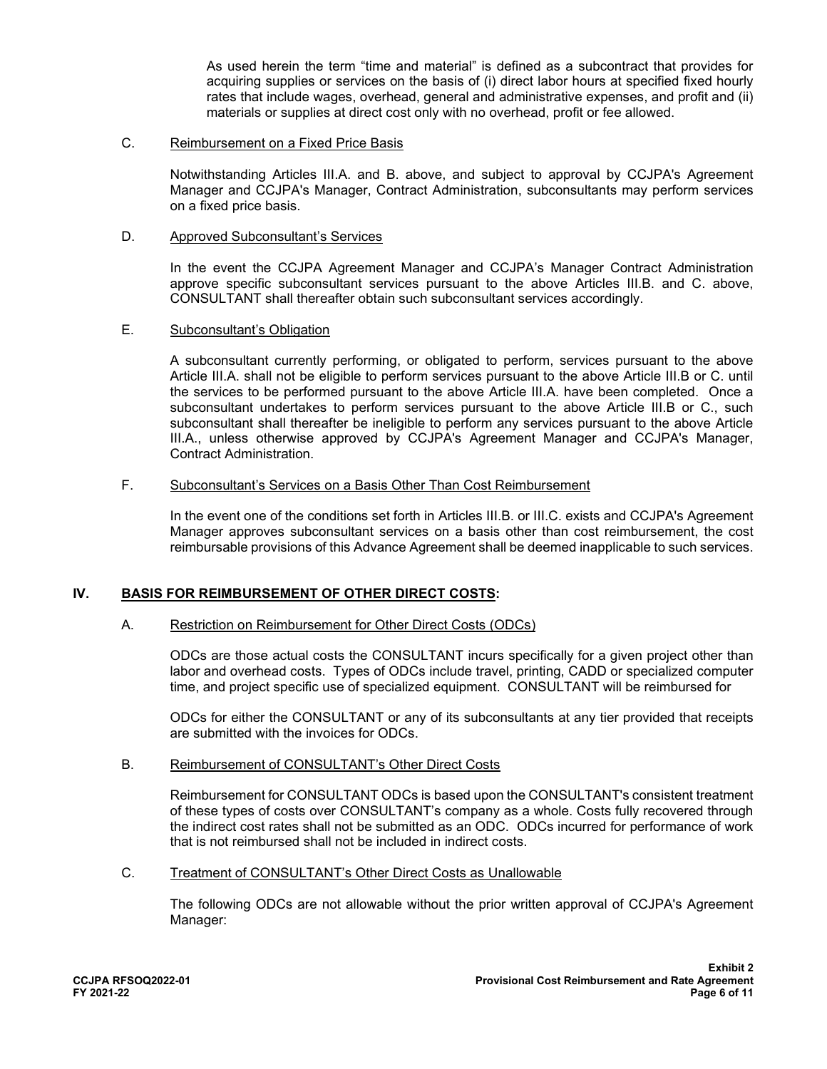As used herein the term "time and material" is defined as a subcontract that provides for acquiring supplies or services on the basis of (i) direct labor hours at specified fixed hourly rates that include wages, overhead, general and administrative expenses, and profit and (ii) materials or supplies at direct cost only with no overhead, profit or fee allowed.

C. Reimbursement on a Fixed Price Basis

Notwithstanding Articles III.A. and B. above, and subject to approval by CCJPA's Agreement Manager and CCJPA's Manager, Contract Administration, subconsultants may perform services on a fixed price basis.

D. Approved Subconsultant's Services

In the event the CCJPA Agreement Manager and CCJPA's Manager Contract Administration approve specific subconsultant services pursuant to the above Articles III.B. and C. above, CONSULTANT shall thereafter obtain such subconsultant services accordingly.

E. Subconsultant's Obligation

A subconsultant currently performing, or obligated to perform, services pursuant to the above Article III.A. shall not be eligible to perform services pursuant to the above Article III.B or C. until the services to be performed pursuant to the above Article III.A. have been completed. Once a subconsultant undertakes to perform services pursuant to the above Article III.B or C., such subconsultant shall thereafter be ineligible to perform any services pursuant to the above Article III.A., unless otherwise approved by CCJPA's Agreement Manager and CCJPA's Manager, Contract Administration.

F. Subconsultant's Services on a Basis Other Than Cost Reimbursement

In the event one of the conditions set forth in Articles III.B. or III.C. exists and CCJPA's Agreement Manager approves subconsultant services on a basis other than cost reimbursement, the cost reimbursable provisions of this Advance Agreement shall be deemed inapplicable to such services.

## IV. BASIS FOR REIMBURSEMENT OF OTHER DIRECT COSTS:

A. Restriction on Reimbursement for Other Direct Costs (ODCs)

ODCs are those actual costs the CONSULTANT incurs specifically for a given project other than labor and overhead costs. Types of ODCs include travel, printing, CADD or specialized computer time, and project specific use of specialized equipment. CONSULTANT will be reimbursed for

ODCs for either the CONSULTANT or any of its subconsultants at any tier provided that receipts are submitted with the invoices for ODCs.

B. Reimbursement of CONSULTANT's Other Direct Costs

Reimbursement for CONSULTANT ODCs is based upon the CONSULTANT's consistent treatment of these types of costs over CONSULTANT's company as a whole. Costs fully recovered through the indirect cost rates shall not be submitted as an ODC. ODCs incurred for performance of work that is not reimbursed shall not be included in indirect costs.

C. Treatment of CONSULTANT's Other Direct Costs as Unallowable

The following ODCs are not allowable without the prior written approval of CCJPA's Agreement Manager: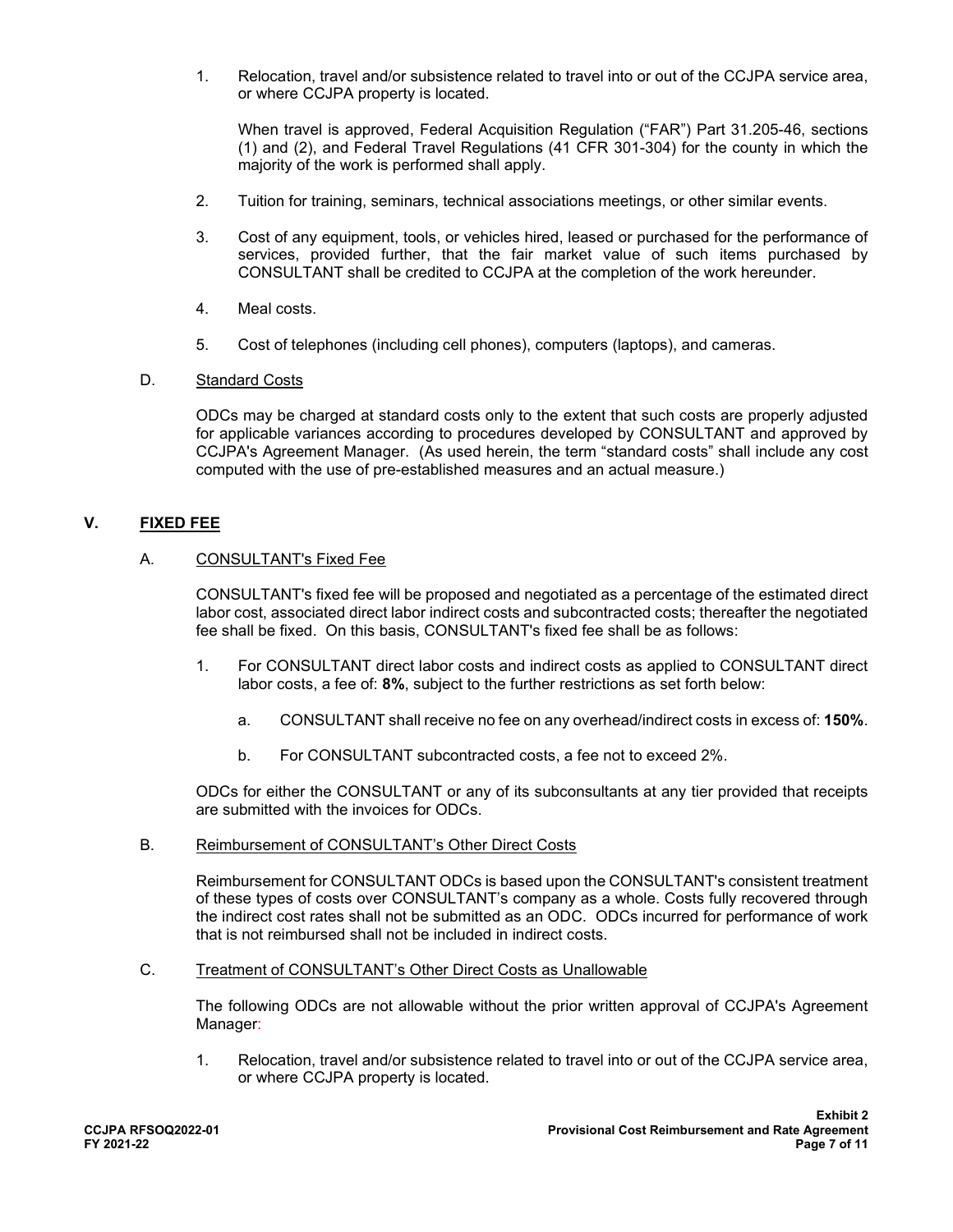1. Relocation, travel and/or subsistence related to travel into or out of the CCJPA service area, or where CCJPA property is located.

   When travel is approved, Federal Acquisition Regulation ("FAR") Part 31.205-46, sections (1) and (2), and Federal Travel Regulations (41 CFR 301-304) for the county in which the majority of the work is performed shall apply.

2. Tuition for training, seminars, technical associations meetings, or other similar events.

3. Cost of any equipment, tools, or vehicles hired, leased or purchased for the performance of services, provided further, that the fair market value of such items purchased by CONSULTANT shall be credited to CCJPA at the completion of the work hereunder.

4. Meal costs.

5. Cost of telephones (including cell phones), computers (laptops), and cameras.

D. Standard Costs

ODCs may be charged at standard costs only to the extent that such costs are properly adjusted for applicable variances according to procedures developed by CONSULTANT and approved by CCJPA's Agreement Manager. (As used herein, the term "standard costs" shall include any cost computed with the use of pre-established measures and an actual measure.)

## V. FIXED FEE

A. CONSULTANT's Fixed Fee

CONSULTANT's fixed fee will be proposed and negotiated as a percentage of the estimated direct labor cost, associated direct labor indirect costs and subcontracted costs; thereafter the negotiated fee shall be fixed. On this basis, CONSULTANT's fixed fee shall be as follows:

1. For CONSULTANT direct labor costs and indirect costs as applied to CONSULTANT direct labor costs, a fee of: **8%**, subject to the further restrictions as set forth below:

   a. CONSULTANT shall receive no fee on any overhead/indirect costs in excess of: **150%**.

   b. For CONSULTANT subcontracted costs, a fee not to exceed 2%.

ODCs for either the CONSULTANT or any of its subconsultants at any tier provided that receipts are submitted with the invoices for ODCs.

B. Reimbursement of CONSULTANT's Other Direct Costs

Reimbursement for CONSULTANT ODCs is based upon the CONSULTANT's consistent treatment of these types of costs over CONSULTANT's company as a whole. Costs fully recovered through the indirect cost rates shall not be submitted as an ODC. ODCs incurred for performance of work that is not reimbursed shall not be included in indirect costs.

C. Treatment of CONSULTANT's Other Direct Costs as Unallowable

The following ODCs are not allowable without the prior written approval of CCJPA's Agreement Manager:

1. Relocation, travel and/or subsistence related to travel into or out of the CCJPA service area, or where CCJPA property is located.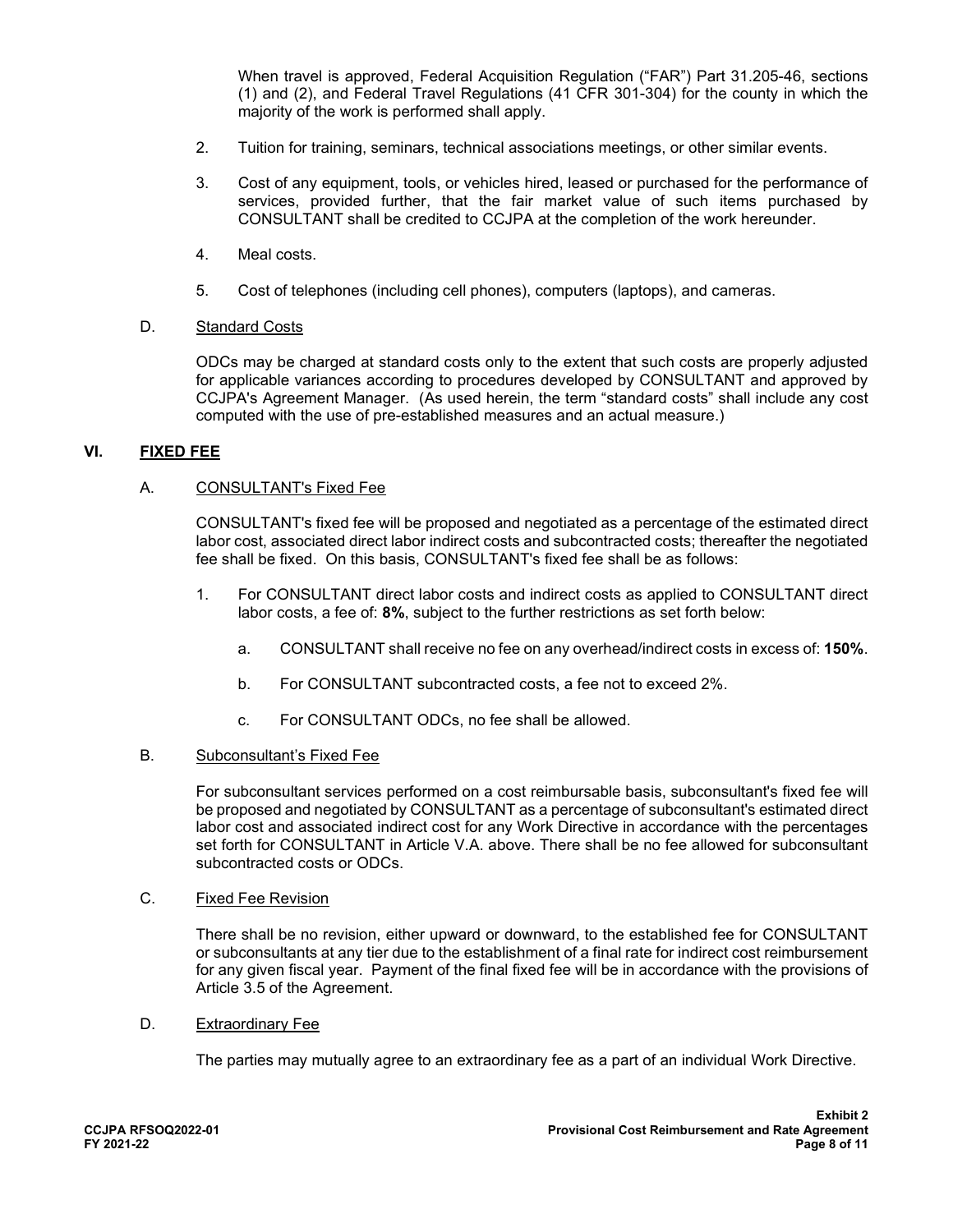When travel is approved, Federal Acquisition Regulation ("FAR") Part 31.205-46, sections (1) and (2), and Federal Travel Regulations (41 CFR 301-304) for the county in which the majority of the work is performed shall apply.

2. Tuition for training, seminars, technical associations meetings, or other similar events.

3. Cost of any equipment, tools, or vehicles hired, leased or purchased for the performance of services, provided further, that the fair market value of such items purchased by CONSULTANT shall be credited to CCJPA at the completion of the work hereunder.

4. Meal costs.

5. Cost of telephones (including cell phones), computers (laptops), and cameras.

D. Standard Costs

ODCs may be charged at standard costs only to the extent that such costs are properly adjusted for applicable variances according to procedures developed by CONSULTANT and approved by CCJPA's Agreement Manager. (As used herein, the term "standard costs" shall include any cost computed with the use of pre-established measures and an actual measure.)

## VI. FIXED FEE

A. CONSULTANT's Fixed Fee

CONSULTANT's fixed fee will be proposed and negotiated as a percentage of the estimated direct labor cost, associated direct labor indirect costs and subcontracted costs; thereafter the negotiated fee shall be fixed. On this basis, CONSULTANT's fixed fee shall be as follows:

1. For CONSULTANT direct labor costs and indirect costs as applied to CONSULTANT direct labor costs, a fee of: **8%**, subject to the further restrictions as set forth below:

   a. CONSULTANT shall receive no fee on any overhead/indirect costs in excess of: **150%**.

   b. For CONSULTANT subcontracted costs, a fee not to exceed 2%.

   c. For CONSULTANT ODCs, no fee shall be allowed.

B. Subconsultant's Fixed Fee

For subconsultant services performed on a cost reimbursable basis, subconsultant's fixed fee will be proposed and negotiated by CONSULTANT as a percentage of subconsultant's estimated direct labor cost and associated indirect cost for any Work Directive in accordance with the percentages set forth for CONSULTANT in Article V.A. above. There shall be no fee allowed for subconsultant subcontracted costs or ODCs.

C. Fixed Fee Revision

There shall be no revision, either upward or downward, to the established fee for CONSULTANT or subconsultants at any tier due to the establishment of a final rate for indirect cost reimbursement for any given fiscal year. Payment of the final fixed fee will be in accordance with the provisions of Article 3.5 of the Agreement.

D. Extraordinary Fee

The parties may mutually agree to an extraordinary fee as a part of an individual Work Directive.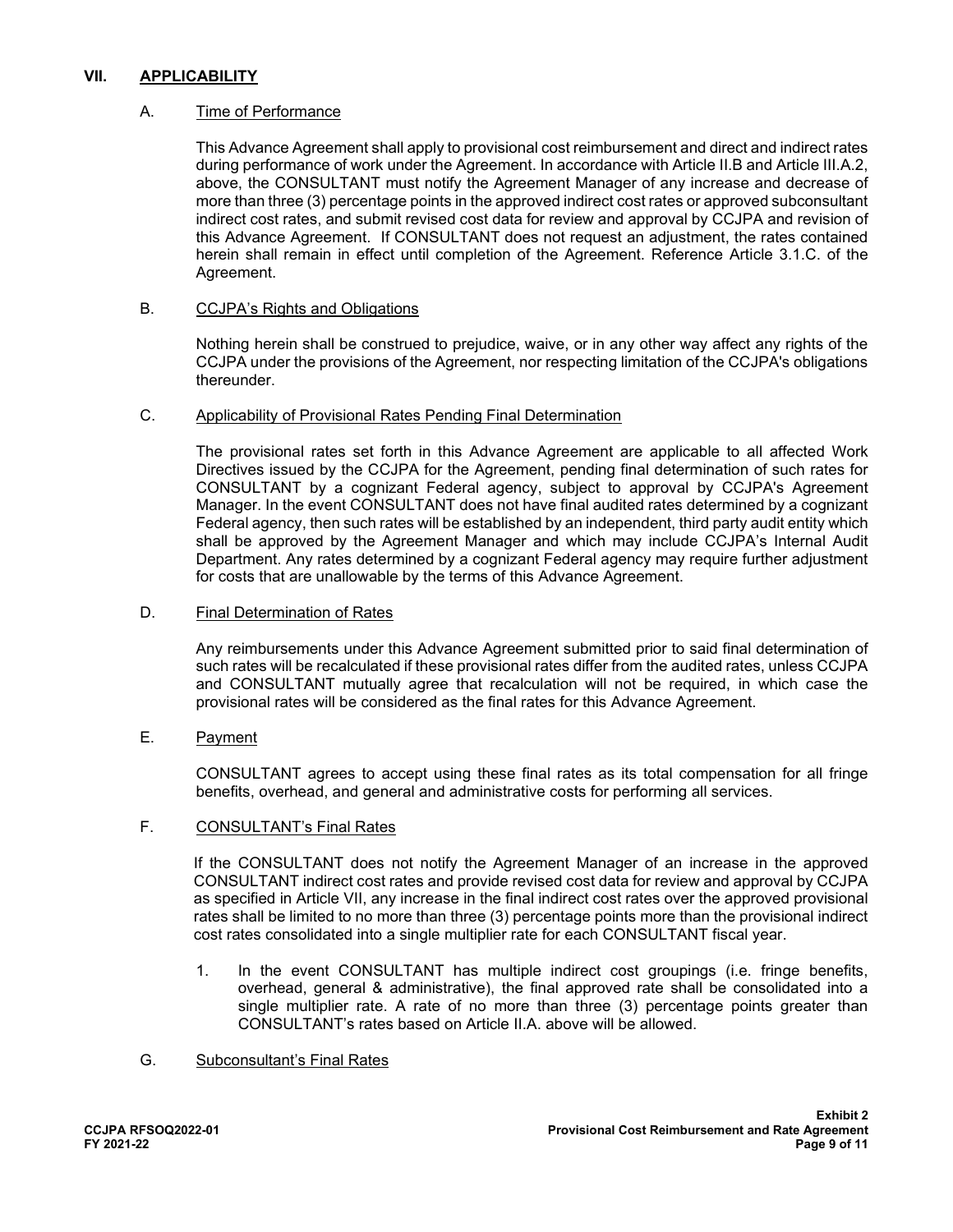## VII. APPLICABILITY

### A. Time of Performance

This Advance Agreement shall apply to provisional cost reimbursement and direct and indirect rates during performance of work under the Agreement. In accordance with Article II.B and Article III.A.2, above, the CONSULTANT must notify the Agreement Manager of any increase and decrease of more than three (3) percentage points in the approved indirect cost rates or approved subconsultant indirect cost rates, and submit revised cost data for review and approval by CCJPA and revision of this Advance Agreement. If CONSULTANT does not request an adjustment, the rates contained herein shall remain in effect until completion of the Agreement. Reference Article 3.1.C. of the Agreement.

### B. CCJPA's Rights and Obligations

Nothing herein shall be construed to prejudice, waive, or in any other way affect any rights of the CCJPA under the provisions of the Agreement, nor respecting limitation of the CCJPA's obligations thereunder.

### C. Applicability of Provisional Rates Pending Final Determination

The provisional rates set forth in this Advance Agreement are applicable to all affected Work Directives issued by the CCJPA for the Agreement, pending final determination of such rates for CONSULTANT by a cognizant Federal agency, subject to approval by CCJPA's Agreement Manager. In the event CONSULTANT does not have final audited rates determined by a cognizant Federal agency, then such rates will be established by an independent, third party audit entity which shall be approved by the Agreement Manager and which may include CCJPA's Internal Audit Department. Any rates determined by a cognizant Federal agency may require further adjustment for costs that are unallowable by the terms of this Advance Agreement.

### D. Final Determination of Rates

Any reimbursements under this Advance Agreement submitted prior to said final determination of such rates will be recalculated if these provisional rates differ from the audited rates, unless CCJPA and CONSULTANT mutually agree that recalculation will not be required, in which case the provisional rates will be considered as the final rates for this Advance Agreement.

### E. Payment

CONSULTANT agrees to accept using these final rates as its total compensation for all fringe benefits, overhead, and general and administrative costs for performing all services.

### F. CONSULTANT's Final Rates

If the CONSULTANT does not notify the Agreement Manager of an increase in the approved CONSULTANT indirect cost rates and provide revised cost data for review and approval by CCJPA as specified in Article VII, any increase in the final indirect cost rates over the approved provisional rates shall be limited to no more than three (3) percentage points more than the provisional indirect cost rates consolidated into a single multiplier rate for each CONSULTANT fiscal year.

1. In the event CONSULTANT has multiple indirect cost groupings (i.e. fringe benefits, overhead, general & administrative), the final approved rate shall be consolidated into a single multiplier rate. A rate of no more than three (3) percentage points greater than CONSULTANT's rates based on Article II.A. above will be allowed.

### G. Subconsultant's Final Rates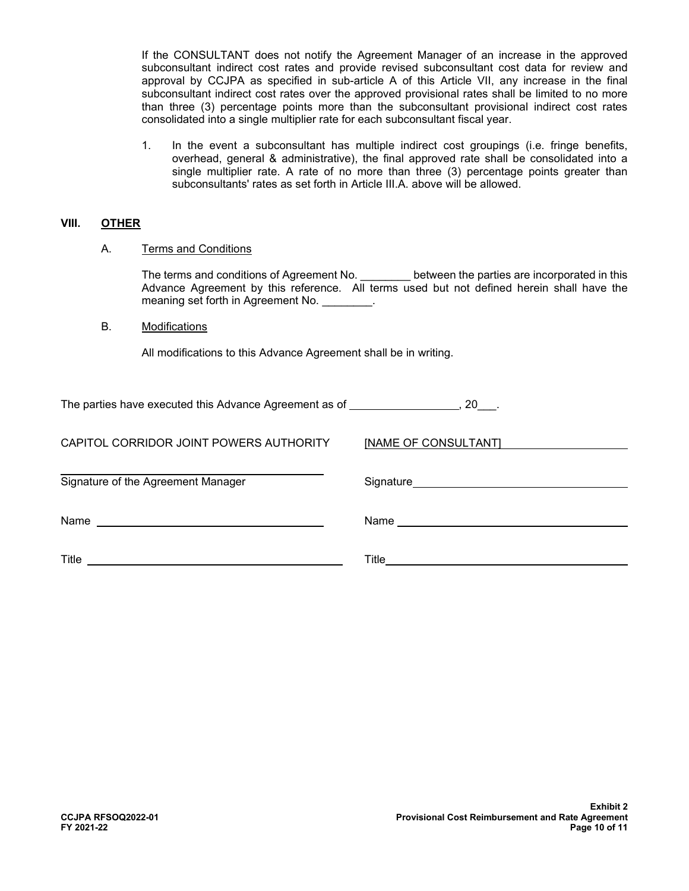If the CONSULTANT does not notify the Agreement Manager of an increase in the approved subconsultant indirect cost rates and provide revised subconsultant cost data for review and approval by CCJPA as specified in sub-article A of this Article VII, any increase in the final subconsultant indirect cost rates over the approved provisional rates shall be limited to no more than three (3) percentage points more than the subconsultant provisional indirect cost rates consolidated into a single multiplier rate for each subconsultant fiscal year.

1. In the event a subconsultant has multiple indirect cost groupings (i.e. fringe benefits, overhead, general & administrative), the final approved rate shall be consolidated into a single multiplier rate. A rate of no more than three (3) percentage points greater than subconsultants' rates as set forth in Article III.A. above will be allowed.

## VIII. OTHER

### A. Terms and Conditions

The terms and conditions of Agreement No. ________ between the parties are incorporated in this Advance Agreement by this reference. All terms used but not defined herein shall have the meaning set forth in Agreement No. ________.

### B. Modifications

All modifications to this Advance Agreement shall be in writing.

The parties have executed this Advance Agreement as of ________________, 20___.

| CAPITOL CORRIDOR JOINT POWERS AUTHORITY | [NAME OF CONSULTANT] |
|---|---|
| ______________________________ Signature of the Agreement Manager | Signature ______________________________ |
| Name ______________________________ | Name ______________________________ |
| Title ______________________________ | Title ______________________________ |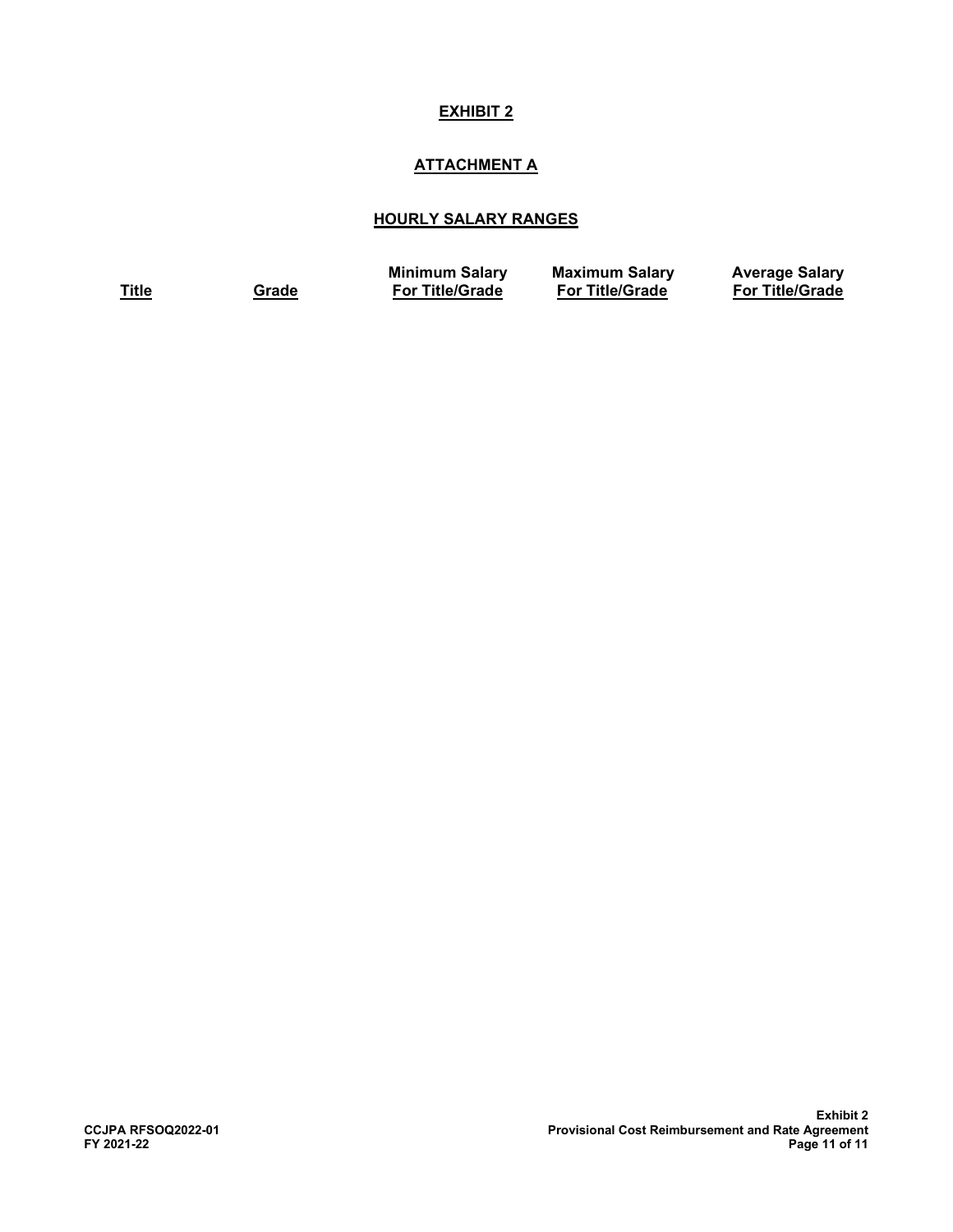**EXHIBIT 2**

**ATTACHMENT A**

**HOURLY SALARY RANGES**

| Title | Grade | Minimum Salary For Title/Grade | Maximum Salary For Title/Grade | Average Salary For Title/Grade |
|---|---|---|---|---|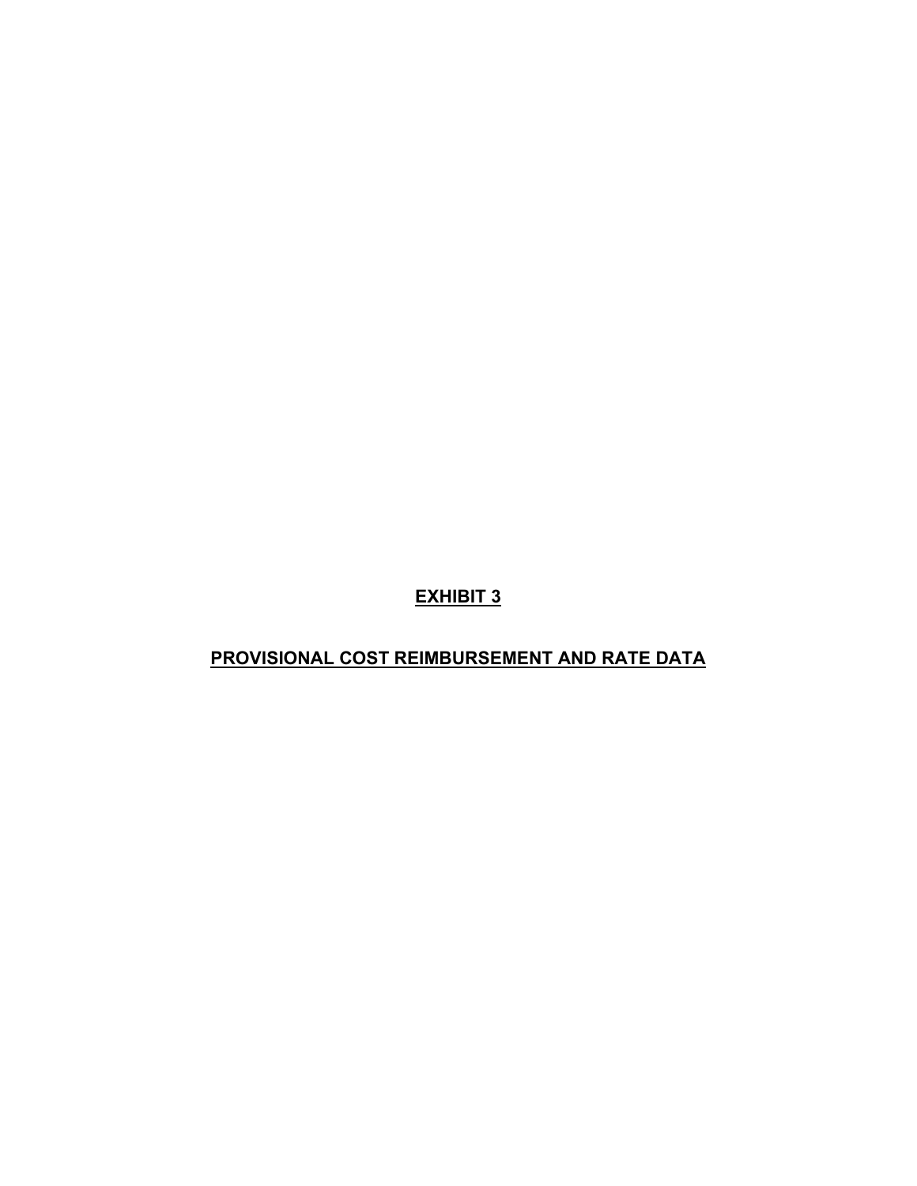# EXHIBIT 3

## PROVISIONAL COST REIMBURSEMENT AND RATE DATA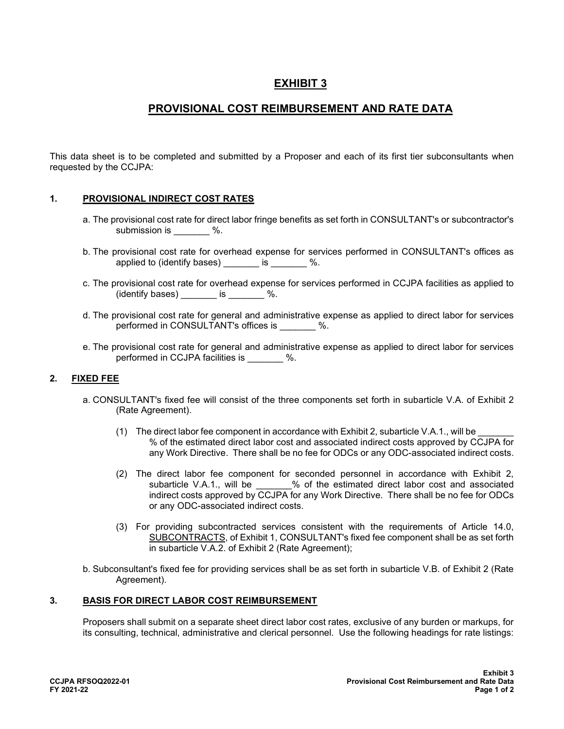# EXHIBIT 3

## PROVISIONAL COST REIMBURSEMENT AND RATE DATA

This data sheet is to be completed and submitted by a Proposer and each of its first tier subconsultants when requested by the CCJPA:

### 1. PROVISIONAL INDIRECT COST RATES

a. The provisional cost rate for direct labor fringe benefits as set forth in CONSULTANT's or subcontractor's submission is _______ %.

b. The provisional cost rate for overhead expense for services performed in CONSULTANT's offices as applied to (identify bases) _______ is _______ %.

c. The provisional cost rate for overhead expense for services performed in CCJPA facilities as applied to (identify bases) _______ is _______ %.

d. The provisional cost rate for general and administrative expense as applied to direct labor for services performed in CONSULTANT's offices is _______ %.

e. The provisional cost rate for general and administrative expense as applied to direct labor for services performed in CCJPA facilities is _______ %.

### 2. FIXED FEE

a. CONSULTANT's fixed fee will consist of the three components set forth in subarticle V.A. of Exhibit 2 (Rate Agreement).

(1) The direct labor fee component in accordance with Exhibit 2, subarticle V.A.1., will be _______ % of the estimated direct labor cost and associated indirect costs approved by CCJPA for any Work Directive. There shall be no fee for ODCs or any ODC-associated indirect costs.

(2) The direct labor fee component for seconded personnel in accordance with Exhibit 2, subarticle V.A.1., will be _______% of the estimated direct labor cost and associated indirect costs approved by CCJPA for any Work Directive. There shall be no fee for ODCs or any ODC-associated indirect costs.

(3) For providing subcontracted services consistent with the requirements of Article 14.0, SUBCONTRACTS, of Exhibit 1, CONSULTANT's fixed fee component shall be as set forth in subarticle V.A.2. of Exhibit 2 (Rate Agreement);

b. Subconsultant's fixed fee for providing services shall be as set forth in subarticle V.B. of Exhibit 2 (Rate Agreement).

### 3. BASIS FOR DIRECT LABOR COST REIMBURSEMENT

Proposers shall submit on a separate sheet direct labor cost rates, exclusive of any burden or markups, for its consulting, technical, administrative and clerical personnel. Use the following headings for rate listings: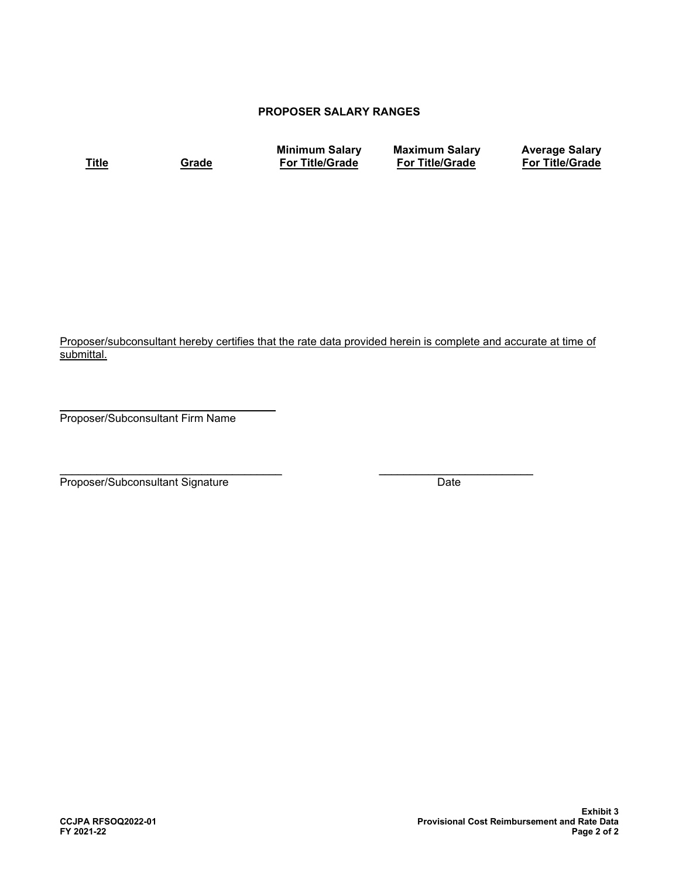## PROPOSER SALARY RANGES

| Title | Grade | Minimum Salary For Title/Grade | Maximum Salary For Title/Grade | Average Salary For Title/Grade |
|---|---|---|---|---|
| | | | | |

Proposer/subconsultant hereby certifies that the rate data provided herein is complete and accurate at time of submittal.

\_\_\_\_\_\_\_\_\_\_\_\_\_\_\_\_\_\_\_\_\_\_\_\_\_\_\_\_\_\_\_\_\_\_\_\_

Proposer/Subconsultant Firm Name

\_\_\_\_\_\_\_\_\_\_\_\_\_\_\_\_\_\_\_\_\_\_\_\_\_\_\_\_\_\_\_\_\_\_\_\_ \_\_\_\_\_\_\_\_\_\_\_\_\_\_\_\_\_\_\_\_\_\_\_\_\_\_

Proposer/Subconsultant Signature Date

**CCJPA RFSOQ2022-01**
**FY 2021-22**

**Exhibit 3**
**Provisional Cost Reimbursement and Rate Data**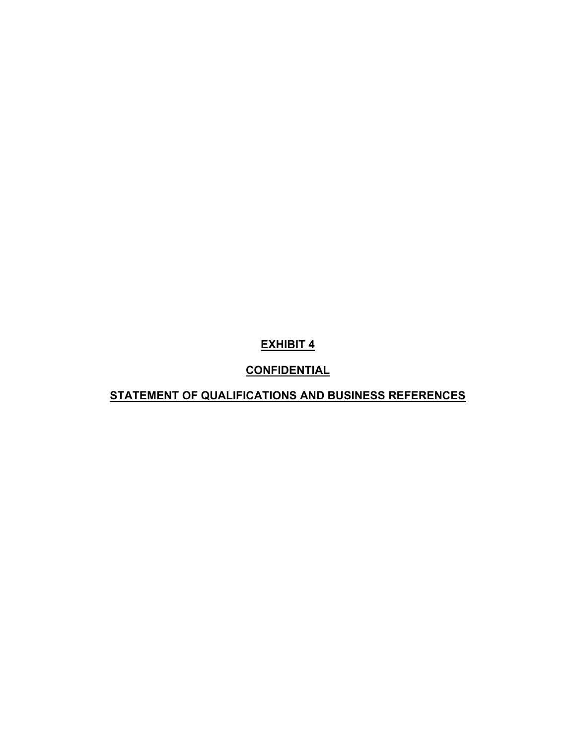# EXHIBIT 4

# CONFIDENTIAL

# STATEMENT OF QUALIFICATIONS AND BUSINESS REFERENCES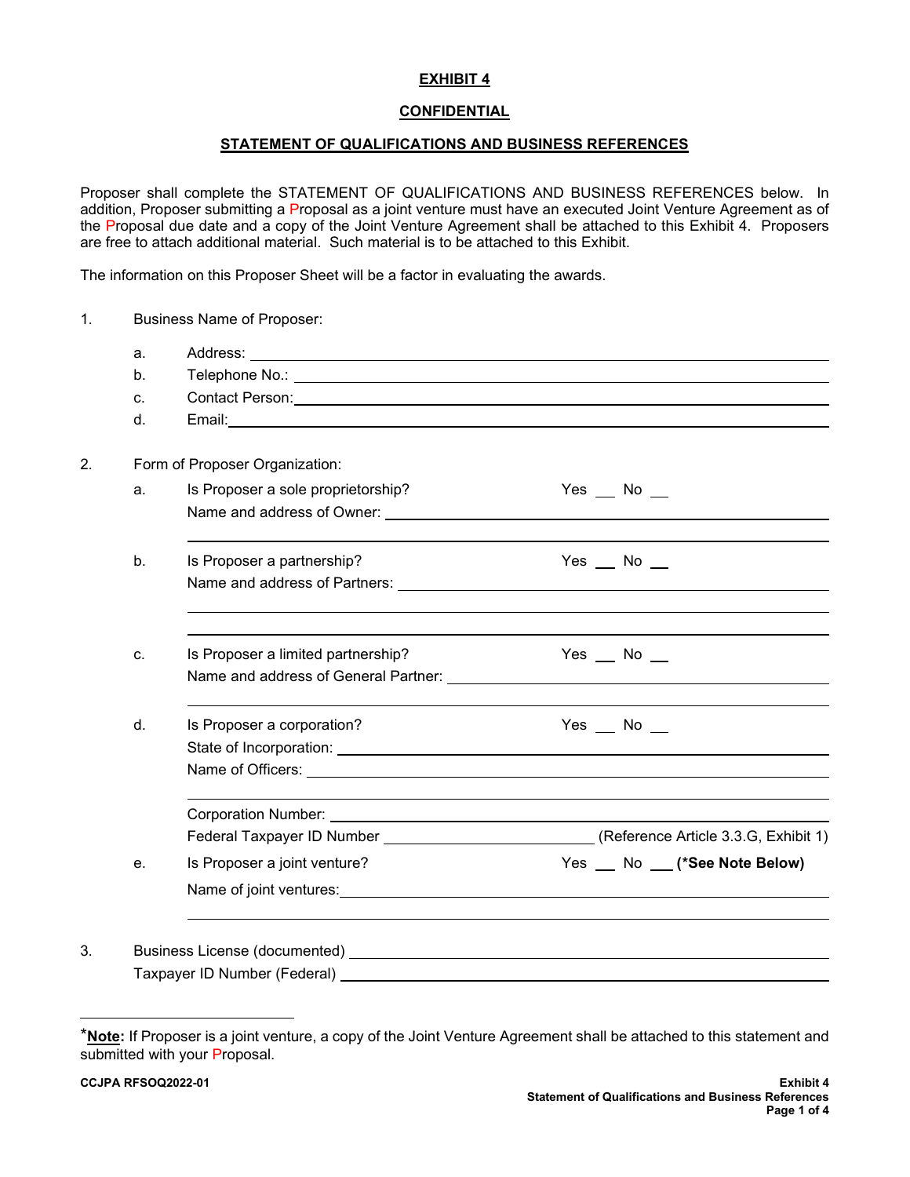**EXHIBIT 4**

**CONFIDENTIAL**

**STATEMENT OF QUALIFICATIONS AND BUSINESS REFERENCES**

Proposer shall complete the STATEMENT OF QUALIFICATIONS AND BUSINESS REFERENCES below. In addition, Proposer submitting a Proposal as a joint venture must have an executed Joint Venture Agreement as of the Proposal due date and a copy of the Joint Venture Agreement shall be attached to this Exhibit 4. Proposers are free to attach additional material. Such material is to be attached to this Exhibit.

The information on this Proposer Sheet will be a factor in evaluating the awards.

1. Business Name of Proposer:
   a. Address: ______________________________
   b. Telephone No.: ______________________________
   c. Contact Person: ______________________________
   d. Email: ______________________________

2. Form of Proposer Organization:
   a. Is Proposer a sole proprietorship? Yes ___ No ___
      Name and address of Owner: ______________________________
      ______________________________
   b. Is Proposer a partnership? Yes ___ No ___
      Name and address of Partners: ______________________________
      ______________________________
      ______________________________
   c. Is Proposer a limited partnership? Yes ___ No ___
      Name and address of General Partner: ______________________________
      ______________________________
   d. Is Proposer a corporation? Yes ___ No ___
      State of Incorporation: ______________________________
      Name of Officers: ______________________________
      ______________________________
      Corporation Number: ______________________________
      Federal Taxpayer ID Number ______________ (Reference Article 3.3.G, Exhibit 1)
   e. Is Proposer a joint venture? Yes ___ No ___ **(*See Note Below)**
      Name of joint ventures: ______________________________
      ______________________________

3. Business License (documented) ______________________________
   Taxpayer ID Number (Federal) ______________________________

*__**Note:**__ If Proposer is a joint venture, a copy of the Joint Venture Agreement shall be attached to this statement and submitted with your Proposal.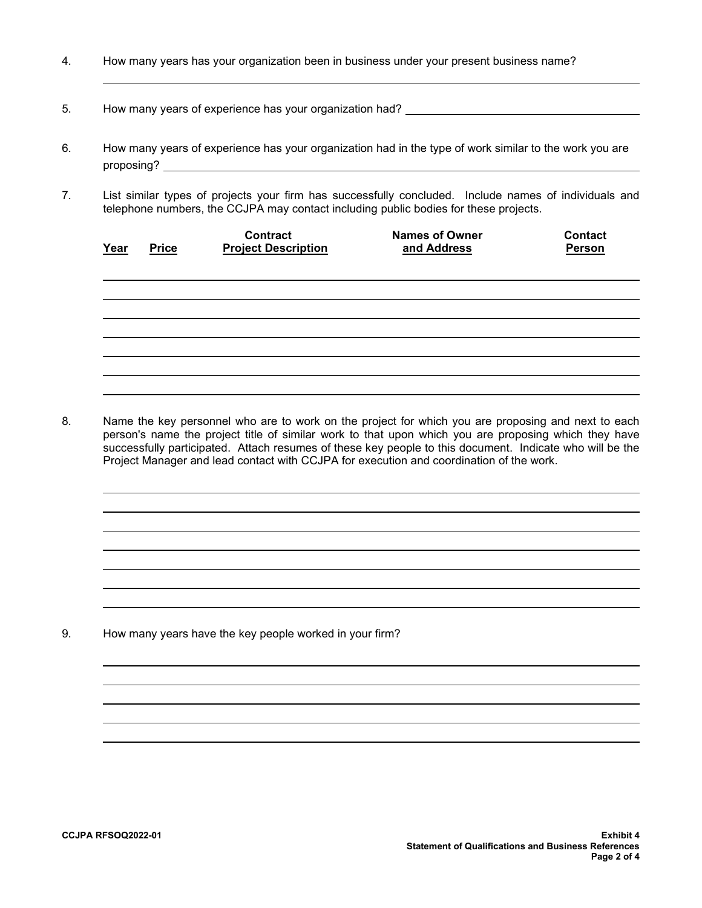4. How many years has your organization been in business under your present business name?

_______________________________________________

5. How many years of experience has your organization had? _______________________

6. How many years of experience has your organization had in the type of work similar to the work you are proposing? _______________________

7. List similar types of projects your firm has successfully concluded. Include names of individuals and telephone numbers, the CCJPA may contact including public bodies for these projects.

| Year | Price | Contract Project Description | Names of Owner and Address | Contact Person |
|---|---|---|---|---|
| | | | | |
| | | | | |
| | | | | |
| | | | | |
| | | | | |
| | | | | |

8. Name the key personnel who are to work on the project for which you are proposing and next to each person's name the project title of similar work to that upon which you are proposing which they have successfully participated. Attach resumes of these key people to this document. Indicate who will be the Project Manager and lead contact with CCJPA for execution and coordination of the work.

_______________________________________________

_______________________________________________

_______________________________________________

_______________________________________________

_______________________________________________

_______________________________________________

_______________________________________________

9. How many years have the key people worked in your firm?

_______________________________________________

_______________________________________________

_______________________________________________

_______________________________________________

_______________________________________________

CCJPA RFSOQ2022-01

**Exhibit 4**
**Statement of Qualifications and Business References**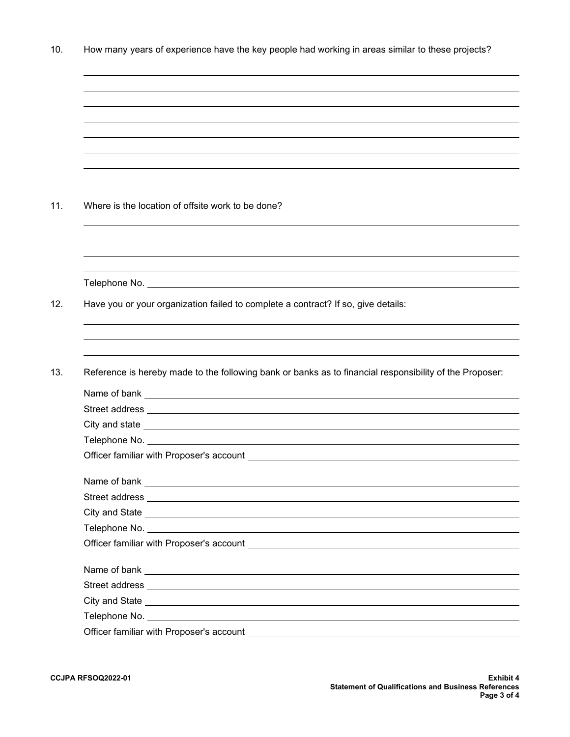10. How many years of experience have the key people had working in areas similar to these projects?

11. Where is the location of offsite work to be done?

    Telephone No.

12. Have you or your organization failed to complete a contract? If so, give details:

13. Reference is hereby made to the following bank or banks as to financial responsibility of the Proposer:

    Name of bank
    Street address
    City and state
    Telephone No.
    Officer familiar with Proposer's account

    Name of bank
    Street address
    City and State
    Telephone No.
    Officer familiar with Proposer's account

    Name of bank
    Street address
    City and State
    Telephone No.
    Officer familiar with Proposer's account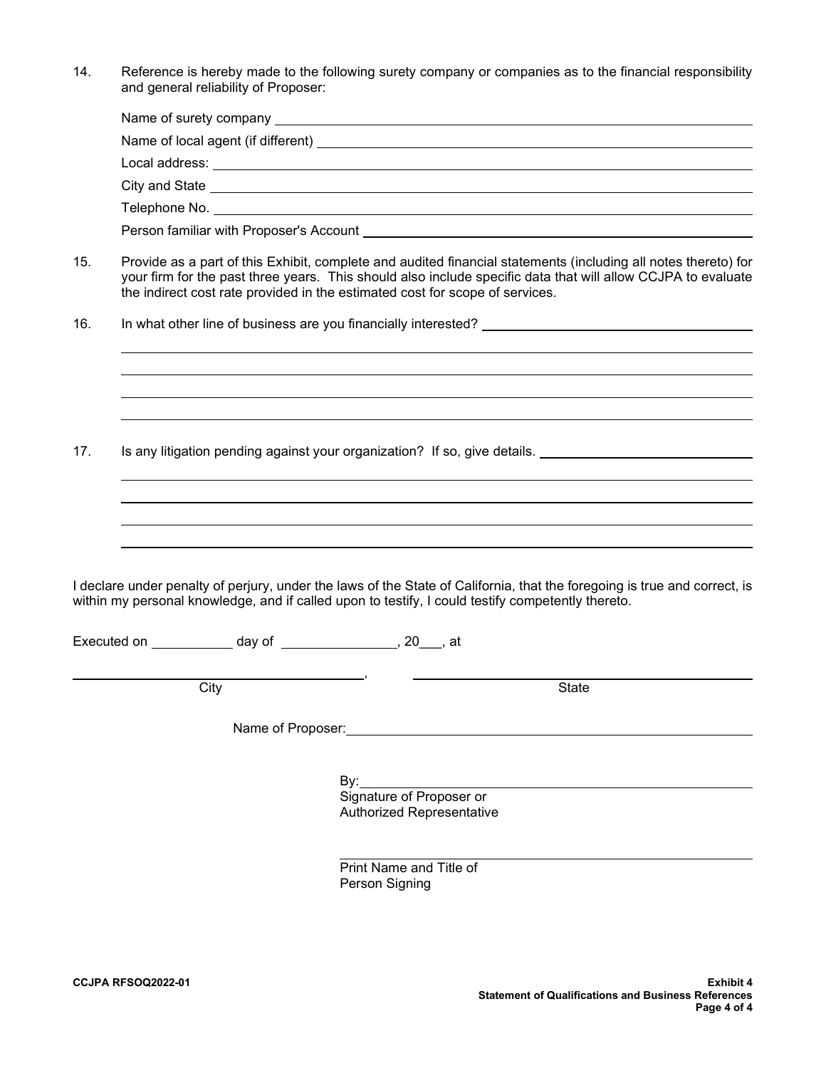14. Reference is hereby made to the following surety company or companies as to the financial responsibility and general reliability of Proposer:

    Name of surety company \_\_\_\_\_\_\_\_\_\_\_\_\_\_\_\_\_\_\_\_\_\_\_\_\_\_\_\_\_\_\_\_\_\_\_\_\_\_\_\_

    Name of local agent (if different) \_\_\_\_\_\_\_\_\_\_\_\_\_\_\_\_\_\_\_\_\_\_\_\_\_\_\_\_\_\_\_\_\_\_\_\_

    Local address: \_\_\_\_\_\_\_\_\_\_\_\_\_\_\_\_\_\_\_\_\_\_\_\_\_\_\_\_\_\_\_\_\_\_\_\_\_\_\_\_\_\_\_\_\_\_\_\_

    City and State \_\_\_\_\_\_\_\_\_\_\_\_\_\_\_\_\_\_\_\_\_\_\_\_\_\_\_\_\_\_\_\_\_\_\_\_\_\_\_\_\_\_\_\_\_\_\_\_

    Telephone No. \_\_\_\_\_\_\_\_\_\_\_\_\_\_\_\_\_\_\_\_\_\_\_\_\_\_\_\_\_\_\_\_\_\_\_\_\_\_\_\_\_\_\_\_\_\_\_\_

    Person familiar with Proposer's Account \_\_\_\_\_\_\_\_\_\_\_\_\_\_\_\_\_\_\_\_\_\_\_\_\_\_\_\_\_\_\_\_

15. Provide as a part of this Exhibit, complete and audited financial statements (including all notes thereto) for your firm for the past three years. This should also include specific data that will allow CCJPA to evaluate the indirect cost rate provided in the estimated cost for scope of services.

16. In what other line of business are you financially interested? \_\_\_\_\_\_\_\_\_\_\_\_\_\_\_\_\_\_\_\_\_\_\_\_\_\_\_\_

17. Is any litigation pending against your organization? If so, give details. \_\_\_\_\_\_\_\_\_\_\_\_\_\_\_\_\_\_\_\_\_\_\_\_

I declare under penalty of perjury, under the laws of the State of California, that the foregoing is true and correct, is within my personal knowledge, and if called upon to testify, I could testify competently thereto.

Executed on \_\_\_\_\_\_\_\_\_\_ day of \_\_\_\_\_\_\_\_\_\_\_\_\_\_, 20\_\_\_, at

\_\_\_\_\_\_\_\_\_\_\_\_\_\_\_\_\_\_\_\_\_\_\_\_\_\_\_\_\_\_, \_\_\_\_\_\_\_\_\_\_\_\_\_\_\_\_\_\_\_\_\_\_\_\_\_\_\_\_\_\_

City State

Name of Proposer: \_\_\_\_\_\_\_\_\_\_\_\_\_\_\_\_\_\_\_\_\_\_\_\_\_\_\_\_\_\_\_\_\_\_\_\_\_\_\_\_

By: \_\_\_\_\_\_\_\_\_\_\_\_\_\_\_\_\_\_\_\_\_\_\_\_\_\_\_\_\_\_\_\_\_\_\_\_\_\_\_\_

Signature of Proposer or
Authorized Representative

\_\_\_\_\_\_\_\_\_\_\_\_\_\_\_\_\_\_\_\_\_\_\_\_\_\_\_\_\_\_\_\_\_\_\_\_\_\_\_\_

Print Name and Title of
Person Signing

CCJPA RFSOQ2022-01

**Exhibit 4**
**Statement of Qualifications and Business References**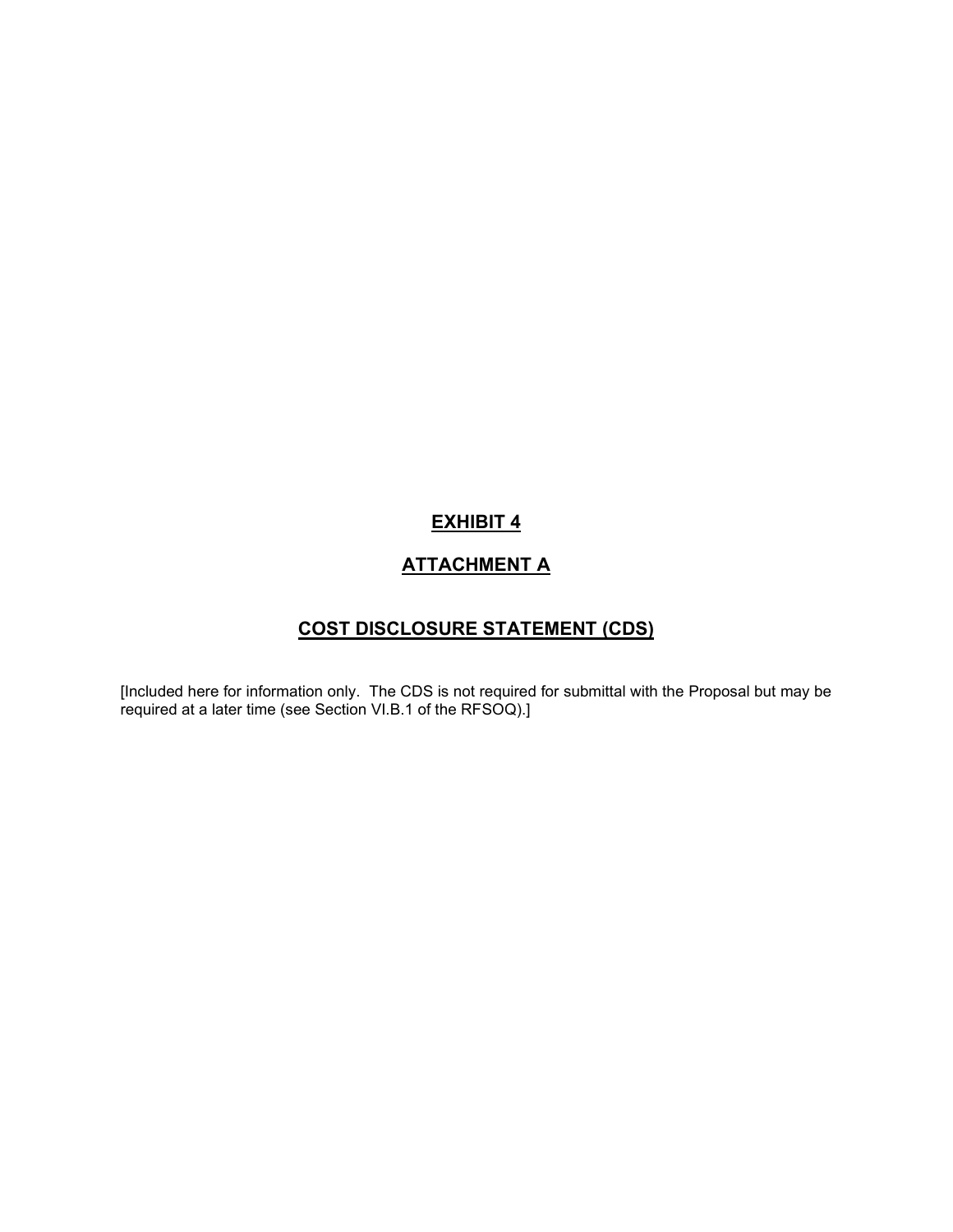# EXHIBIT 4

# ATTACHMENT A

## COST DISCLOSURE STATEMENT (CDS)

[Included here for information only. The CDS is not required for submittal with the Proposal but may be required at a later time (see Section VI.B.1 of the RFSOQ).]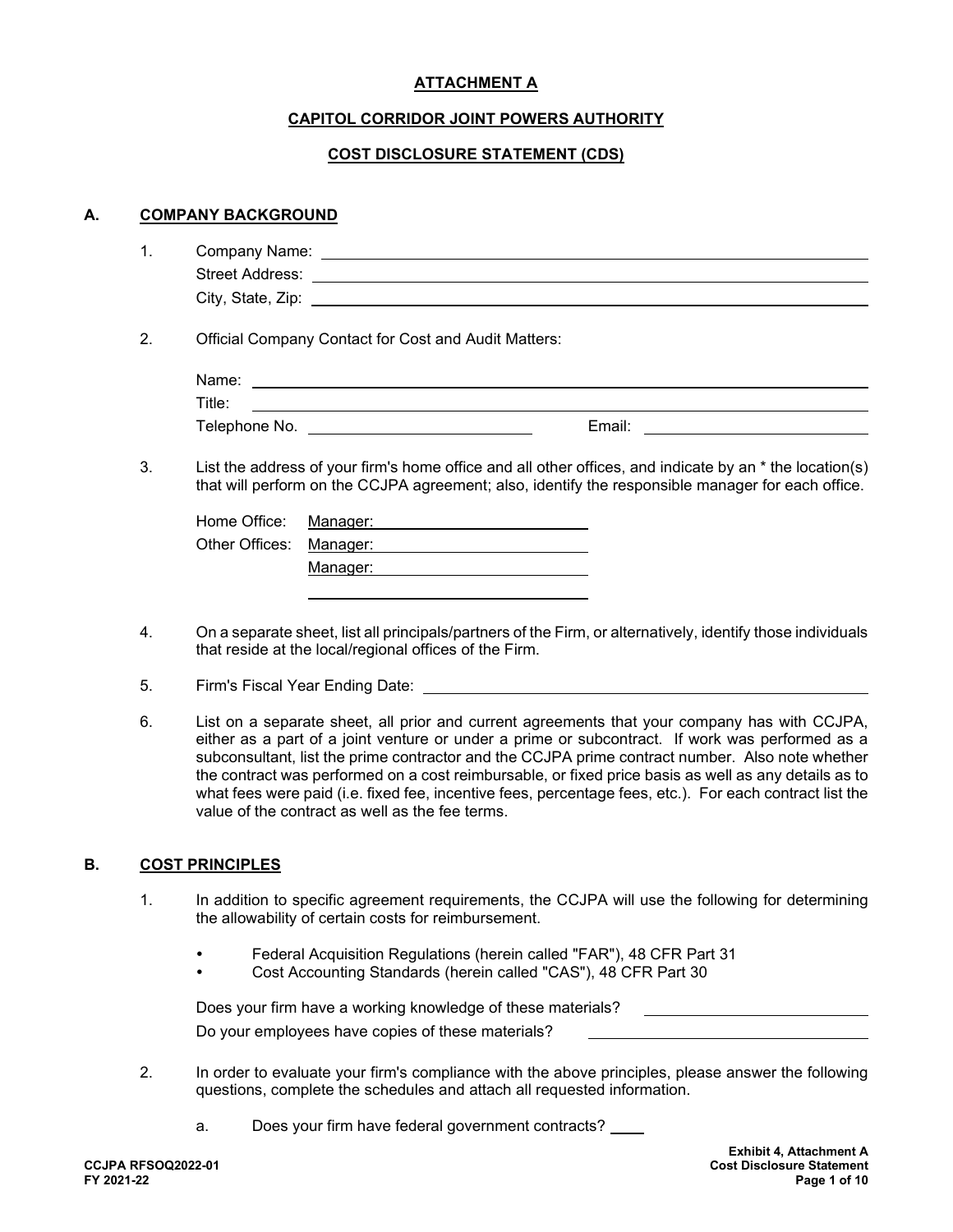# ATTACHMENT A

## CAPITOL CORRIDOR JOINT POWERS AUTHORITY

## COST DISCLOSURE STATEMENT (CDS)

### A. COMPANY BACKGROUND

1. Company Name: \_\_\_\_\_\_\_\_\_\_\_\_\_\_\_\_\_\_\_\_
   Street Address: \_\_\_\_\_\_\_\_\_\_\_\_\_\_\_\_\_\_\_\_
   City, State, Zip: \_\_\_\_\_\_\_\_\_\_\_\_\_\_\_\_\_\_\_\_

2. Official Company Contact for Cost and Audit Matters:

   Name: \_\_\_\_\_\_\_\_\_\_\_\_\_\_\_\_\_\_\_\_
   Title: \_\_\_\_\_\_\_\_\_\_\_\_\_\_\_\_\_\_\_\_
   Telephone No. \_\_\_\_\_\_\_\_\_\_\_\_\_\_\_\_\_\_\_\_ Email: \_\_\_\_\_\_\_\_\_\_\_\_\_\_\_\_\_\_\_\_

3. List the address of your firm's home office and all other offices, and indicate by an * the location(s) that will perform on the CCJPA agreement; also, identify the responsible manager for each office.

   Home Office: Manager: \_\_\_\_\_\_\_\_\_\_\_\_\_\_\_\_\_\_\_\_
   Other Offices: Manager: \_\_\_\_\_\_\_\_\_\_\_\_\_\_\_\_\_\_\_\_
   Manager: \_\_\_\_\_\_\_\_\_\_\_\_\_\_\_\_\_\_\_\_
   \_\_\_\_\_\_\_\_\_\_\_\_\_\_\_\_\_\_\_\_

4. On a separate sheet, list all principals/partners of the Firm, or alternatively, identify those individuals that reside at the local/regional offices of the Firm.

5. Firm's Fiscal Year Ending Date: \_\_\_\_\_\_\_\_\_\_\_\_\_\_\_\_\_\_\_\_

6. List on a separate sheet, all prior and current agreements that your company has with CCJPA, either as a part of a joint venture or under a prime or subcontract. If work was performed as a subconsultant, list the prime contractor and the CCJPA prime contract number. Also note whether the contract was performed on a cost reimbursable, or fixed price basis as well as any details as to what fees were paid (i.e. fixed fee, incentive fees, percentage fees, etc.). For each contract list the value of the contract as well as the fee terms.

### B. COST PRINCIPLES

1. In addition to specific agreement requirements, the CCJPA will use the following for determining the allowability of certain costs for reimbursement.

   - Federal Acquisition Regulations (herein called "FAR"), 48 CFR Part 31
   - Cost Accounting Standards (herein called "CAS"), 48 CFR Part 30

   Does your firm have a working knowledge of these materials? \_\_\_\_\_\_\_\_\_\_\_\_\_\_\_\_\_\_\_\_
   Do your employees have copies of these materials? \_\_\_\_\_\_\_\_\_\_\_\_\_\_\_\_\_\_\_\_

2. In order to evaluate your firm's compliance with the above principles, please answer the following questions, complete the schedules and attach all requested information.

   a. Does your firm have federal government contracts? \_\_\_\_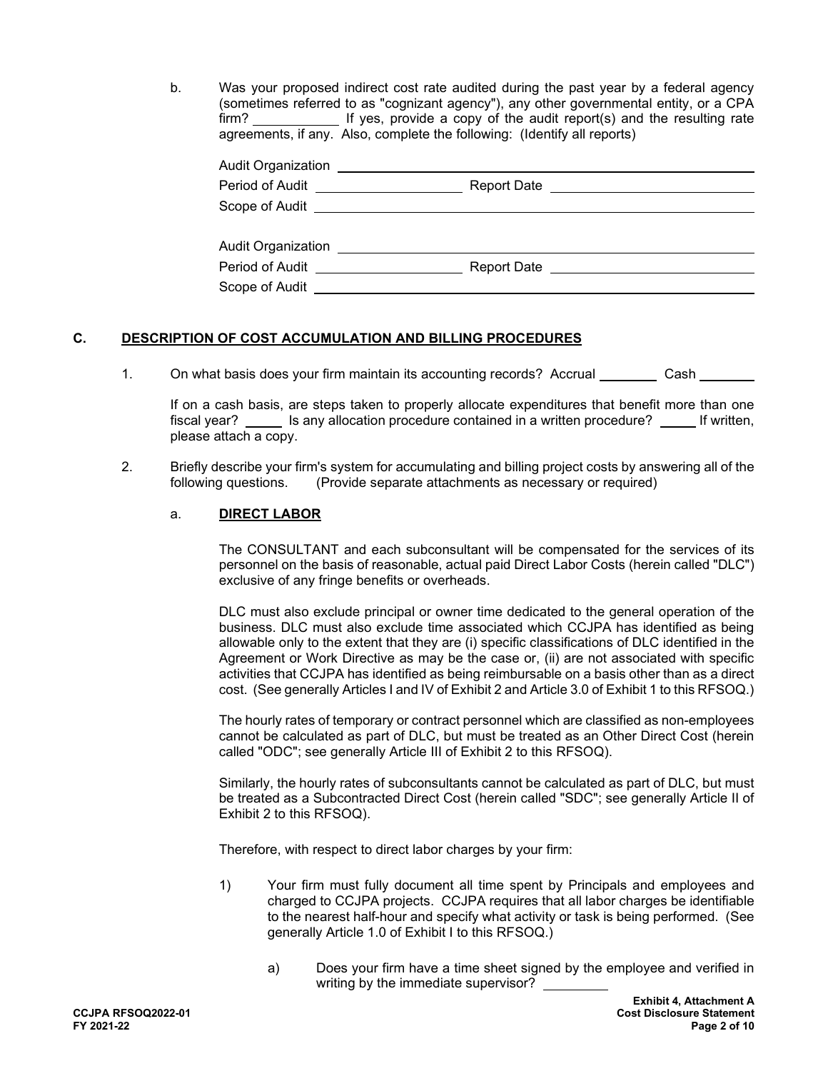b. Was your proposed indirect cost rate audited during the past year by a federal agency (sometimes referred to as "cognizant agency"), any other governmental entity, or a CPA firm? ____________ If yes, provide a copy of the audit report(s) and the resulting rate agreements, if any. Also, complete the following: (Identify all reports)

Audit Organization ______________________________________________

Period of Audit ____________________ Report Date ____________________

Scope of Audit ______________________________________________

Audit Organization ______________________________________________

Period of Audit ____________________ Report Date ____________________

Scope of Audit ______________________________________________

## C. DESCRIPTION OF COST ACCUMULATION AND BILLING PROCEDURES

1. On what basis does your firm maintain its accounting records? Accrual ________ Cash ________

   If on a cash basis, are steps taken to properly allocate expenditures that benefit more than one fiscal year? _____ Is any allocation procedure contained in a written procedure? _____ If written, please attach a copy.

2. Briefly describe your firm's system for accumulating and billing project costs by answering all of the following questions. (Provide separate attachments as necessary or required)

   a. **DIRECT LABOR**

   The CONSULTANT and each subconsultant will be compensated for the services of its personnel on the basis of reasonable, actual paid Direct Labor Costs (herein called "DLC") exclusive of any fringe benefits or overheads.

   DLC must also exclude principal or owner time dedicated to the general operation of the business. DLC must also exclude time associated which CCJPA has identified as being allowable only to the extent that they are (i) specific classifications of DLC identified in the Agreement or Work Directive as may be the case or, (ii) are not associated with specific activities that CCJPA has identified as being reimbursable on a basis other than as a direct cost. (See generally Articles I and IV of Exhibit 2 and Article 3.0 of Exhibit 1 to this RFSOQ.)

   The hourly rates of temporary or contract personnel which are classified as non-employees cannot be calculated as part of DLC, but must be treated as an Other Direct Cost (herein called "ODC"; see generally Article III of Exhibit 2 to this RFSOQ).

   Similarly, the hourly rates of subconsultants cannot be calculated as part of DLC, but must be treated as a Subcontracted Direct Cost (herein called "SDC"; see generally Article II of Exhibit 2 to this RFSOQ).

   Therefore, with respect to direct labor charges by your firm:

   1) Your firm must fully document all time spent by Principals and employees and charged to CCJPA projects. CCJPA requires that all labor charges be identifiable to the nearest half-hour and specify what activity or task is being performed. (See generally Article 1.0 of Exhibit I to this RFSOQ.)

      a) Does your firm have a time sheet signed by the employee and verified in writing by the immediate supervisor? _________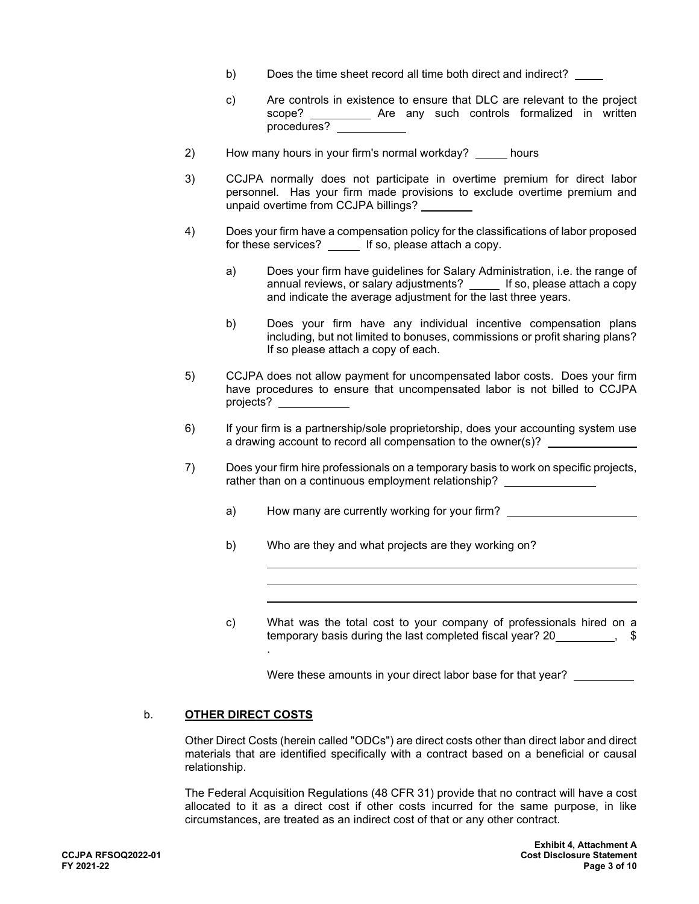b) Does the time sheet record all time both direct and indirect? _____

c) Are controls in existence to ensure that DLC are relevant to the project scope? __________ Are any such controls formalized in written procedures? ___________

2) How many hours in your firm's normal workday? _____ hours

3) CCJPA normally does not participate in overtime premium for direct labor personnel. Has your firm made provisions to exclude overtime premium and unpaid overtime from CCJPA billings? ________

4) Does your firm have a compensation policy for the classifications of labor proposed for these services? _____ If so, please attach a copy.

   a) Does your firm have guidelines for Salary Administration, i.e. the range of annual reviews, or salary adjustments? _____ If so, please attach a copy and indicate the average adjustment for the last three years.

   b) Does your firm have any individual incentive compensation plans including, but not limited to bonuses, commissions or profit sharing plans? If so please attach a copy of each.

5) CCJPA does not allow payment for uncompensated labor costs. Does your firm have procedures to ensure that uncompensated labor is not billed to CCJPA projects? ___________

6) If your firm is a partnership/sole proprietorship, does your accounting system use a drawing account to record all compensation to the owner(s)? _______________

7) Does your firm hire professionals on a temporary basis to work on specific projects, rather than on a continuous employment relationship? _______________

   a) How many are currently working for your firm? ____________________

   b) Who are they and what projects are they working on?

   ____________________________________________________________

   ____________________________________________________________

   ____________________________________________________________

   c) What was the total cost to your company of professionals hired on a temporary basis during the last completed fiscal year? 20_________, $ .

   Were these amounts in your direct labor base for that year? __________

b. **OTHER DIRECT COSTS**

Other Direct Costs (herein called "ODCs") are direct costs other than direct labor and direct materials that are identified specifically with a contract based on a beneficial or causal relationship.

The Federal Acquisition Regulations (48 CFR 31) provide that no contract will have a cost allocated to it as a direct cost if other costs incurred for the same purpose, in like circumstances, are treated as an indirect cost of that or any other contract.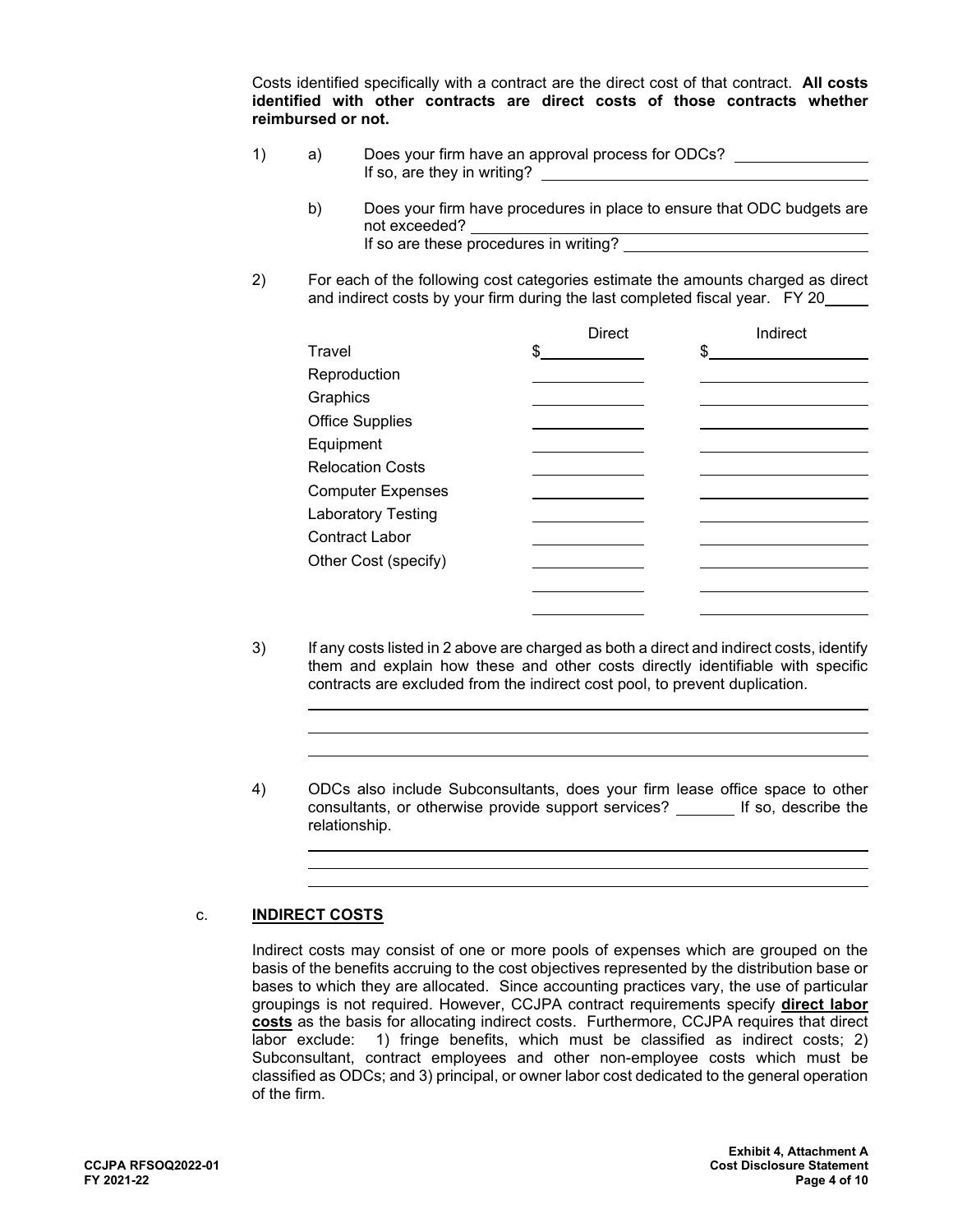Costs identified specifically with a contract are the direct cost of that contract. **All costs identified with other contracts are direct costs of those contracts whether reimbursed or not.**

1) a) Does your firm have an approval process for ODCs? ________________
If so, are they in writing? ________________________________________

b) Does your firm have procedures in place to ensure that ODC budgets are not exceeded? ________________________________________
If so are these procedures in writing? ____________________________

2) For each of the following cost categories estimate the amounts charged as direct and indirect costs by your firm during the last completed fiscal year. FY 20_____

| | Direct | Indirect |
|---|---|---|
| Travel | $ | $ |
| Reproduction | | |
| Graphics | | |
| Office Supplies | | |
| Equipment | | |
| Relocation Costs | | |
| Computer Expenses | | |
| Laboratory Testing | | |
| Contract Labor | | |
| Other Cost (specify) | | |
| | | |
| | | |

3) If any costs listed in 2 above are charged as both a direct and indirect costs, identify them and explain how these and other costs directly identifiable with specific contracts are excluded from the indirect cost pool, to prevent duplication.

____________________________________________________________
____________________________________________________________
____________________________________________________________

4) ODCs also include Subconsultants, does your firm lease office space to other consultants, or otherwise provide support services? _______ If so, describe the relationship.

____________________________________________________________
____________________________________________________________
____________________________________________________________

c. **INDIRECT COSTS**

Indirect costs may consist of one or more pools of expenses which are grouped on the basis of the benefits accruing to the cost objectives represented by the distribution base or bases to which they are allocated. Since accounting practices vary, the use of particular groupings is not required. However, CCJPA contract requirements specify **direct labor costs** as the basis for allocating indirect costs. Furthermore, CCJPA requires that direct labor exclude: 1) fringe benefits, which must be classified as indirect costs; 2) Subconsultant, contract employees and other non-employee costs which must be classified as ODCs; and 3) principal, or owner labor cost dedicated to the general operation of the firm.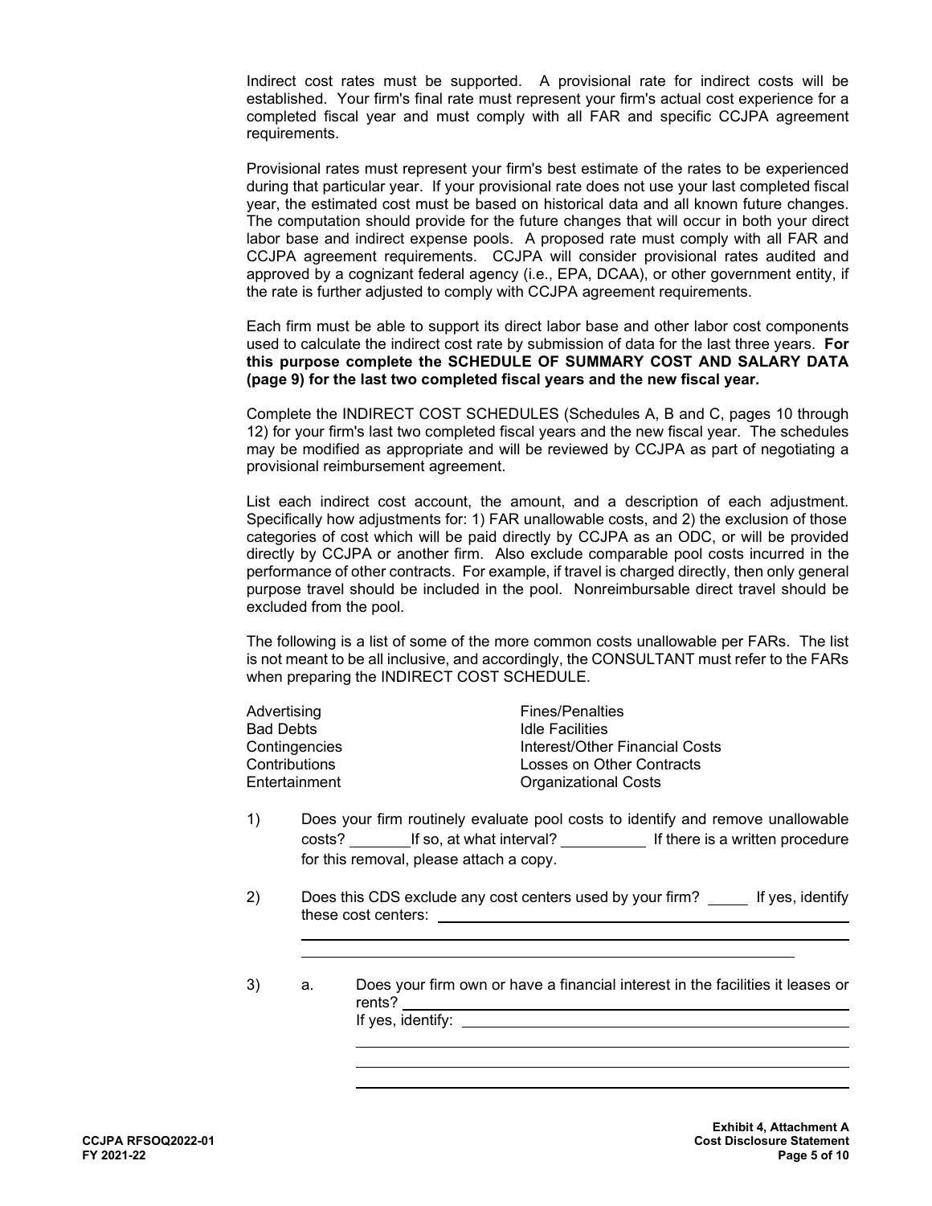Indirect cost rates must be supported. A provisional rate for indirect costs will be established. Your firm's final rate must represent your firm's actual cost experience for a completed fiscal year and must comply with all FAR and specific CCJPA agreement requirements.

Provisional rates must represent your firm's best estimate of the rates to be experienced during that particular year. If your provisional rate does not use your last completed fiscal year, the estimated cost must be based on historical data and all known future changes. The computation should provide for the future changes that will occur in both your direct labor base and indirect expense pools. A proposed rate must comply with all FAR and CCJPA agreement requirements. CCJPA will consider provisional rates audited and approved by a cognizant federal agency (i.e., EPA, DCAA), or other government entity, if the rate is further adjusted to comply with CCJPA agreement requirements.

Each firm must be able to support its direct labor base and other labor cost components used to calculate the indirect cost rate by submission of data for the last three years. **For this purpose complete the SCHEDULE OF SUMMARY COST AND SALARY DATA (page 9) for the last two completed fiscal years and the new fiscal year.**

Complete the INDIRECT COST SCHEDULES (Schedules A, B and C, pages 10 through 12) for your firm's last two completed fiscal years and the new fiscal year. The schedules may be modified as appropriate and will be reviewed by CCJPA as part of negotiating a provisional reimbursement agreement.

List each indirect cost account, the amount, and a description of each adjustment. Specifically how adjustments for: 1) FAR unallowable costs, and 2) the exclusion of those categories of cost which will be paid directly by CCJPA as an ODC, or will be provided directly by CCJPA or another firm. Also exclude comparable pool costs incurred in the performance of other contracts. For example, if travel is charged directly, then only general purpose travel should be included in the pool. Nonreimbursable direct travel should be excluded from the pool.

The following is a list of some of the more common costs unallowable per FARs. The list is not meant to be all inclusive, and accordingly, the CONSULTANT must refer to the FARs when preparing the INDIRECT COST SCHEDULE.

| | |
|---|---|
| Advertising | Fines/Penalties |
| Bad Debts | Idle Facilities |
| Contingencies | Interest/Other Financial Costs |
| Contributions | Losses on Other Contracts |
| Entertainment | Organizational Costs |

1) Does your firm routinely evaluate pool costs to identify and remove unallowable costs? ________ If so, at what interval? __________ If there is a written procedure for this removal, please attach a copy.

2) Does this CDS exclude any cost centers used by your firm? _____ If yes, identify these cost centers: ______________________________________________

3) a. Does your firm own or have a financial interest in the facilities it leases or rents? ______________________________________________
If yes, identify: ______________________________________________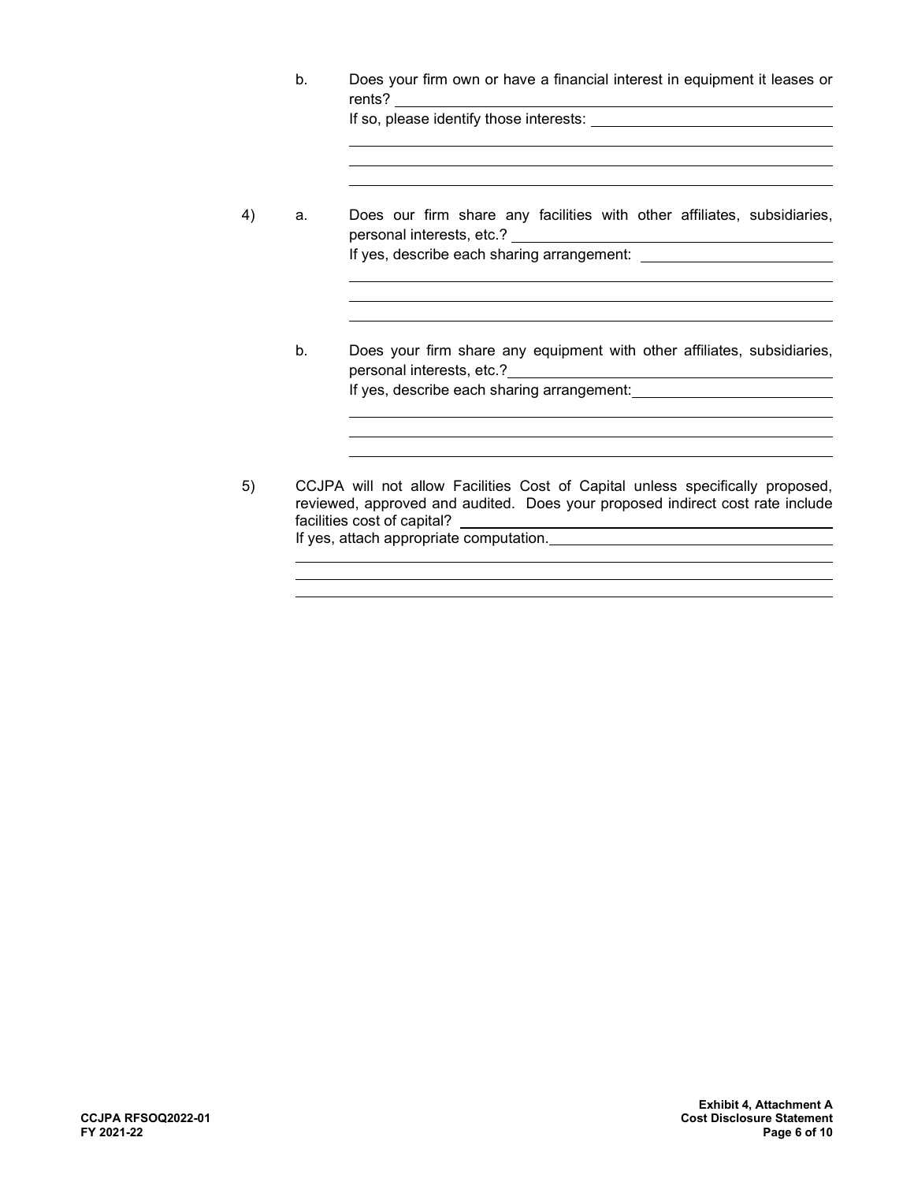b. Does your firm own or have a financial interest in equipment it leases or rents? \_\_\_\_\_\_\_\_\_\_\_\_\_\_\_\_\_\_\_\_\_\_\_\_

If so, please identify those interests: \_\_\_\_\_\_\_\_\_\_\_\_\_\_\_\_\_\_\_\_\_\_\_\_

\_\_\_\_\_\_\_\_\_\_\_\_\_\_\_\_\_\_\_\_\_\_\_\_\_\_\_\_\_\_\_\_\_\_\_\_\_\_\_\_\_\_\_\_\_\_

\_\_\_\_\_\_\_\_\_\_\_\_\_\_\_\_\_\_\_\_\_\_\_\_\_\_\_\_\_\_\_\_\_\_\_\_\_\_\_\_\_\_\_\_\_\_

\_\_\_\_\_\_\_\_\_\_\_\_\_\_\_\_\_\_\_\_\_\_\_\_\_\_\_\_\_\_\_\_\_\_\_\_\_\_\_\_\_\_\_\_\_\_

4) a. Does our firm share any facilities with other affiliates, subsidiaries, personal interests, etc.? \_\_\_\_\_\_\_\_\_\_\_\_\_\_\_\_\_\_\_\_\_\_\_\_

If yes, describe each sharing arrangement: \_\_\_\_\_\_\_\_\_\_\_\_\_\_\_\_\_\_\_\_\_\_\_\_

\_\_\_\_\_\_\_\_\_\_\_\_\_\_\_\_\_\_\_\_\_\_\_\_\_\_\_\_\_\_\_\_\_\_\_\_\_\_\_\_\_\_\_\_\_\_

\_\_\_\_\_\_\_\_\_\_\_\_\_\_\_\_\_\_\_\_\_\_\_\_\_\_\_\_\_\_\_\_\_\_\_\_\_\_\_\_\_\_\_\_\_\_

\_\_\_\_\_\_\_\_\_\_\_\_\_\_\_\_\_\_\_\_\_\_\_\_\_\_\_\_\_\_\_\_\_\_\_\_\_\_\_\_\_\_\_\_\_\_

b. Does your firm share any equipment with other affiliates, subsidiaries, personal interests, etc.? \_\_\_\_\_\_\_\_\_\_\_\_\_\_\_\_\_\_\_\_\_\_\_\_

If yes, describe each sharing arrangement: \_\_\_\_\_\_\_\_\_\_\_\_\_\_\_\_\_\_\_\_\_\_\_\_

\_\_\_\_\_\_\_\_\_\_\_\_\_\_\_\_\_\_\_\_\_\_\_\_\_\_\_\_\_\_\_\_\_\_\_\_\_\_\_\_\_\_\_\_\_\_

\_\_\_\_\_\_\_\_\_\_\_\_\_\_\_\_\_\_\_\_\_\_\_\_\_\_\_\_\_\_\_\_\_\_\_\_\_\_\_\_\_\_\_\_\_\_

\_\_\_\_\_\_\_\_\_\_\_\_\_\_\_\_\_\_\_\_\_\_\_\_\_\_\_\_\_\_\_\_\_\_\_\_\_\_\_\_\_\_\_\_\_\_

5) CCJPA will not allow Facilities Cost of Capital unless specifically proposed, reviewed, approved and audited. Does your proposed indirect cost rate include facilities cost of capital? \_\_\_\_\_\_\_\_\_\_\_\_\_\_\_\_\_\_\_\_\_\_\_\_

If yes, attach appropriate computation. \_\_\_\_\_\_\_\_\_\_\_\_\_\_\_\_\_\_\_\_\_\_\_\_

\_\_\_\_\_\_\_\_\_\_\_\_\_\_\_\_\_\_\_\_\_\_\_\_\_\_\_\_\_\_\_\_\_\_\_\_\_\_\_\_\_\_\_\_\_\_

\_\_\_\_\_\_\_\_\_\_\_\_\_\_\_\_\_\_\_\_\_\_\_\_\_\_\_\_\_\_\_\_\_\_\_\_\_\_\_\_\_\_\_\_\_\_

\_\_\_\_\_\_\_\_\_\_\_\_\_\_\_\_\_\_\_\_\_\_\_\_\_\_\_\_\_\_\_\_\_\_\_\_\_\_\_\_\_\_\_\_\_\_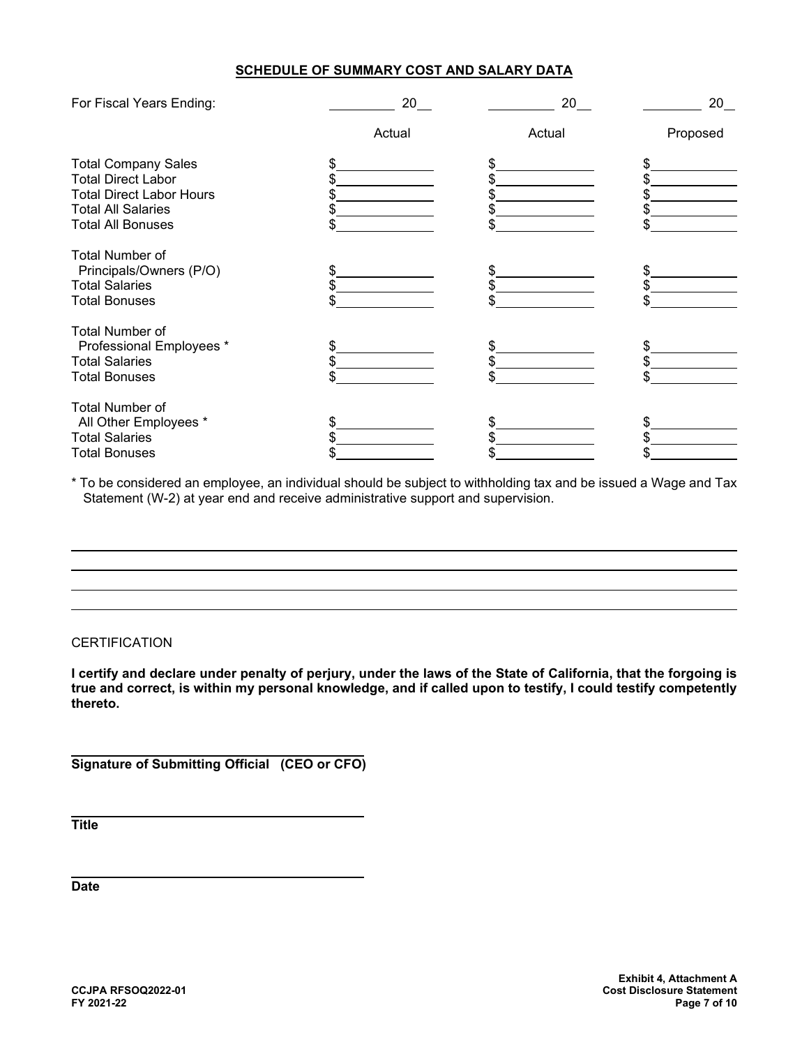## SCHEDULE OF SUMMARY COST AND SALARY DATA

| For Fiscal Years Ending: | ________ 20__ | ________ 20__ | ________ 20__ |
|---|---|---|---|
| | Actual | Actual | Proposed |
| Total Company Sales | $________ | $________ | $________ |
| Total Direct Labor | $________ | $________ | $________ |
| Total Direct Labor Hours | $________ | $________ | $________ |
| Total All Salaries | $________ | $________ | $________ |
| Total All Bonuses | $________ | $________ | $________ |
| Total Number of Principals/Owners (P/O) | $________ | $________ | $________ |
| Total Salaries | $________ | $________ | $________ |
| Total Bonuses | $________ | $________ | $________ |
| Total Number of Professional Employees * | $________ | $________ | $________ |
| Total Salaries | $________ | $________ | $________ |
| Total Bonuses | $________ | $________ | $________ |
| Total Number of All Other Employees * | $________ | $________ | $________ |
| Total Salaries | $________ | $________ | $________ |
| Total Bonuses | $________ | $________ | $________ |

* To be considered an employee, an individual should be subject to withholding tax and be issued a Wage and Tax Statement (W-2) at year end and receive administrative support and supervision.

CERTIFICATION

**I certify and declare under penalty of perjury, under the laws of the State of California, that the forgoing is true and correct, is within my personal knowledge, and if called upon to testify, I could testify competently thereto.**

______________________________
**Signature of Submitting Official (CEO or CFO)**

______________________________
**Title**

______________________________
**Date**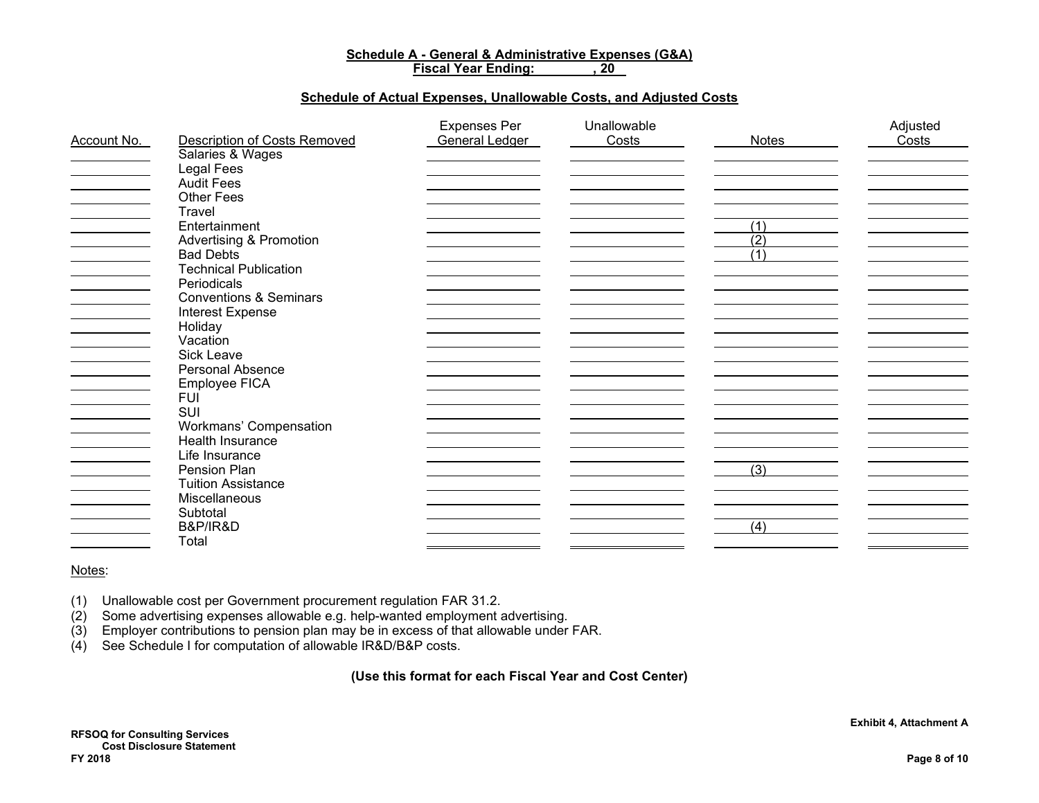**Schedule A - General & Administrative Expenses (G&A)**
**Fiscal Year Ending: , 20**

**Schedule of Actual Expenses, Unallowable Costs, and Adjusted Costs**

| Account No. | Description of Costs Removed | Expenses Per General Ledger | Unallowable Costs | Notes | Adjusted Costs |
|---|---|---|---|---|---|
| | Salaries & Wages | | | | |
| | Legal Fees | | | | |
| | Audit Fees | | | | |
| | Other Fees | | | | |
| | Travel | | | | |
| | Entertainment | | | (1) | |
| | Advertising & Promotion | | | (2) | |
| | Bad Debts | | | (1) | |
| | Technical Publication | | | | |
| | Periodicals | | | | |
| | Conventions & Seminars | | | | |
| | Interest Expense | | | | |
| | Holiday | | | | |
| | Vacation | | | | |
| | Sick Leave | | | | |
| | Personal Absence | | | | |
| | Employee FICA | | | | |
| | FUI | | | | |
| | SUI | | | | |
| | Workmans' Compensation | | | | |
| | Health Insurance | | | | |
| | Life Insurance | | | | |
| | Pension Plan | | | (3) | |
| | Tuition Assistance | | | | |
| | Miscellaneous | | | | |
| | Subtotal | | | | |
| | B&P/IR&D | | | (4) | |
| | Total | | | | |

Notes:

(1) Unallowable cost per Government procurement regulation FAR 31.2.
(2) Some advertising expenses allowable e.g. help-wanted employment advertising.
(3) Employer contributions to pension plan may be in excess of that allowable under FAR.
(4) See Schedule I for computation of allowable IR&D/B&P costs.

**(Use this format for each Fiscal Year and Cost Center)**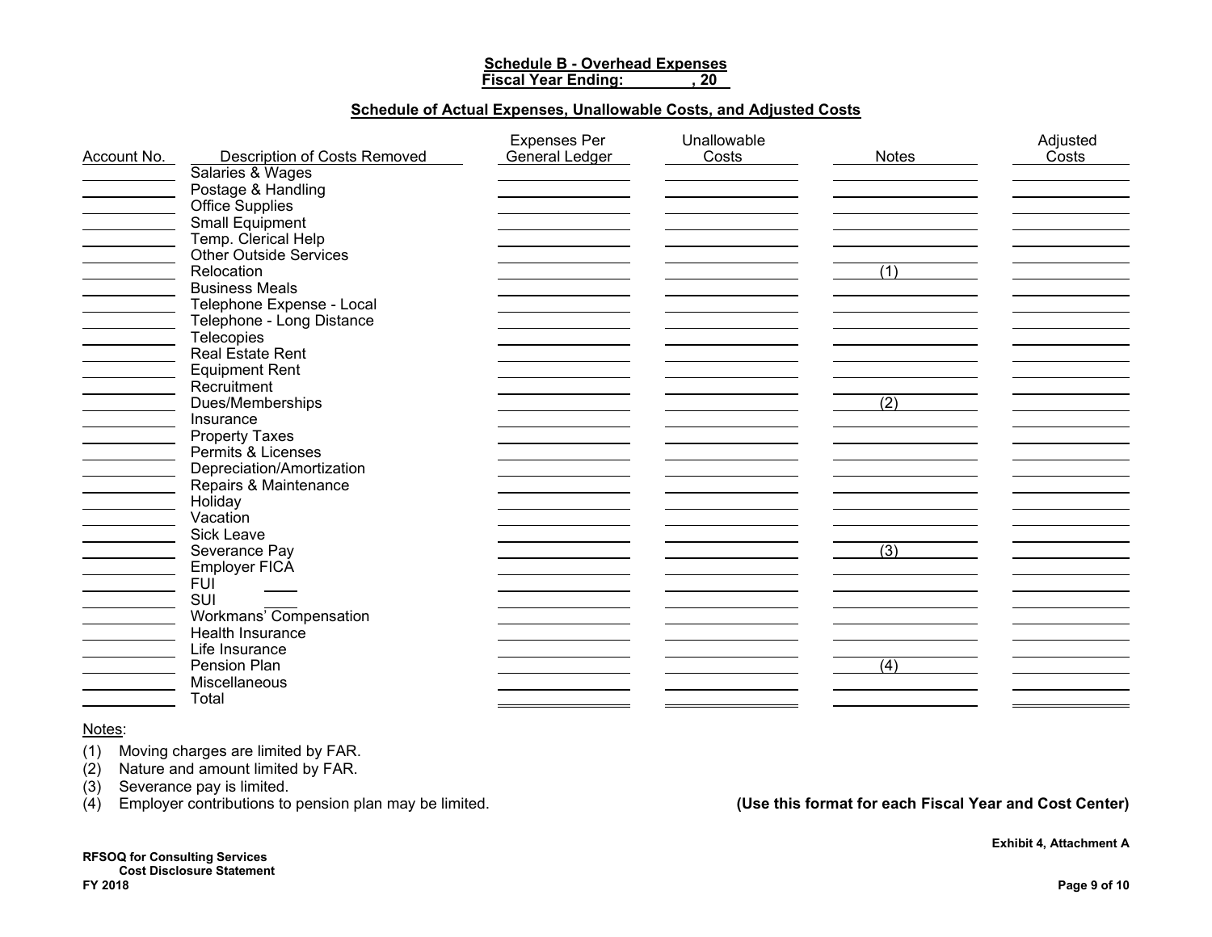**Schedule B - Overhead Expenses**
**Fiscal Year Ending: ____________, 20__**

**Schedule of Actual Expenses, Unallowable Costs, and Adjusted Costs**

| Account No. | Description of Costs Removed | Expenses Per General Ledger | Unallowable Costs | Notes | Adjusted Costs |
|---|---|---|---|---|---|
| | Salaries & Wages | | | | |
| | Postage & Handling | | | | |
| | Office Supplies | | | | |
| | Small Equipment | | | | |
| | Temp. Clerical Help | | | | |
| | Other Outside Services | | | | |
| | Relocation | | | (1) | |
| | Business Meals | | | | |
| | Telephone Expense - Local | | | | |
| | Telephone - Long Distance | | | | |
| | Telecopies | | | | |
| | Real Estate Rent | | | | |
| | Equipment Rent | | | | |
| | Recruitment | | | | |
| | Dues/Memberships | | | (2) | |
| | Insurance | | | | |
| | Property Taxes | | | | |
| | Permits & Licenses | | | | |
| | Depreciation/Amortization | | | | |
| | Repairs & Maintenance | | | | |
| | Holiday | | | | |
| | Vacation | | | | |
| | Sick Leave | | | | |
| | Severance Pay | | | (3) | |
| | Employer FICA | | | | |
| | FUI ____ | | | | |
| | SUI ____ | | | | |
| | Workmans' Compensation | | | | |
| | Health Insurance | | | | |
| | Life Insurance | | | | |
| | Pension Plan | | | (4) | |
| | Miscellaneous | | | | |
| | Total | | | | |

Notes:

(1) Moving charges are limited by FAR.
(2) Nature and amount limited by FAR.
(3) Severance pay is limited.
(4) Employer contributions to pension plan may be limited.

**(Use this format for each Fiscal Year and Cost Center)**

**Exhibit 4, Attachment A**

**RFSOQ for Consulting Services**
**Cost Disclosure Statement**
**FY 2018**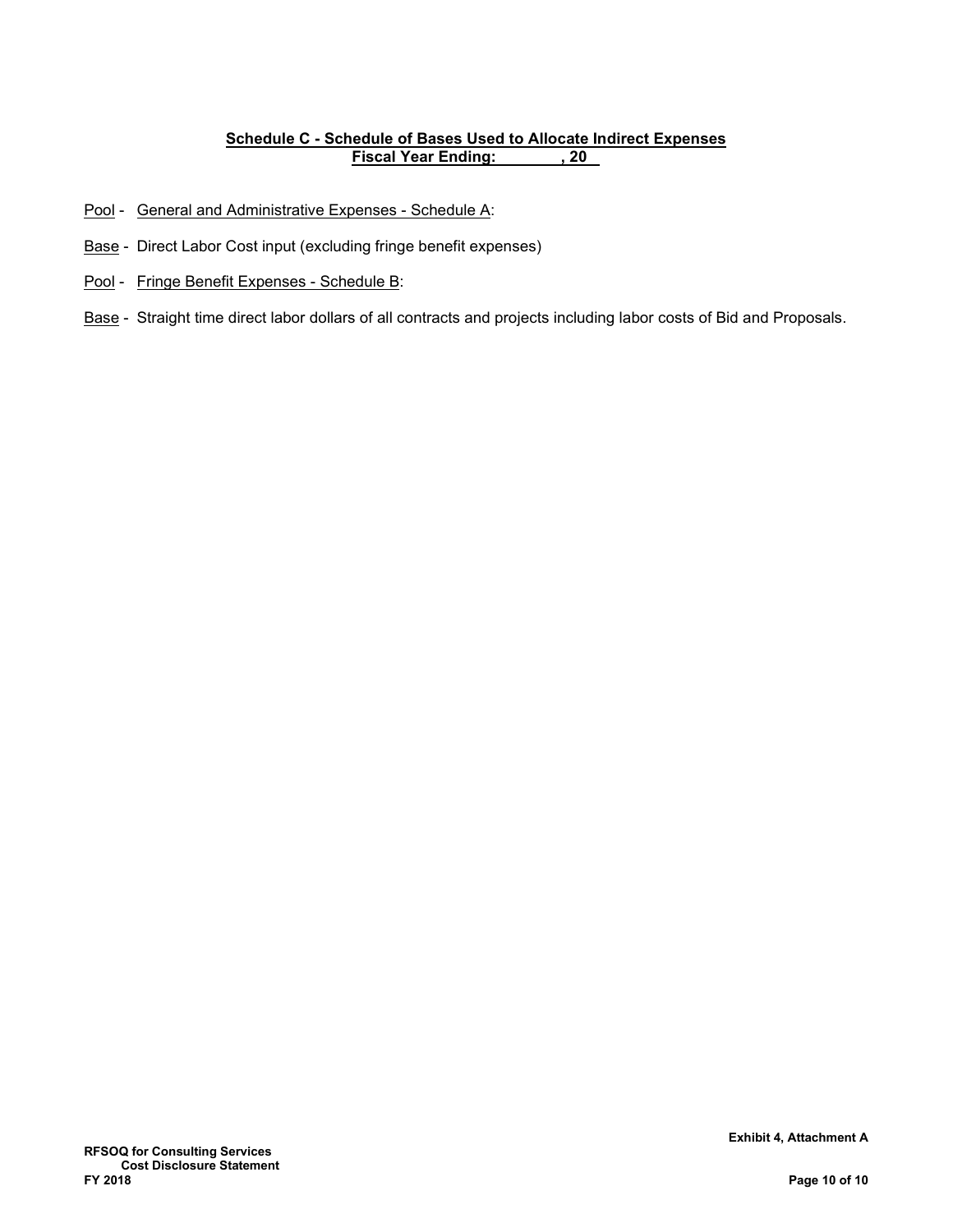## Schedule C - Schedule of Bases Used to Allocate Indirect Expenses
**Fiscal Year Ending: , 20**

Pool - General and Administrative Expenses - Schedule A:

Base - Direct Labor Cost input (excluding fringe benefit expenses)

Pool - Fringe Benefit Expenses - Schedule B:

Base - Straight time direct labor dollars of all contracts and projects including labor costs of Bid and Proposals.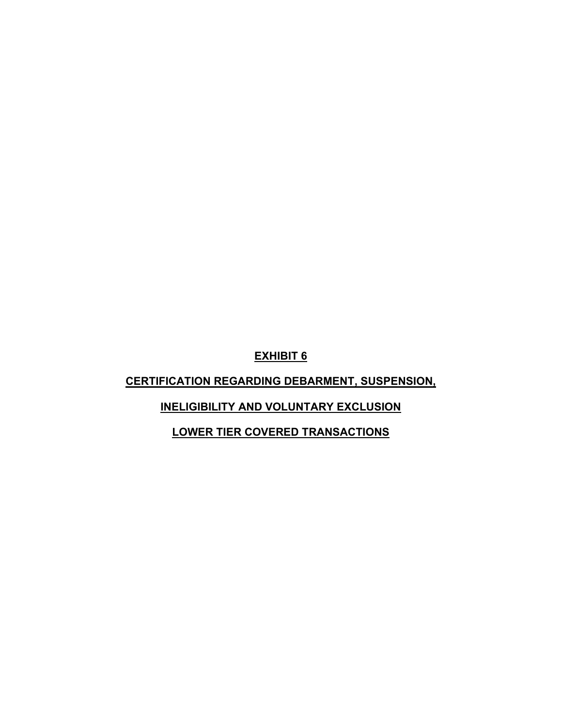# EXHIBIT 6

## CERTIFICATION REGARDING DEBARMENT, SUSPENSION, INELIGIBILITY AND VOLUNTARY EXCLUSION LOWER TIER COVERED TRANSACTIONS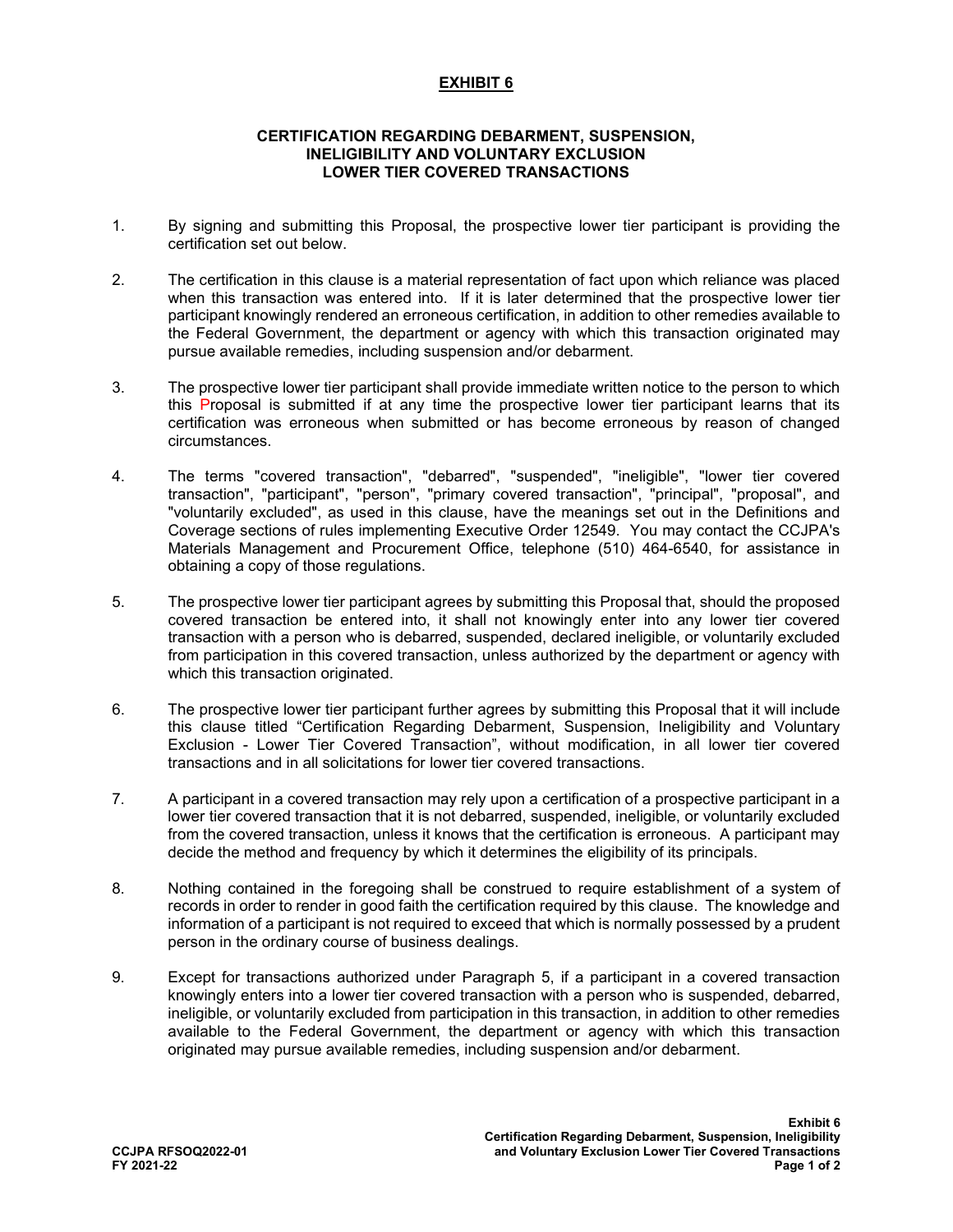# EXHIBIT 6

## CERTIFICATION REGARDING DEBARMENT, SUSPENSION, INELIGIBILITY AND VOLUNTARY EXCLUSION LOWER TIER COVERED TRANSACTIONS

1. By signing and submitting this Proposal, the prospective lower tier participant is providing the certification set out below.

2. The certification in this clause is a material representation of fact upon which reliance was placed when this transaction was entered into. If it is later determined that the prospective lower tier participant knowingly rendered an erroneous certification, in addition to other remedies available to the Federal Government, the department or agency with which this transaction originated may pursue available remedies, including suspension and/or debarment.

3. The prospective lower tier participant shall provide immediate written notice to the person to which this Proposal is submitted if at any time the prospective lower tier participant learns that its certification was erroneous when submitted or has become erroneous by reason of changed circumstances.

4. The terms "covered transaction", "debarred", "suspended", "ineligible", "lower tier covered transaction", "participant", "person", "primary covered transaction", "principal", "proposal", and "voluntarily excluded", as used in this clause, have the meanings set out in the Definitions and Coverage sections of rules implementing Executive Order 12549. You may contact the CCJPA's Materials Management and Procurement Office, telephone (510) 464-6540, for assistance in obtaining a copy of those regulations.

5. The prospective lower tier participant agrees by submitting this Proposal that, should the proposed covered transaction be entered into, it shall not knowingly enter into any lower tier covered transaction with a person who is debarred, suspended, declared ineligible, or voluntarily excluded from participation in this covered transaction, unless authorized by the department or agency with which this transaction originated.

6. The prospective lower tier participant further agrees by submitting this Proposal that it will include this clause titled "Certification Regarding Debarment, Suspension, Ineligibility and Voluntary Exclusion - Lower Tier Covered Transaction", without modification, in all lower tier covered transactions and in all solicitations for lower tier covered transactions.

7. A participant in a covered transaction may rely upon a certification of a prospective participant in a lower tier covered transaction that it is not debarred, suspended, ineligible, or voluntarily excluded from the covered transaction, unless it knows that the certification is erroneous. A participant may decide the method and frequency by which it determines the eligibility of its principals.

8. Nothing contained in the foregoing shall be construed to require establishment of a system of records in order to render in good faith the certification required by this clause. The knowledge and information of a participant is not required to exceed that which is normally possessed by a prudent person in the ordinary course of business dealings.

9. Except for transactions authorized under Paragraph 5, if a participant in a covered transaction knowingly enters into a lower tier covered transaction with a person who is suspended, debarred, ineligible, or voluntarily excluded from participation in this transaction, in addition to other remedies available to the Federal Government, the department or agency with which this transaction originated may pursue available remedies, including suspension and/or debarment.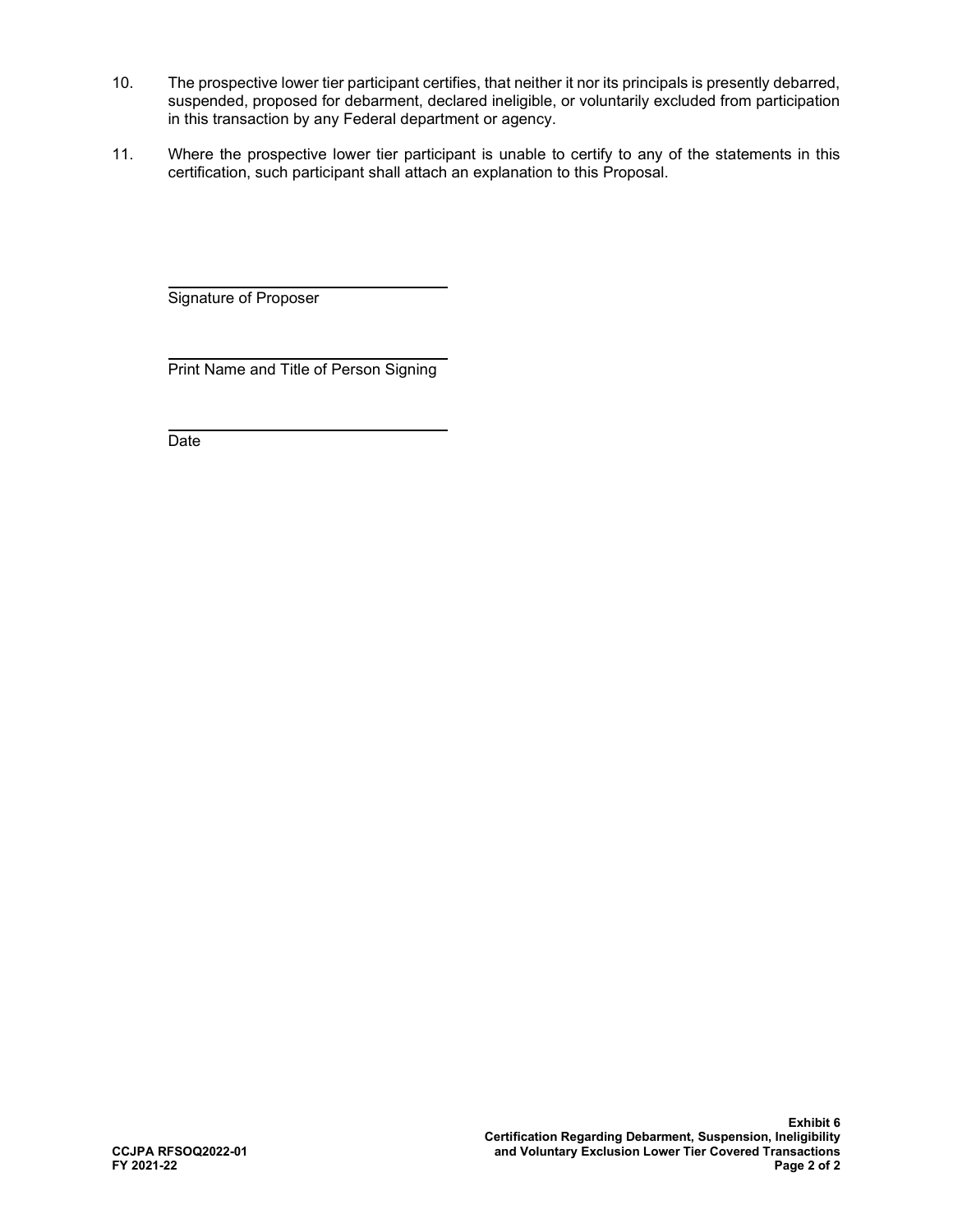10. The prospective lower tier participant certifies, that neither it nor its principals is presently debarred, suspended, proposed for debarment, declared ineligible, or voluntarily excluded from participation in this transaction by any Federal department or agency.

11. Where the prospective lower tier participant is unable to certify to any of the statements in this certification, such participant shall attach an explanation to this Proposal.

\_\_\_\_\_\_\_\_\_\_\_\_\_\_\_\_\_\_\_\_\_\_\_\_\_\_\_\_\_\_\_\_
Signature of Proposer

\_\_\_\_\_\_\_\_\_\_\_\_\_\_\_\_\_\_\_\_\_\_\_\_\_\_\_\_\_\_\_\_
Print Name and Title of Person Signing

\_\_\_\_\_\_\_\_\_\_\_\_\_\_\_\_\_\_\_\_\_\_\_\_\_\_\_\_\_\_\_\_
Date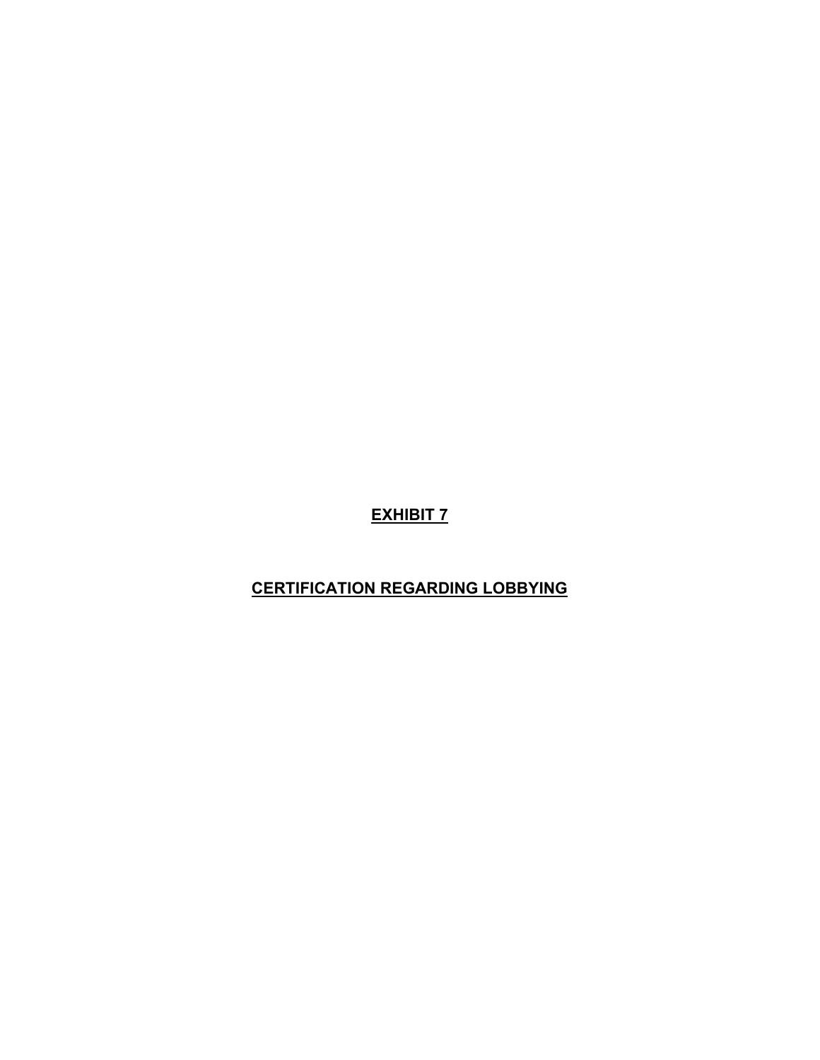# EXHIBIT 7

# CERTIFICATION REGARDING LOBBYING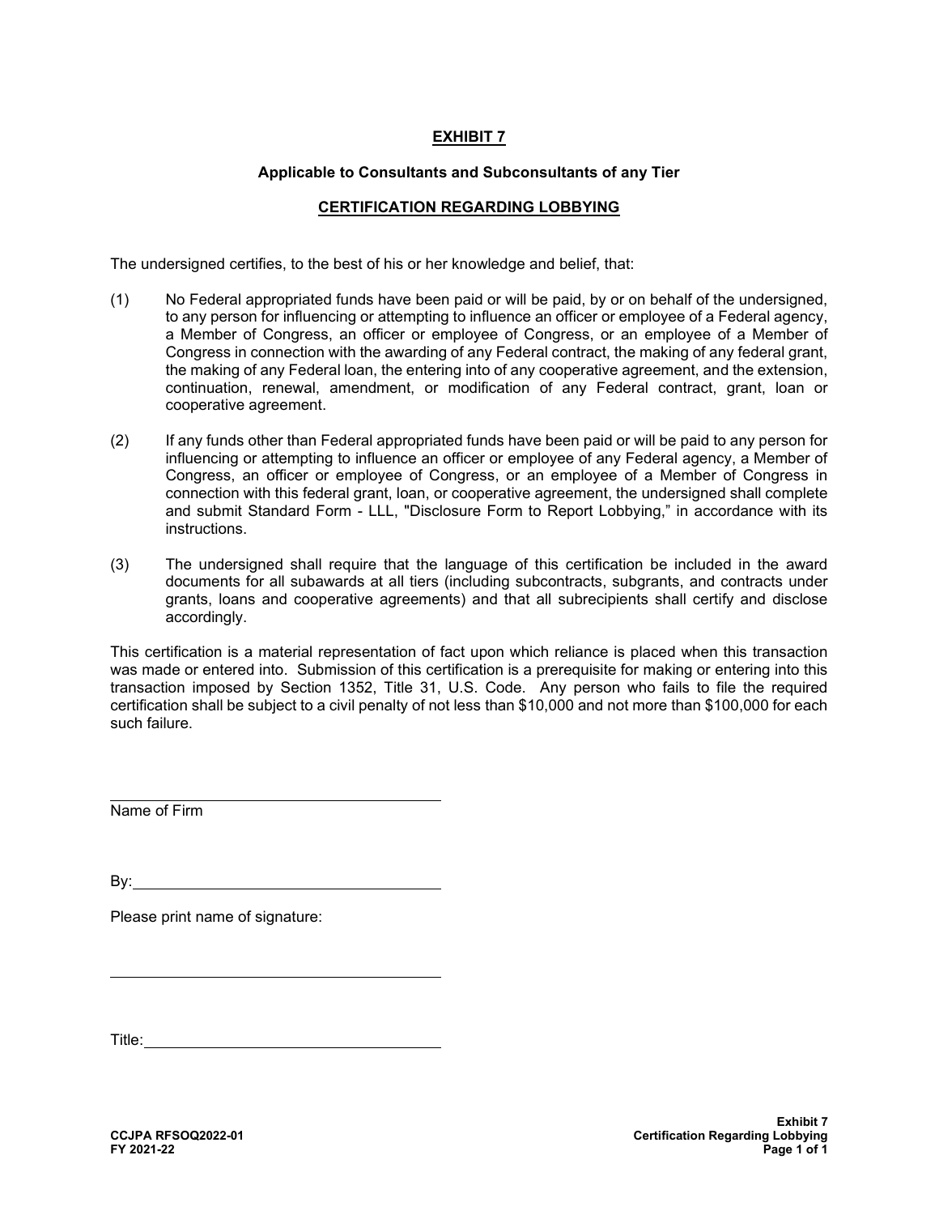# EXHIBIT 7

**Applicable to Consultants and Subconsultants of any Tier**

## CERTIFICATION REGARDING LOBBYING

The undersigned certifies, to the best of his or her knowledge and belief, that:

(1) No Federal appropriated funds have been paid or will be paid, by or on behalf of the undersigned, to any person for influencing or attempting to influence an officer or employee of a Federal agency, a Member of Congress, an officer or employee of Congress, or an employee of a Member of Congress in connection with the awarding of any Federal contract, the making of any federal grant, the making of any Federal loan, the entering into of any cooperative agreement, and the extension, continuation, renewal, amendment, or modification of any Federal contract, grant, loan or cooperative agreement.

(2) If any funds other than Federal appropriated funds have been paid or will be paid to any person for influencing or attempting to influence an officer or employee of any Federal agency, a Member of Congress, an officer or employee of Congress, or an employee of a Member of Congress in connection with this federal grant, loan, or cooperative agreement, the undersigned shall complete and submit Standard Form - LLL, "Disclosure Form to Report Lobbying," in accordance with its instructions.

(3) The undersigned shall require that the language of this certification be included in the award documents for all subawards at all tiers (including subcontracts, subgrants, and contracts under grants, loans and cooperative agreements) and that all subrecipients shall certify and disclose accordingly.

This certification is a material representation of fact upon which reliance is placed when this transaction was made or entered into. Submission of this certification is a prerequisite for making or entering into this transaction imposed by Section 1352, Title 31, U.S. Code. Any person who fails to file the required certification shall be subject to a civil penalty of not less than $10,000 and not more than $100,000 for each such failure.

\_\_\_\_\_\_\_\_\_\_\_\_\_\_\_\_\_\_\_\_\_\_\_\_\_\_\_\_\_\_\_\_\_\_\_\_
Name of Firm

By: \_\_\_\_\_\_\_\_\_\_\_\_\_\_\_\_\_\_\_\_\_\_\_\_\_\_\_\_\_\_\_\_\_\_

Please print name of signature:

\_\_\_\_\_\_\_\_\_\_\_\_\_\_\_\_\_\_\_\_\_\_\_\_\_\_\_\_\_\_\_\_\_\_\_\_

Title: \_\_\_\_\_\_\_\_\_\_\_\_\_\_\_\_\_\_\_\_\_\_\_\_\_\_\_\_\_\_\_\_\_\_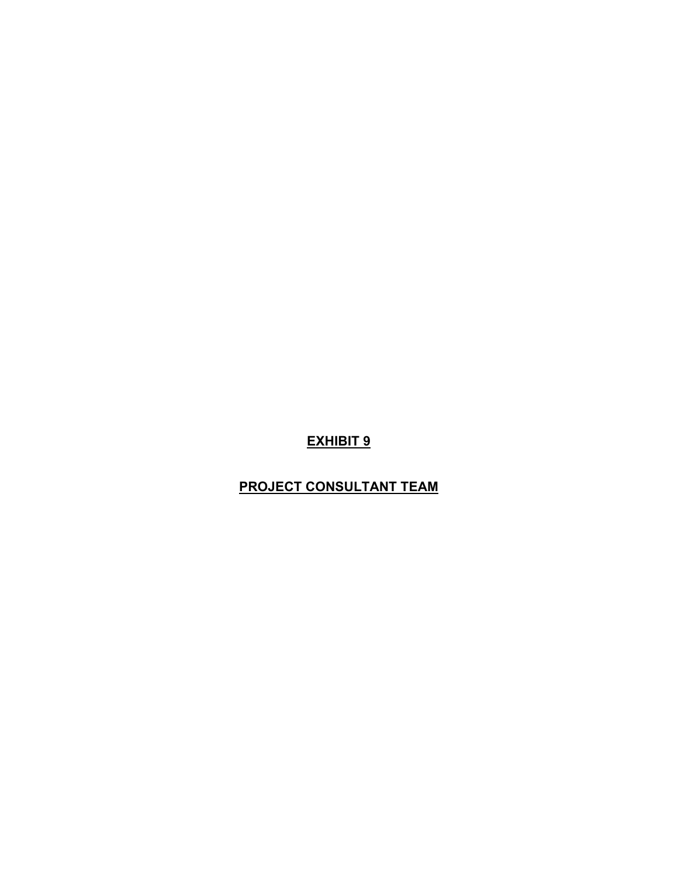# **EXHIBIT 9**

## **PROJECT CONSULTANT TEAM**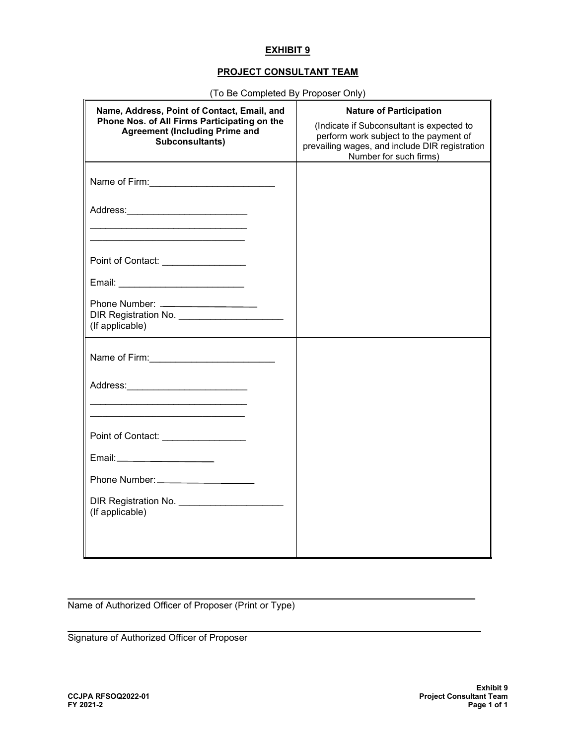## EXHIBIT 9

## PROJECT CONSULTANT TEAM

(To Be Completed By Proposer Only)

| **Name, Address, Point of Contact, Email, and Phone Nos. of All Firms Participating on the Agreement (Including Prime and Subconsultants)** | **Nature of Participation** (Indicate if Subconsultant is expected to perform work subject to the payment of prevailing wages, and include DIR registration Number for such firms) |
|---|---|
| Name of Firm:________________________<br><br>Address:_______________________<br>______________________________<br>______________________________<br><br>Point of Contact: ________________<br><br>Email: ________________________<br><br>Phone Number: ___________________<br>DIR Registration No. ____________________<br>(If applicable) | |
| Name of Firm:________________________<br><br>Address:_______________________<br>______________________________<br>______________________________<br><br>Point of Contact: ________________<br><br>Email: ____________________<br><br>Phone Number: ___________________<br><br>DIR Registration No. ____________________<br>(If applicable) | |

________________________________________________________________
Name of Authorized Officer of Proposer (Print or Type)

________________________________________________________________
Signature of Authorized Officer of Proposer

CCJPA RFSOQ2022-01
FY 2021-2

Exhibit 9
Project Consultant Team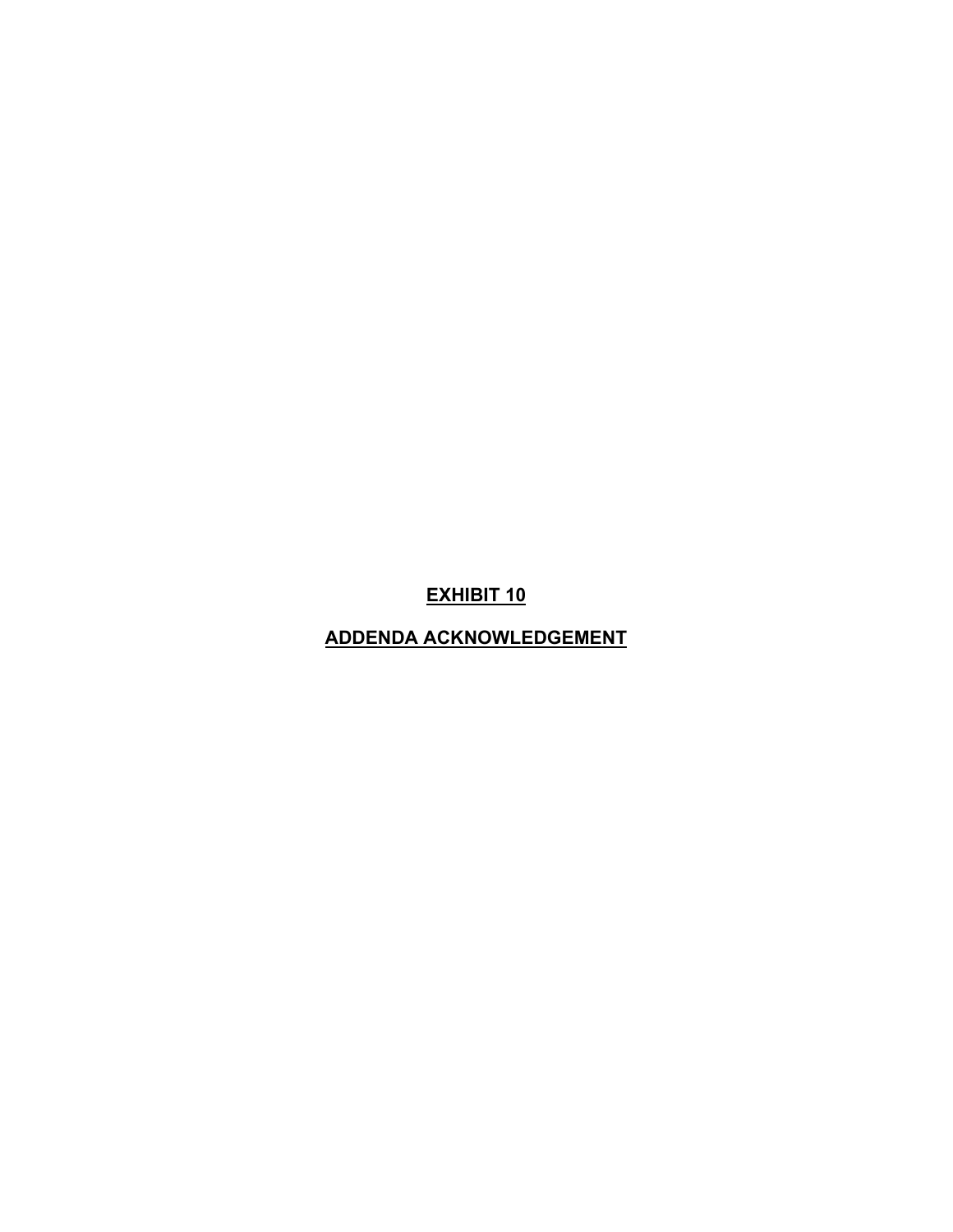# EXHIBIT 10

# ADDENDA ACKNOWLEDGEMENT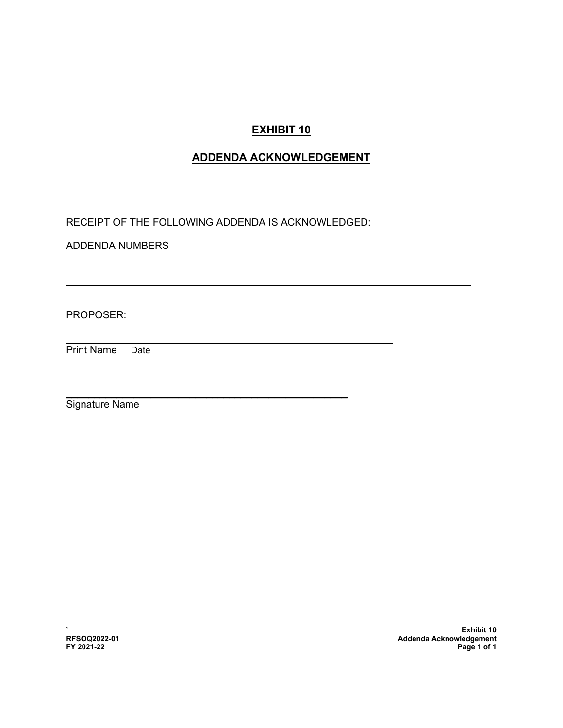# EXHIBIT 10

## ADDENDA ACKNOWLEDGEMENT

RECEIPT OF THE FOLLOWING ADDENDA IS ACKNOWLEDGED:

ADDENDA NUMBERS

______________________________________________________________________

PROPOSER:

______________________________________________________________

Print Name Date

______________________________________________________

Signature Name